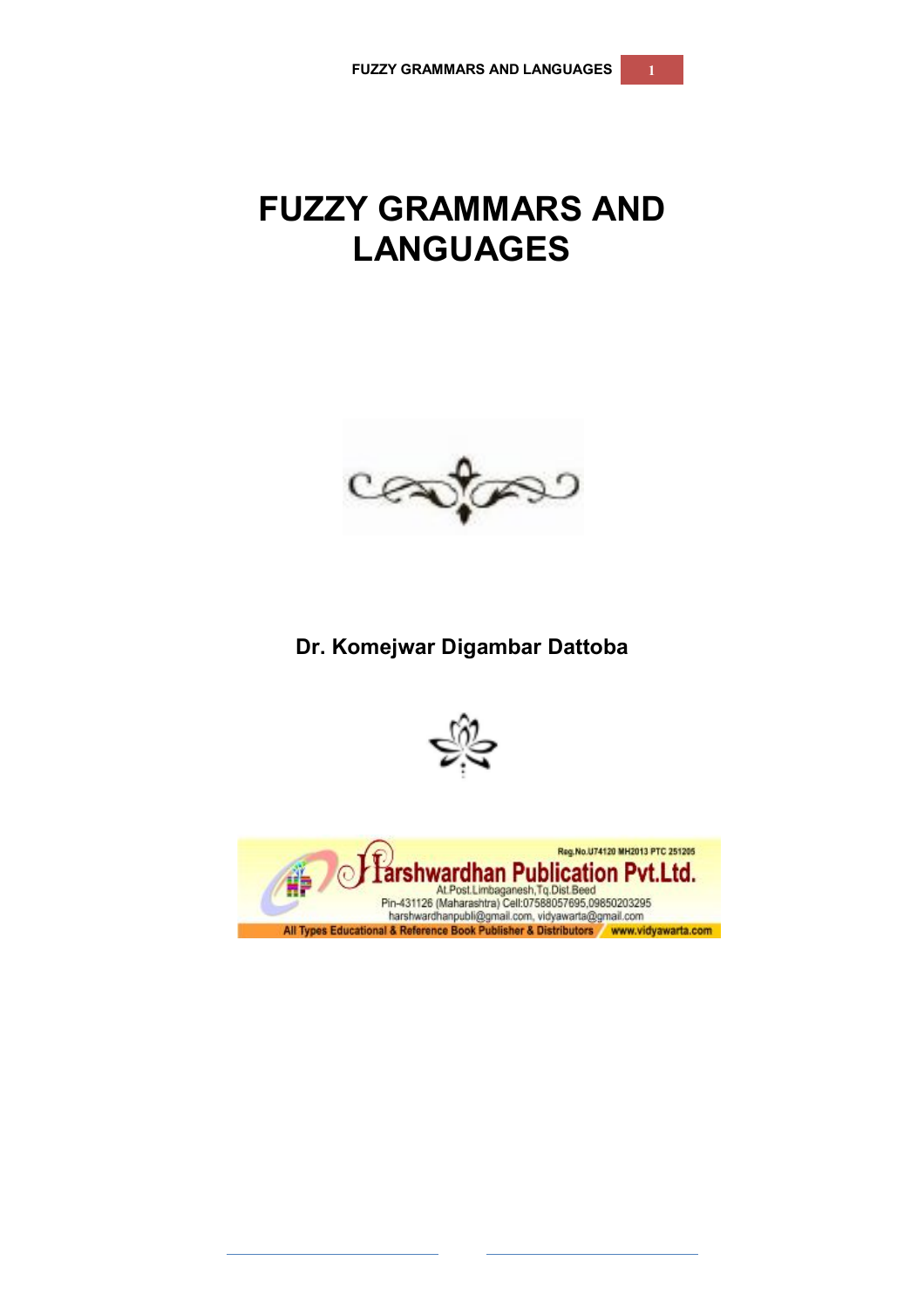# FUZZY GRAMMARS AND LANGUAGES

**Dr. Komejwar Digambar Dattoba**

Harshwardhan Publication Pvt.Ltd.

Reg.No.U74120 MH2013 PTC 251205

At.Post.Limbaganesh,Tq.Dist.Beed

Pin-431126 (Maharashtra) Cell:07588057695,09850203295

harshwardhanpubli@gmail.com, vidyawarta@gmail.com

All Types Educational & Reference Book Publisher & Distributors www.vidyawarta.com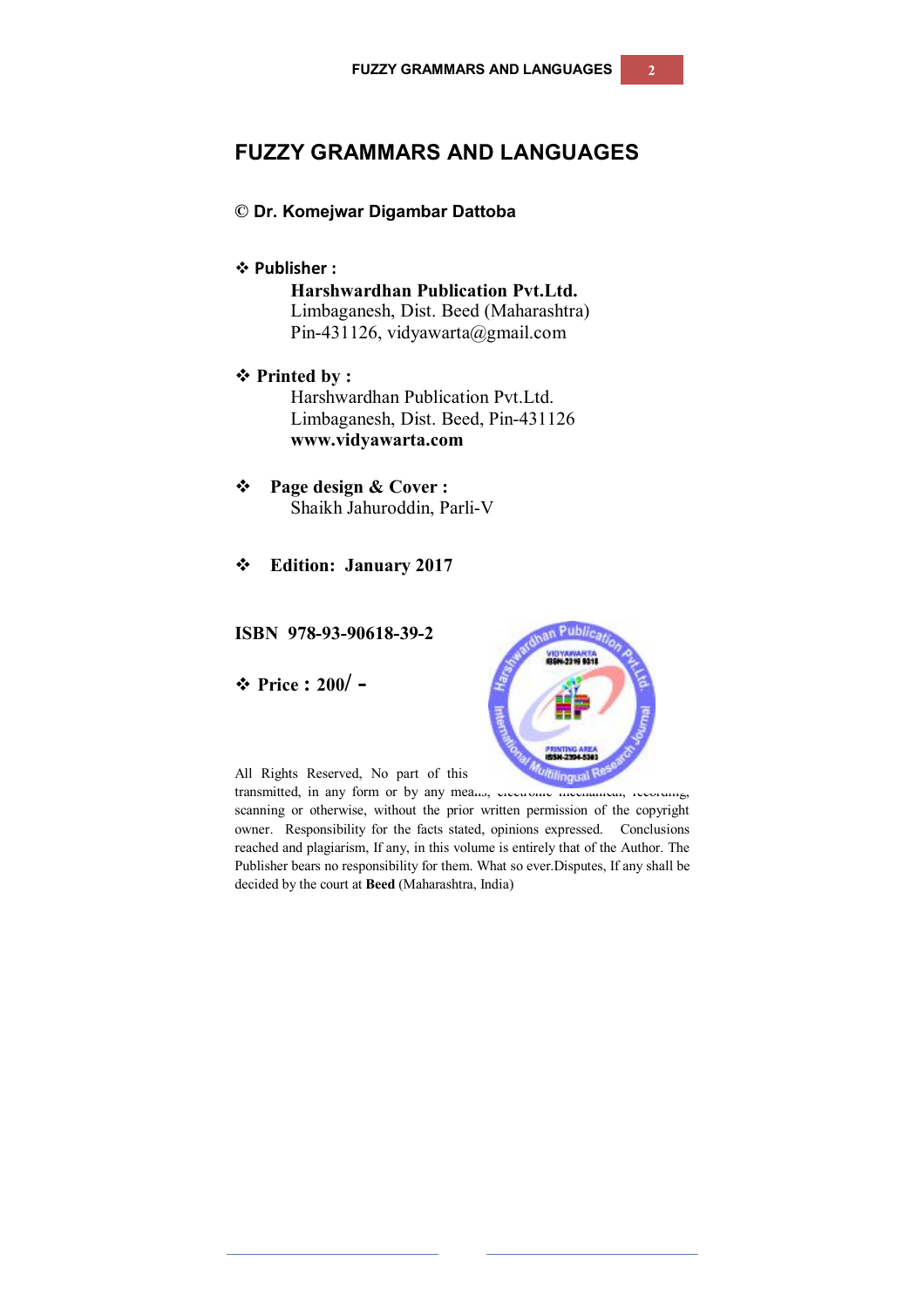# FUZZY GRAMMARS AND LANGUAGES

**© Dr. Komejwar Digambar Dattoba**

❖ **Publisher :**

**Harshwardhan Publication Pvt.Ltd.**
Limbaganesh, Dist. Beed (Maharashtra)
Pin-431126, vidyawarta@gmail.com

❖ **Printed by :**

Harshwardhan Publication Pvt.Ltd.
Limbaganesh, Dist. Beed, Pin-431126
**www.vidyawarta.com**

❖ **Page design & Cover :**
Shaikh Jahuroddin, Parli-V

❖ **Edition: January 2017**

**ISBN 978-93-90618-39-2**

❖ **Price : 200/ -**

All Rights Reserved, No part of this ... transmitted, in any form or by any means, electronic mechanical, recording, scanning or otherwise, without the prior written permission of the copyright owner. Responsibility for the facts stated, opinions expressed. Conclusions reached and plagiarism, If any, in this volume is entirely that of the Author. The Publisher bears no responsibility for them. What so ever.Disputes, If any shall be decided by the court at **Beed** (Maharashtra, India)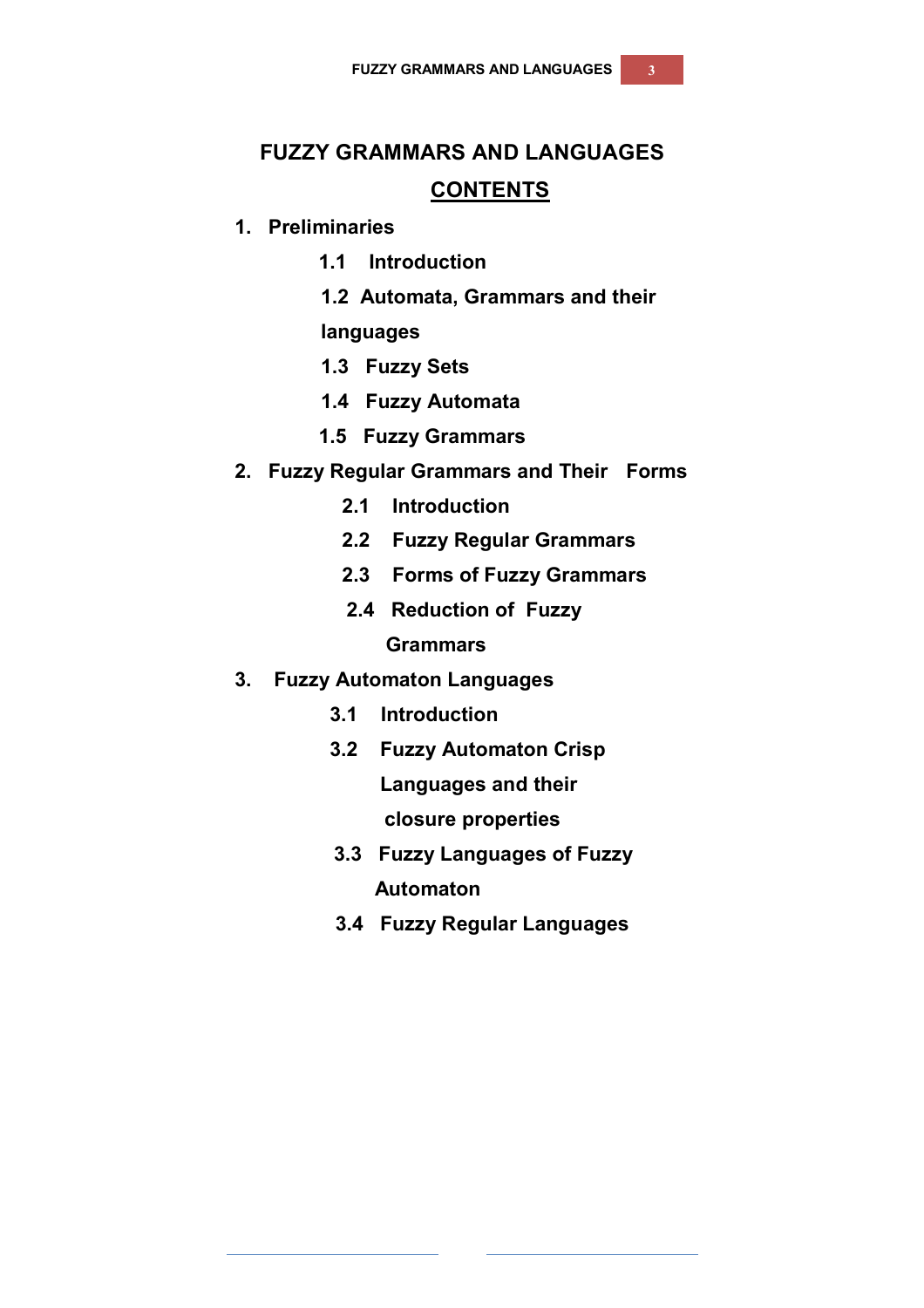# FUZZY GRAMMARS AND LANGUAGES

## CONTENTS

1. **Preliminaries**
   - **1.1 Introduction**
   - **1.2 Automata, Grammars and their languages**
   - **1.3 Fuzzy Sets**
   - **1.4 Fuzzy Automata**
   - **1.5 Fuzzy Grammars**
2. **Fuzzy Regular Grammars and Their Forms**
   - **2.1 Introduction**
   - **2.2 Fuzzy Regular Grammars**
   - **2.3 Forms of Fuzzy Grammars**
   - **2.4 Reduction of Fuzzy Grammars**
3. **Fuzzy Automaton Languages**
   - **3.1 Introduction**
   - **3.2 Fuzzy Automaton Crisp Languages and their closure properties**
   - **3.3 Fuzzy Languages of Fuzzy Automaton**
   - **3.4 Fuzzy Regular Languages**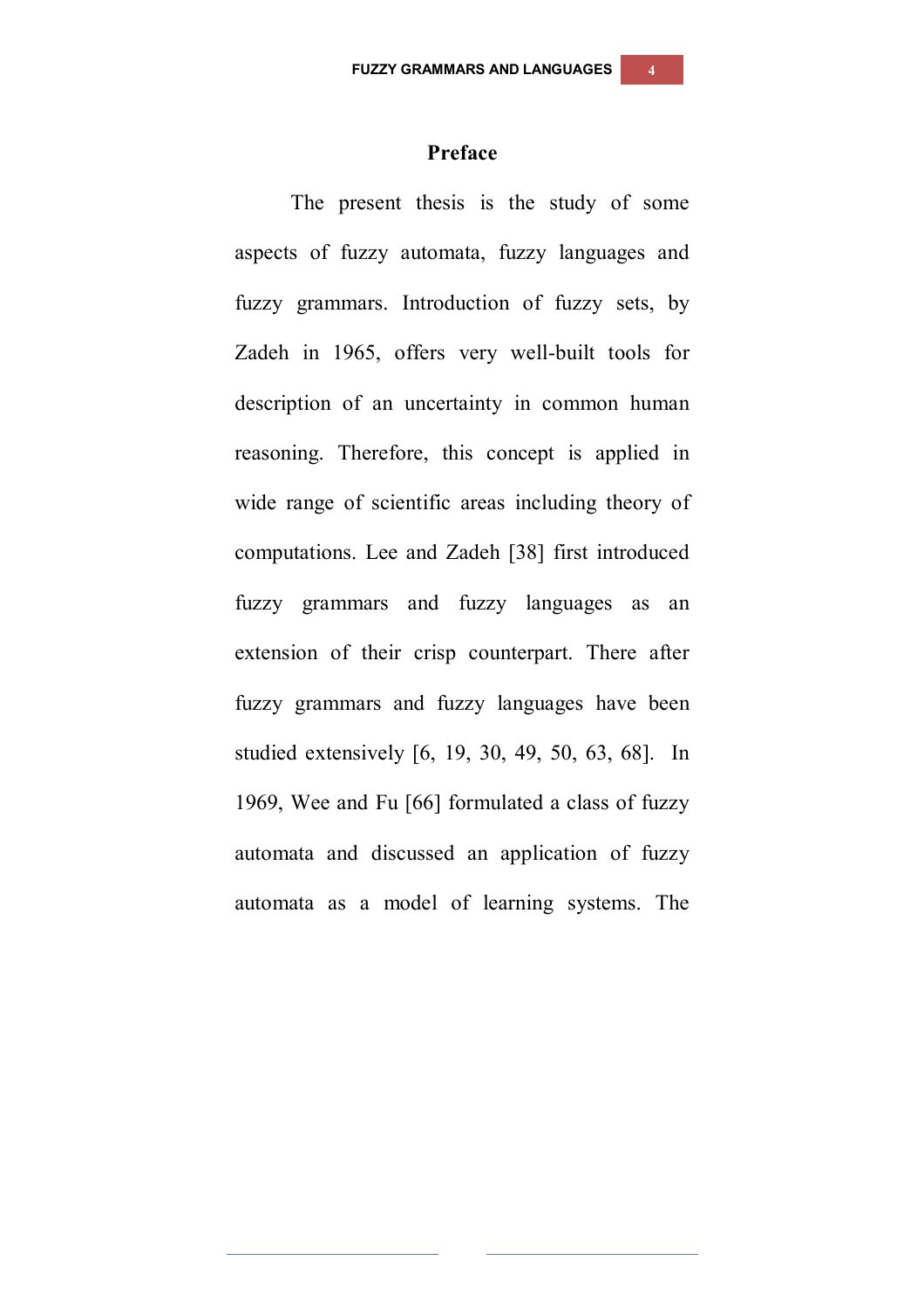## Preface

The present thesis is the study of some aspects of fuzzy automata, fuzzy languages and fuzzy grammars. Introduction of fuzzy sets, by Zadeh in 1965, offers very well-built tools for description of an uncertainty in common human reasoning. Therefore, this concept is applied in wide range of scientific areas including theory of computations. Lee and Zadeh [38] first introduced fuzzy grammars and fuzzy languages as an extension of their crisp counterpart. There after fuzzy grammars and fuzzy languages have been studied extensively [6, 19, 30, 49, 50, 63, 68]. In 1969, Wee and Fu [66] formulated a class of fuzzy automata and discussed an application of fuzzy automata as a model of learning systems. The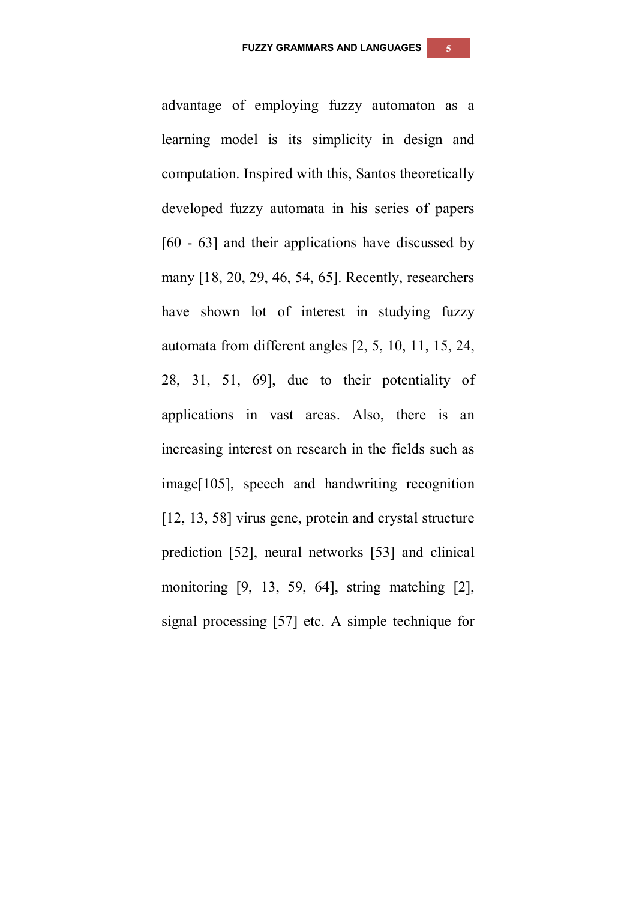advantage of employing fuzzy automaton as a learning model is its simplicity in design and computation. Inspired with this, Santos theoretically developed fuzzy automata in his series of papers [60 - 63] and their applications have discussed by many [18, 20, 29, 46, 54, 65]. Recently, researchers have shown lot of interest in studying fuzzy automata from different angles [2, 5, 10, 11, 15, 24, 28, 31, 51, 69], due to their potentiality of applications in vast areas. Also, there is an increasing interest on research in the fields such as image[105], speech and handwriting recognition [12, 13, 58] virus gene, protein and crystal structure prediction [52], neural networks [53] and clinical monitoring [9, 13, 59, 64], string matching [2], signal processing [57] etc. A simple technique for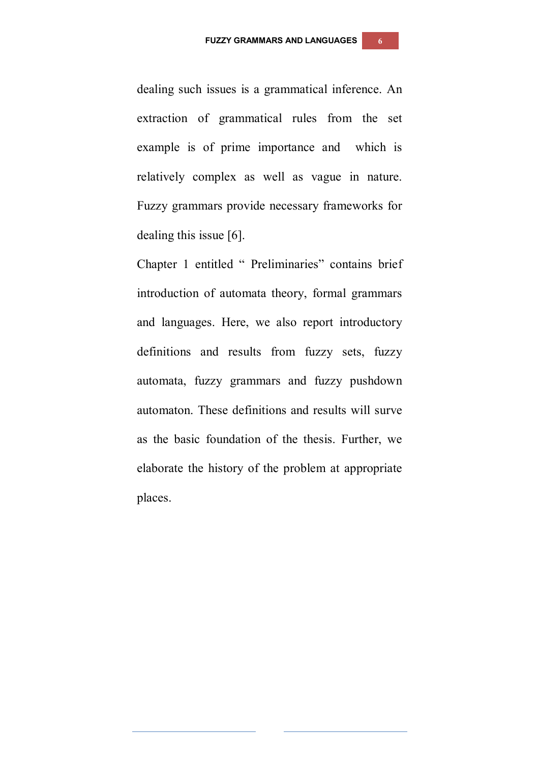dealing such issues is a grammatical inference. An extraction of grammatical rules from the set example is of prime importance and which is relatively complex as well as vague in nature. Fuzzy grammars provide necessary frameworks for dealing this issue [6].

Chapter 1 entitled " Preliminaries" contains brief introduction of automata theory, formal grammars and languages. Here, we also report introductory definitions and results from fuzzy sets, fuzzy automata, fuzzy grammars and fuzzy pushdown automaton. These definitions and results will surve as the basic foundation of the thesis. Further, we elaborate the history of the problem at appropriate places.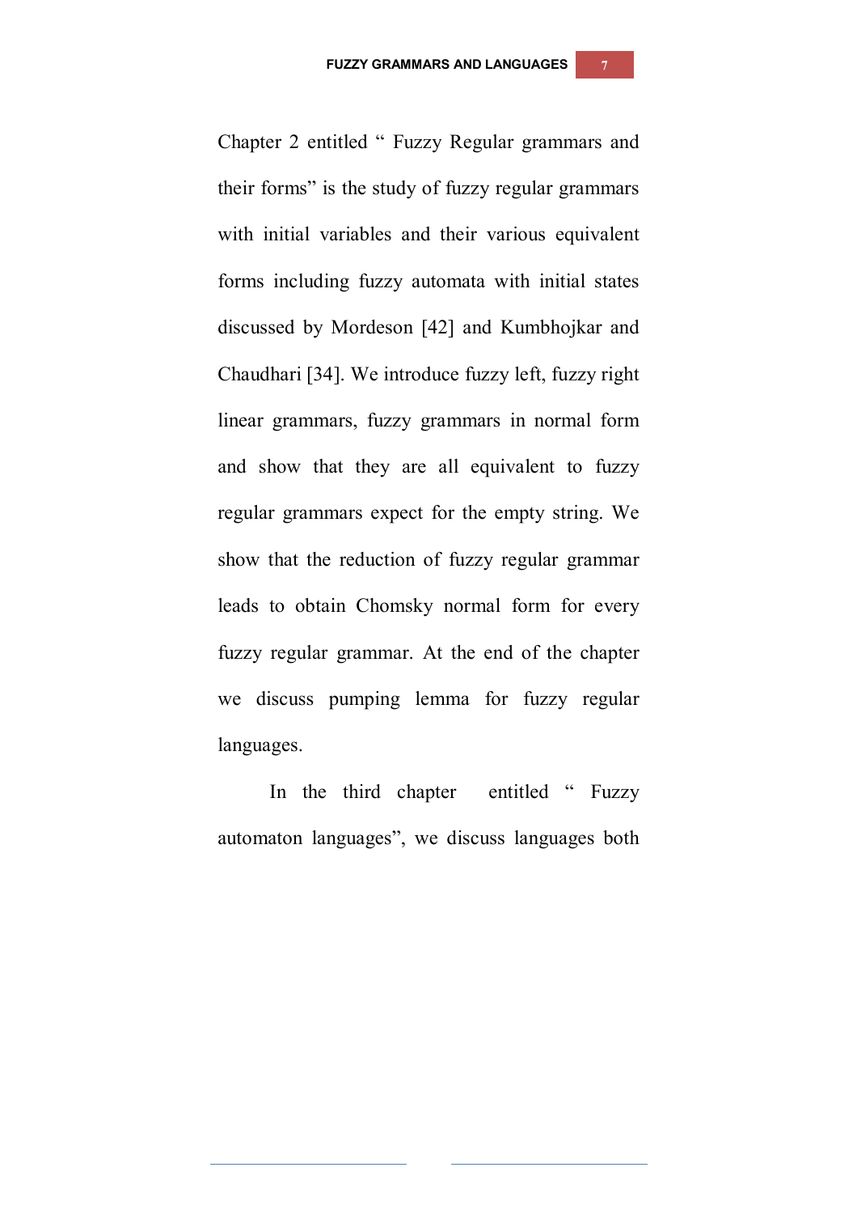Chapter 2 entitled " Fuzzy Regular grammars and their forms" is the study of fuzzy regular grammars with initial variables and their various equivalent forms including fuzzy automata with initial states discussed by Mordeson [42] and Kumbhojkar and Chaudhari [34]. We introduce fuzzy left, fuzzy right linear grammars, fuzzy grammars in normal form and show that they are all equivalent to fuzzy regular grammars expect for the empty string. We show that the reduction of fuzzy regular grammar leads to obtain Chomsky normal form for every fuzzy regular grammar. At the end of the chapter we discuss pumping lemma for fuzzy regular languages.

In the third chapter entitled " Fuzzy automaton languages", we discuss languages both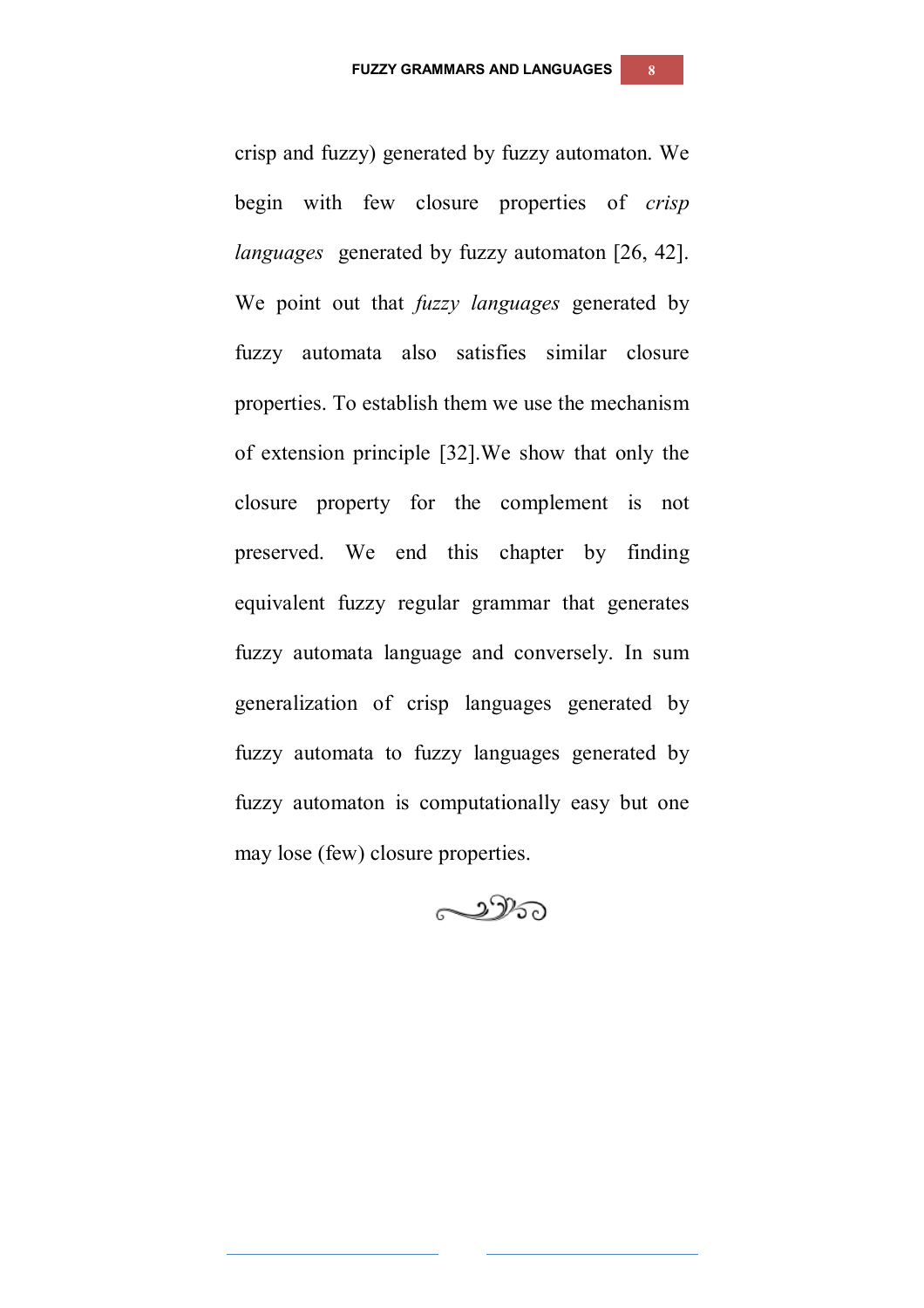crisp and fuzzy) generated by fuzzy automaton. We begin with few closure properties of *crisp languages* generated by fuzzy automaton [26, 42]. We point out that *fuzzy languages* generated by fuzzy automata also satisfies similar closure properties. To establish them we use the mechanism of extension principle [32].We show that only the closure property for the complement is not preserved. We end this chapter by finding equivalent fuzzy regular grammar that generates fuzzy automata language and conversely. In sum generalization of crisp languages generated by fuzzy automata to fuzzy languages generated by fuzzy automaton is computationally easy but one may lose (few) closure properties.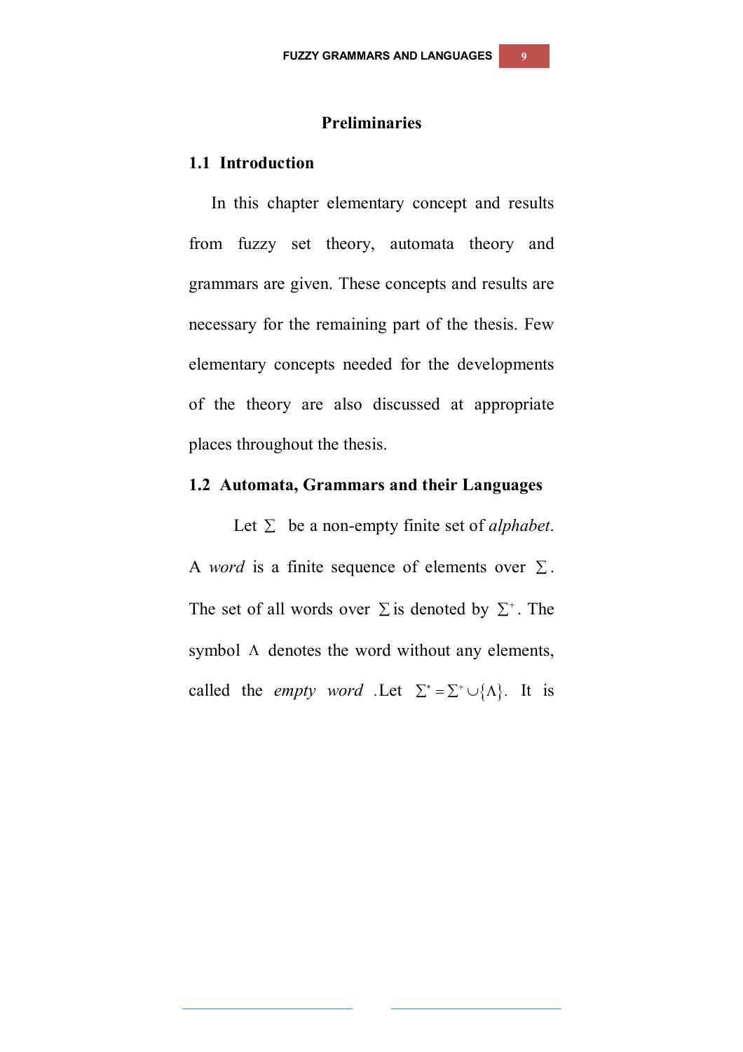# Preliminaries

## 1.1 Introduction

In this chapter elementary concept and results from fuzzy set theory, automata theory and grammars are given. These concepts and results are necessary for the remaining part of the thesis. Few elementary concepts needed for the developments of the theory are also discussed at appropriate places throughout the thesis.

## 1.2 Automata, Grammars and their Languages

Let $\Sigma$ be a non-empty finite set of *alphabet*. A *word* is a finite sequence of elements over $\Sigma$. The set of all words over $\Sigma$ is denoted by $\Sigma^+$. The symbol $\Lambda$ denotes the word without any elements, called the *empty word* .Let $\Sigma^* = \Sigma^+ \cup \{\Lambda\}$. It is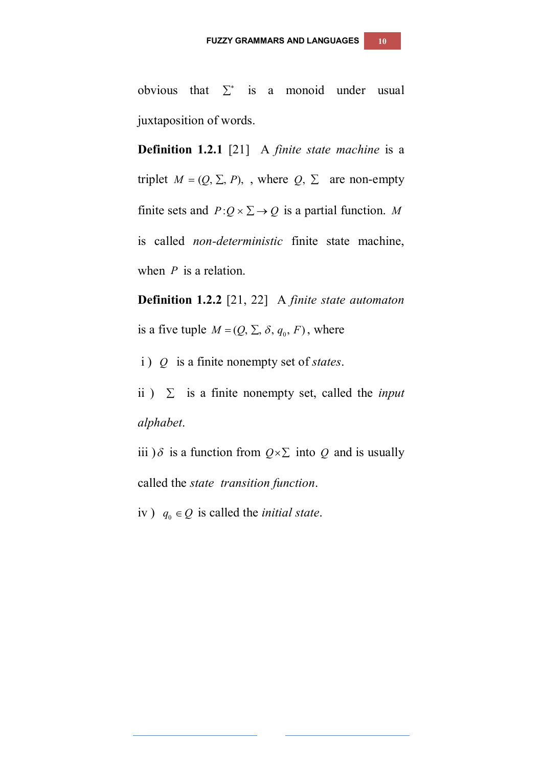obvious that $\sum^*$ is a monoid under usual juxtaposition of words.

**Definition 1.2.1** [21] A *finite state machine* is a triplet $M = (Q, \Sigma, P)$, , where $Q, \Sigma$ are non-empty finite sets and $P : Q \times \Sigma \to Q$ is a partial function. $M$ is called *non-deterministic* finite state machine, when $P$ is a relation.

**Definition 1.2.2** [21, 22] A *finite state automaton* is a five tuple $M = (Q, \Sigma, \delta, q_0, F)$, where

i ) $Q$ is a finite nonempty set of *states*.

ii ) $\Sigma$ is a finite nonempty set, called the *input alphabet*.

iii ) $\delta$ is a function from $Q \times \Sigma$ into $Q$ and is usually called the *state transition function*.

iv ) $q_0 \in Q$ is called the *initial state*.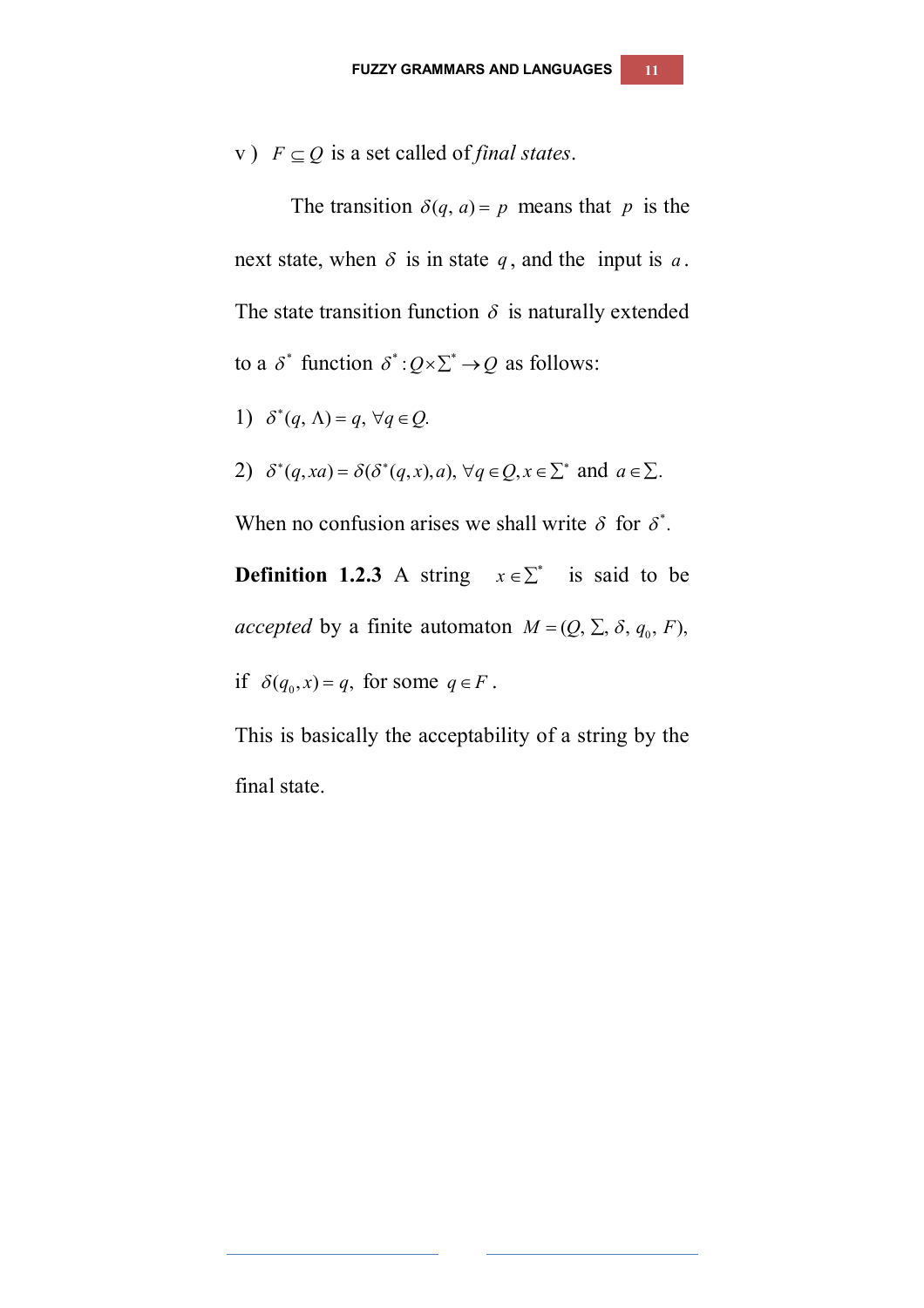v ) $F \subseteq Q$ is a set called of *final states*.

The transition $\delta(q, a) = p$ means that $p$ is the next state, when $\delta$ is in state $q$, and the input is $a$. The state transition function $\delta$ is naturally extended to a $\delta^*$ function $\delta^* : Q \times \Sigma^* \to Q$ as follows:

1) $\delta^*(q, \Lambda) = q, \forall q \in Q.$

2) $\delta^*(q, xa) = \delta(\delta^*(q, x), a), \forall q \in Q, x \in \Sigma^*$ and $a \in \Sigma.$

When no confusion arises we shall write $\delta$ for $\delta^*$.

**Definition 1.2.3** A string $x \in \Sigma^*$ is said to be *accepted* by a finite automaton $M = (Q, \Sigma, \delta, q_0, F)$, if $\delta(q_0, x) = q$, for some $q \in F$.

This is basically the acceptability of a string by the final state.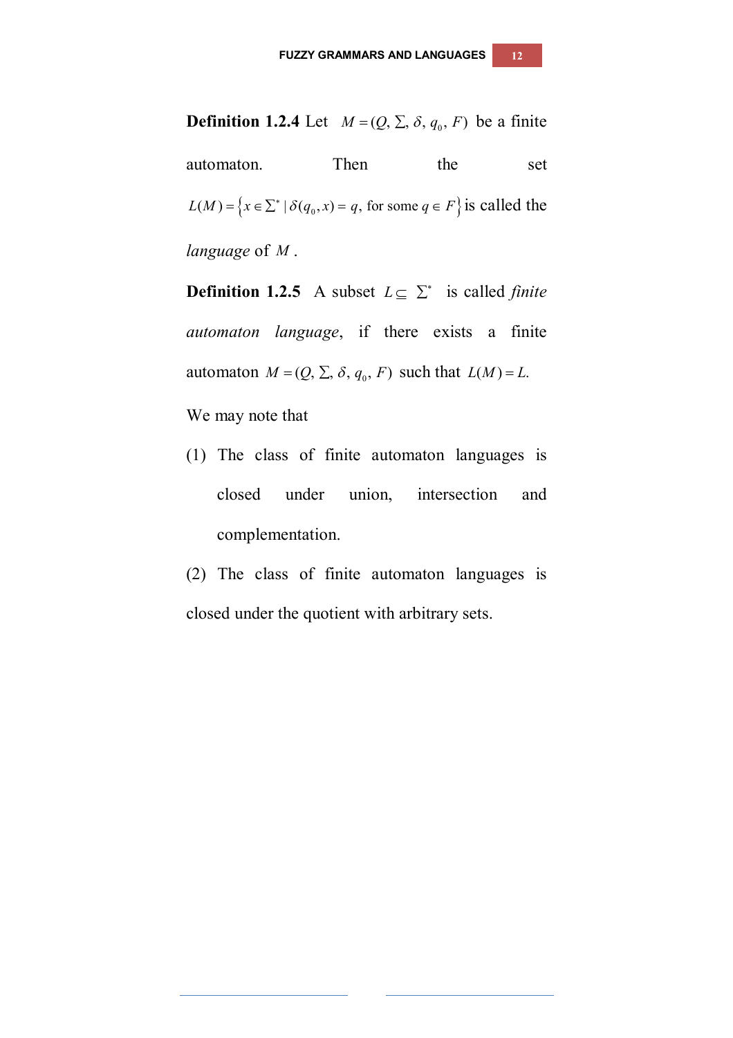**Definition 1.2.4** Let $M = (Q, \Sigma, \delta, q_0, F)$ be a finite automaton. Then the set $L(M) = \{x \in \Sigma^* \mid \delta(q_0, x) = q, \text{ for some } q \in F\}$ is called the *language* of $M$.

**Definition 1.2.5** A subset $L \subseteq \Sigma^*$ is called *finite automaton language*, if there exists a finite automaton $M = (Q, \Sigma, \delta, q_0, F)$ such that $L(M) = L$.

We may note that

(1) The class of finite automaton languages is closed under union, intersection and complementation.

(2) The class of finite automaton languages is closed under the quotient with arbitrary sets.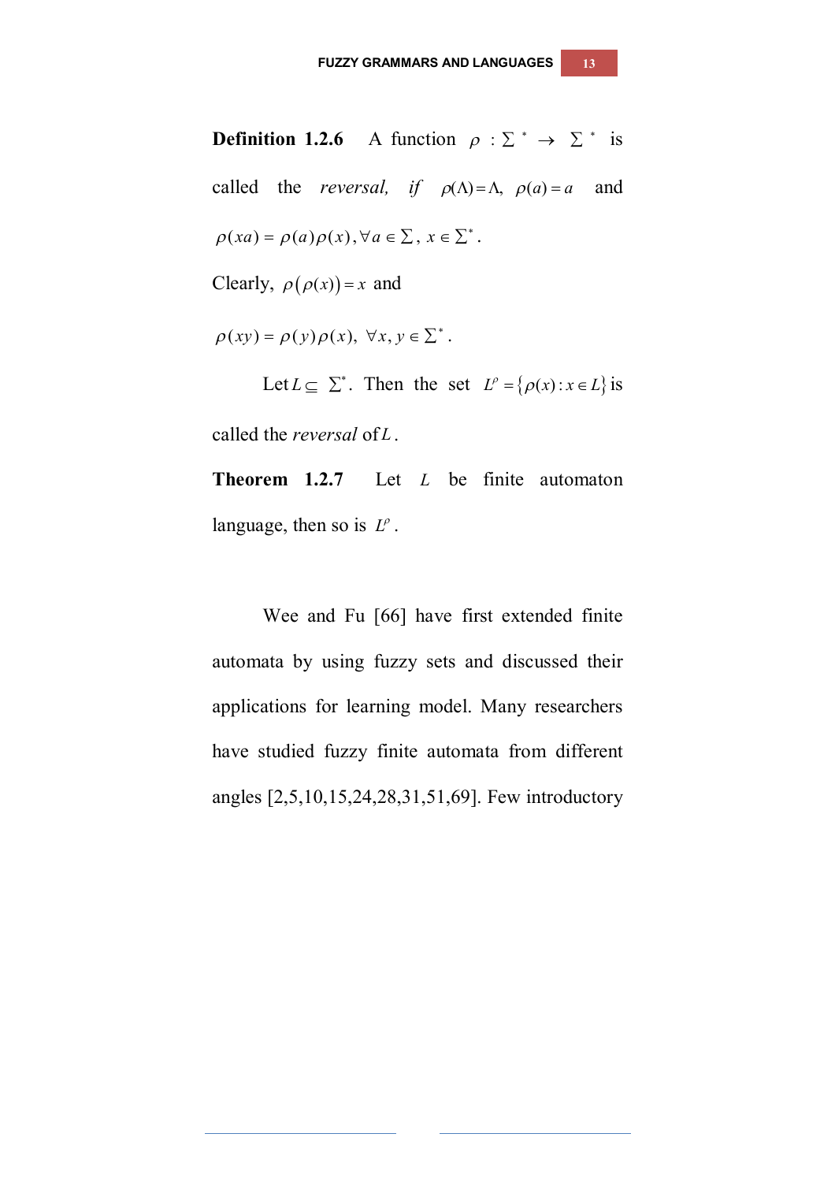**Definition 1.2.6** A function $\rho : \Sigma^* \to \Sigma^*$ is called the *reversal, if* $\rho(\Lambda) = \Lambda$, $\rho(a) = a$ and $\rho(xa) = \rho(a)\rho(x), \forall a \in \Sigma, x \in \Sigma^*$.

Clearly, $\rho(\rho(x)) = x$ and

$\rho(xy) = \rho(y)\rho(x), \forall x, y \in \Sigma^*$.

Let $L \subseteq \Sigma^*$. Then the set $L^\rho = \{\rho(x) : x \in L\}$ is called the *reversal* of $L$.

**Theorem 1.2.7** Let $L$ be finite automaton language, then so is $L^\rho$.

Wee and Fu [66] have first extended finite automata by using fuzzy sets and discussed their applications for learning model. Many researchers have studied fuzzy finite automata from different angles [2,5,10,15,24,28,31,51,69]. Few introductory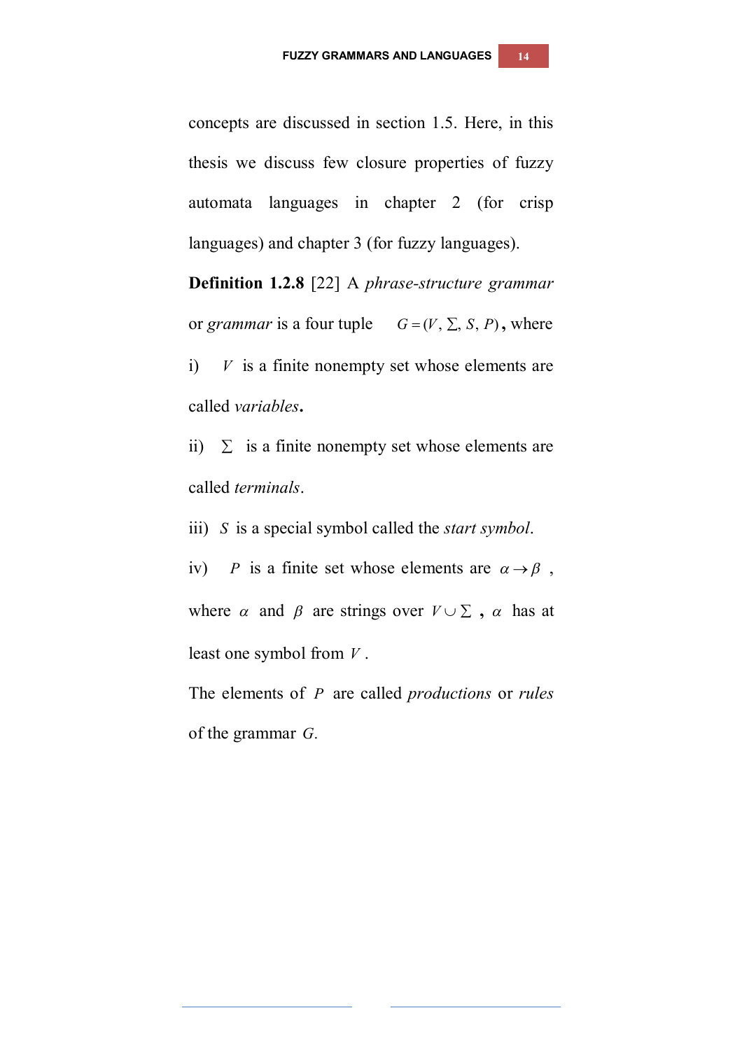concepts are discussed in section 1.5. Here, in this thesis we discuss few closure properties of fuzzy automata languages in chapter 2 (for crisp languages) and chapter 3 (for fuzzy languages).

**Definition 1.2.8** [22] A *phrase-structure grammar* or *grammar* is a four tuple $G = (V, \Sigma, S, P)$, where

i) $V$ is a finite nonempty set whose elements are called *variables*.

ii) $\Sigma$ is a finite nonempty set whose elements are called *terminals*.

iii) $S$ is a special symbol called the *start symbol*.

iv) $P$ is a finite set whose elements are $\alpha \rightarrow \beta$, where $\alpha$ and $\beta$ are strings over $V \cup \Sigma$, $\alpha$ has at least one symbol from $V$.

The elements of $P$ are called *productions* or *rules* of the grammar $G$.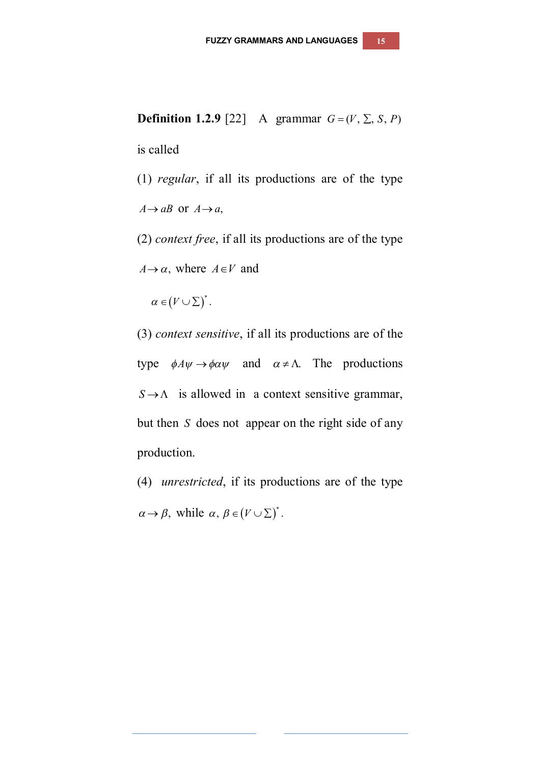**Definition 1.2.9** [22] A grammar $G = (V, \Sigma, S, P)$ is called

(1) *regular*, if all its productions are of the type $A \to aB$ or $A \to a$,

(2) *context free*, if all its productions are of the type $A \to \alpha$, where $A \in V$ and

$\alpha \in (V \cup \Sigma)^*$.

(3) *context sensitive*, if all its productions are of the type $\phi A \psi \to \phi \alpha \psi$ and $\alpha \neq \Lambda$. The productions $S \to \Lambda$ is allowed in a context sensitive grammar, but then $S$ does not appear on the right side of any production.

(4) *unrestricted*, if its productions are of the type $\alpha \to \beta$, while $\alpha, \beta \in (V \cup \Sigma)^*$.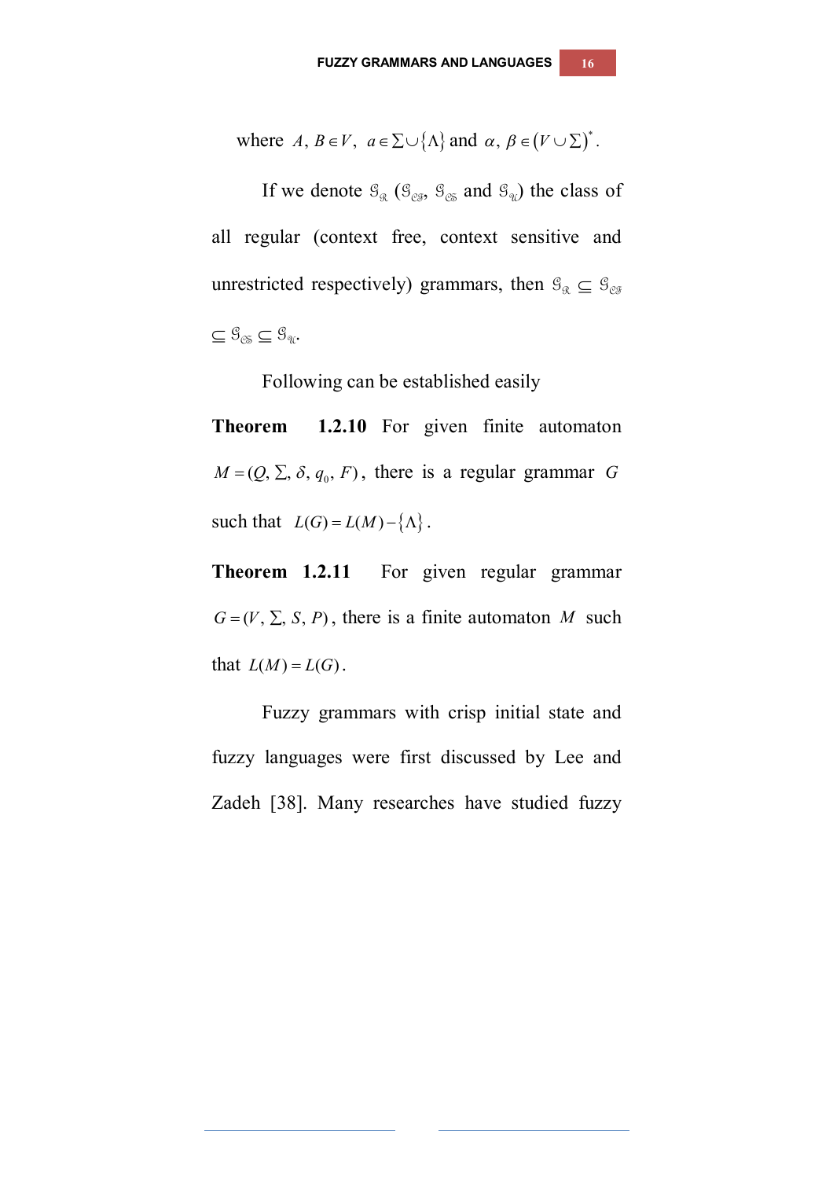where $A, B \in V$, $a \in \Sigma \cup \{\Lambda\}$ and $\alpha, \beta \in (V \cup \Sigma)^*$.

If we denote $\mathcal{G}_{\mathfrak{R}}$ ($\mathcal{G}_{\mathfrak{CF}}$, $\mathcal{G}_{\mathfrak{CS}}$ and $\mathcal{G}_{\mathfrak{U}}$) the class of all regular (context free, context sensitive and unrestricted respectively) grammars, then $\mathcal{G}_{\mathfrak{R}} \subseteq \mathcal{G}_{\mathfrak{CF}} \subseteq \mathcal{G}_{\mathfrak{CS}} \subseteq \mathcal{G}_{\mathfrak{U}}$.

Following can be established easily

**Theorem 1.2.10** For given finite automaton $M = (Q, \Sigma, \delta, q_0, F)$, there is a regular grammar $G$ such that $L(G) = L(M) - \{\Lambda\}$.

**Theorem 1.2.11** For given regular grammar $G = (V, \Sigma, S, P)$, there is a finite automaton $M$ such that $L(M) = L(G)$.

Fuzzy grammars with crisp initial state and fuzzy languages were first discussed by Lee and Zadeh [38]. Many researches have studied fuzzy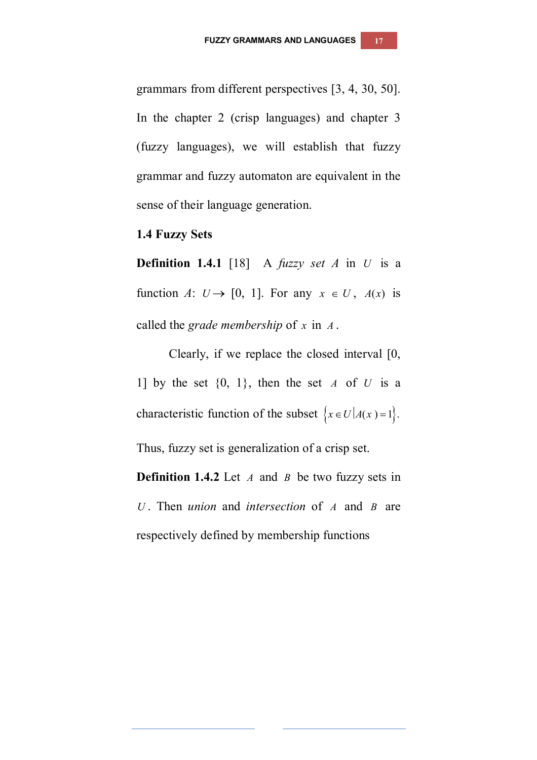grammars from different perspectives [3, 4, 30, 50]. In the chapter 2 (crisp languages) and chapter 3 (fuzzy languages), we will establish that fuzzy grammar and fuzzy automaton are equivalent in the sense of their language generation.

## 1.4 Fuzzy Sets

**Definition 1.4.1** [18] A *fuzzy set* $A$ in $U$ is a function $A$: $U \to [0, 1]$. For any $x \in U$, $A(x)$ is called the *grade membership* of $x$ in $A$.

Clearly, if we replace the closed interval [0, 1] by the set {0, 1}, then the set $A$ of $U$ is a characteristic function of the subset $\{x \in U \mid A(x) = 1\}$. Thus, fuzzy set is generalization of a crisp set.

**Definition 1.4.2** Let $A$ and $B$ be two fuzzy sets in $U$. Then *union* and *intersection* of $A$ and $B$ are respectively defined by membership functions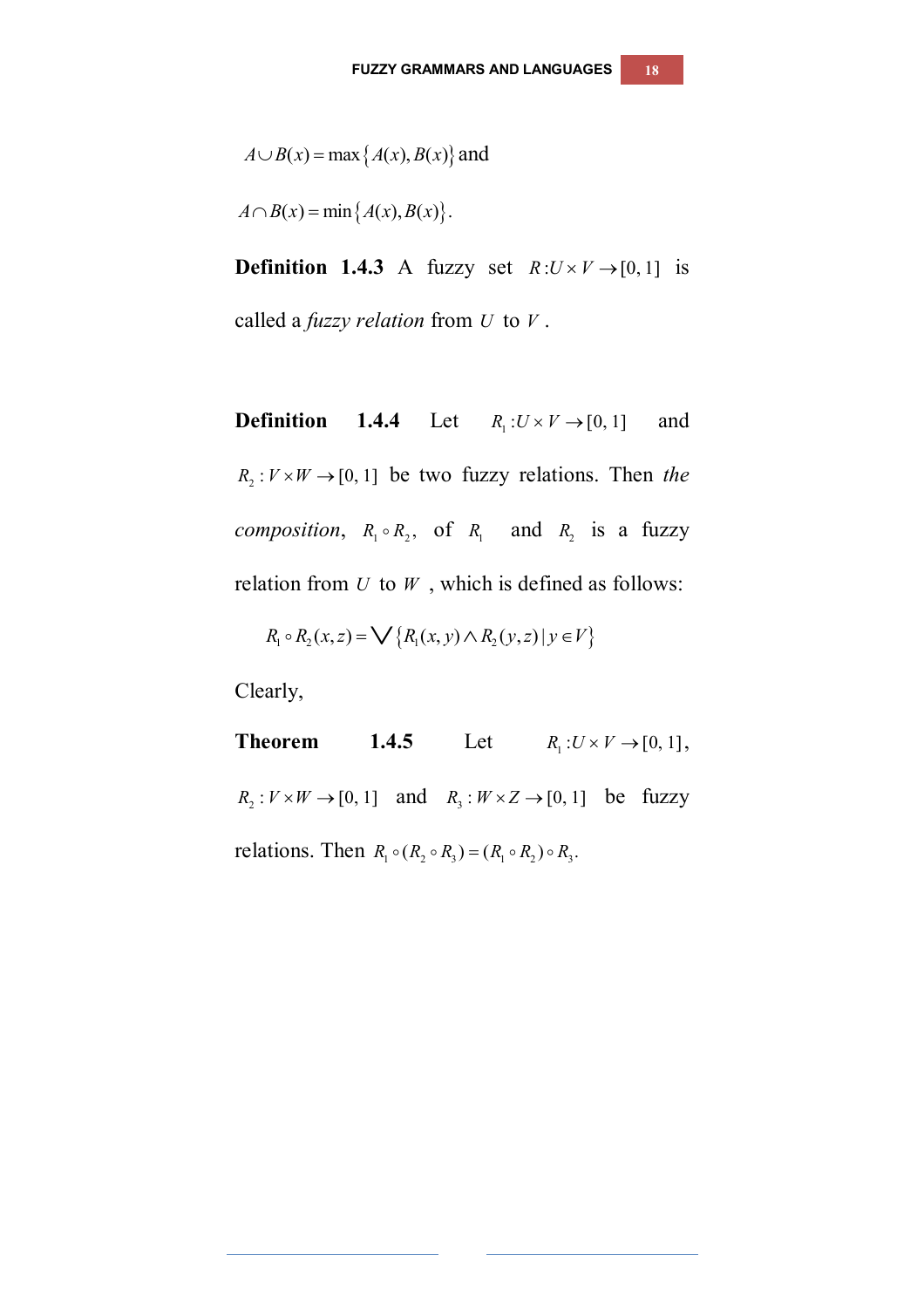$A \cup B(x) = \max\{A(x), B(x)\}$ and

$A \cap B(x) = \min\{A(x), B(x)\}$.

**Definition 1.4.3** A fuzzy set $R: U \times V \to [0, 1]$ is called a *fuzzy relation* from $U$ to $V$.

**Definition 1.4.4** Let $R_1: U \times V \to [0, 1]$ and $R_2: V \times W \to [0, 1]$ be two fuzzy relations. Then *the composition*, $R_1 \circ R_2$, of $R_1$ and $R_2$ is a fuzzy relation from $U$ to $W$, which is defined as follows:

$$R_1 \circ R_2(x, z) = \bigvee\{R_1(x, y) \wedge R_2(y, z) \mid y \in V\}$$

Clearly,

**Theorem 1.4.5** Let $R_1: U \times V \to [0, 1]$, $R_2: V \times W \to [0, 1]$ and $R_3: W \times Z \to [0, 1]$ be fuzzy relations. Then $R_1 \circ (R_2 \circ R_3) = (R_1 \circ R_2) \circ R_3$.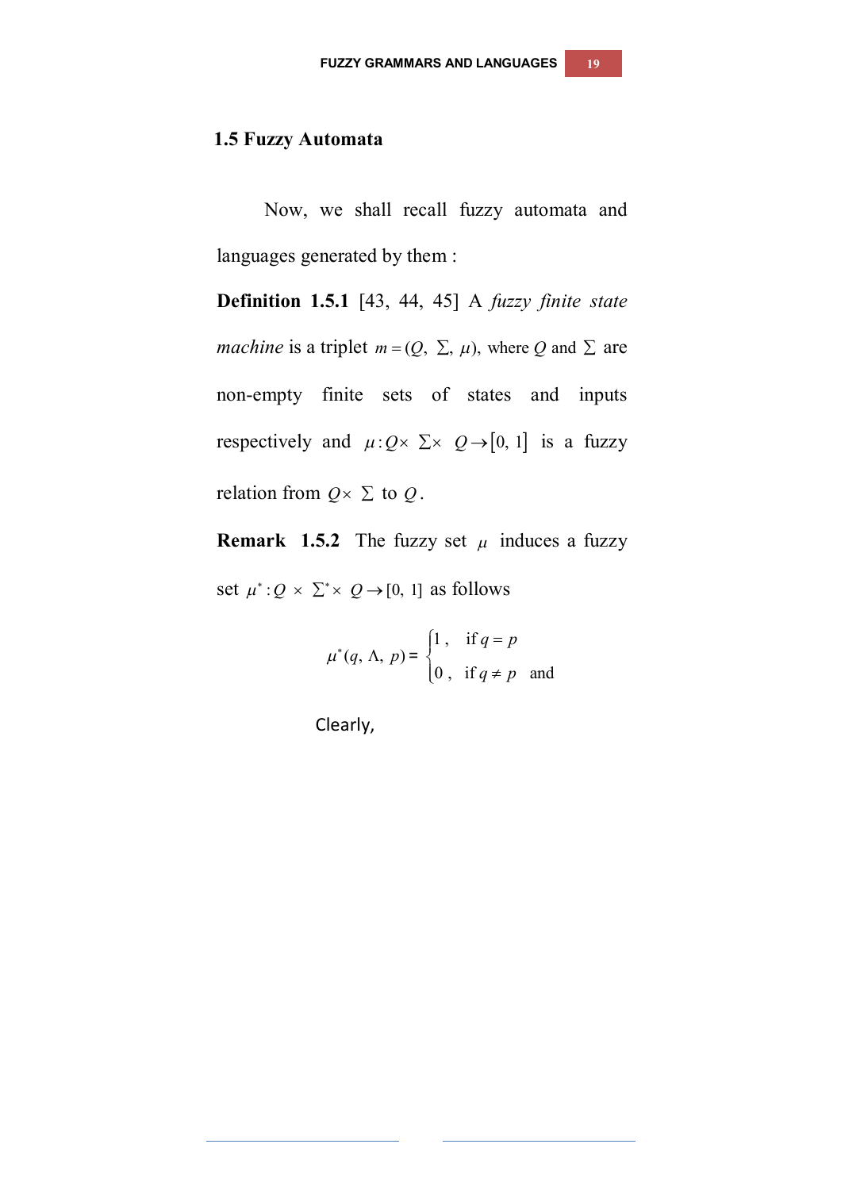## 1.5 Fuzzy Automata

Now, we shall recall fuzzy automata and languages generated by them :

**Definition 1.5.1** [43, 44, 45] A *fuzzy finite state machine* is a triplet $m = (Q, \Sigma, \mu)$, where $Q$ and $\Sigma$ are non-empty finite sets of states and inputs respectively and $\mu : Q \times \Sigma \times Q \to [0, 1]$ is a fuzzy relation from $Q \times \Sigma$ to $Q$.

**Remark 1.5.2** The fuzzy set $\mu$ induces a fuzzy set $\mu^* : Q \times \Sigma^* \times Q \to [0, 1]$ as follows

$$\mu^*(q, \Lambda, p) = \begin{cases} 1, & \text{if } q = p \\ 0, & \text{if } q \neq p \end{cases} \quad \text{and}$$

Clearly,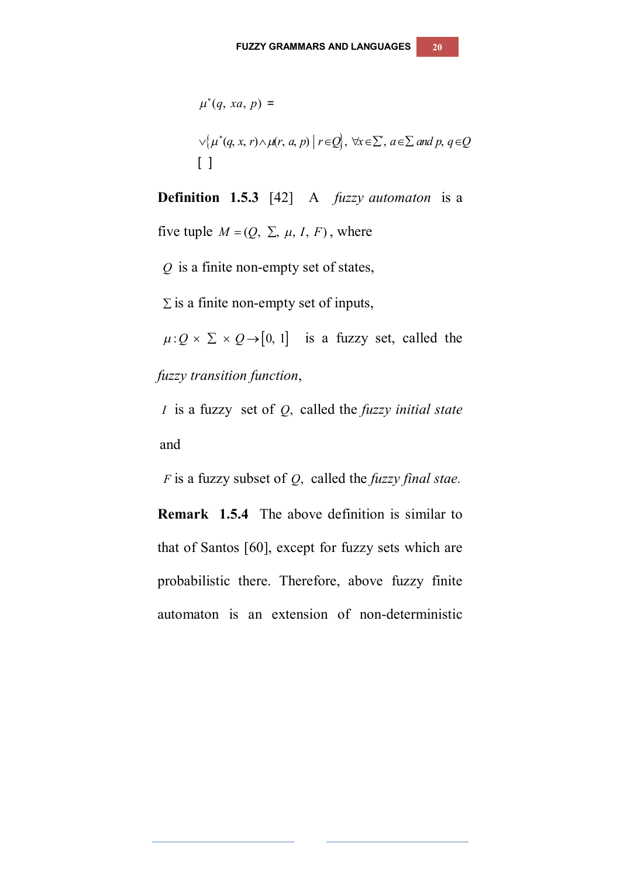$\mu^*(q, xa, p)$ =

$\vee\{\mu^*(q, x, r) \wedge \mu(r, a, p) \mid r \in Q\}, \forall x \in \Sigma^*, a \in \Sigma$ and $p, q \in Q$

[ ]

**Definition 1.5.3** [42] A *fuzzy automaton* is a five tuple $M = (Q, \Sigma, \mu, I, F)$, where

$Q$ is a finite non-empty set of states,

$\Sigma$ is a finite non-empty set of inputs,

$\mu : Q \times \Sigma \times Q \rightarrow [0, 1]$ is a fuzzy set, called the *fuzzy transition function*,

$I$ is a fuzzy set of $Q$, called the *fuzzy initial state* and

$F$ is a fuzzy subset of $Q$, called the *fuzzy final stae.*

**Remark 1.5.4** The above definition is similar to that of Santos [60], except for fuzzy sets which are probabilistic there. Therefore, above fuzzy finite automaton is an extension of non-deterministic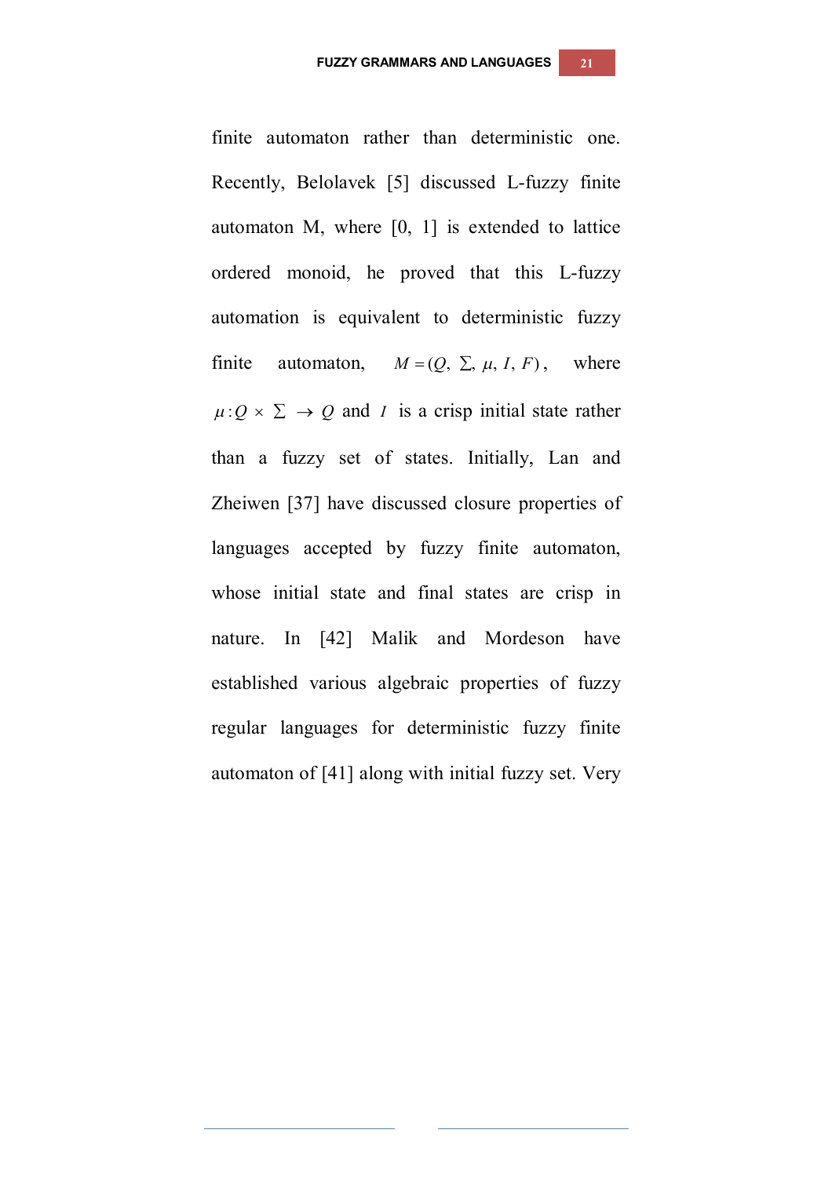finite automaton rather than deterministic one. Recently, Belolavek [5] discussed L-fuzzy finite automaton M, where [0, 1] is extended to lattice ordered monoid, he proved that this L-fuzzy automation is equivalent to deterministic fuzzy finite automaton, $M = (Q, \Sigma, \mu, I, F)$, where $\mu : Q \times \Sigma \rightarrow Q$ and $I$ is a crisp initial state rather than a fuzzy set of states. Initially, Lan and Zheiwen [37] have discussed closure properties of languages accepted by fuzzy finite automaton, whose initial state and final states are crisp in nature. In [42] Malik and Mordeson have established various algebraic properties of fuzzy regular languages for deterministic fuzzy finite automaton of [41] along with initial fuzzy set. Very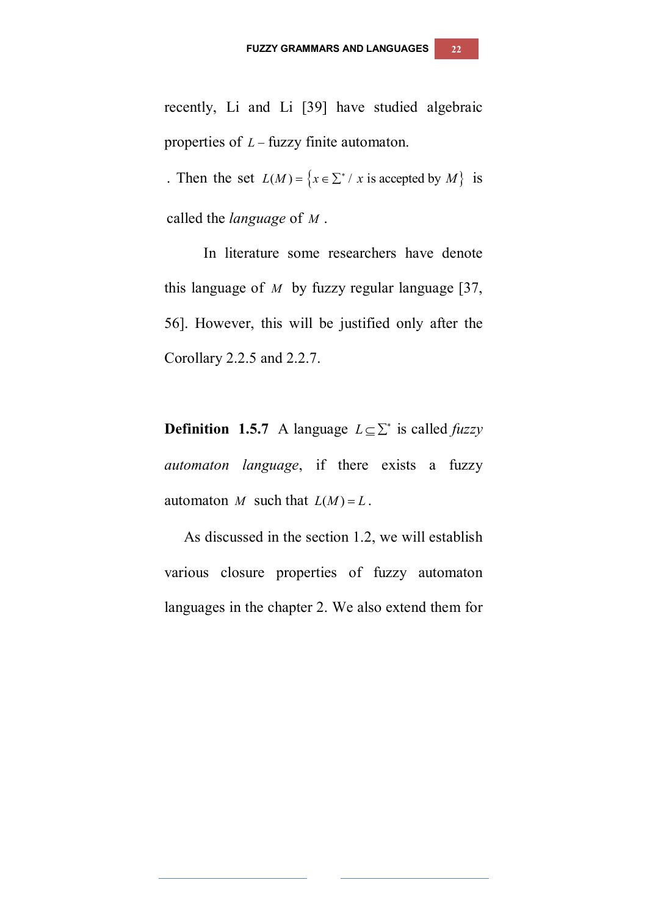recently, Li and Li [39] have studied algebraic properties of $L$ – fuzzy finite automaton.

. Then the set $L(M) = \{x \in \Sigma^* / x \text{ is accepted by } M\}$ is called the *language* of $M$ .

In literature some researchers have denote this language of $M$ by fuzzy regular language [37, 56]. However, this will be justified only after the Corollary 2.2.5 and 2.2.7.

**Definition 1.5.7** A language $L \subseteq \Sigma^*$ is called *fuzzy automaton language*, if there exists a fuzzy automaton $M$ such that $L(M) = L$ .

As discussed in the section 1.2, we will establish various closure properties of fuzzy automaton languages in the chapter 2. We also extend them for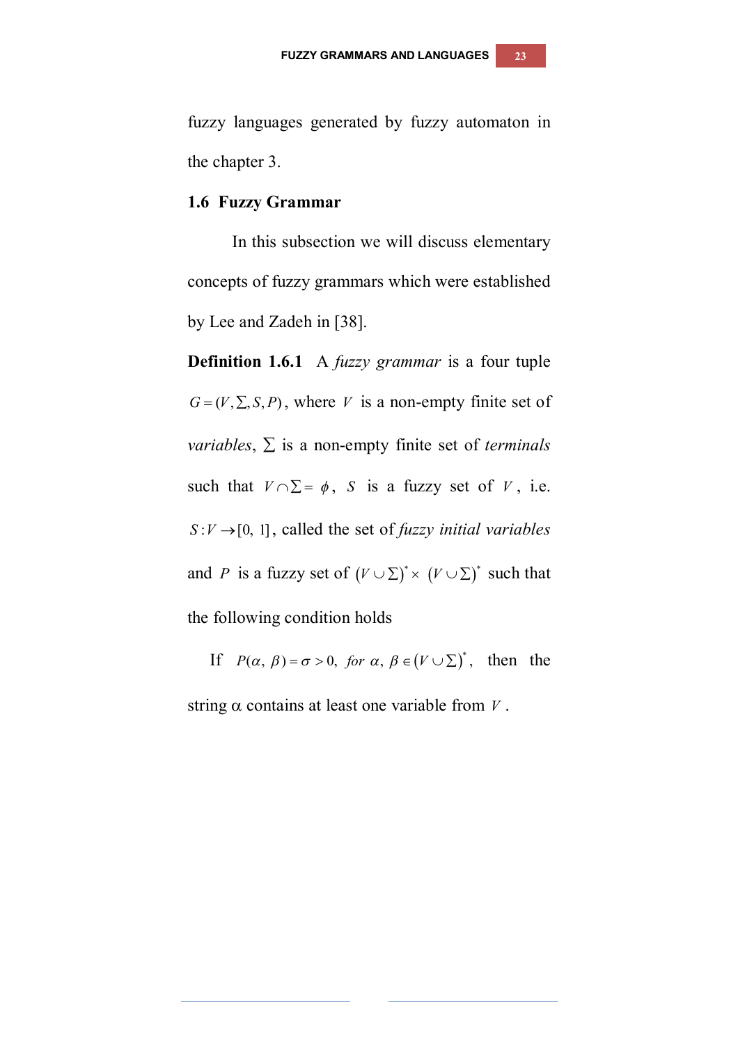fuzzy languages generated by fuzzy automaton in the chapter 3.

### 1.6 Fuzzy Grammar

In this subsection we will discuss elementary concepts of fuzzy grammars which were established by Lee and Zadeh in [38].

**Definition 1.6.1** A *fuzzy grammar* is a four tuple $G = (V, \Sigma, S, P)$, where $V$ is a non-empty finite set of *variables*, $\Sigma$ is a non-empty finite set of *terminals* such that $V \cap \Sigma = \phi$, $S$ is a fuzzy set of $V$, i.e. $S : V \rightarrow [0, 1]$, called the set of *fuzzy initial variables* and $P$ is a fuzzy set of $(V \cup \Sigma)^* \times (V \cup \Sigma)^*$ such that the following condition holds

If $P(\alpha, \beta) = \sigma > 0,\ for\ \alpha, \beta \in (V \cup \Sigma)^*$, then the string $\alpha$ contains at least one variable from $V$.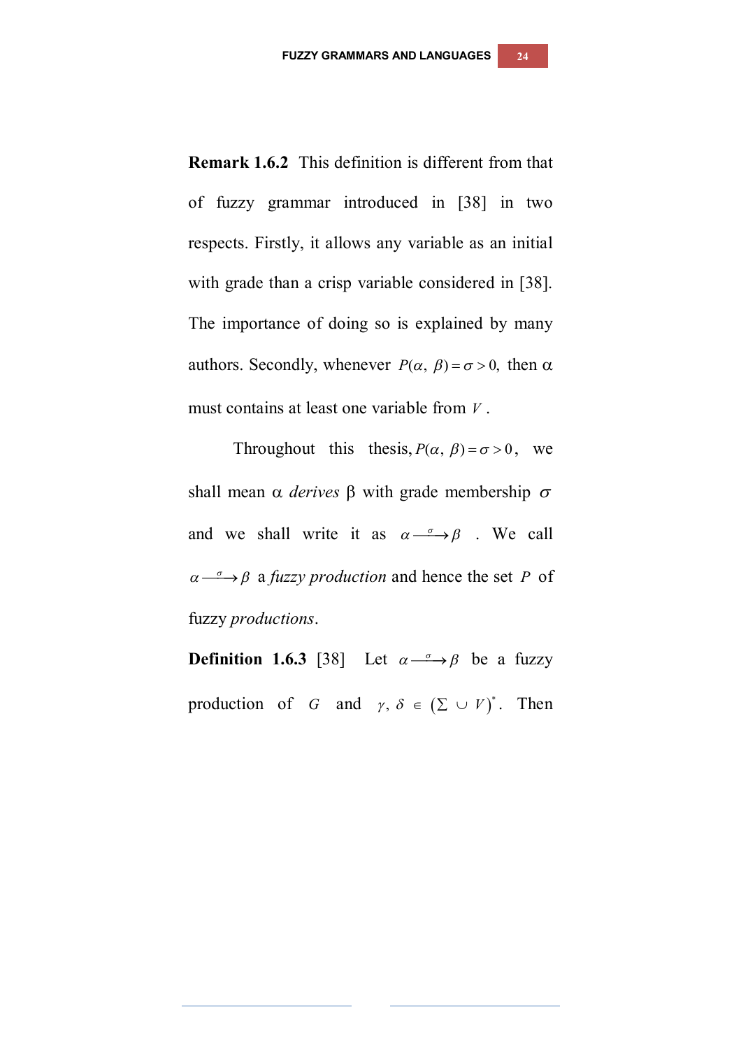**Remark 1.6.2** This definition is different from that of fuzzy grammar introduced in [38] in two respects. Firstly, it allows any variable as an initial with grade than a crisp variable considered in [38]. The importance of doing so is explained by many authors. Secondly, whenever $P(\alpha, \beta) = \sigma > 0,$ then α must contains at least one variable from $V$.

Throughout this thesis, $P(\alpha, \beta) = \sigma > 0$, we shall mean α *derives* β with grade membership $\sigma$ and we shall write it as $\alpha \xrightarrow{\sigma} \beta$ . We call $\alpha \xrightarrow{\sigma} \beta$ a *fuzzy production* and hence the set $P$ of fuzzy *productions*.

**Definition 1.6.3** [38] Let $\alpha \xrightarrow{\sigma} \beta$ be a fuzzy production of $G$ and $\gamma, \delta \in (\Sigma \cup V)^*$. Then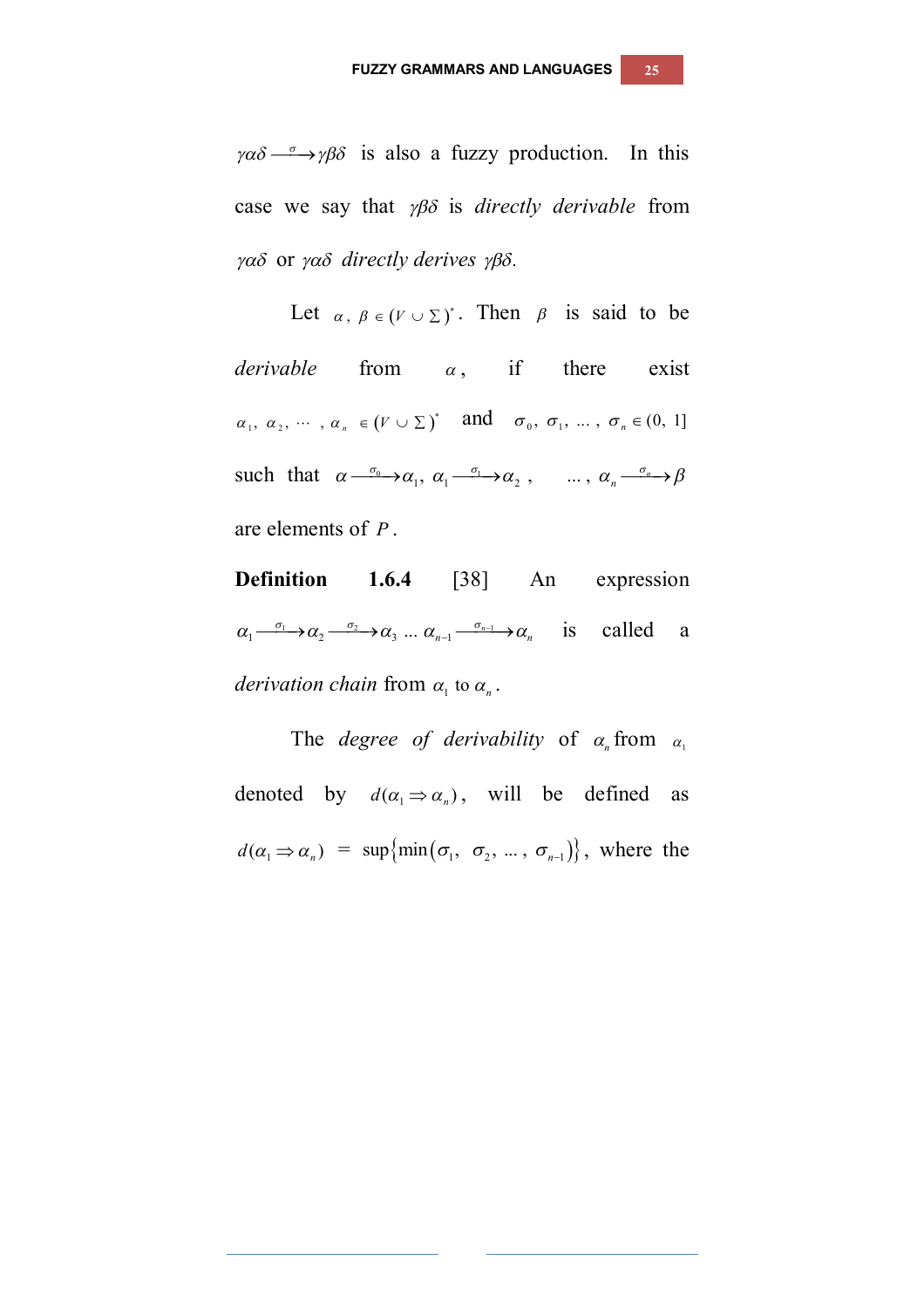$\gamma\alpha\delta \xrightarrow{\sigma} \gamma\beta\delta$ is also a fuzzy production. In this case we say that $\gamma\beta\delta$ is *directly derivable* from $\gamma\alpha\delta$ or $\gamma\alpha\delta$ *directly derives* $\gamma\beta\delta$.

Let $\alpha, \beta \in (V \cup \Sigma)^*$. Then $\beta$ is said to be *derivable* from $\alpha$, if there exist $\alpha_1, \alpha_2, \cdots, \alpha_n \in (V \cup \Sigma)^*$ and $\sigma_0, \sigma_1, \ldots, \sigma_n \in (0, 1]$ such that $\alpha \xrightarrow{\sigma_0} \alpha_1, \alpha_1 \xrightarrow{\sigma_1} \alpha_2, \ldots, \alpha_n \xrightarrow{\sigma_n} \beta$ are elements of $P$.

**Definition 1.6.4** [38] An expression $\alpha_1 \xrightarrow{\sigma_1} \alpha_2 \xrightarrow{\sigma_2} \alpha_3 \ldots \alpha_{n-1} \xrightarrow{\sigma_{n-1}} \alpha_n$ is called a *derivation chain* from $\alpha_1$ to $\alpha_n$.

The *degree of derivability* of $\alpha_n$ from $\alpha_1$ denoted by $d(\alpha_1 \Rightarrow \alpha_n)$, will be defined as $d(\alpha_1 \Rightarrow \alpha_n) = \sup\{\min(\sigma_1, \sigma_2, \ldots, \sigma_{n-1})\}$, where the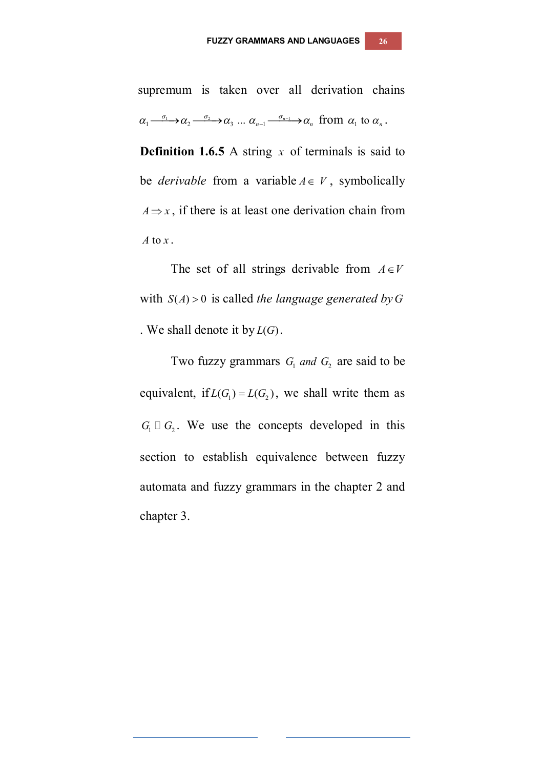supremum is taken over all derivation chains $\alpha_1 \xrightarrow{\sigma_1} \alpha_2 \xrightarrow{\sigma_2} \alpha_3 \ldots \alpha_{n-1} \xrightarrow{\sigma_{n-1}} \alpha_n$ from $\alpha_1$ to $\alpha_n$.

**Definition 1.6.5** A string $x$ of terminals is said to be *derivable* from a variable $A \in V$, symbolically $A \Rightarrow x$, if there is at least one derivation chain from $A$ to $x$.

The set of all strings derivable from $A \in V$ with $S(A) > 0$ is called *the language generated by* $G$. We shall denote it by $L(G)$.

Two fuzzy grammars $G_1$ *and* $G_2$ are said to be equivalent, if $L(G_1) = L(G_2)$, we shall write them as $G_1 \square G_2$. We use the concepts developed in this section to establish equivalence between fuzzy automata and fuzzy grammars in the chapter 2 and chapter 3.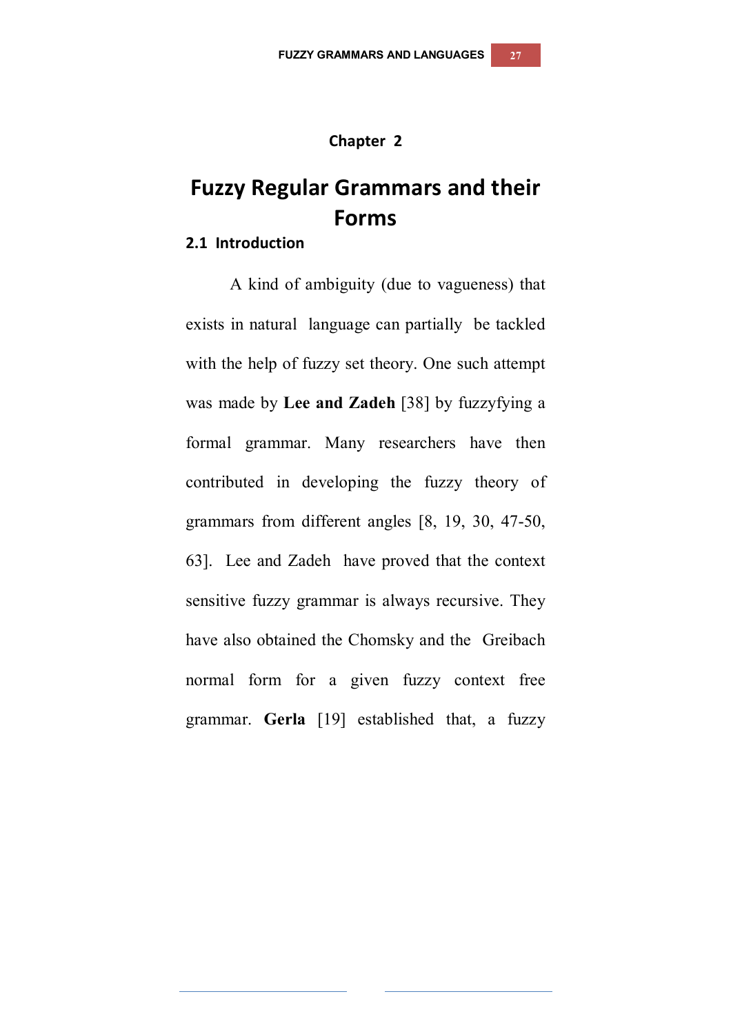# Chapter 2

# Fuzzy Regular Grammars and their Forms

## 2.1 Introduction

A kind of ambiguity (due to vagueness) that exists in natural language can partially be tackled with the help of fuzzy set theory. One such attempt was made by **Lee and Zadeh** [38] by fuzzyfying a formal grammar. Many researchers have then contributed in developing the fuzzy theory of grammars from different angles [8, 19, 30, 47-50, 63]. Lee and Zadeh have proved that the context sensitive fuzzy grammar is always recursive. They have also obtained the Chomsky and the Greibach normal form for a given fuzzy context free grammar. **Gerla** [19] established that, a fuzzy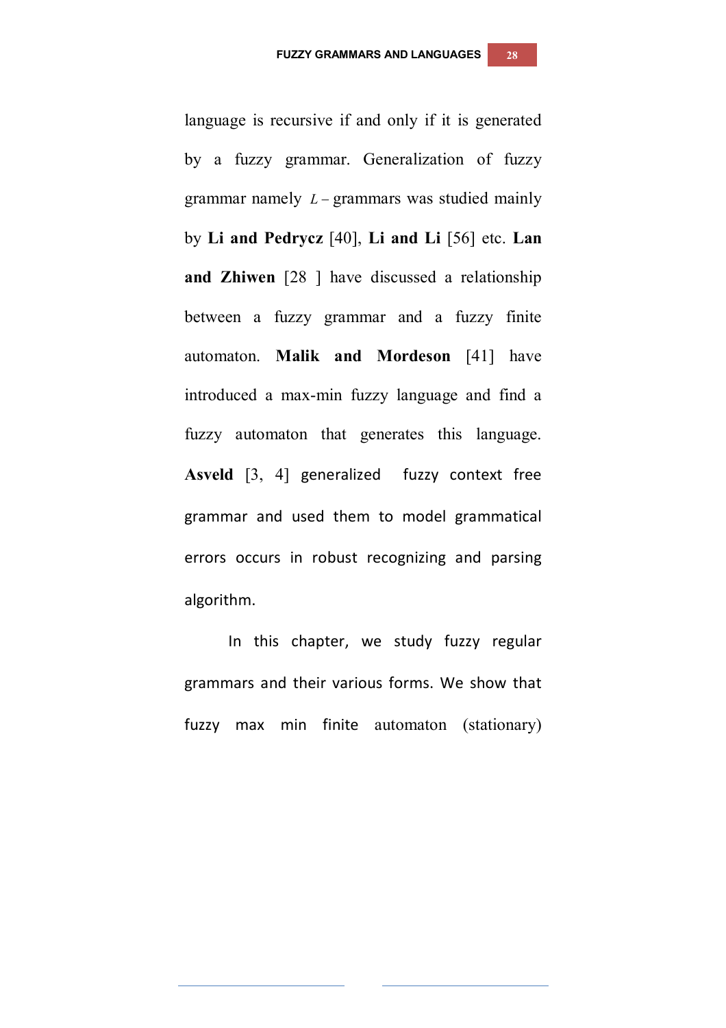language is recursive if and only if it is generated by a fuzzy grammar. Generalization of fuzzy grammar namely $L-$grammars was studied mainly by **Li and Pedrycz** [40], **Li and Li** [56] etc. **Lan and Zhiwen** [28 ] have discussed a relationship between a fuzzy grammar and a fuzzy finite automaton. **Malik and Mordeson** [41] have introduced a max-min fuzzy language and find a fuzzy automaton that generates this language. **Asveld** [3, 4] generalized fuzzy context free grammar and used them to model grammatical errors occurs in robust recognizing and parsing algorithm.

In this chapter, we study fuzzy regular grammars and their various forms. We show that fuzzy max min finite automaton (stationary)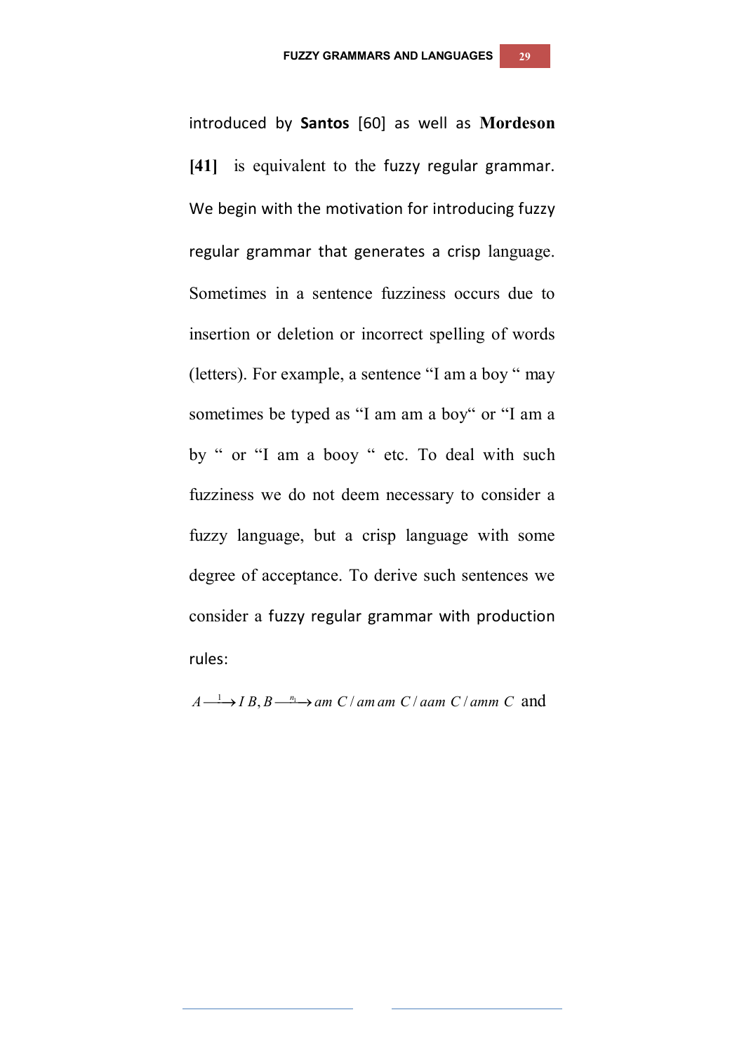introduced by **Santos** [60] as well as **Mordeson [41]** is equivalent to the fuzzy regular grammar. We begin with the motivation for introducing fuzzy regular grammar that generates a crisp language. Sometimes in a sentence fuzziness occurs due to insertion or deletion or incorrect spelling of words (letters). For example, a sentence "I am a boy " may sometimes be typed as "I am am a boy" or "I am a by " or "I am a booy " etc. To deal with such fuzziness we do not deem necessary to consider a fuzzy language, but a crisp language with some degree of acceptance. To derive such sentences we consider a fuzzy regular grammar with production rules:

$A \xrightarrow{1} I\, B, B \xrightarrow{n_1} am\ C \,/\, am\, am\ C \,/\, aam\ C \,/\, amm\ C$ and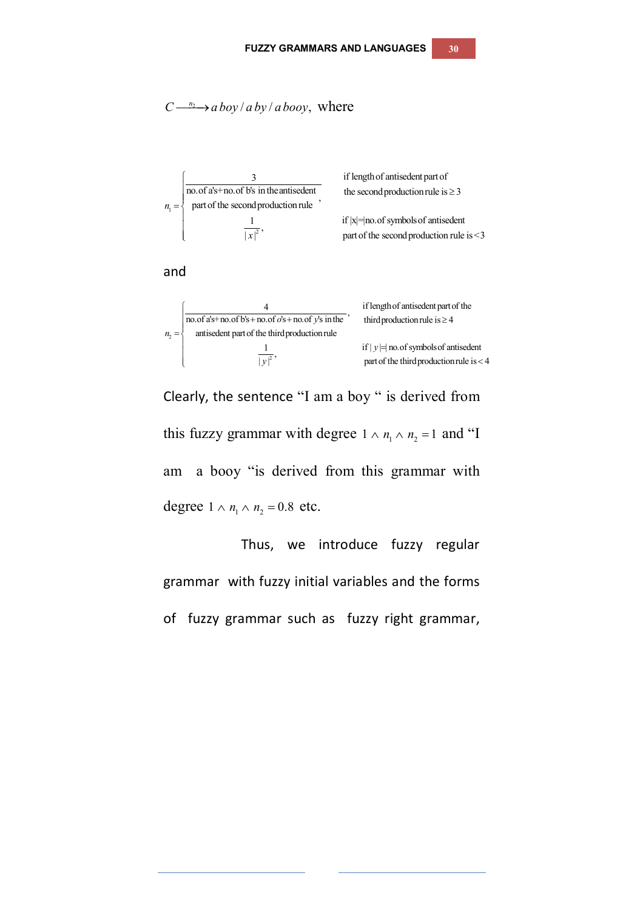$C \xrightarrow{n_2} a\,boy \,/\, a\,by \,/\, a\,booy$, where

$$n_1 = \begin{cases} \dfrac{3}{\text{no. of a's} + \text{no. of b's in the antisedent part of the second production rule}}, & \text{if length of antisedent part of the second production rule is} \geq 3 \\[2ex] \dfrac{1}{|x|^2}, & \text{if } |x| = |\text{no. of symbols of antisedent part of the second production rule is} < 3 \end{cases}$$

and

$$n_2 = \begin{cases} \dfrac{4}{\text{no. of a's} + \text{no. of b's} + \text{no. of } o\text{'s} + \text{no. of } y\text{'s in the antisedent part of the third production rule}}, & \text{if length of antisedent part of the third production rule is} \geq 4 \\[2ex] \dfrac{1}{|y|^2}, & \text{if } |y| = |\text{no. of symbols of antisedent part of the third production rule is} < 4 \end{cases}$$

Clearly, the sentence "I am a boy " is derived from this fuzzy grammar with degree $1 \wedge n_1 \wedge n_2 = 1$ and "I am a booy "is derived from this grammar with degree $1 \wedge n_1 \wedge n_2 = 0.8$ etc.

Thus, we introduce fuzzy regular grammar with fuzzy initial variables and the forms of fuzzy grammar such as fuzzy right grammar,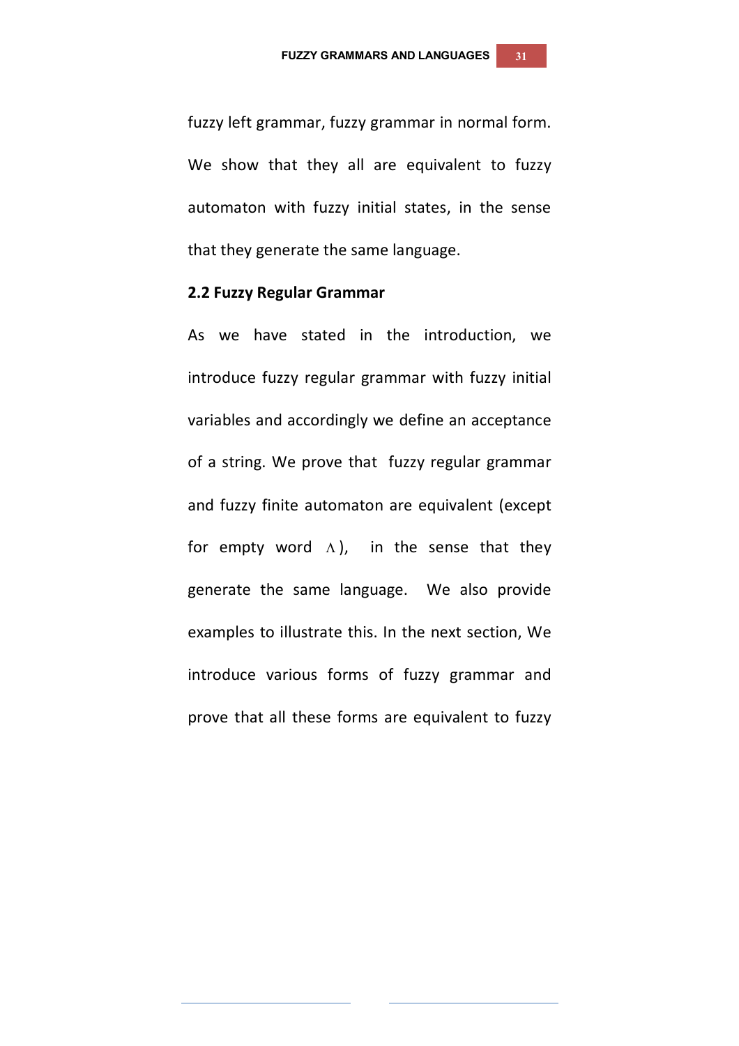fuzzy left grammar, fuzzy grammar in normal form. We show that they all are equivalent to fuzzy automaton with fuzzy initial states, in the sense that they generate the same language.

## 2.2 Fuzzy Regular Grammar

As we have stated in the introduction, we introduce fuzzy regular grammar with fuzzy initial variables and accordingly we define an acceptance of a string. We prove that fuzzy regular grammar and fuzzy finite automaton are equivalent (except for empty word $\Lambda$), in the sense that they generate the same language. We also provide examples to illustrate this. In the next section, We introduce various forms of fuzzy grammar and prove that all these forms are equivalent to fuzzy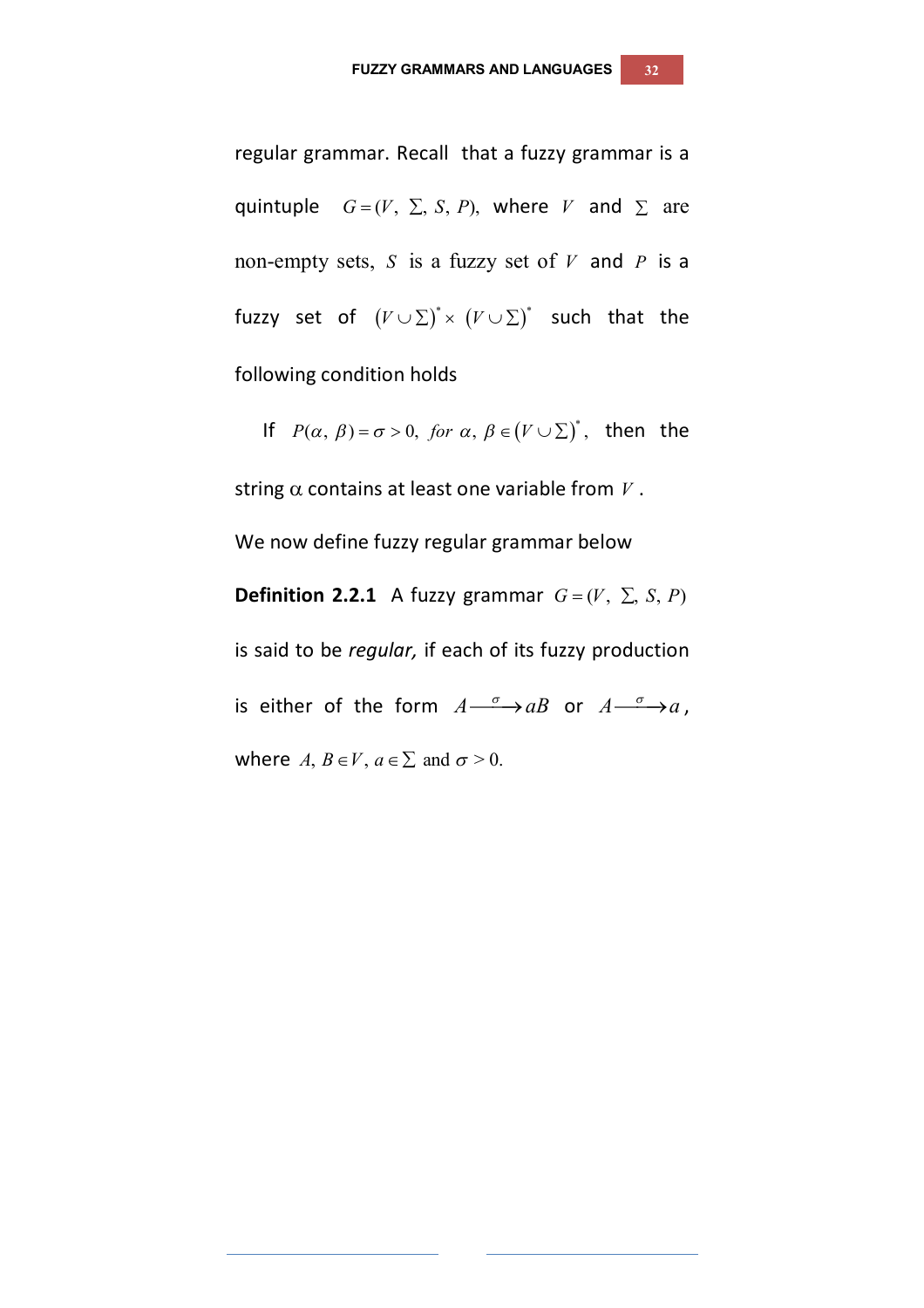regular grammar. Recall that a fuzzy grammar is a quintuple $G = (V, \Sigma, S, P)$, where $V$ and $\Sigma$ are non-empty sets, $S$ is a fuzzy set of $V$ and $P$ is a fuzzy set of $(V \cup \Sigma)^* \times (V \cup \Sigma)^*$ such that the following condition holds

If $P(\alpha, \beta) = \sigma > 0,\ for\ \alpha, \beta \in (V \cup \Sigma)^*$, then the string $\alpha$ contains at least one variable from $V$.

We now define fuzzy regular grammar below

**Definition 2.2.1** A fuzzy grammar $G = (V, \Sigma, S, P)$ is said to be *regular,* if each of its fuzzy production is either of the form $A \xrightarrow{\sigma} aB$ or $A \xrightarrow{\sigma} a$, where $A, B \in V$, $a \in \Sigma$ and $\sigma > 0.$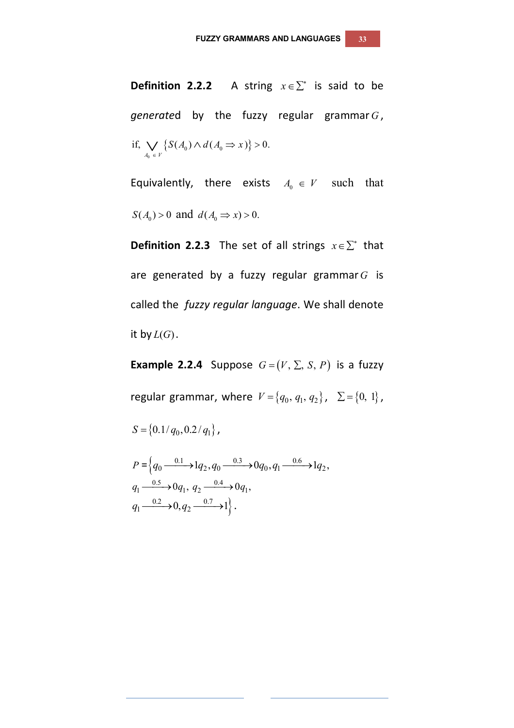**Definition 2.2.2** A string $x \in \sum^*$ is said to be *generated* by the fuzzy regular grammar $G$, if, $\bigvee_{A_0 \in V} \{S(A_0) \wedge d(A_0 \Rightarrow x)\} > 0.$

Equivalently, there exists $A_0 \in V$ such that $S(A_0) > 0$ and $d(A_0 \Rightarrow x) > 0.$

**Definition 2.2.3** The set of all strings $x \in \sum^*$ that are generated by a fuzzy regular grammar $G$ is called the *fuzzy regular language*. We shall denote it by $L(G)$.

**Example 2.2.4** Suppose $G = (V, \Sigma, S, P)$ is a fuzzy regular grammar, where $V = \{q_0, q_1, q_2\}$, $\Sigma = \{0, 1\}$, $S = \{0.1/q_0, 0.2/q_1\}$,

$$P = \Big\{ q_0 \xrightarrow{0.1} 1q_2, q_0 \xrightarrow{0.3} 0q_0, q_1 \xrightarrow{0.6} 1q_2,$$
$$q_1 \xrightarrow{0.5} 0q_1,\ q_2 \xrightarrow{0.4} 0q_1,$$
$$q_1 \xrightarrow{0.2} 0, q_2 \xrightarrow{0.7} 1 \Big\}.$$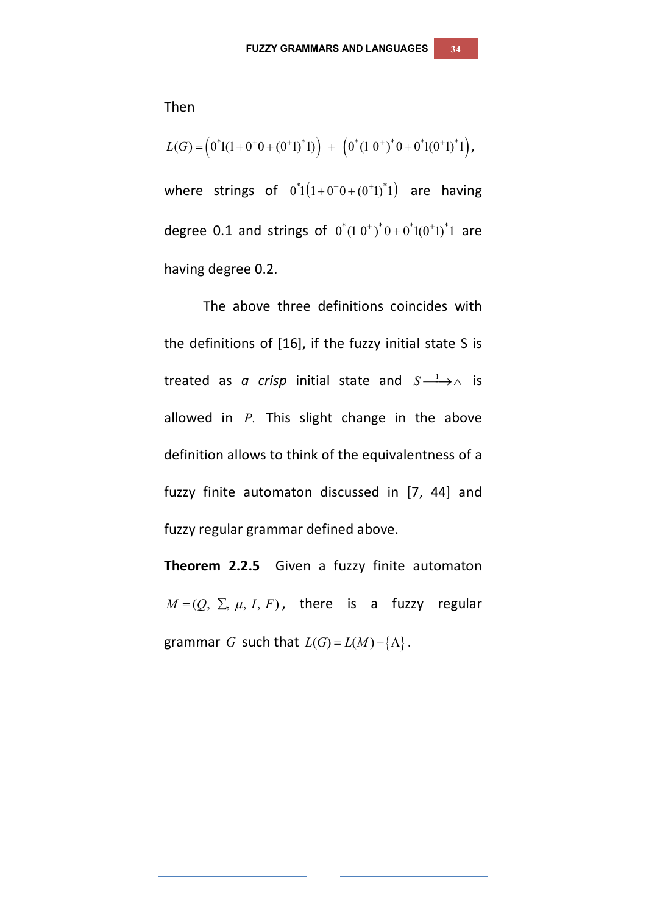Then

$$L(G) = \left(0^*1(1+0^+0+(0^+1)^*1)\right) \; + \; \left(0^*(1\;0^+)^*0+0^*1(0^+1)^*1\right),$$

where strings of $0^*1\left(1+0^+0+(0^+1)^*1\right)$ are having degree 0.1 and strings of $0^*(1\;0^+)^*0+0^*1(0^+1)^*1$ are having degree 0.2.

The above three definitions coincides with the definitions of [16], if the fuzzy initial state S is treated as *a crisp* initial state and $S \xrightarrow{1} \wedge$ is allowed in $P$. This slight change in the above definition allows to think of the equivalentness of a fuzzy finite automaton discussed in [7, 44] and fuzzy regular grammar defined above.

**Theorem 2.2.5** Given a fuzzy finite automaton $M = (Q,\; \Sigma,\; \mu,\; I,\; F)$, there is a fuzzy regular grammar $G$ such that $L(G) = L(M) - \{\Lambda\}$.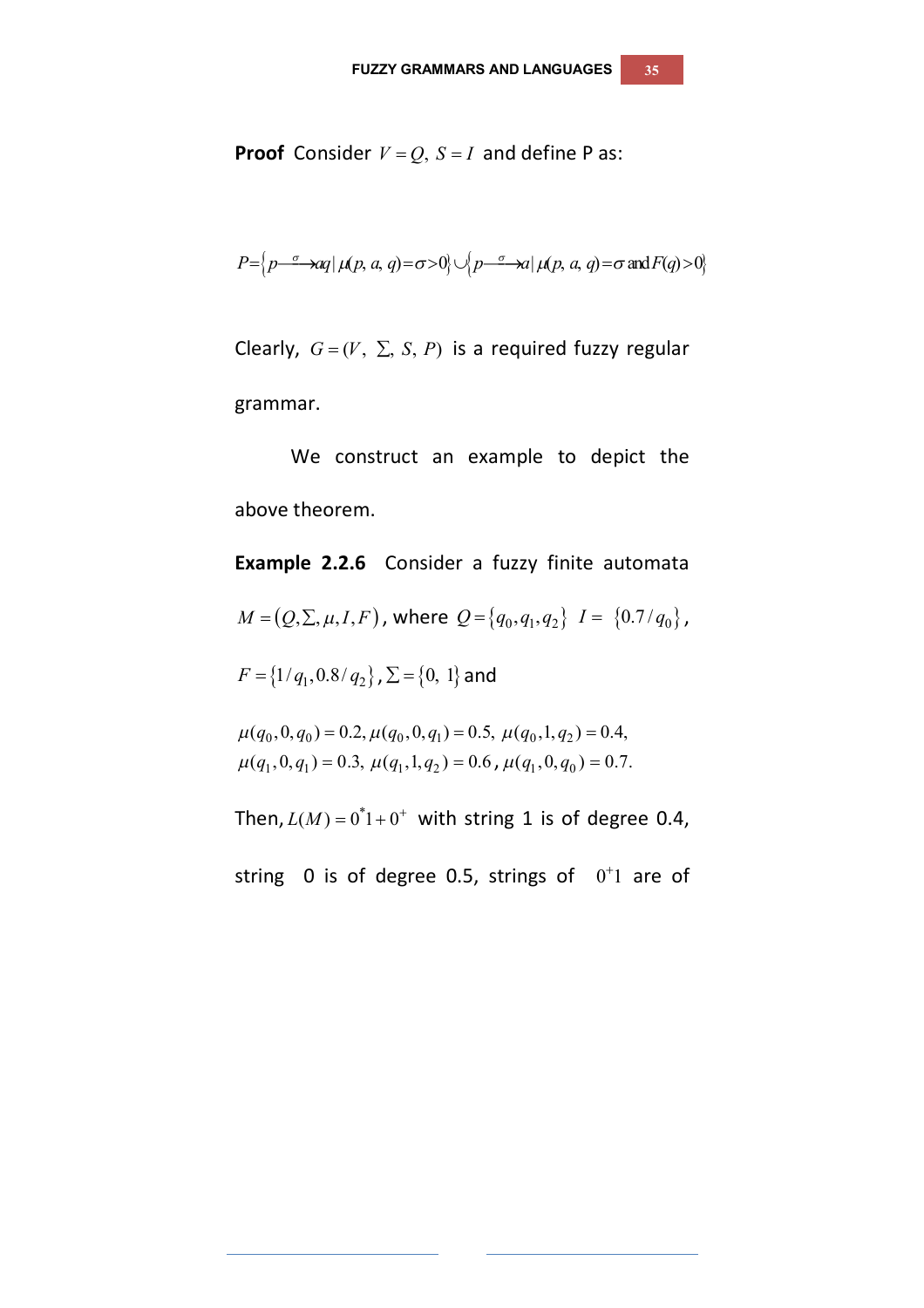**Proof** Consider $V = Q,\ S = I$ and define P as:

$$P = \left\{ p \xrightarrow{\sigma} aq \mid \mu(p, a, q) = \sigma > 0 \right\} \cup \left\{ p \xrightarrow{\sigma} a \mid \mu(p, a, q) = \sigma \text{ and } F(q) > 0 \right\}$$

Clearly, $G = (V,\ \Sigma,\ S,\ P)$ is a required fuzzy regular grammar.

We construct an example to depict the above theorem.

**Example 2.2.6** Consider a fuzzy finite automata $M = (Q, \Sigma, \mu, I, F)$, where $Q = \{q_0, q_1, q_2\}$ $I = \{0.7/q_0\}$, $F = \{1/q_1, 0.8/q_2\}$, $\Sigma = \{0,\ 1\}$ and

$$\mu(q_0, 0, q_0) = 0.2, \mu(q_0, 0, q_1) = 0.5,\ \mu(q_0, 1, q_2) = 0.4,$$
$$\mu(q_1, 0, q_1) = 0.3,\ \mu(q_1, 1, q_2) = 0.6,\ \mu(q_1, 0, q_0) = 0.7.$$

Then, $L(M) = 0^*1 + 0^+$ with string 1 is of degree 0.4, string 0 is of degree 0.5, strings of $0^+1$ are of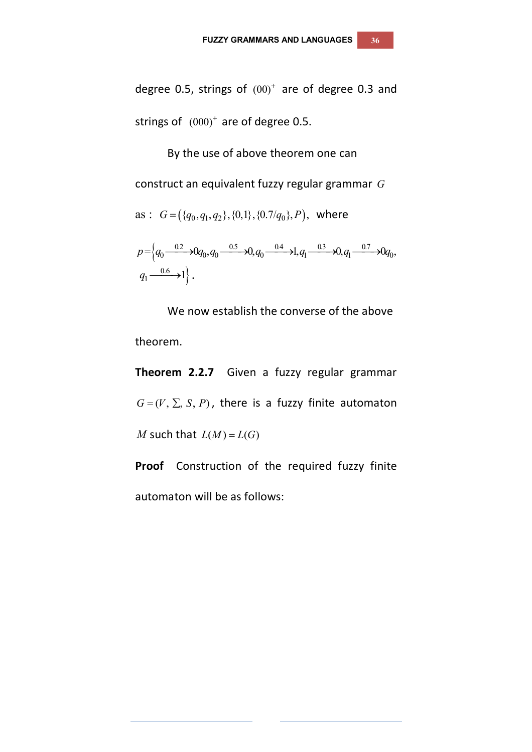degree 0.5, strings of $(00)^+$ are of degree 0.3 and strings of $(000)^+$ are of degree 0.5.

By the use of above theorem one can construct an equivalent fuzzy regular grammar $G$ as : $G = \left(\{q_0, q_1, q_2\}, \{0,1\}, \{0.7/q_0\}, P\right)$, where

$$p = \left\{ q_0 \xrightarrow{0.2} 0q_0, q_0 \xrightarrow{0.5} 0, q_0 \xrightarrow{0.4} 1, q_1 \xrightarrow{0.3} 0, q_1 \xrightarrow{0.7} 0q_0, q_1 \xrightarrow{0.6} 1 \right\}.$$

We now establish the converse of the above theorem.

**Theorem 2.2.7** Given a fuzzy regular grammar $G = (V, \Sigma, S, P)$, there is a fuzzy finite automaton $M$ such that $L(M) = L(G)$

**Proof** Construction of the required fuzzy finite automaton will be as follows: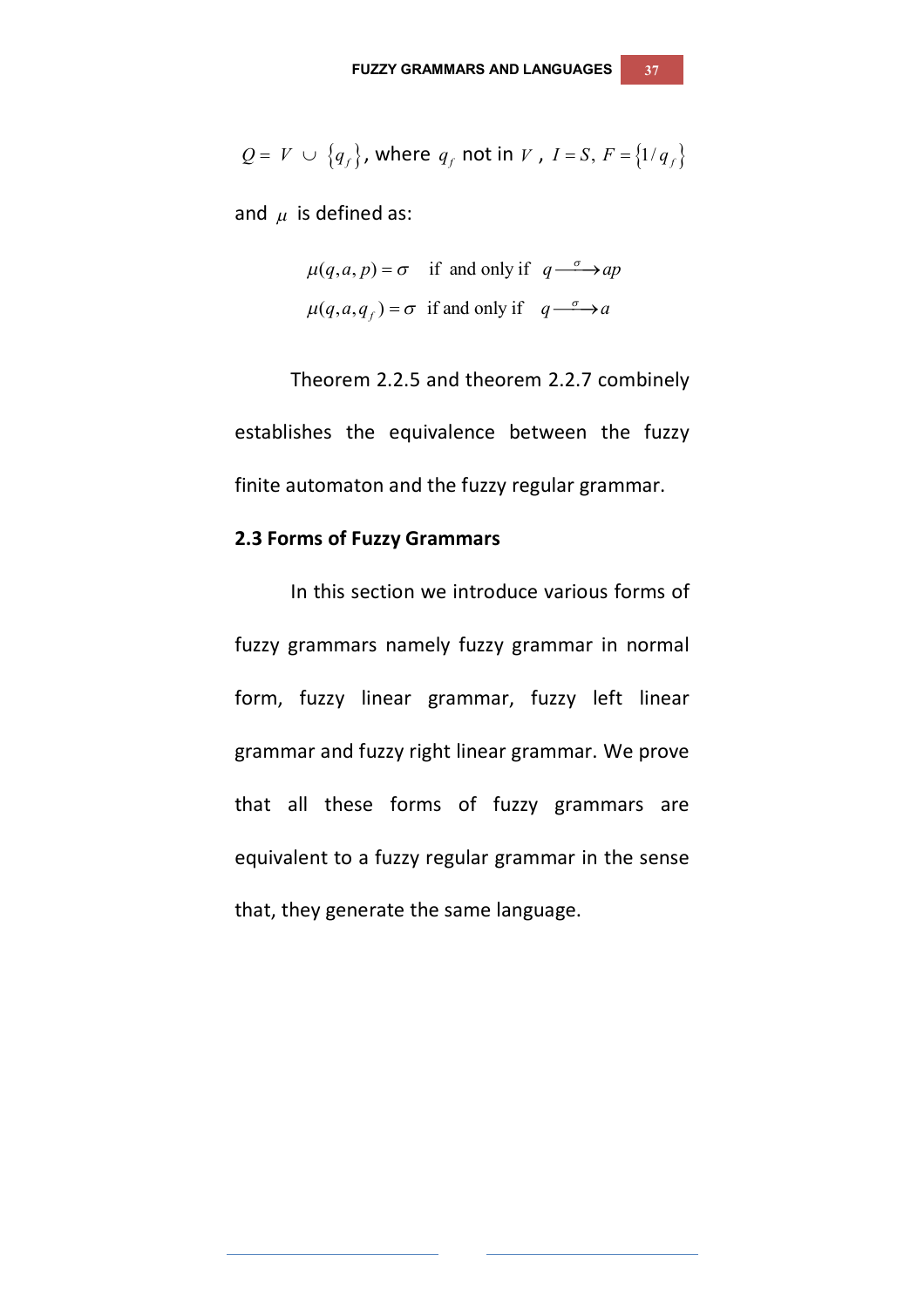$Q = V \cup \{q_f\}$, where $q_f$ not in $V$, $I = S$, $F = \{1/q_f\}$

and $\mu$ is defined as:

$$\mu(q, a, p) = \sigma \quad \text{if and only if} \quad q \xrightarrow{\sigma} ap$$

$$\mu(q, a, q_f) = \sigma \quad \text{if and only if} \quad q \xrightarrow{\sigma} a$$

Theorem 2.2.5 and theorem 2.2.7 combinely establishes the equivalence between the fuzzy finite automaton and the fuzzy regular grammar.

### 2.3 Forms of Fuzzy Grammars

In this section we introduce various forms of fuzzy grammars namely fuzzy grammar in normal form, fuzzy linear grammar, fuzzy left linear grammar and fuzzy right linear grammar. We prove that all these forms of fuzzy grammars are equivalent to a fuzzy regular grammar in the sense that, they generate the same language.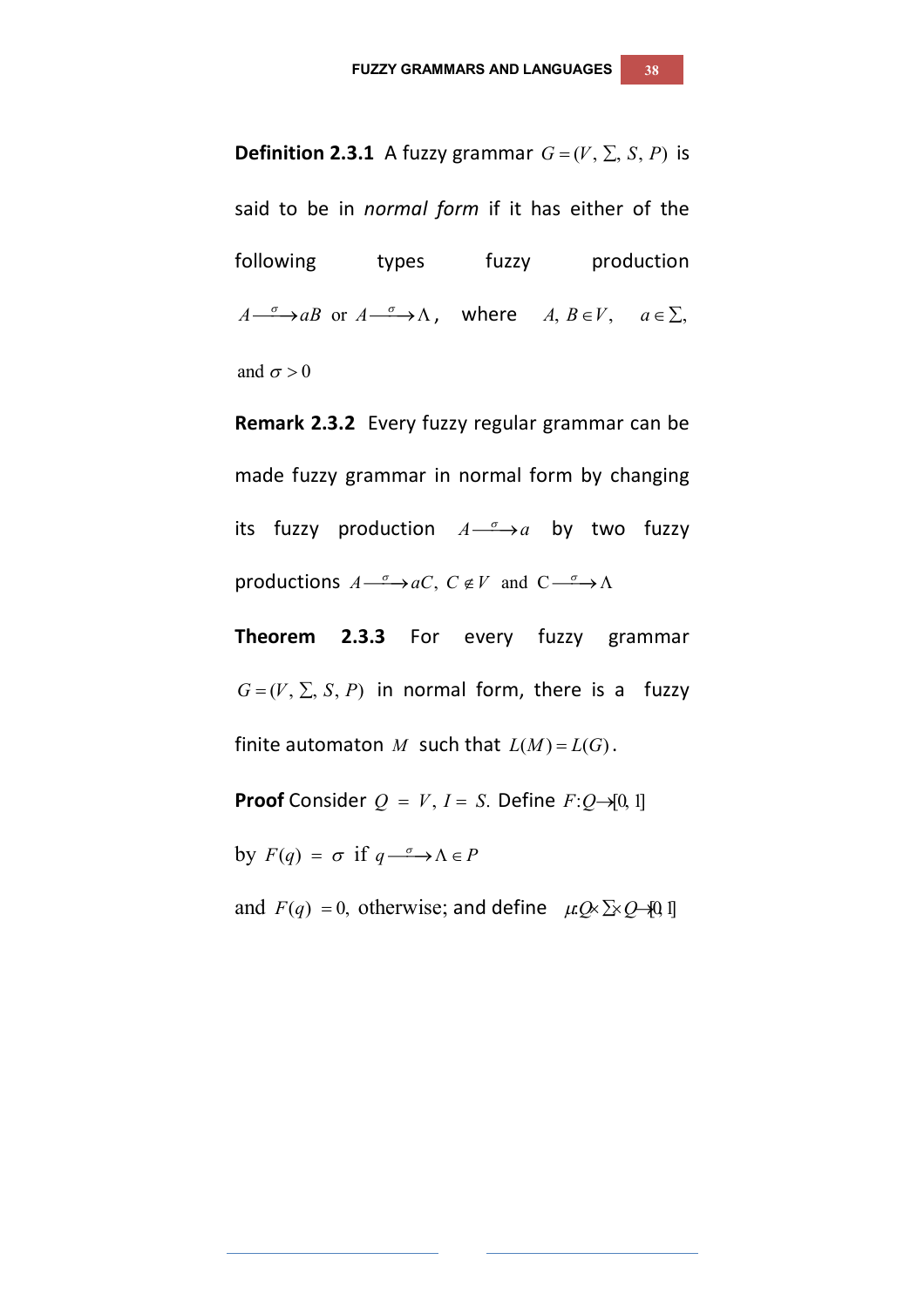**Definition 2.3.1** A fuzzy grammar $G=(V, \Sigma, S, P)$ is said to be in *normal form* if it has either of the following types fuzzy production $A \xrightarrow{\sigma} aB$ or $A \xrightarrow{\sigma} \Lambda$, where $A, B \in V$, $a \in \Sigma$, and $\sigma > 0$

**Remark 2.3.2** Every fuzzy regular grammar can be made fuzzy grammar in normal form by changing its fuzzy production $A \xrightarrow{\sigma} a$ by two fuzzy productions $A \xrightarrow{\sigma} aC$, $C \notin V$ and $C \xrightarrow{\sigma} \Lambda$

**Theorem 2.3.3** For every fuzzy grammar $G=(V, \Sigma, S, P)$ in normal form, there is a fuzzy finite automaton $M$ such that $L(M)=L(G)$.

**Proof** Consider $Q = V$, $I = S$. Define $F: Q \to [0, 1]$ by $F(q) = \sigma$ if $q \xrightarrow{\sigma} \Lambda \in P$ and $F(q) = 0$, otherwise; and define $\mu: Q \times \Sigma \times Q \to [0, 1]$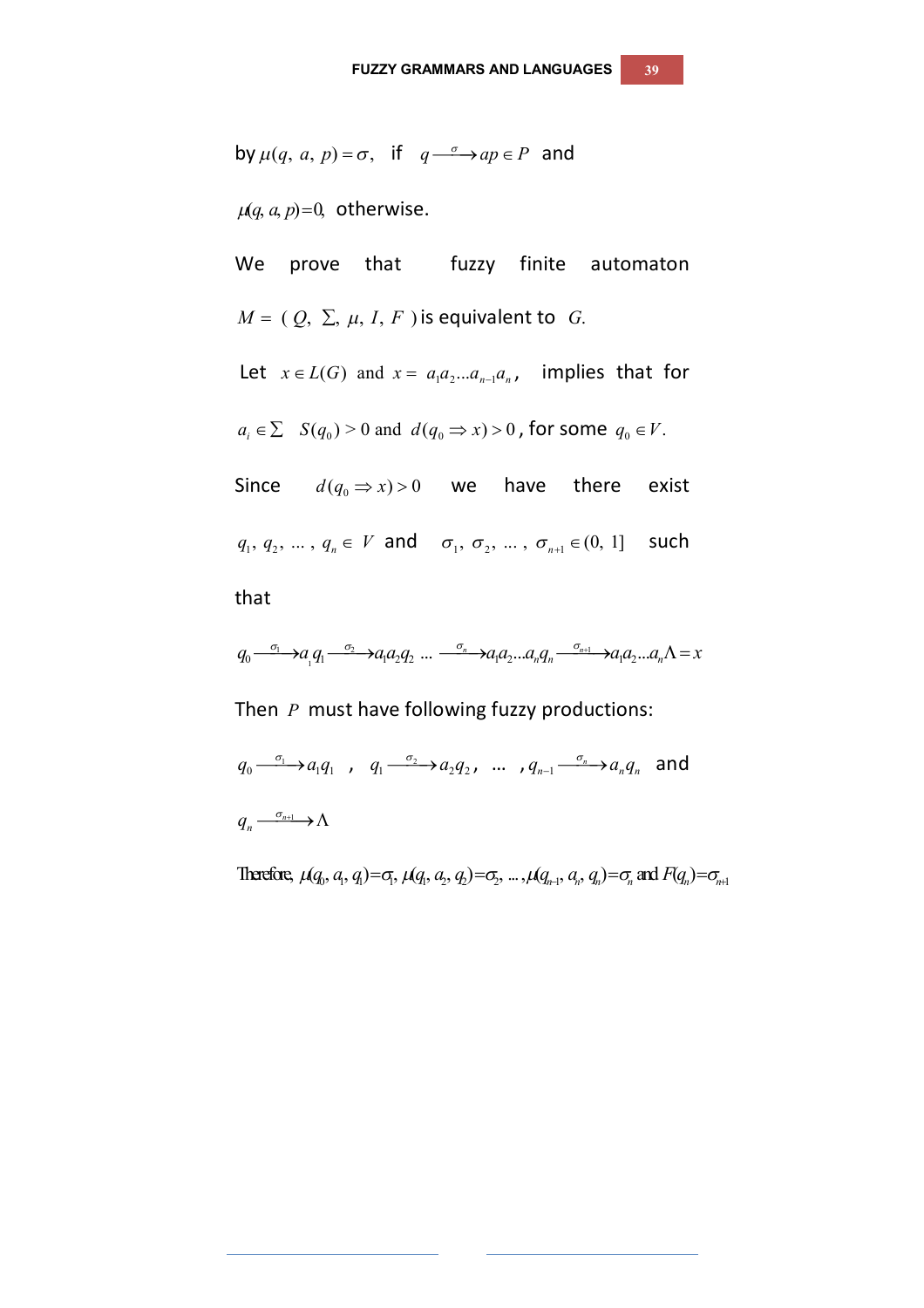by $\mu(q,\ a,\ p) = \sigma,$ if $q \xrightarrow{\sigma} ap \in P$ and

$\mu(q, a, p) = 0,$ otherwise.

We prove that fuzzy finite automaton $M = (\ Q,\ \Sigma,\ \mu,\ I,\ F\ )$ is equivalent to $G.$

Let $x \in L(G)$ and $x = a_1 a_2 \ldots a_{n-1} a_n$, implies that for $a_i \in \Sigma$ $S(q_0) > 0$ and $d(q_0 \Rightarrow x) > 0$, for some $q_0 \in V.$

Since $d(q_0 \Rightarrow x) > 0$ we have there exist $q_1,\ q_2,\ \ldots,\ q_n \in V$ and $\sigma_1,\ \sigma_2,\ \ldots,\ \sigma_{n+1} \in (0,\ 1]$ such that

$$q_0 \xrightarrow{\sigma_1} a_1 q_1 \xrightarrow{\sigma_2} a_1 a_2 q_2 \ \ldots \ \xrightarrow{\sigma_n} a_1 a_2 \ldots a_n q_n \xrightarrow{\sigma_{n+1}} a_1 a_2 \ldots a_n \Lambda = x$$

Then $P$ must have following fuzzy productions:

$q_0 \xrightarrow{\sigma_1} a_1 q_1$ , $q_1 \xrightarrow{\sigma_2} a_2 q_2$, ... , $q_{n-1} \xrightarrow{\sigma_n} a_n q_n$ and $q_n \xrightarrow{\sigma_{n+1}} \Lambda$

Therefore, $\mu(q_0, a_1, q_1) = \sigma_1, \mu(q_1, a_2, q_2) = \sigma_2, \ldots, \mu(q_{n-1}, a_n, q_n) = \sigma_n$ and $F(q_n) = \sigma_{n+1}$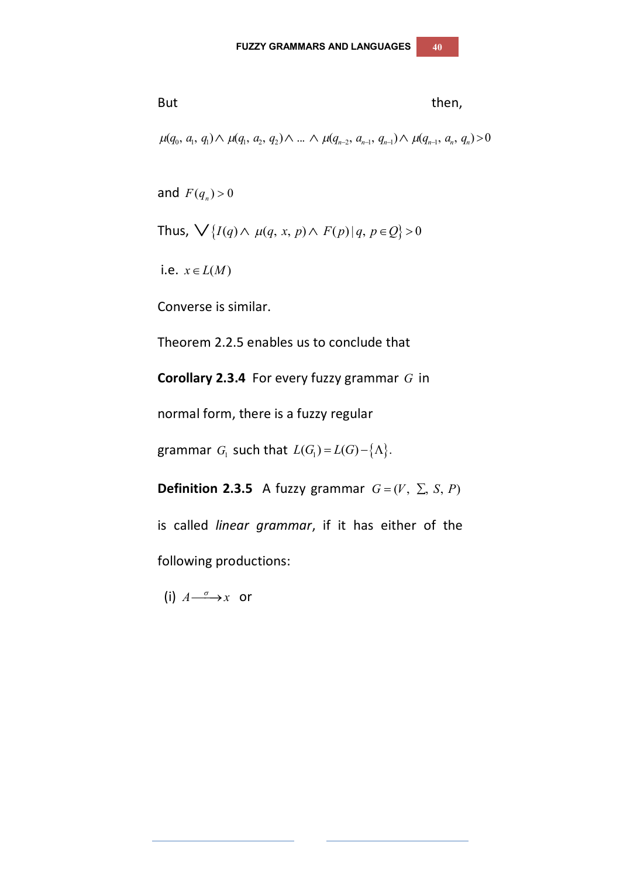But then,

$$\mu(q_0, a_1, q_1) \wedge \mu(q_1, a_2, q_2) \wedge \ldots \wedge \mu(q_{n-2}, a_{n-1}, q_{n-1}) \wedge \mu(q_{n-1}, a_n, q_n) > 0$$

and $F(q_n) > 0$

Thus, $\bigvee \{ I(q) \wedge \mu(q, x, p) \wedge F(p) \mid q, p \in Q \} > 0$

i.e. $x \in L(M)$

Converse is similar.

Theorem 2.2.5 enables us to conclude that

**Corollary 2.3.4** For every fuzzy grammar $G$ in normal form, there is a fuzzy regular grammar $G_1$ such that $L(G_1) = L(G) - \{\Lambda\}$.

**Definition 2.3.5** A fuzzy grammar $G = (V, \Sigma, S, P)$ is called *linear grammar*, if it has either of the following productions:

(i) $A \xrightarrow{\sigma} x$ or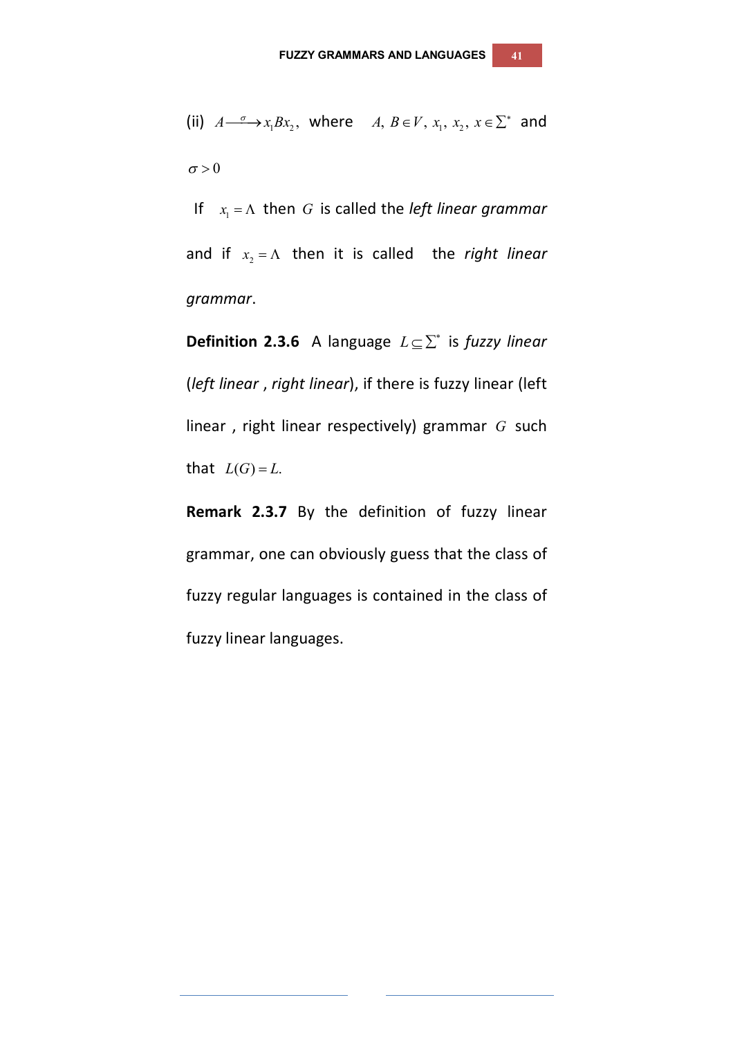(ii) $A \xrightarrow{\sigma} x_1 B x_2$, where $A, B \in V, x_1, x_2, x \in \Sigma^*$ and $\sigma > 0$

If $x_1 = \Lambda$ then $G$ is called the *left linear grammar* and if $x_2 = \Lambda$ then it is called the *right linear grammar*.

**Definition 2.3.6** A language $L \subseteq \Sigma^*$ is *fuzzy linear* (*left linear* , *right linear*), if there is fuzzy linear (left linear , right linear respectively) grammar $G$ such that $L(G) = L$.

**Remark 2.3.7** By the definition of fuzzy linear grammar, one can obviously guess that the class of fuzzy regular languages is contained in the class of fuzzy linear languages.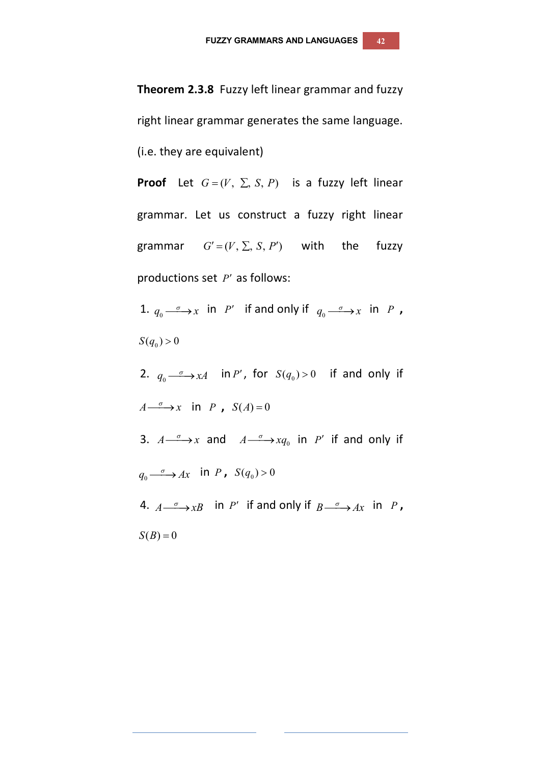**Theorem 2.3.8** Fuzzy left linear grammar and fuzzy right linear grammar generates the same language. (i.e. they are equivalent)

**Proof** Let $G = (V, \Sigma, S, P)$ is a fuzzy left linear grammar. Let us construct a fuzzy right linear grammar $G' = (V, \Sigma, S, P')$ with the fuzzy productions set $P'$ as follows:

1. $q_0 \xrightarrow{\sigma} x$ in $P'$ if and only if $q_0 \xrightarrow{\sigma} x$ in $P$, $S(q_0) > 0$

2. $q_0 \xrightarrow{\sigma} xA$ in $P'$, for $S(q_0) > 0$ if and only if $A \xrightarrow{\sigma} x$ in $P$, $S(A) = 0$

3. $A \xrightarrow{\sigma} x$ and $A \xrightarrow{\sigma} xq_0$ in $P'$ if and only if $q_0 \xrightarrow{\sigma} Ax$ in $P$, $S(q_0) > 0$

4. $A \xrightarrow{\sigma} xB$ in $P'$ if and only if $B \xrightarrow{\sigma} Ax$ in $P$, $S(B) = 0$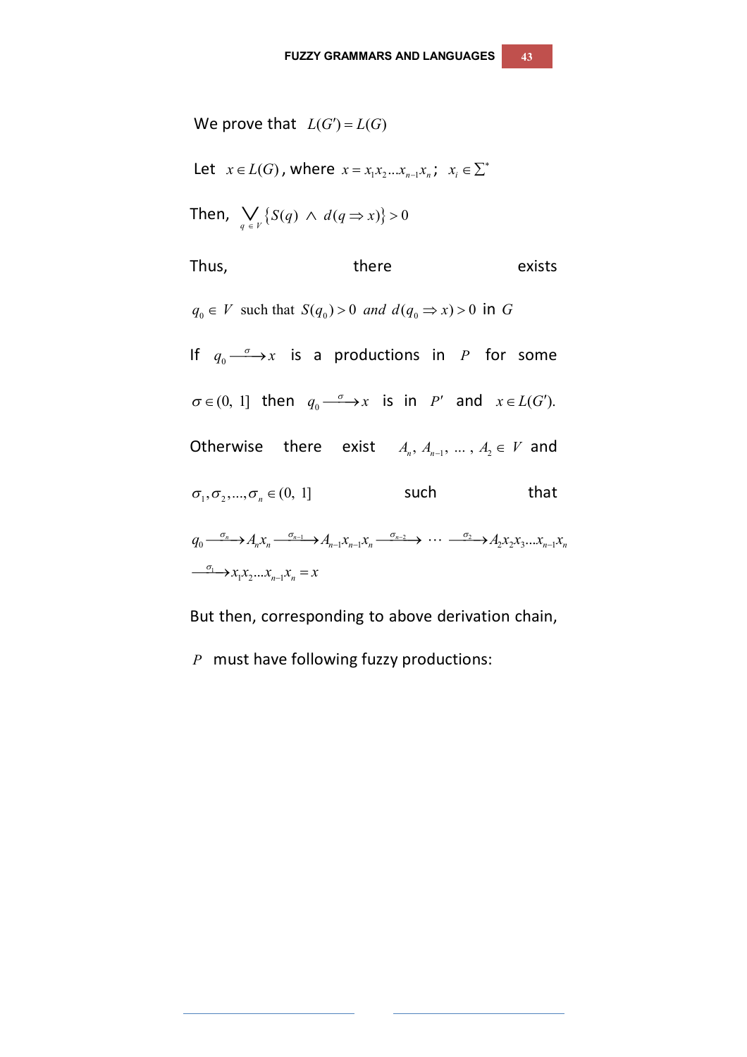We prove that $L(G') = L(G)$

Let $x \in L(G)$, where $x = x_1 x_2 \ldots x_{n-1} x_n$; $x_i \in \Sigma^*$

Then, $\bigvee_{q \in V} \{S(q) \wedge d(q \Rightarrow x)\} > 0$

Thus, there exists $q_0 \in V$ such that $S(q_0) > 0$ *and* $d(q_0 \Rightarrow x) > 0$ in $G$

If $q_0 \xrightarrow{\sigma} x$ is a productions in $P$ for some $\sigma \in (0, 1]$ then $q_0 \xrightarrow{\sigma} x$ is in $P'$ and $x \in L(G')$.

Otherwise there exist $A_n, A_{n-1}, \ldots, A_2 \in V$ and $\sigma_1, \sigma_2, \ldots, \sigma_n \in (0, 1]$ such that

$$q_0 \xrightarrow{\sigma_n} A_n x_n \xrightarrow{\sigma_{n-1}} A_{n-1} x_{n-1} x_n \xrightarrow{\sigma_{n-2}} \cdots \xrightarrow{\sigma_2} A_2 x_2 x_3 \ldots x_{n-1} x_n \xrightarrow{\sigma_1} x_1 x_2 \ldots x_{n-1} x_n = x$$

But then, corresponding to above derivation chain, $P$ must have following fuzzy productions: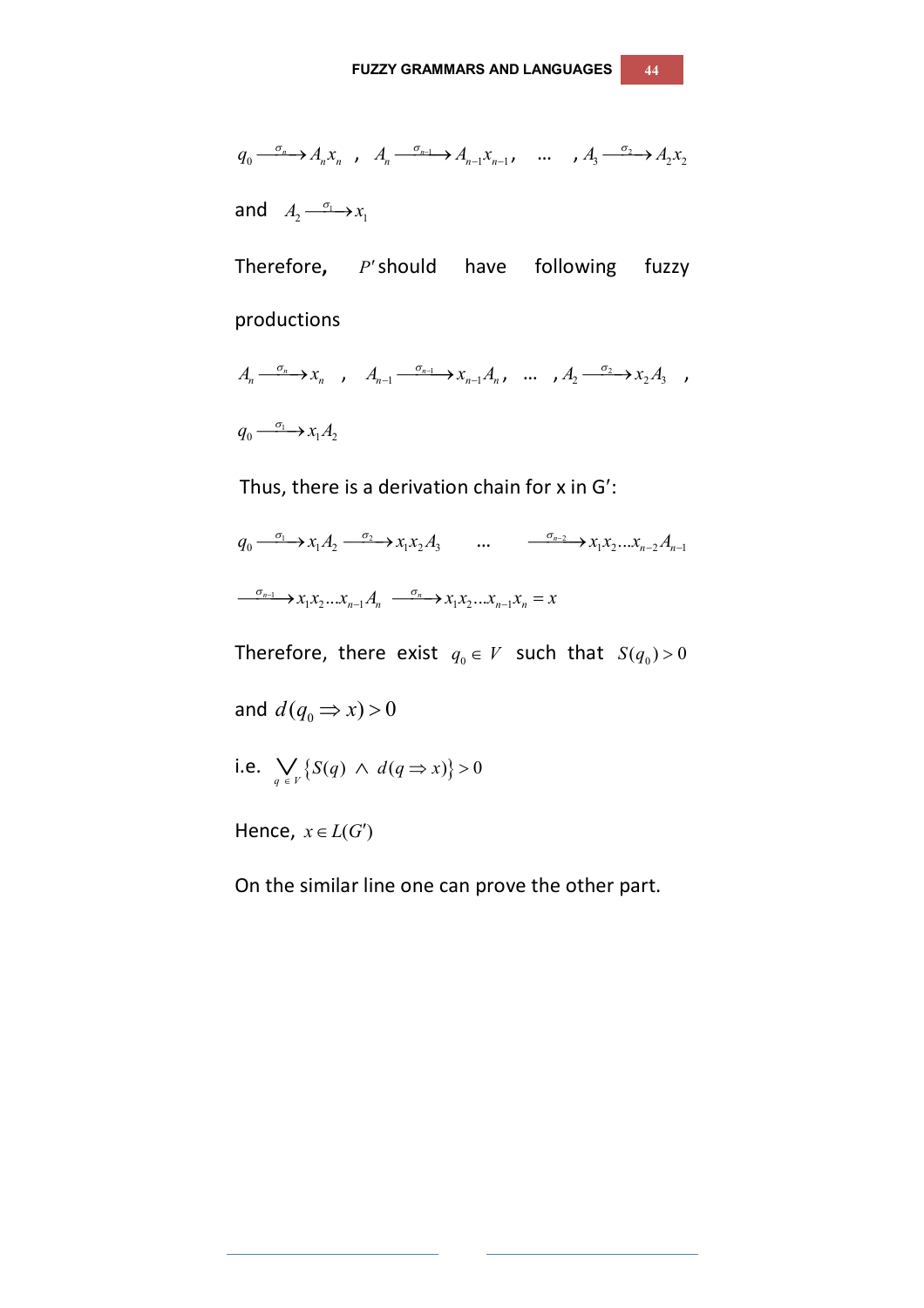$q_0 \xrightarrow{\sigma_n} A_n x_n$ , $A_n \xrightarrow{\sigma_{n-1}} A_{n-1} x_{n-1}$, ... , $A_3 \xrightarrow{\sigma_2} A_2 x_2$

and $A_2 \xrightarrow{\sigma_1} x_1$

Therefore, $P'$ should have following fuzzy productions

$A_n \xrightarrow{\sigma_n} x_n$ , $A_{n-1} \xrightarrow{\sigma_{n-1}} x_{n-1} A_n$, ... , $A_2 \xrightarrow{\sigma_2} x_2 A_3$ ,

$q_0 \xrightarrow{\sigma_1} x_1 A_2$

Thus, there is a derivation chain for x in G′:

$$q_0 \xrightarrow{\sigma_1} x_1 A_2 \xrightarrow{\sigma_2} x_1 x_2 A_3 \quad \ldots \quad \xrightarrow{\sigma_{n-2}} x_1 x_2 \ldots x_{n-2} A_{n-1}$$

$$\xrightarrow{\sigma_{n-1}} x_1 x_2 \ldots x_{n-1} A_n \xrightarrow{\sigma_n} x_1 x_2 \ldots x_{n-1} x_n = x$$

Therefore, there exist $q_0 \in V$ such that $S(q_0) > 0$

and $d(q_0 \Rightarrow x) > 0$

i.e. $\bigvee_{q \in V} \{S(q) \wedge d(q \Rightarrow x)\} > 0$

Hence, $x \in L(G')$

On the similar line one can prove the other part.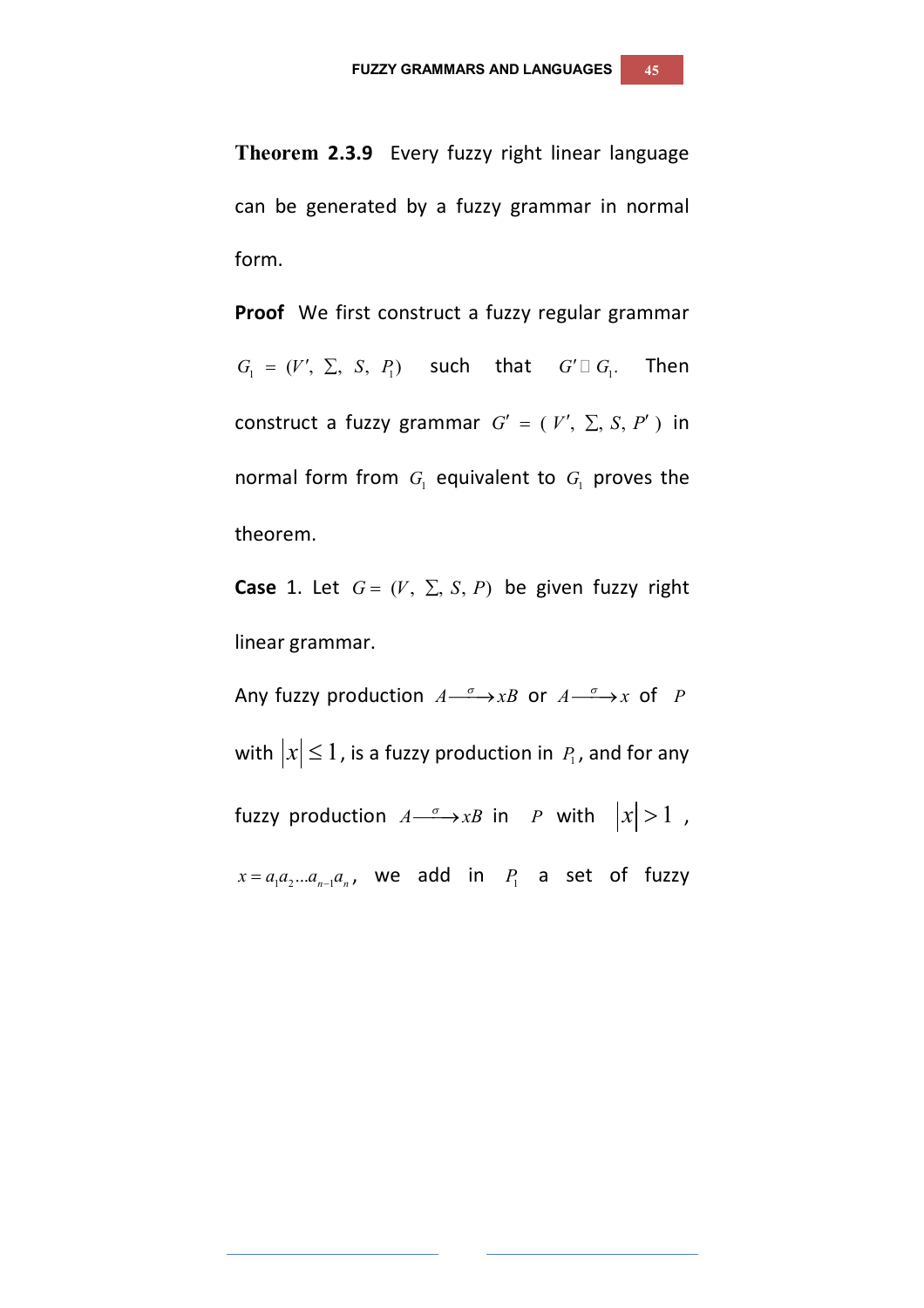**Theorem 2.3.9** Every fuzzy right linear language can be generated by a fuzzy grammar in normal form.

**Proof** We first construct a fuzzy regular grammar $G_1 = (V', \Sigma, S, P_1)$ such that $G' \square G_1$. Then construct a fuzzy grammar $G' = (V', \Sigma, S, P')$ in normal form from $G_1$ equivalent to $G_1$ proves the theorem.

**Case** 1. Let $G = (V, \Sigma, S, P)$ be given fuzzy right linear grammar.

Any fuzzy production $A \xrightarrow{\sigma} xB$ or $A \xrightarrow{\sigma} x$ of $P$ with $|x| \leq 1$, is a fuzzy production in $P_1$, and for any fuzzy production $A \xrightarrow{\sigma} xB$ in $P$ with $|x| > 1$, $x = a_1 a_2 \ldots a_{n-1} a_n$, we add in $P_1$ a set of fuzzy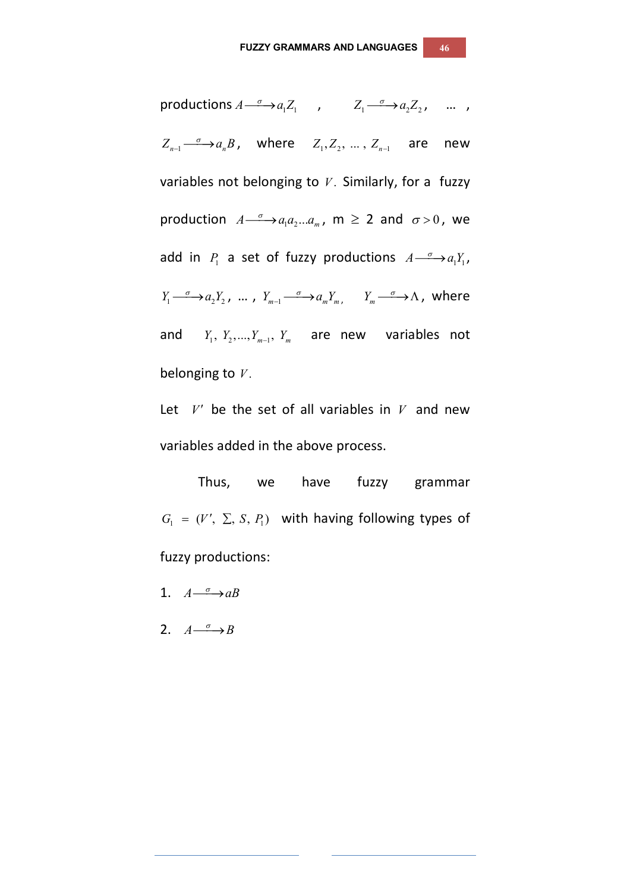productions $A \xrightarrow{\sigma} a_1 Z_1$ , $Z_1 \xrightarrow{\sigma} a_2 Z_2$, ... , $Z_{n-1} \xrightarrow{\sigma} a_n B$, where $Z_1, Z_2, \ldots, Z_{n-1}$ are new variables not belonging to $V$. Similarly, for a fuzzy production $A \xrightarrow{\sigma} a_1 a_2 \ldots a_m$, m ≥ 2 and $\sigma > 0$, we add in $P_1$ a set of fuzzy productions $A \xrightarrow{\sigma} a_1 Y_1$, $Y_1 \xrightarrow{\sigma} a_2 Y_2$, ... , $Y_{m-1} \xrightarrow{\sigma} a_m Y_m$, $Y_m \xrightarrow{\sigma} \Lambda$, where and $Y_1, Y_2, \ldots, Y_{m-1}, Y_m$ are new variables not belonging to $V$.

Let $V'$ be the set of all variables in $V$ and new variables added in the above process.

Thus, we have fuzzy grammar $G_1 = (V', \Sigma, S, P_1)$ with having following types of fuzzy productions:

1. $A \xrightarrow{\sigma} aB$
2. $A \xrightarrow{\sigma} B$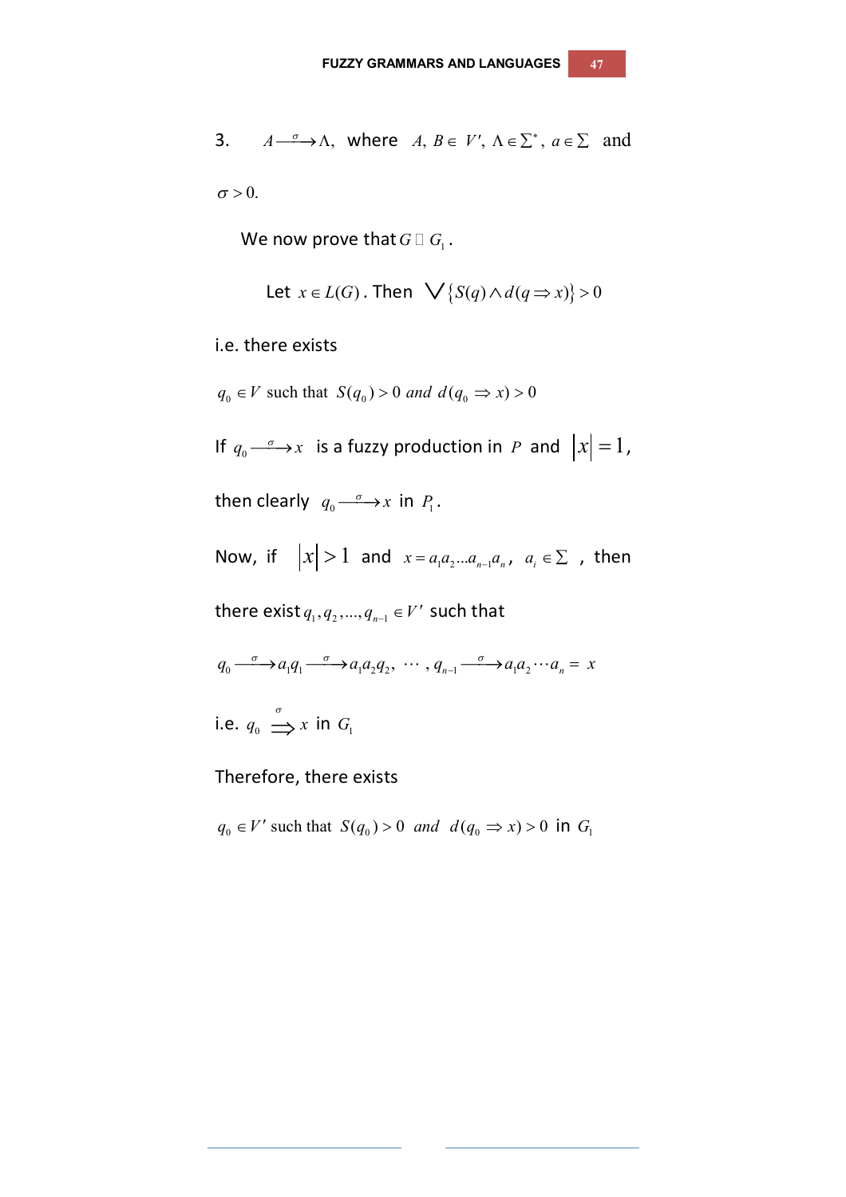3. $A \xrightarrow{\sigma} \Lambda$, where $A, B \in V'$, $\Lambda \in \Sigma^*$, $a \in \Sigma$ and $\sigma > 0$.

We now prove that $G \square G_1$.

Let $x \in L(G)$. Then $\bigvee \{S(q) \wedge d(q \Rightarrow x)\} > 0$

i.e. there exists

$q_0 \in V$ such that $S(q_0) > 0$ *and* $d(q_0 \Rightarrow x) > 0$

If $q_0 \xrightarrow{\sigma} x$ is a fuzzy production in $P$ and $|x| = 1$,

then clearly $q_0 \xrightarrow{\sigma} x$ in $P_1$.

Now, if $|x| > 1$ and $x = a_1 a_2 ... a_{n-1} a_n$, $a_i \in \Sigma$, then

there exist $q_1, q_2, ..., q_{n-1} \in V'$ such that

$$q_0 \xrightarrow{\sigma} a_1 q_1 \xrightarrow{\sigma} a_1 a_2 q_2, \; \cdots, \; q_{n-1} \xrightarrow{\sigma} a_1 a_2 \cdots a_n = x$$

i.e. $q_0 \overset{\sigma}{\Longrightarrow} x$ in $G_1$

Therefore, there exists

$q_0 \in V'$ such that $S(q_0) > 0$ *and* $d(q_0 \Rightarrow x) > 0$ in $G_1$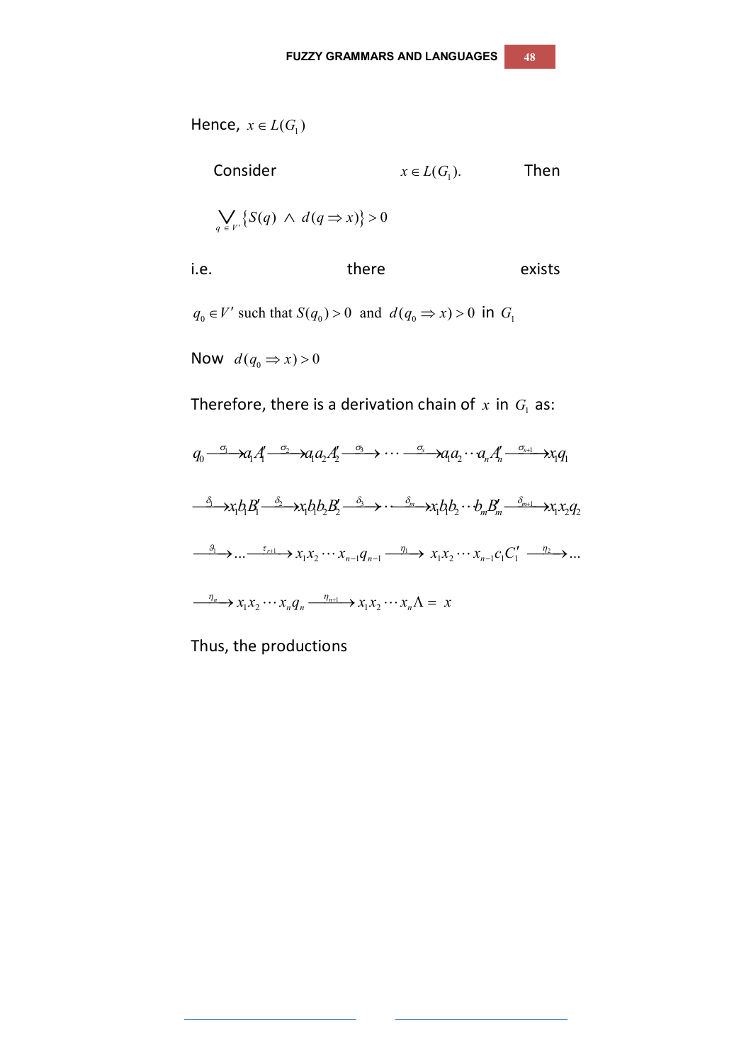Hence, $x \in L(G_1)$

Consider $x \in L(G_1)$. Then

$$\bigvee_{q \in V'} \{S(q) \wedge d(q \Rightarrow x)\} > 0$$

i.e. there exists

$q_0 \in V'$ such that $S(q_0) > 0$ and $d(q_0 \Rightarrow x) > 0$ in $G_1$

Now $d(q_0 \Rightarrow x) > 0$

Therefore, there is a derivation chain of $x$ in $G_1$ as:

$$q_0 \xrightarrow{\sigma_1} a_1 A_1' \xrightarrow{\sigma_2} a_1 a_2 A_2' \xrightarrow{\sigma_3} \cdots \xrightarrow{\sigma_s} a_1 a_2 \cdots a_n A_n' \xrightarrow{\sigma_{s+1}} x_1 q_1$$

$$\xrightarrow{\delta_1} x_1 b_1 B_1' \xrightarrow{\delta_2} x_1 b_1 b_2 B_2' \xrightarrow{\delta_3} \cdots \xrightarrow{\delta_m} x_1 b_1 b_2 \cdots b_m B_m' \xrightarrow{\delta_{m+1}} x_1 x_2 q_2$$

$$\xrightarrow{\vartheta_1} \cdots \xrightarrow{\tau_{r+1}} x_1 x_2 \cdots x_{n-1} q_{n-1} \xrightarrow{\eta_1} x_1 x_2 \cdots x_{n-1} c_1 C_1' \xrightarrow{\eta_2} \cdots$$

$$\xrightarrow{\eta_n} x_1 x_2 \cdots x_n q_n \xrightarrow{\eta_{n+1}} x_1 x_2 \cdots x_n \Lambda = x$$

Thus, the productions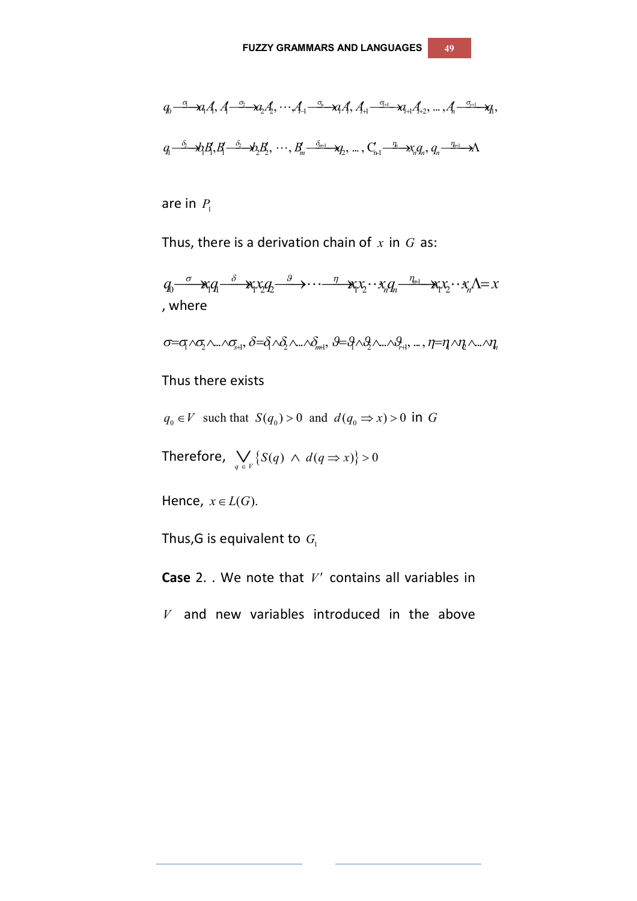$$q_0 \xrightarrow{\sigma_1} x_1 A_1',\ A_1' \xrightarrow{\sigma_2} x_2 A_2',\ \cdots, A_{i-1}' \xrightarrow{\sigma_i} x_i A_i',\ A_{i+1}' \xrightarrow{\sigma_{i+1}} x_{i+1} A_{i+2}',\ \ldots, A_s' \xrightarrow{\sigma_{s+1}} x_1 q_1,$$

$$q_1 \xrightarrow{\delta_1} b_1 B_1', B_1' \xrightarrow{\delta_2} b_2 B_2',\ \cdots, B_m' \xrightarrow{\delta_{m+1}} x_2 q_2,\ \ldots, C_{n-1}' \xrightarrow{\eta_n} x_n q_n,\ q_n \xrightarrow{\eta_{n+1}} \Lambda$$

are in $P_1$

Thus, there is a derivation chain of $x$ in $G$ as:

$$q_0 \xrightarrow{\sigma} x_1 q_1 \xrightarrow{\delta} x_1 x_2 q_2 \xrightarrow{\vartheta} \cdots \xrightarrow{\eta} x_1 x_2 \cdots x_n q_n \xrightarrow{\eta_{n+1}} x_1 x_2 \cdots x_n \Lambda = x$$

, where

$$\sigma = \sigma_1 \wedge \sigma_2 \wedge \ldots \wedge \sigma_{s+1},\ \delta = \delta_1 \wedge \delta_2 \wedge \ldots \wedge \delta_{m+1},\ \vartheta = \vartheta_1 \wedge \vartheta_2 \wedge \ldots \wedge \vartheta_{r+1},\ \ldots, \eta = \eta_1 \wedge \eta_2 \wedge \ldots \wedge \eta_n$$

Thus there exists

$q_0 \in V$ such that $S(q_0) > 0$ and $d(q_0 \Rightarrow x) > 0$ in $G$

Therefore, $\bigvee_{q \in V} \{S(q) \wedge d(q \Rightarrow x)\} > 0$

Hence, $x \in L(G)$.

Thus,G is equivalent to $G_1$

**Case** 2. . We note that $V'$ contains all variables in $V$ and new variables introduced in the above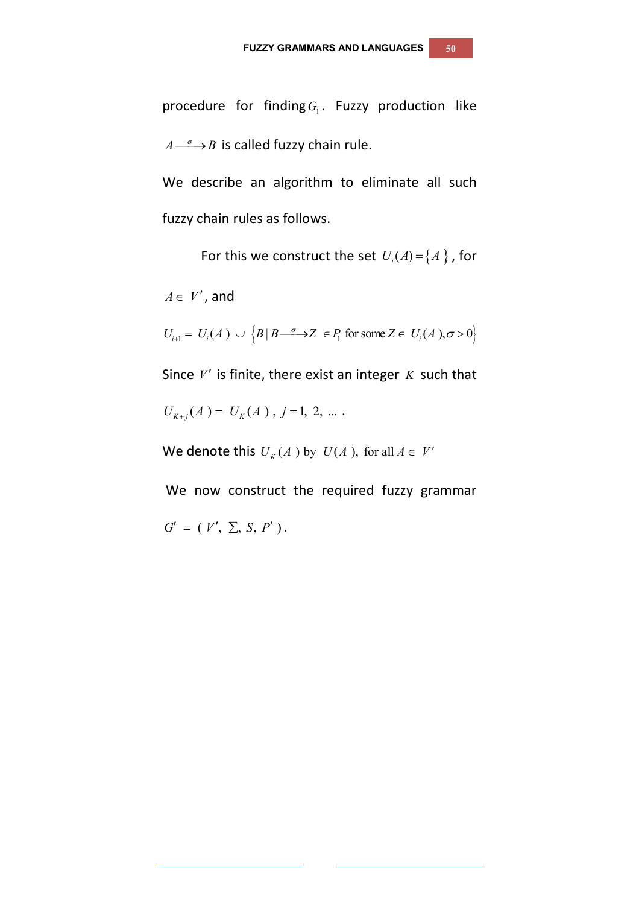procedure for finding $G_1$. Fuzzy production like $A \xrightarrow{\sigma} B$ is called fuzzy chain rule.

We describe an algorithm to eliminate all such fuzzy chain rules as follows.

For this we construct the set $U_i(A) = \{A\}$, for $A \in V'$, and

$$U_{i+1} = U_i(A) \cup \{B \mid B \xrightarrow{\sigma} Z \in P_1 \text{ for some } Z \in U_i(A), \sigma > 0\}$$

Since $V'$ is finite, there exist an integer $K$ such that $U_{K+j}(A) = U_K(A)$, $j = 1, 2, \ldots$ .

We denote this $U_K(A)$ by $U(A)$, for all $A \in V'$

We now construct the required fuzzy grammar $G' = (V', \Sigma, S, P')$.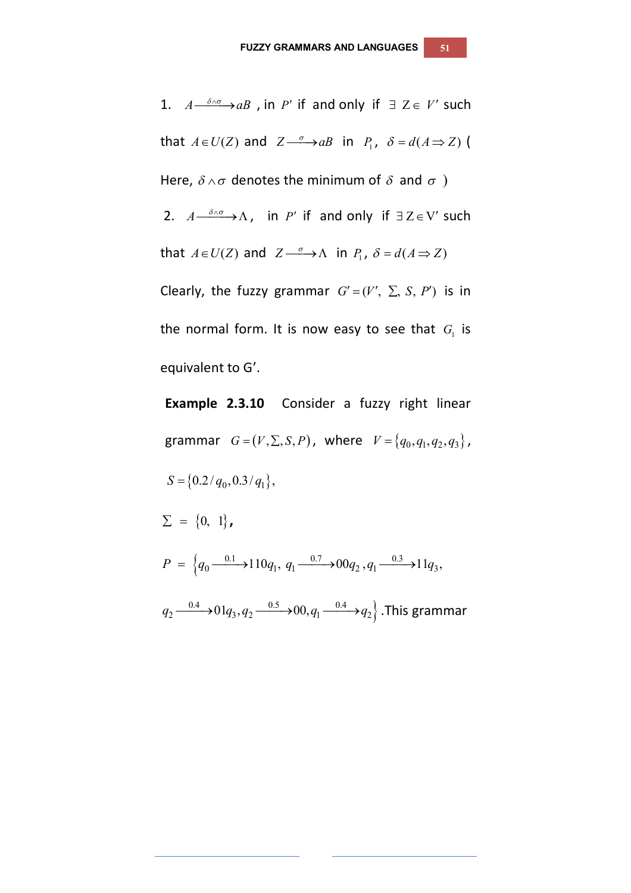1. $A \xrightarrow{\delta \wedge \sigma} aB$ , in $P'$ if and only if $\exists\ Z \in V'$ such that $A \in U(Z)$ and $Z \xrightarrow{\sigma} aB$ in $P_1$, $\delta = d(A \Rightarrow Z)$ ( Here, $\delta \wedge \sigma$ denotes the minimum of $\delta$ and $\sigma$ )

2. $A \xrightarrow{\delta \wedge \sigma} \Lambda$, in $P'$ if and only if $\exists Z \in V'$ such that $A \in U(Z)$ and $Z \xrightarrow{\sigma} \Lambda$ in $P_1$, $\delta = d(A \Rightarrow Z)$

Clearly, the fuzzy grammar $G' = (V', \Sigma, S, P')$ is in the normal form. It is now easy to see that $G_1$ is equivalent to G'.

**Example 2.3.10** Consider a fuzzy right linear grammar $G = (V, \Sigma, S, P)$, where $V = \{q_0, q_1, q_2, q_3\}$,

$S = \{0.2/q_0, 0.3/q_1\}$,

$\Sigma = \{0, 1\}$,

$P = \{q_0 \xrightarrow{0.1} 110q_1,\ q_1 \xrightarrow{0.7} 00q_2, q_1 \xrightarrow{0.3} 11q_3,$
$q_2 \xrightarrow{0.4} 01q_3, q_2 \xrightarrow{0.5} 00, q_1 \xrightarrow{0.4} q_2\}$. This grammar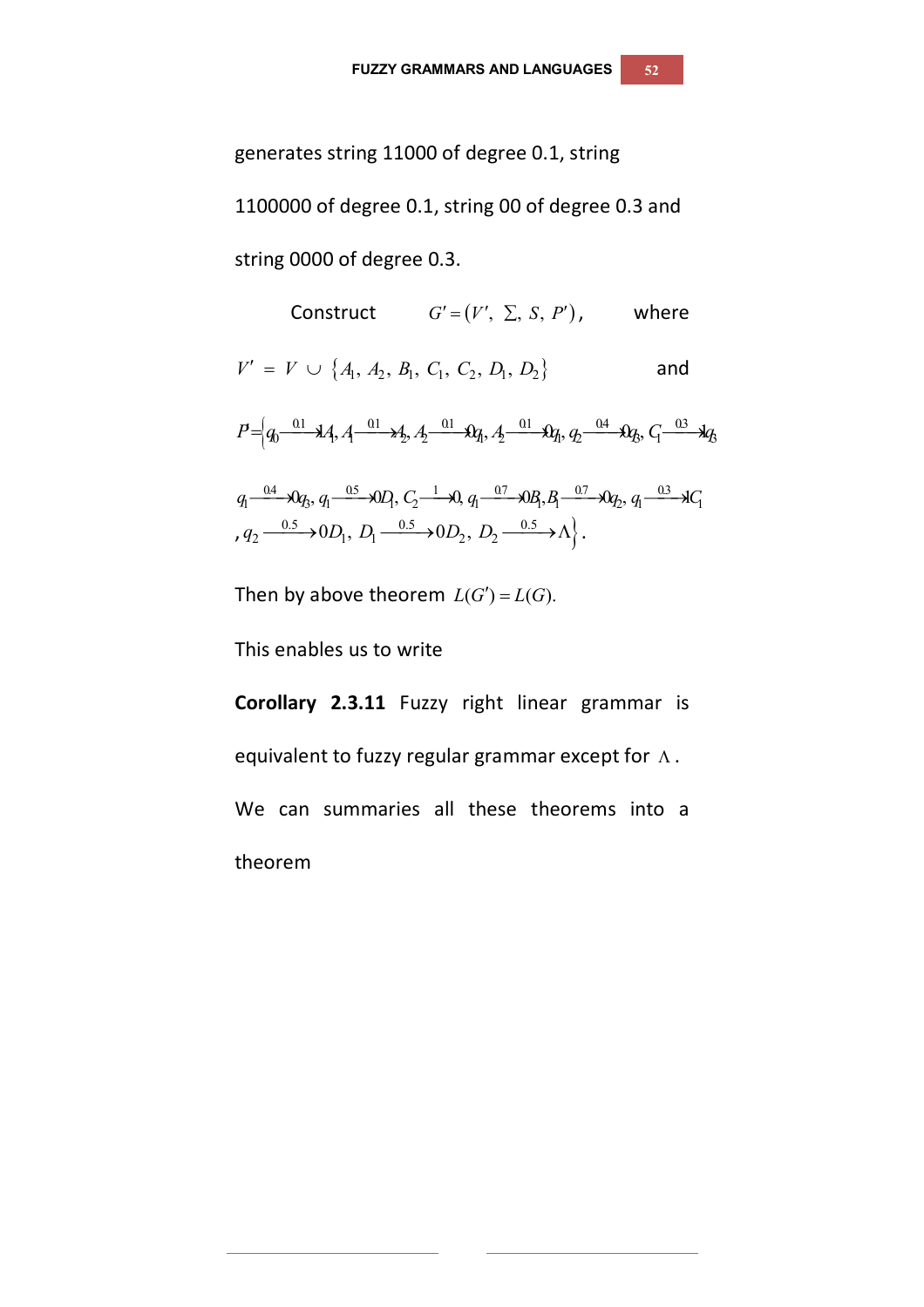generates string 11000 of degree 0.1, string 1100000 of degree 0.1, string 00 of degree 0.3 and string 0000 of degree 0.3.

Construct $G' = (V',\ \Sigma,\ S,\ P')$, where $V' = V \cup \{A_1, A_2, B_1, C_1, C_2, D_1, D_2\}$ and

$$P' = \{ q_0 \xrightarrow{0.1} 1A_1, A_1 \xrightarrow{0.1} 1A_2, A_2 \xrightarrow{0.1} 0q_1, A_2 \xrightarrow{0.1} 0q_1, q_2 \xrightarrow{0.4} 0q_3, C_1 \xrightarrow{0.3} 1q_3$$

$$q_1 \xrightarrow{0.4} 0q_3, q_1 \xrightarrow{0.5} 0D_1, C_2 \xrightarrow{1} 0, q_1 \xrightarrow{0.7} 0B_1, B_1 \xrightarrow{0.7} 0q_2, q_1 \xrightarrow{0.3} 1C_1$$

$$, q_2 \xrightarrow{0.5} 0D_1, D_1 \xrightarrow{0.5} 0D_2, D_2 \xrightarrow{0.5} \Lambda \}.$$

Then by above theorem $L(G') = L(G)$.

This enables us to write

**Corollary 2.3.11** Fuzzy right linear grammar is equivalent to fuzzy regular grammar except for $\Lambda$.

We can summaries all these theorems into a theorem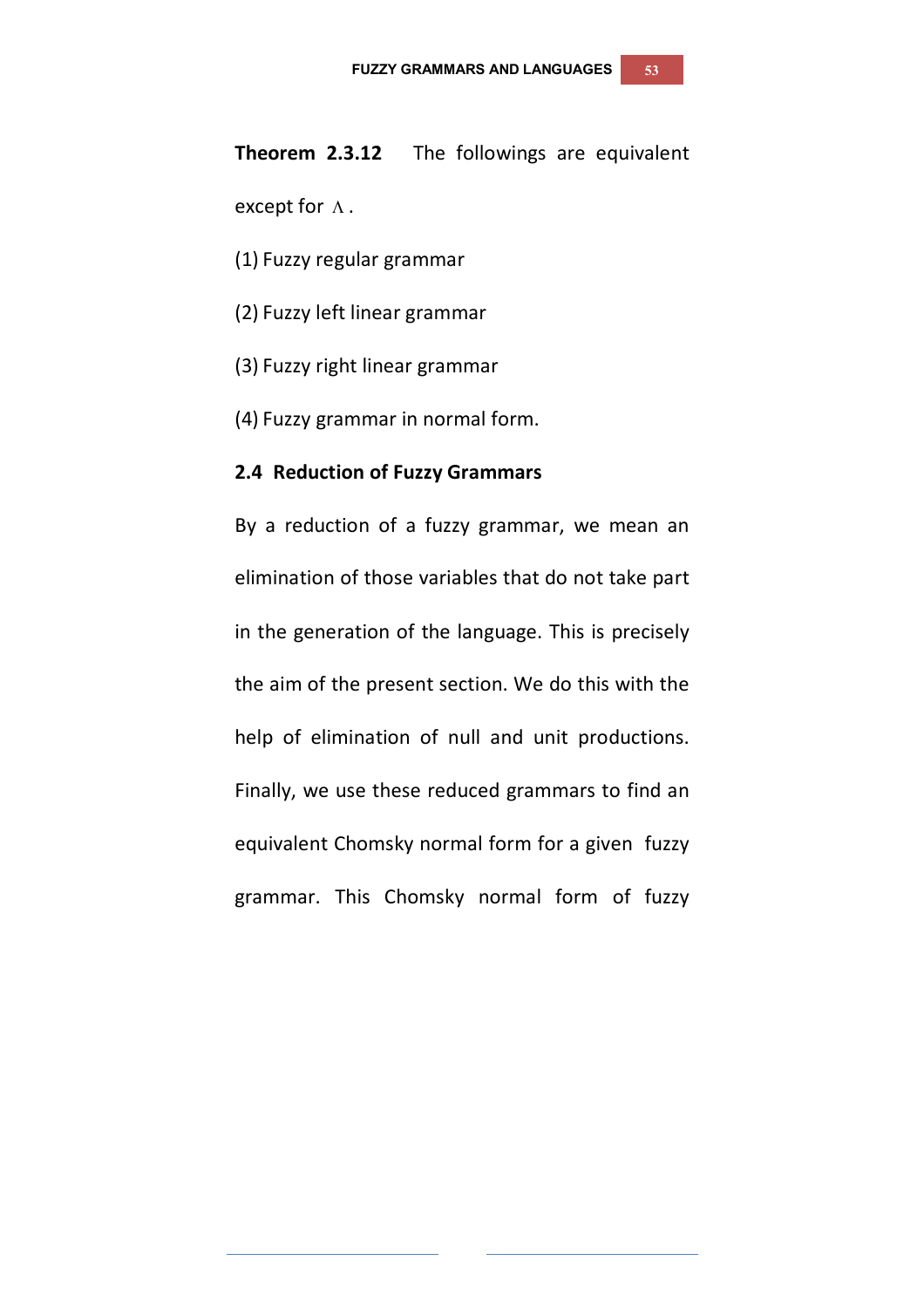**Theorem 2.3.12** The followings are equivalent except for $\Lambda$.

(1) Fuzzy regular grammar

(2) Fuzzy left linear grammar

(3) Fuzzy right linear grammar

(4) Fuzzy grammar in normal form.

### 2.4 Reduction of Fuzzy Grammars

By a reduction of a fuzzy grammar, we mean an elimination of those variables that do not take part in the generation of the language. This is precisely the aim of the present section. We do this with the help of elimination of null and unit productions. Finally, we use these reduced grammars to find an equivalent Chomsky normal form for a given fuzzy grammar. This Chomsky normal form of fuzzy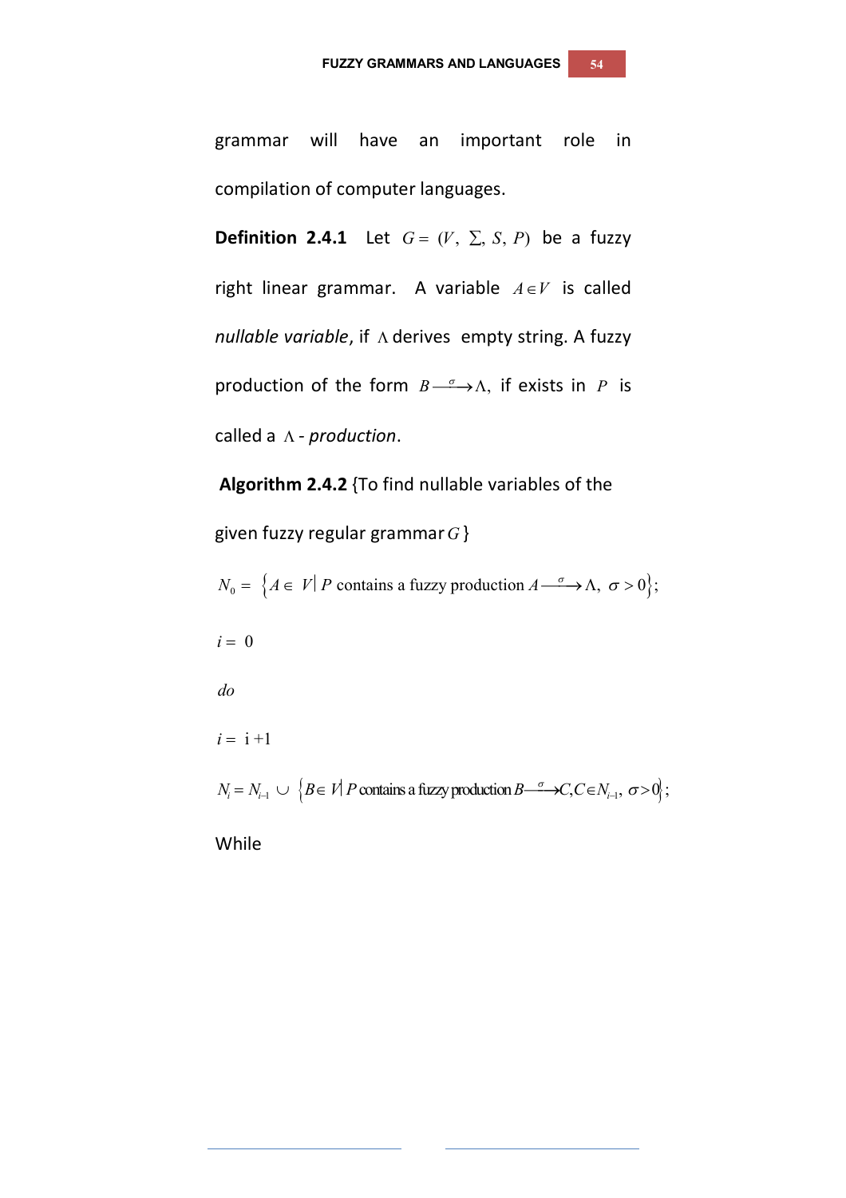grammar will have an important role in compilation of computer languages.

**Definition 2.4.1** Let $G = (V, \Sigma, S, P)$ be a fuzzy right linear grammar. A variable $A \in V$ is called *nullable variable*, if $\Lambda$ derives empty string. A fuzzy production of the form $B \xrightarrow{\sigma} \Lambda$, if exists in $P$ is called a $\Lambda$ - *production*.

**Algorithm 2.4.2** {To find nullable variables of the given fuzzy regular grammar $G$}

$N_0 = \{A \in V \mid P \text{ contains a fuzzy production } A \xrightarrow{\sigma} \Lambda, \ \sigma > 0\};$

$i = 0$

*do*

$i = i + 1$

$N_i = N_{i-1} \cup \{B \in V \mid P \text{ contains a fuzzy production } B \xrightarrow{\sigma} C, C \in N_{i-1}, \ \sigma > 0\};$

While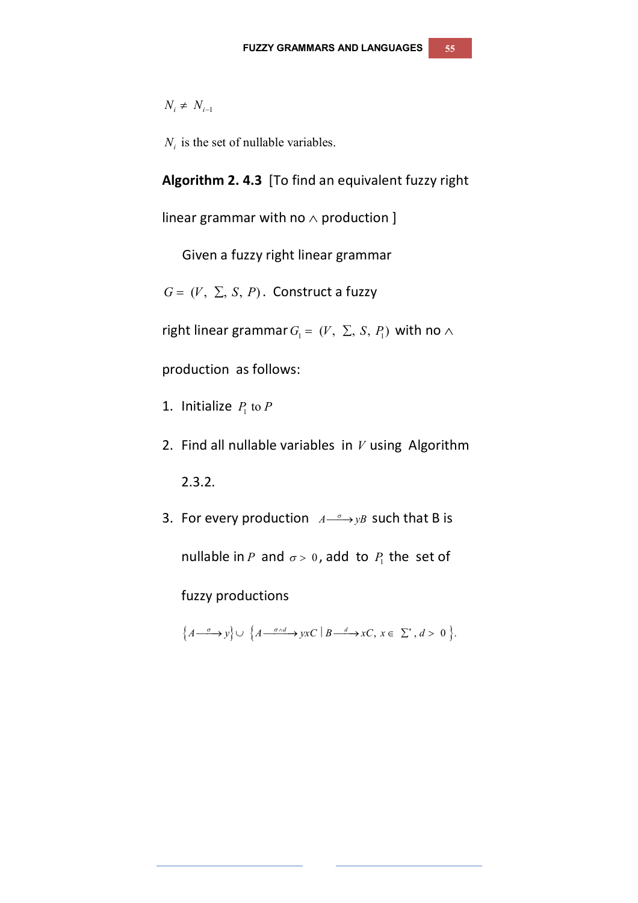$N_i \neq N_{i-1}$

$N_i$ is the set of nullable variables.

**Algorithm 2. 4.3** [To find an equivalent fuzzy right linear grammar with no $\wedge$ production ]

Given a fuzzy right linear grammar $G = (V, \Sigma, S, P)$. Construct a fuzzy right linear grammar $G_1 = (V, \Sigma, S, P_1)$ with no $\wedge$ production as follows:

1. Initialize $P_1$ to $P$
2. Find all nullable variables in $V$ using Algorithm 2.3.2.
3. For every production $A \xrightarrow{\sigma} yB$ such that B is nullable in $P$ and $\sigma > 0$, add to $P_1$ the set of fuzzy productions

$$\left\{A \xrightarrow{\sigma} y\right\} \cup \left\{A \xrightarrow{\sigma \wedge d} yxC \mid B \xrightarrow{d} xC,\ x \in \Sigma^*, d > 0\right\}.$$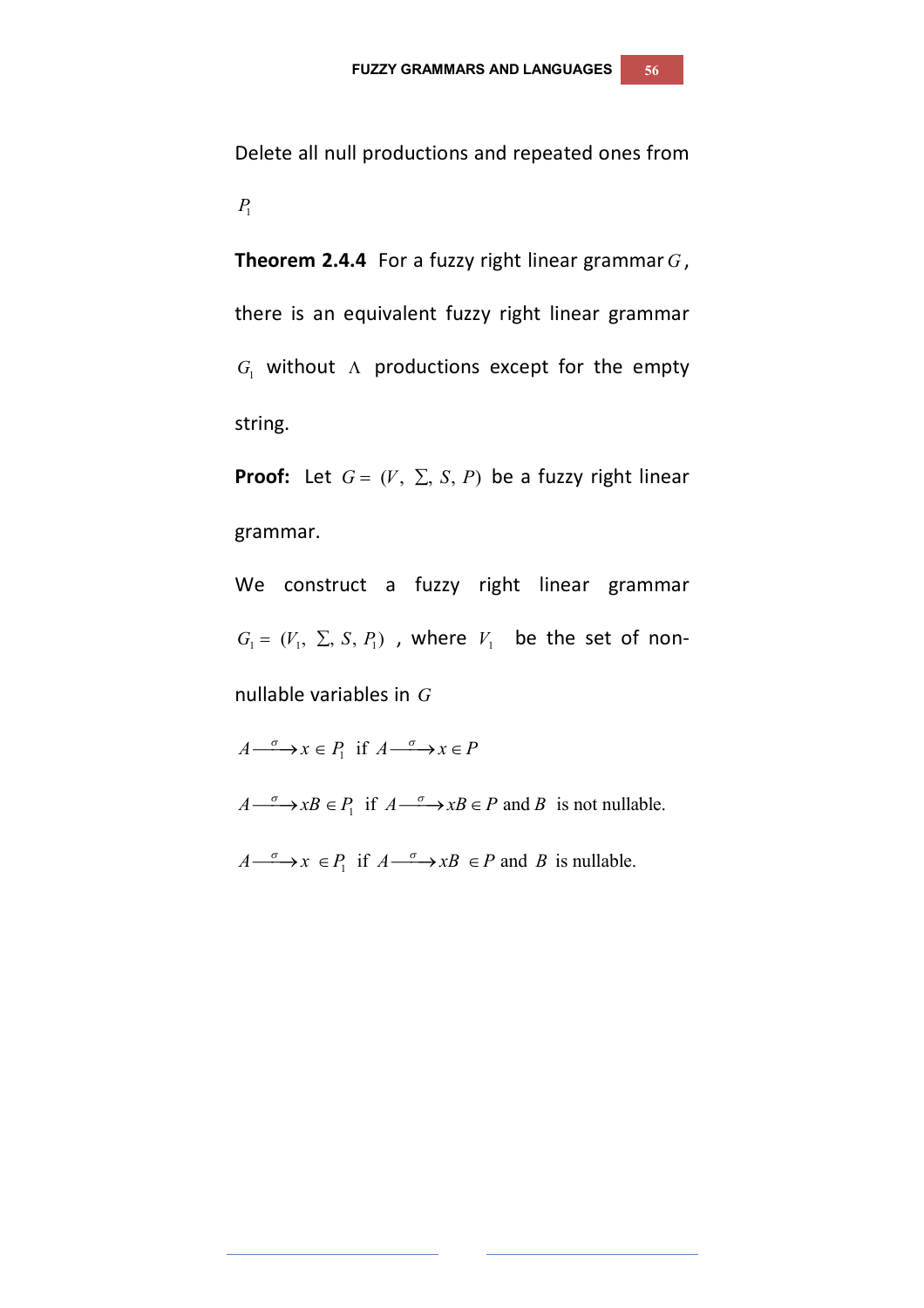Delete all null productions and repeated ones from $P_1$

**Theorem 2.4.4** For a fuzzy right linear grammar $G$, there is an equivalent fuzzy right linear grammar $G_1$ without $\Lambda$ productions except for the empty string.

**Proof:** Let $G = (V, \Sigma, S, P)$ be a fuzzy right linear grammar.

We construct a fuzzy right linear grammar $G_1 = (V_1, \Sigma, S, P_1)$ , where $V_1$ be the set of non-nullable variables in $G$

$A \xrightarrow{\sigma} x \in P_1$ if $A \xrightarrow{\sigma} x \in P$

$A \xrightarrow{\sigma} xB \in P_1$ if $A \xrightarrow{\sigma} xB \in P$ and $B$ is not nullable.

$A \xrightarrow{\sigma} x \in P_1$ if $A \xrightarrow{\sigma} xB \in P$ and $B$ is nullable.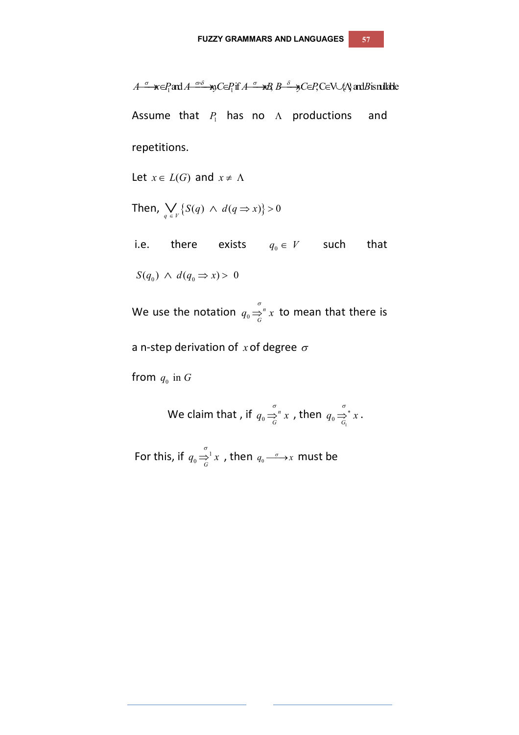$A \xrightarrow{\sigma} x \in P_1$ and $A \xrightarrow{\sigma \wedge \delta} yC \in P_1$ if $A \xrightarrow{\sigma} yB$, $B \xrightarrow{\delta} C \in P$, $C \in V \cup \{\Lambda\}$ and $B$ is nullable

Assume that $P_1$ has no $\Lambda$ productions and repetitions.

Let $x \in L(G)$ and $x \neq \Lambda$

Then, $\bigvee_{q \in V} \{S(q) \wedge d(q \Rightarrow x)\} > 0$

i.e. there exists $q_0 \in V$ such that

$S(q_0) \wedge d(q_0 \Rightarrow x) > 0$

We use the notation $q_0 \overset{\sigma}{\underset{G}{\Rightarrow}}{}^n x$ to mean that there is a n-step derivation of $x$ of degree $\sigma$ from $q_0$ in $G$

We claim that , if $q_0 \overset{\sigma}{\underset{G}{\Rightarrow}}{}^n x$ , then $q_0 \overset{\sigma}{\underset{G_1}{\Rightarrow}}{}^* x$ .

For this, if $q_0 \overset{\sigma}{\underset{G}{\Rightarrow}}{}^1 x$ , then $q_0 \xrightarrow{\sigma} x$ must be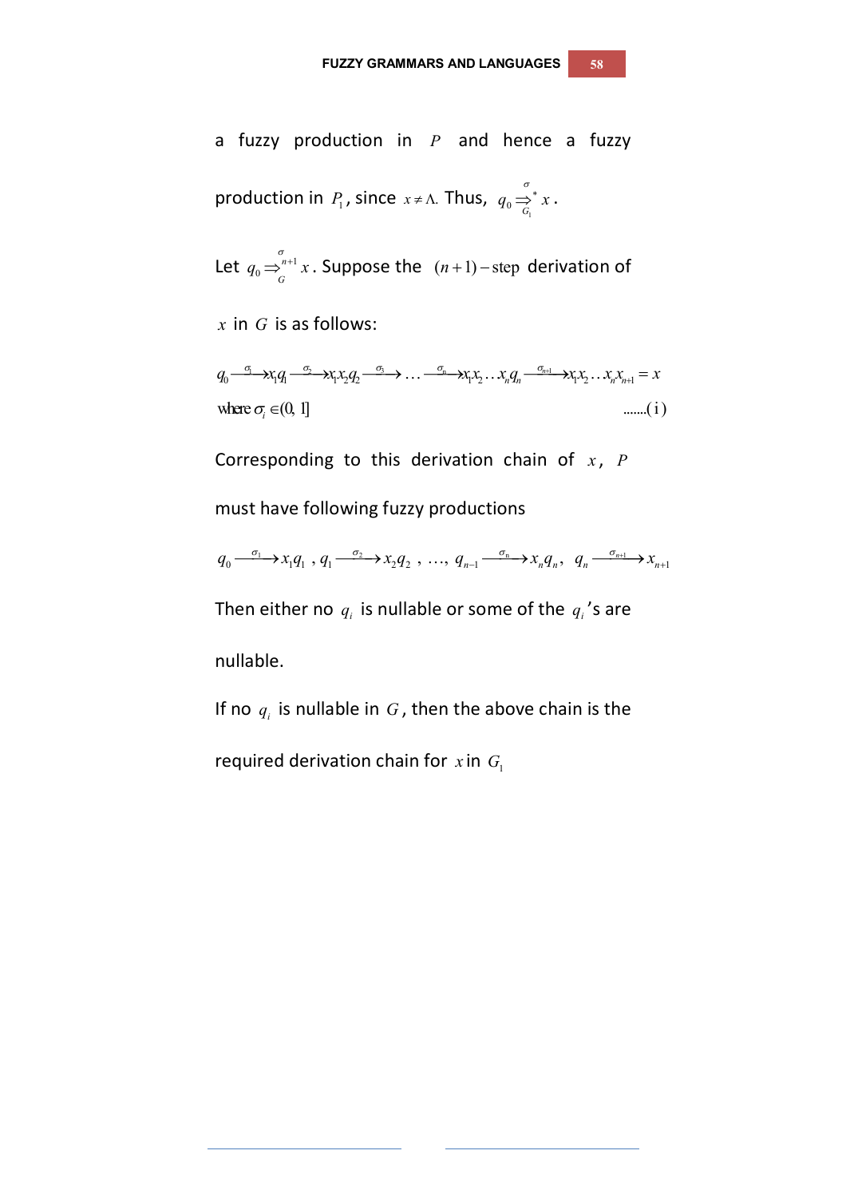a fuzzy production in $P$ and hence a fuzzy production in $P_1$, since $x \neq \Lambda$. Thus, $q_0 \overset{\sigma}{\underset{G_1}{\Rightarrow}}{}^{*} x$.

Let $q_0 \overset{\sigma}{\underset{G}{\Rightarrow}}{}^{n+1} x$. Suppose the $(n+1)-\text{step}$ derivation of $x$ in $G$ is as follows:

$$q_0 \xrightarrow{\sigma_1} x_1 q_1 \xrightarrow{\sigma_2} x_1 x_2 q_2 \xrightarrow{\sigma_3} \ldots \xrightarrow{\sigma_n} x_1 x_2 \ldots x_n q_n \xrightarrow{\sigma_{n+1}} x_1 x_2 \ldots x_n x_{n+1} = x$$

$$\text{where } \sigma_i \in (0, 1] \qquad \qquad .......(i)$$

Corresponding to this derivation chain of $x$, $P$ must have following fuzzy productions

$$q_0 \xrightarrow{\sigma_1} x_1 q_1 \ , q_1 \xrightarrow{\sigma_2} x_2 q_2 \ , \ \ldots, \ q_{n-1} \xrightarrow{\sigma_n} x_n q_n, \ \ q_n \xrightarrow{\sigma_{n+1}} x_{n+1}$$

Then either no $q_i$ is nullable or some of the $q_i$'s are nullable.

If no $q_i$ is nullable in $G$, then the above chain is the required derivation chain for $x$ in $G_1$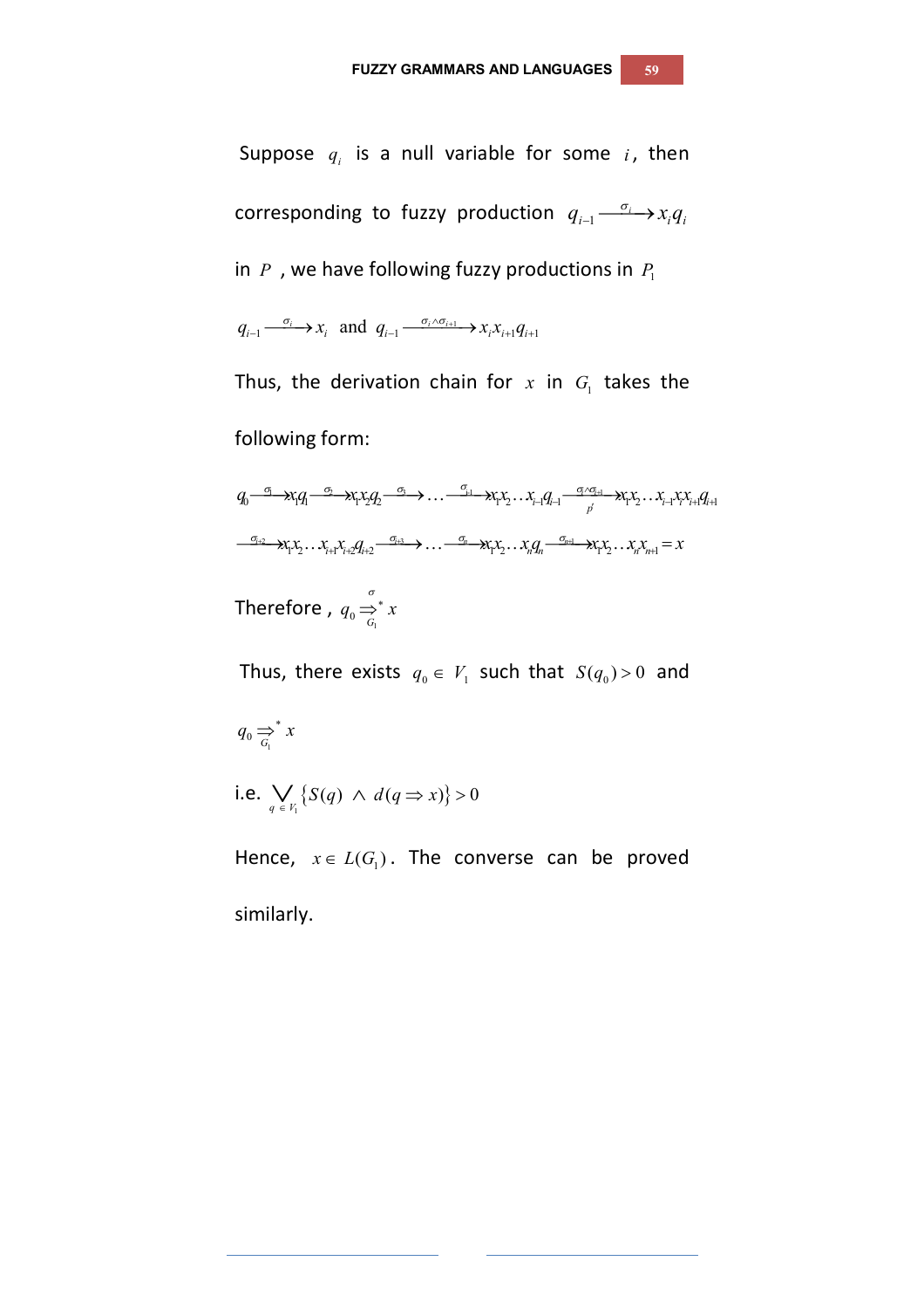Suppose $q_i$ is a null variable for some $i$, then corresponding to fuzzy production $q_{i-1} \xrightarrow{\sigma_i} x_i q_i$ in $P$ , we have following fuzzy productions in $P_1$

$$q_{i-1} \xrightarrow{\sigma_i} x_i \text{ and } q_{i-1} \xrightarrow{\sigma_i \wedge \sigma_{i+1}} x_i x_{i+1} q_{i+1}$$

Thus, the derivation chain for $x$ in $G_1$ takes the following form:

$$q_0 \xrightarrow{\sigma_1} x_1 q_1 \xrightarrow{\sigma_2} x_1 x_2 q_2 \xrightarrow{\sigma_3} \ldots \xrightarrow{\sigma_{i-1}} x_1 x_2 \ldots x_{i-1} q_{i-1} \xrightarrow[p']{\sigma_i \wedge \sigma_{i+1}} x_1 x_2 \ldots x_{i-1} x_i x_{i+1} q_{i+1}$$

$$\xrightarrow{\sigma_{i+2}} x_1 x_2 \ldots x_{i+1} x_{i+2} q_{i+2} \xrightarrow{\sigma_{i+3}} \ldots \xrightarrow{\sigma_n} x_1 x_2 \ldots x_n q_n \xrightarrow{\sigma_{n+1}} x_1 x_2 \ldots x_n x_{n+1} = x$$

Therefore , $q_0 \overset{\sigma}{\underset{G_1}{\Rightarrow}}{}^* x$

Thus, there exists $q_0 \in V_1$ such that $S(q_0) > 0$ and $q_0 \underset{G_1}{\Rightarrow}{}^* x$

i.e. $\bigvee_{q \in V_1} \{S(q) \wedge d(q \Rightarrow x)\} > 0$

Hence, $x \in L(G_1)$. The converse can be proved similarly.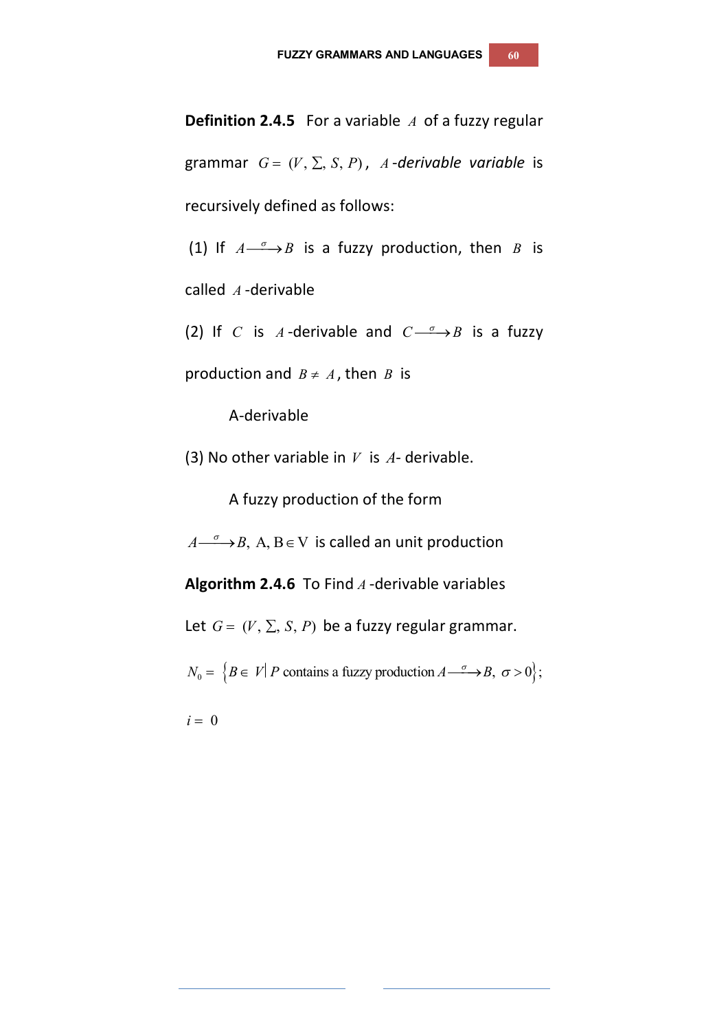**Definition 2.4.5** For a variable $A$ of a fuzzy regular grammar $G = (V, \Sigma, S, P)$, $A$-*derivable variable* is recursively defined as follows:

(1) If $A \xrightarrow{\sigma} B$ is a fuzzy production, then $B$ is called $A$-derivable

(2) If $C$ is $A$-derivable and $C \xrightarrow{\sigma} B$ is a fuzzy production and $B \neq A$, then $B$ is A-derivable

(3) No other variable in $V$ is $A$- derivable.

A fuzzy production of the form $A \xrightarrow{\sigma} B,\ \mathrm{A, B} \in \mathrm{V}$ is called an unit production

**Algorithm 2.4.6** To Find $A$-derivable variables

Let $G = (V, \Sigma, S, P)$ be a fuzzy regular grammar.

$N_0 = \left\{ B \in V \middle| P \text{ contains a fuzzy production } A \xrightarrow{\sigma} B,\ \sigma > 0 \right\};$

$i = 0$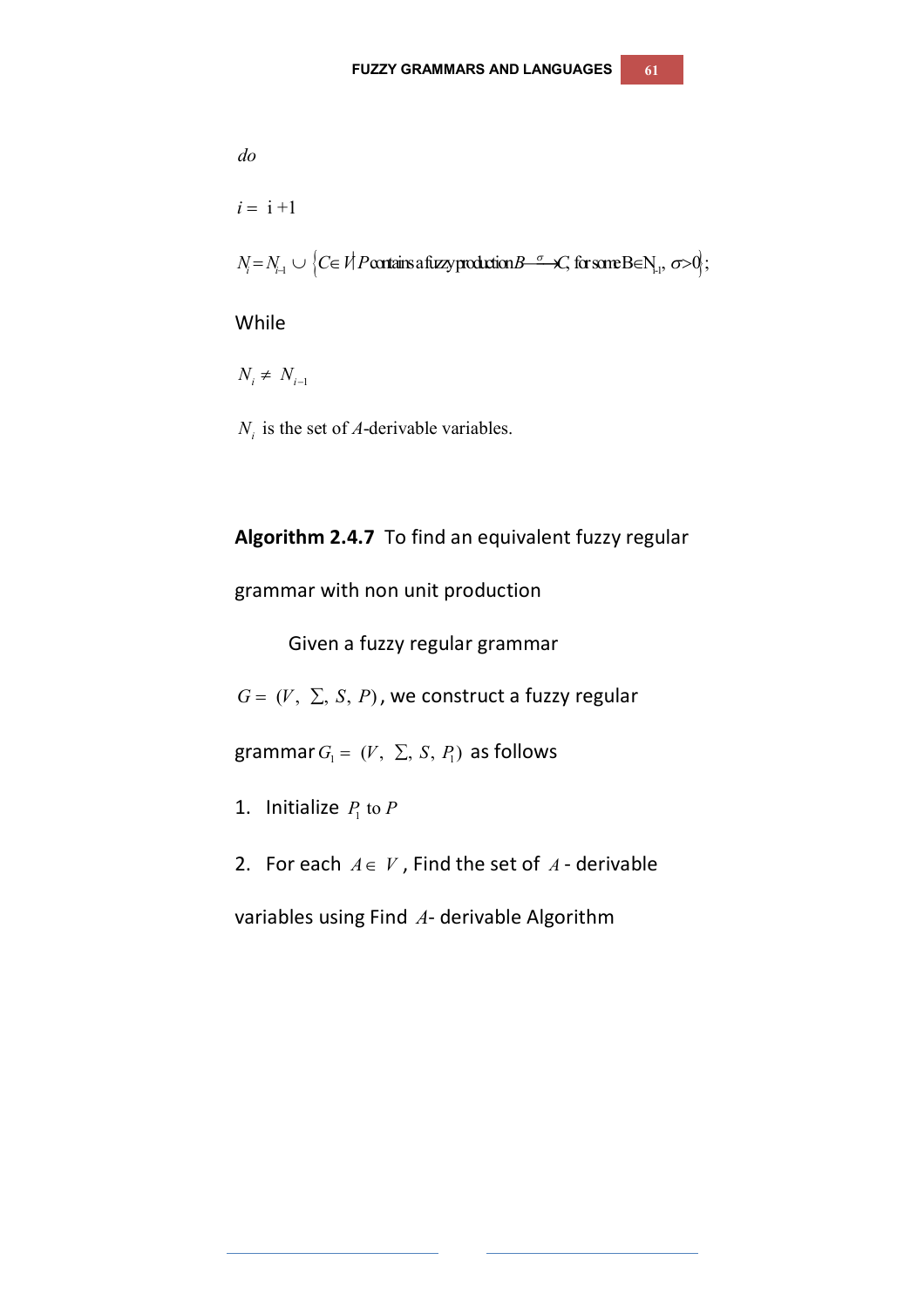*do*

$i = i + 1$

$N_i = N_{i-1} \cup \{C \in V \mid P \text{ contains a fuzzy production } B \xrightarrow{\sigma} C, \text{ for some } B \in N_{i-1}, \sigma > 0\};$

While

$N_i \neq N_{i-1}$

$N_i$ is the set of $A$-derivable variables.

**Algorithm 2.4.7** To find an equivalent fuzzy regular grammar with non unit production

Given a fuzzy regular grammar $G = (V, \Sigma, S, P)$, we construct a fuzzy regular grammar $G_1 = (V, \Sigma, S, P_1)$ as follows

1. Initialize $P_1$ to $P$
2. For each $A \in V$, Find the set of $A$ - derivable variables using Find $A$- derivable Algorithm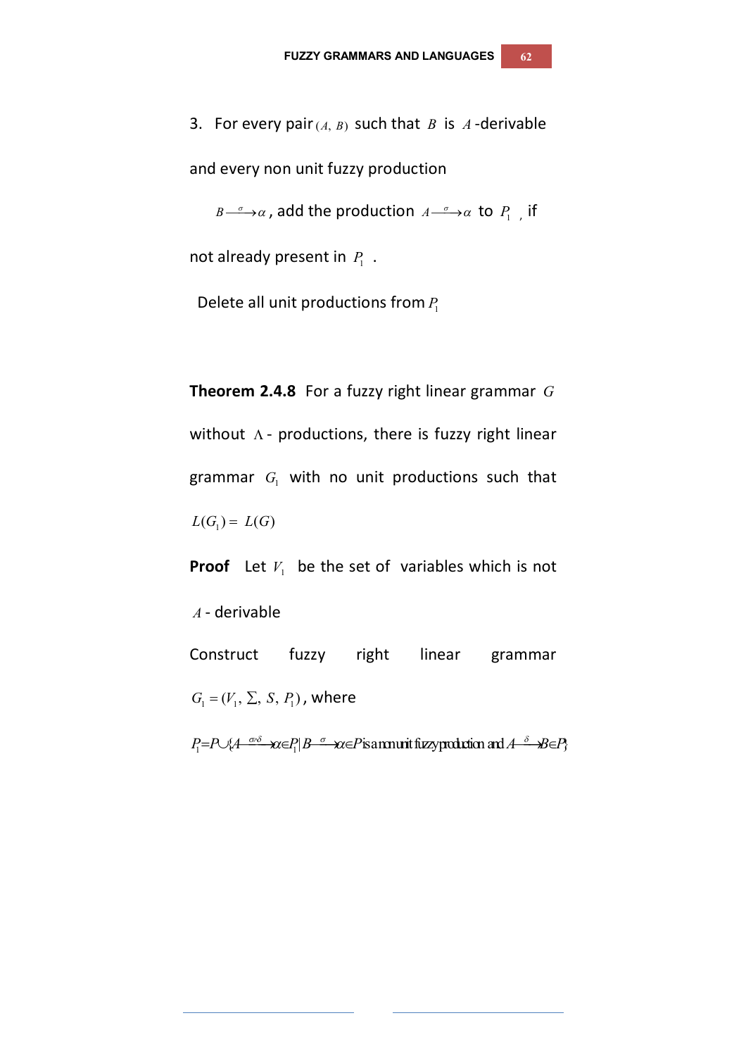3. For every pair $(A, B)$ such that $B$ is $A$-derivable and every non unit fuzzy production $B \xrightarrow{\sigma} \alpha$, add the production $A \xrightarrow{\sigma} \alpha$ to $P_1$, if not already present in $P_1$.

Delete all unit productions from $P_1$

**Theorem 2.4.8** For a fuzzy right linear grammar $G$ without $\Lambda$- productions, there is fuzzy right linear grammar $G_1$ with no unit productions such that $L(G_1) = L(G)$

**Proof** Let $V_1$ be the set of variables which is not $A$- derivable

Construct fuzzy right linear grammar $G_1 = (V_1, \Sigma, S, P_1)$, where

$$P_1 = P \cup \{A \xrightarrow{\sigma \wedge \delta} \alpha \in P_1 \mid B \xrightarrow{\sigma} \alpha \in P \text{ is a non unit fuzzy production and } A \xrightarrow{\delta} B \in P\}$$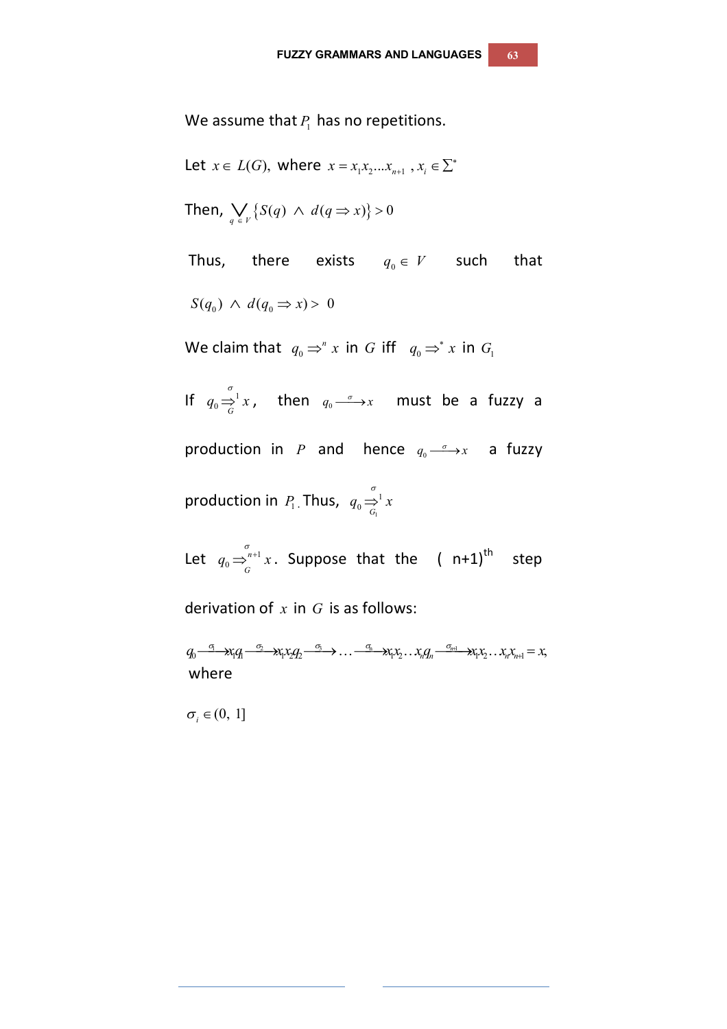We assume that $P_1$ has no repetitions.

Let $x \in L(G)$, where $x = x_1 x_2 \ldots x_{n+1}$ , $x_i \in \Sigma^*$

Then, $\bigvee_{q \in V} \{S(q) \wedge d(q \Rightarrow x)\} > 0$

Thus, there exists $q_0 \in V$ such that

$S(q_0) \wedge d(q_0 \Rightarrow x) > 0$

We claim that $q_0 \Rightarrow^n x$ in $G$ iff $q_0 \Rightarrow^* x$ in $G_1$

If $q_0 \overset{\sigma}{\underset{G}{\Rightarrow}}{}^1 x$, then $q_0 \xrightarrow{\sigma} x$ must be a fuzzy a production in $P$ and hence $q_0 \xrightarrow{\sigma} x$ a fuzzy production in $P_1$. Thus, $q_0 \overset{\sigma}{\underset{G_1}{\Rightarrow}}{}^1 x$

Let $q_0 \overset{\sigma}{\underset{G}{\Rightarrow}}{}^{n+1} x$. Suppose that the ( n+1)$^{\text{th}}$ step derivation of $x$ in $G$ is as follows:

$$q_0 \xrightarrow{\sigma_1} x_1 q_1 \xrightarrow{\sigma_2} x_1 x_2 q_2 \xrightarrow{\sigma_3} \ldots \xrightarrow{\sigma_n} x_1 x_2 \ldots x_n q_n \xrightarrow{\sigma_{n+1}} x_1 x_2 \ldots x_n x_{n+1} = x,$$

where

$\sigma_i \in (0,\ 1]$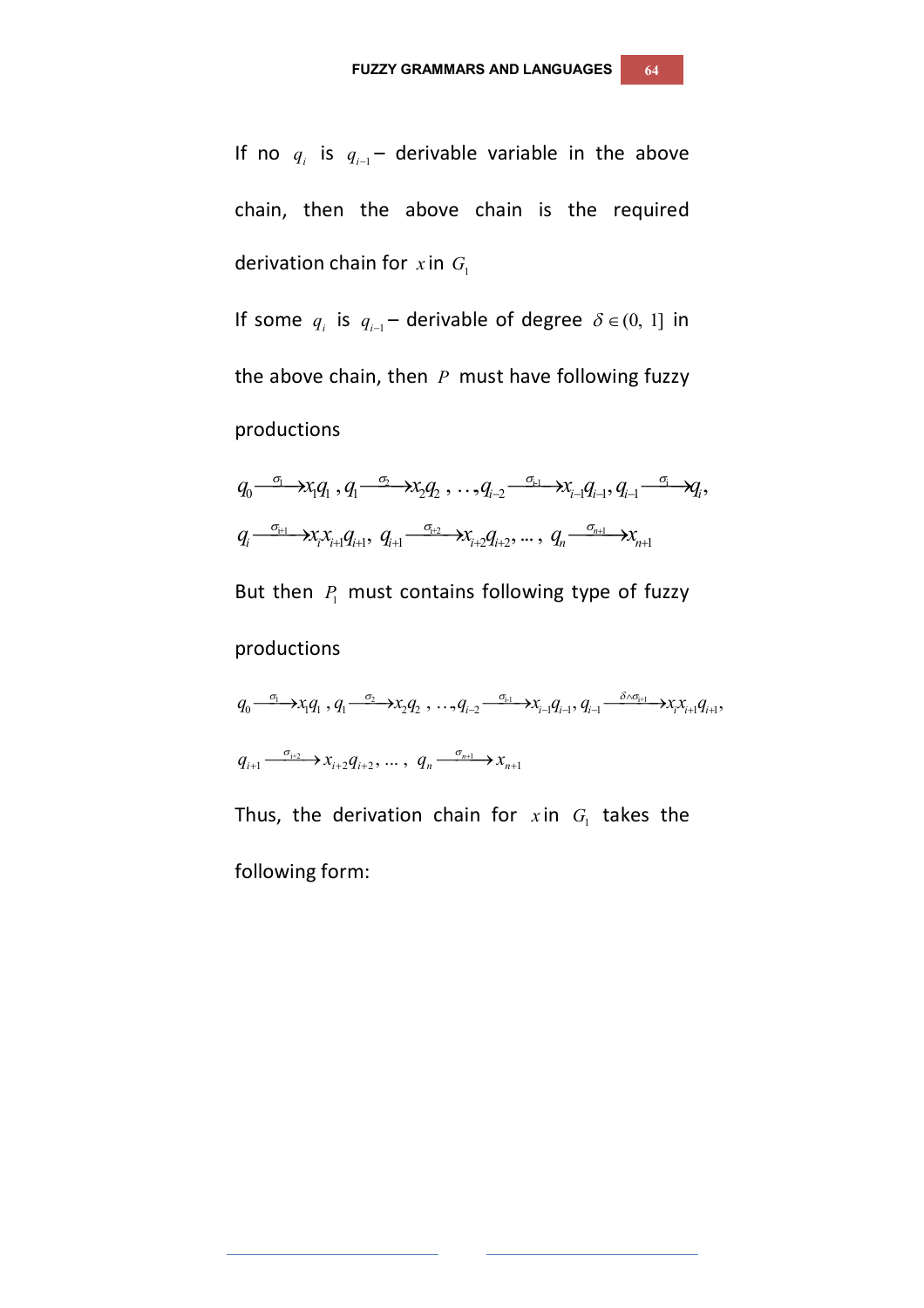If no $q_i$ is $q_{i-1}$ – derivable variable in the above chain, then the above chain is the required derivation chain for $x$ in $G_1$

If some $q_i$ is $q_{i-1}$ – derivable of degree $\delta \in (0, 1]$ in the above chain, then $P$ must have following fuzzy productions

$$q_0 \xrightarrow{\sigma_1} x_1 q_1 \,,\, q_1 \xrightarrow{\sigma_2} x_2 q_2 \,,\, \ldots, q_{i-2} \xrightarrow{\sigma_{i-1}} x_{i-1} q_{i-1},\, q_{i-1} \xrightarrow{\sigma_i} q_i,$$

$$q_i \xrightarrow{\sigma_{i+1}} x_i x_{i+1} q_{i+1},\; q_{i+1} \xrightarrow{\sigma_{i+2}} x_{i+2} q_{i+2}, \ldots,\; q_n \xrightarrow{\sigma_{n+1}} x_{n+1}$$

But then $P_1$ must contains following type of fuzzy productions

$$q_0 \xrightarrow{\sigma_1} x_1 q_1 \,,\, q_1 \xrightarrow{\sigma_2} x_2 q_2 \,,\, \ldots, q_{i-2} \xrightarrow{\sigma_{i-1}} x_{i-1} q_{i-1},\, q_{i-1} \xrightarrow{\delta \wedge \sigma_{i+1}} x_i x_{i+1} q_{i+1},$$

$$q_{i+1} \xrightarrow{\sigma_{i+2}} x_{i+2} q_{i+2}, \ldots,\; q_n \xrightarrow{\sigma_{n+1}} x_{n+1}$$

Thus, the derivation chain for $x$ in $G_1$ takes the following form: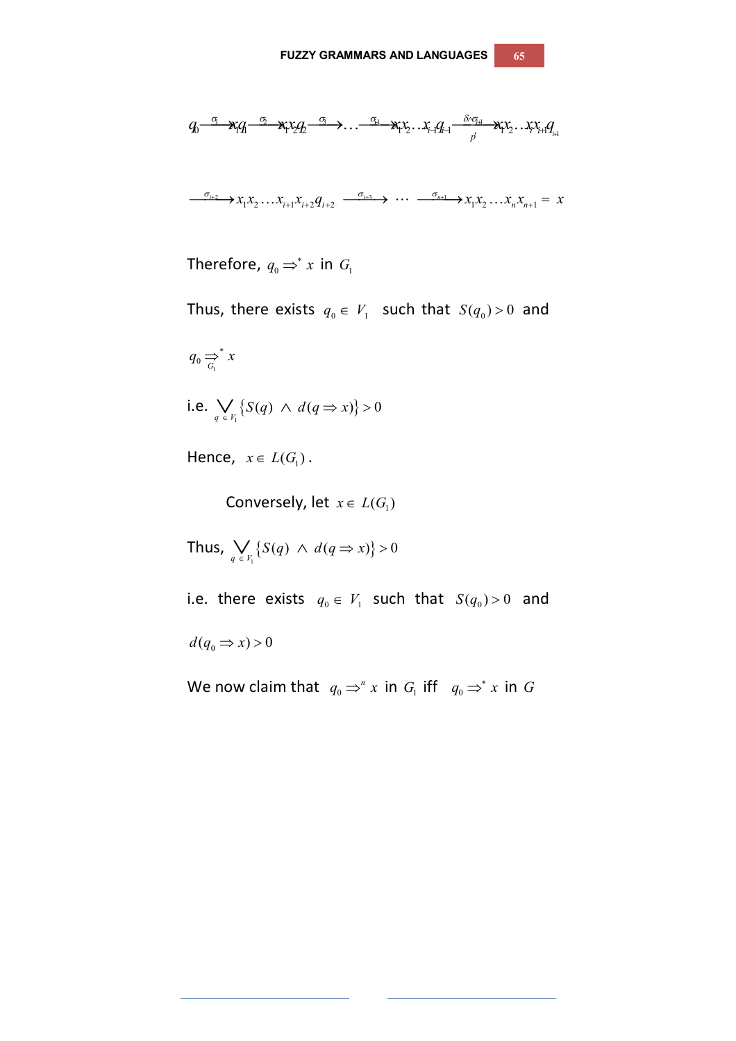$$q_0 \xrightarrow{\sigma_1} x_1 q_1 \xrightarrow{\sigma_2} x_1 x_2 q_2 \xrightarrow{\sigma_3} \ldots \xrightarrow{\sigma_{i-1}} x_1 x_2 \ldots x_{i-1} q_{i-1} \xrightarrow[p^i]{\delta \wedge \sigma_{i+1}} x_1 x_2 \ldots x_i x_{i+1} q_{i+1}$$

$$\xrightarrow{\sigma_{i+2}} x_1 x_2 \ldots x_{i+1} x_{i+2} q_{i+2} \xrightarrow{\sigma_{i+3}} \cdots \xrightarrow{\sigma_{n+1}} x_1 x_2 \ldots x_n x_{n+1} = x$$

Therefore, $q_0 \Rightarrow^* x$ in $G_1$

Thus, there exists $q_0 \in V_1$ such that $S(q_0) > 0$ and

$q_0 \underset{G_1}{\Rightarrow}^* x$

i.e. $\bigvee_{q \in V_1} \{S(q) \wedge d(q \Rightarrow x)\} > 0$

Hence, $x \in L(G_1)$.

Conversely, let $x \in L(G_1)$

Thus, $\bigvee_{q \in V_1} \{S(q) \wedge d(q \Rightarrow x)\} > 0$

i.e. there exists $q_0 \in V_1$ such that $S(q_0) > 0$ and

$d(q_0 \Rightarrow x) > 0$

We now claim that $q_0 \Rightarrow^n x$ in $G_1$ iff $q_0 \Rightarrow^* x$ in $G$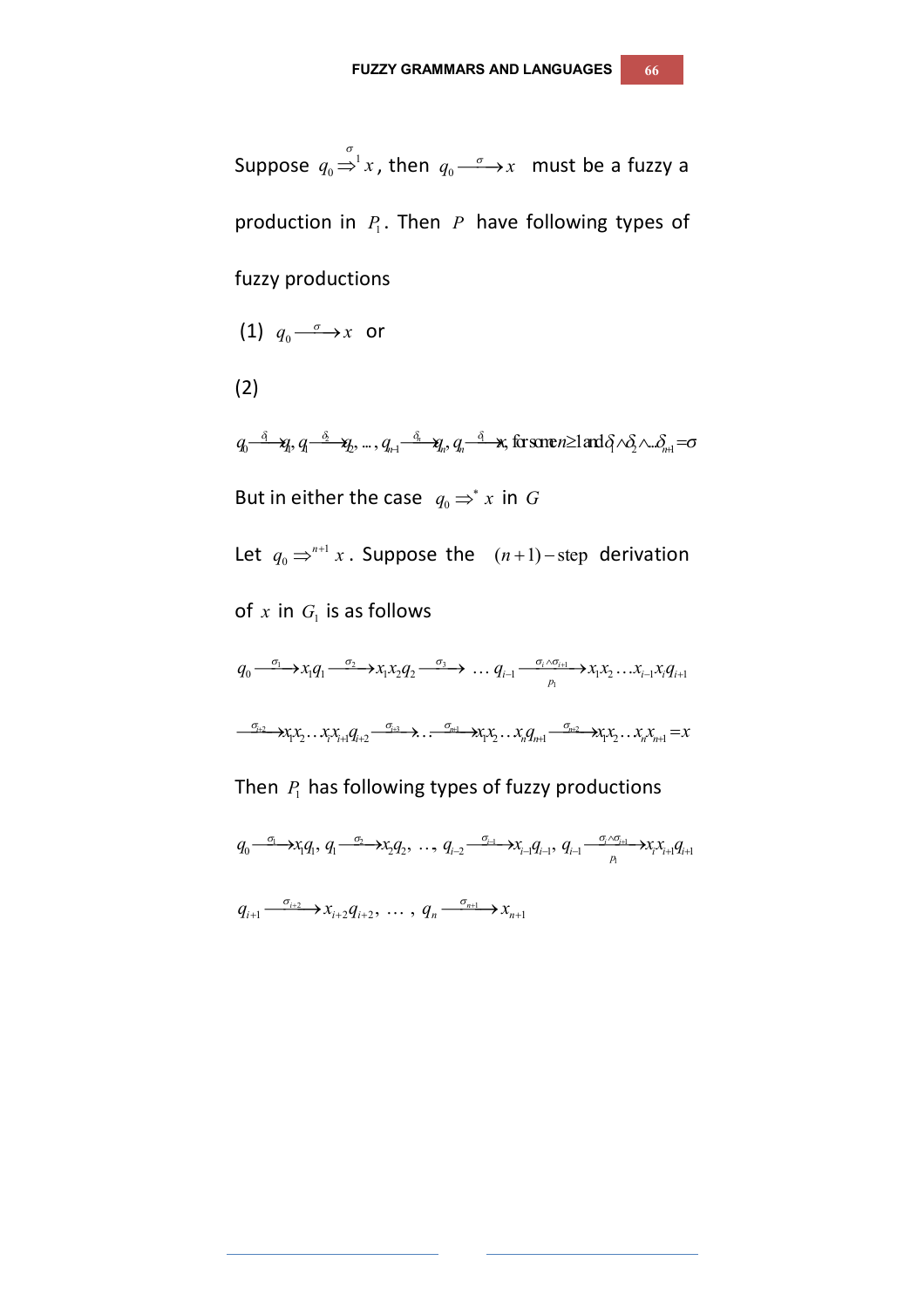Suppose $q_0 \overset{\sigma}{\Rightarrow}^1 x$, then $q_0 \xrightarrow{\sigma} x$ must be a fuzzy a production in $P_1$. Then $P$ have following types of fuzzy productions

(1) $q_0 \xrightarrow{\sigma} x$ or

(2)

$$q_0 \xrightarrow{\delta_1} q_1, q_1 \xrightarrow{\delta_2} q_2, \ldots, q_{n-1} \xrightarrow{\delta_n} q_n, q_n \xrightarrow{\delta_1} x, \text{ for some } n \geq 1 \text{ and } \delta_1 \wedge \delta_2 \wedge \ldots \delta_{n+1} = \sigma$$

But in either the case $q_0 \Rightarrow^* x$ in $G$

Let $q_0 \Rightarrow^{n+1} x$. Suppose the $(n+1)-\text{step}$ derivation of $x$ in $G_1$ is as follows

$$q_0 \xrightarrow{\sigma_1} x_1 q_1 \xrightarrow{\sigma_2} x_1 x_2 q_2 \xrightarrow{\sigma_3} \ldots q_{i-1} \xrightarrow[P_1]{\sigma_i \wedge \sigma_{i+1}} x_1 x_2 \ldots x_{i-1} x_i q_{i+1}$$

$$\xrightarrow{\sigma_{i+2}} x_1 x_2 \ldots x_i x_{i+1} q_{i+2} \xrightarrow{\sigma_{i+3}} \ldots \xrightarrow{\sigma_{n+1}} x_1 x_2 \ldots x_n q_{n+1} \xrightarrow{\sigma_{n+2}} x_1 x_2 \ldots x_n x_{n+1} = x$$

Then $P_1$ has following types of fuzzy productions

$$q_0 \xrightarrow{\sigma_1} x_1 q_1,\ q_1 \xrightarrow{\sigma_2} x_2 q_2,\ \ldots,\ q_{i-2} \xrightarrow{\sigma_{i-1}} x_{i-1} q_{i-1},\ q_{i-1} \xrightarrow[P_1]{\sigma_i \wedge \sigma_{i+1}} x_i x_{i+1} q_{i+1}$$

$$q_{i+1} \xrightarrow{\sigma_{i+2}} x_{i+2} q_{i+2},\ \ldots,\ q_n \xrightarrow{\sigma_{n+1}} x_{n+1}$$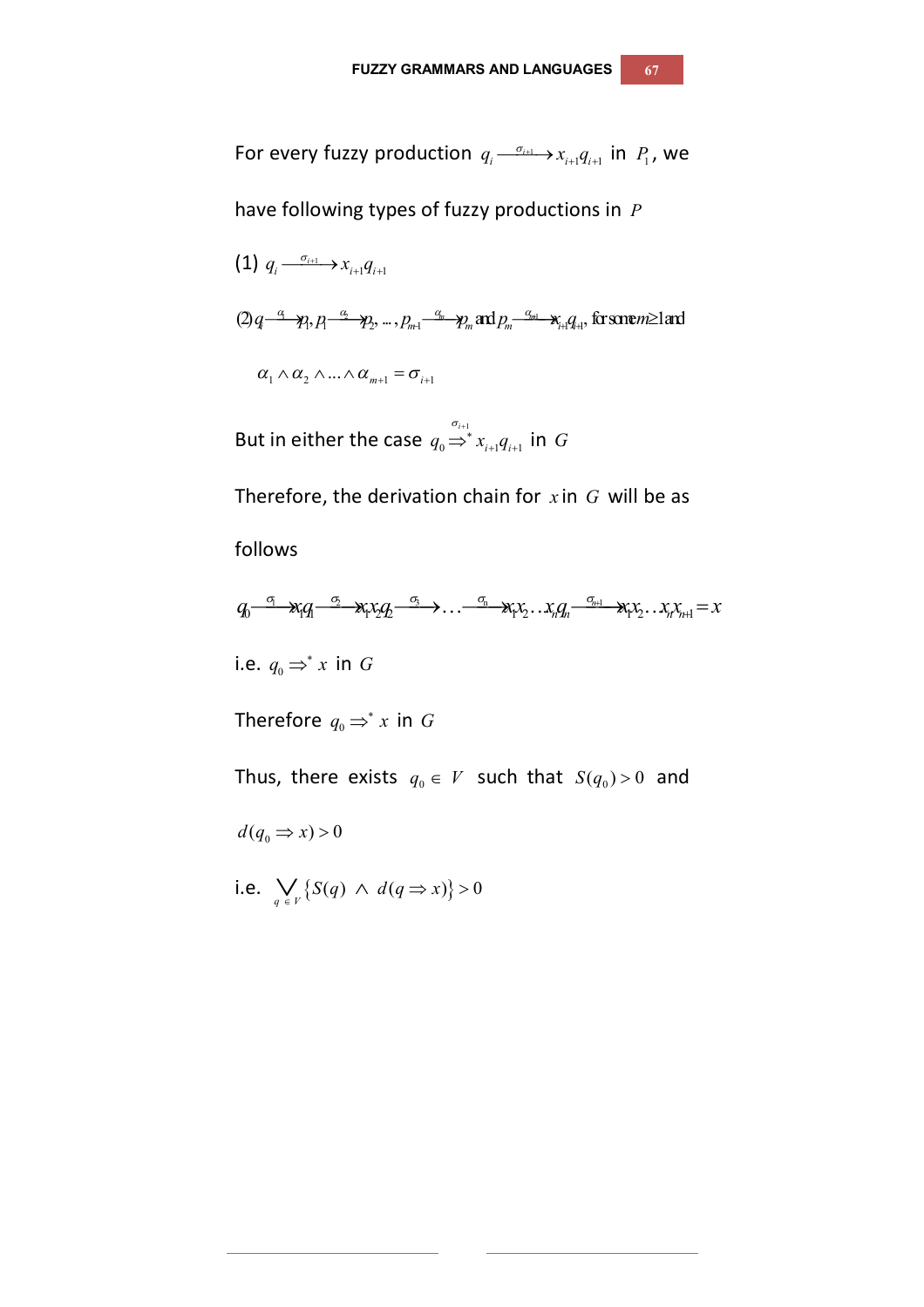For every fuzzy production $q_i \xrightarrow{\sigma_{i+1}} x_{i+1}q_{i+1}$ in $P_1$, we have following types of fuzzy productions in $P$

(1) $q_i \xrightarrow{\sigma_{i+1}} x_{i+1}q_{i+1}$

(2) $q_i \xrightarrow{\alpha_1} p_1, p_1 \xrightarrow{\alpha_2} p_2, \ldots, p_{m-1} \xrightarrow{\alpha_m} p_m$ and $p_m \xrightarrow{\alpha_{m+1}} x_{i+1}q_{i+1}$, for some $m \geq 1$ and

$$\alpha_1 \wedge \alpha_2 \wedge \ldots \wedge \alpha_{m+1} = \sigma_{i+1}$$

But in either the case $q_0 \overset{\sigma_{i+1}}{\Rightarrow^*} x_{i+1}q_{i+1}$ in $G$

Therefore, the derivation chain for $x$ in $G$ will be as follows

$$q_0 \xrightarrow{\sigma_1} x_1q_1 \xrightarrow{\sigma_2} x_1x_2q_2 \xrightarrow{\sigma_3} \ldots \xrightarrow{\sigma_n} x_1x_2\ldots x_nq_n \xrightarrow{\sigma_{n+1}} x_1x_2\ldots x_nx_{n+1} = x$$

i.e. $q_0 \Rightarrow^* x$ in $G$

Therefore $q_0 \Rightarrow^* x$ in $G$

Thus, there exists $q_0 \in V$ such that $S(q_0) > 0$ and $d(q_0 \Rightarrow x) > 0$

i.e. $\bigvee_{q \in V} \{S(q) \wedge d(q \Rightarrow x)\} > 0$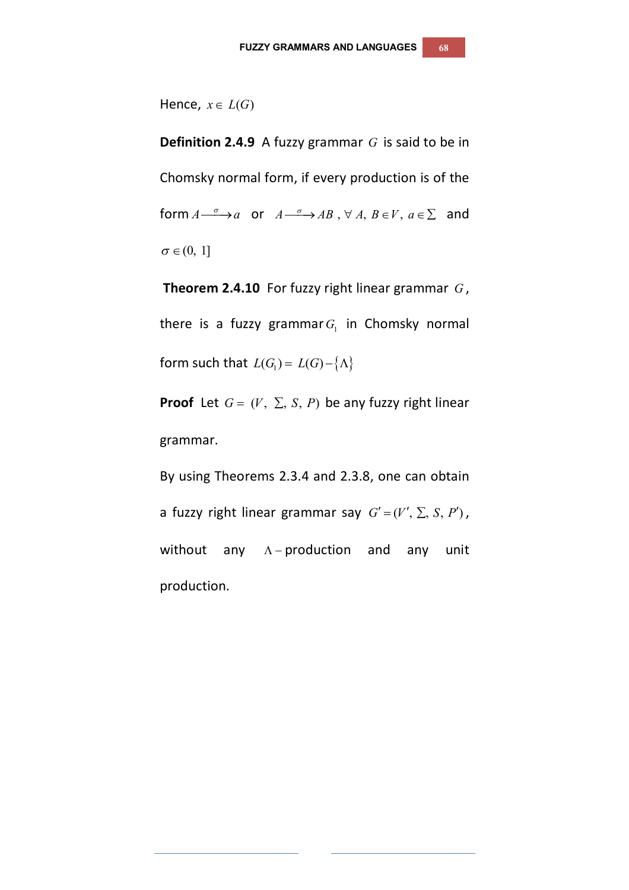Hence, $x \in L(G)$

**Definition 2.4.9** A fuzzy grammar $G$ is said to be in Chomsky normal form, if every production is of the form $A \xrightarrow{\sigma} a$ or $A \xrightarrow{\sigma} AB$, $\forall\, A, B \in V$, $a \in \Sigma$ and $\sigma \in (0, 1]$

**Theorem 2.4.10** For fuzzy right linear grammar $G$, there is a fuzzy grammar $G_1$ in Chomsky normal form such that $L(G_1) = L(G) - \{\Lambda\}$

**Proof** Let $G = (V, \Sigma, S, P)$ be any fuzzy right linear grammar.

By using Theorems 2.3.4 and 2.3.8, one can obtain a fuzzy right linear grammar say $G' = (V', \Sigma, S, P')$, without any $\Lambda-$production and any unit production.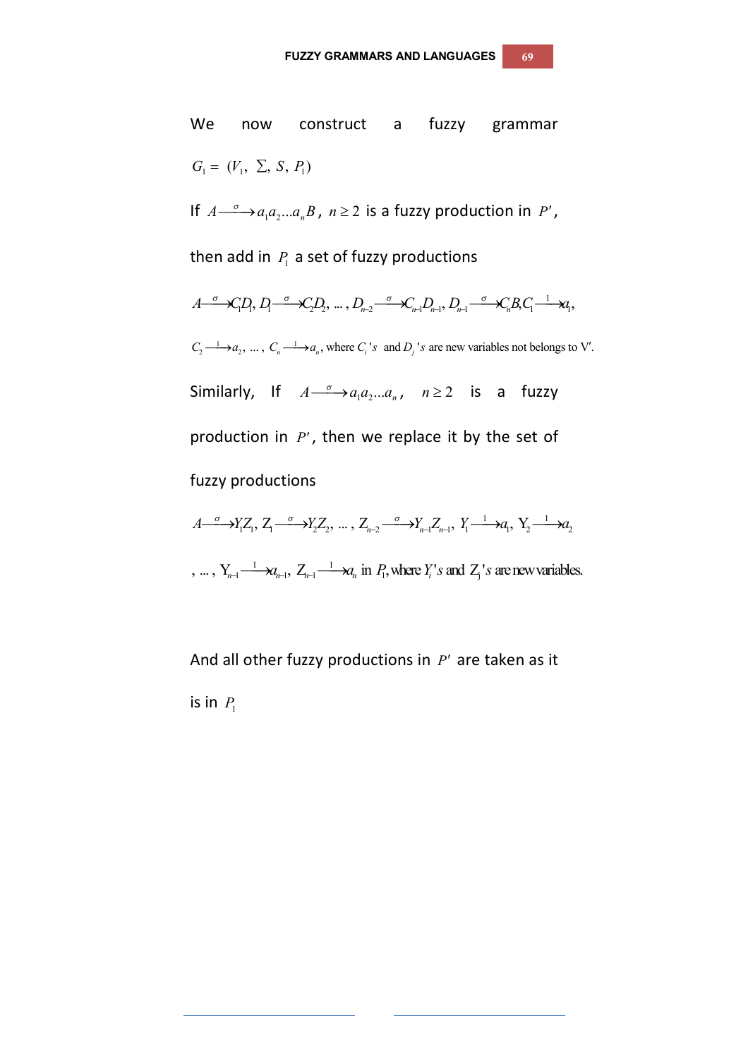We now construct a fuzzy grammar $G_1 = (V_1, \ \Sigma, \ S, \ P_1)$

If $A \xrightarrow{\sigma} a_1 a_2 ... a_n B$, $n \geq 2$ is a fuzzy production in $P'$, then add in $P_1$ a set of fuzzy productions

$A \xrightarrow{\sigma} C_1 D_1, \ D_1 \xrightarrow{\sigma} C_2 D_2, \ ... , \ D_{n-2} \xrightarrow{\sigma} C_{n-1} D_{n-1}, \ D_{n-1} \xrightarrow{\sigma} C_n B, C_1 \xrightarrow{1} a_1,$

$C_2 \xrightarrow{1} a_2, \ ... , \ C_n \xrightarrow{1} a_n$, where $C_i$'s and $D_j$'s are new variables not belongs to $V'$.

Similarly, If $A \xrightarrow{\sigma} a_1 a_2 ... a_n$, $n \geq 2$ is a fuzzy production in $P'$, then we replace it by the set of fuzzy productions

$A \xrightarrow{\sigma} Y_1 Z_1, \ Z_1 \xrightarrow{\sigma} Y_2 Z_2, \ ... , \ Z_{n-2} \xrightarrow{\sigma} Y_{n-1} Z_{n-1}, \ Y_1 \xrightarrow{1} a_1, \ Y_2 \xrightarrow{1} a_2$

$, ... , \ Y_{n-1} \xrightarrow{1} a_{n-1}, \ Z_{n-1} \xrightarrow{1} a_n$ in $P_1$, where $Y_i$'s and $Z_j$'s are new variables.

And all other fuzzy productions in $P'$ are taken as it is in $P_1$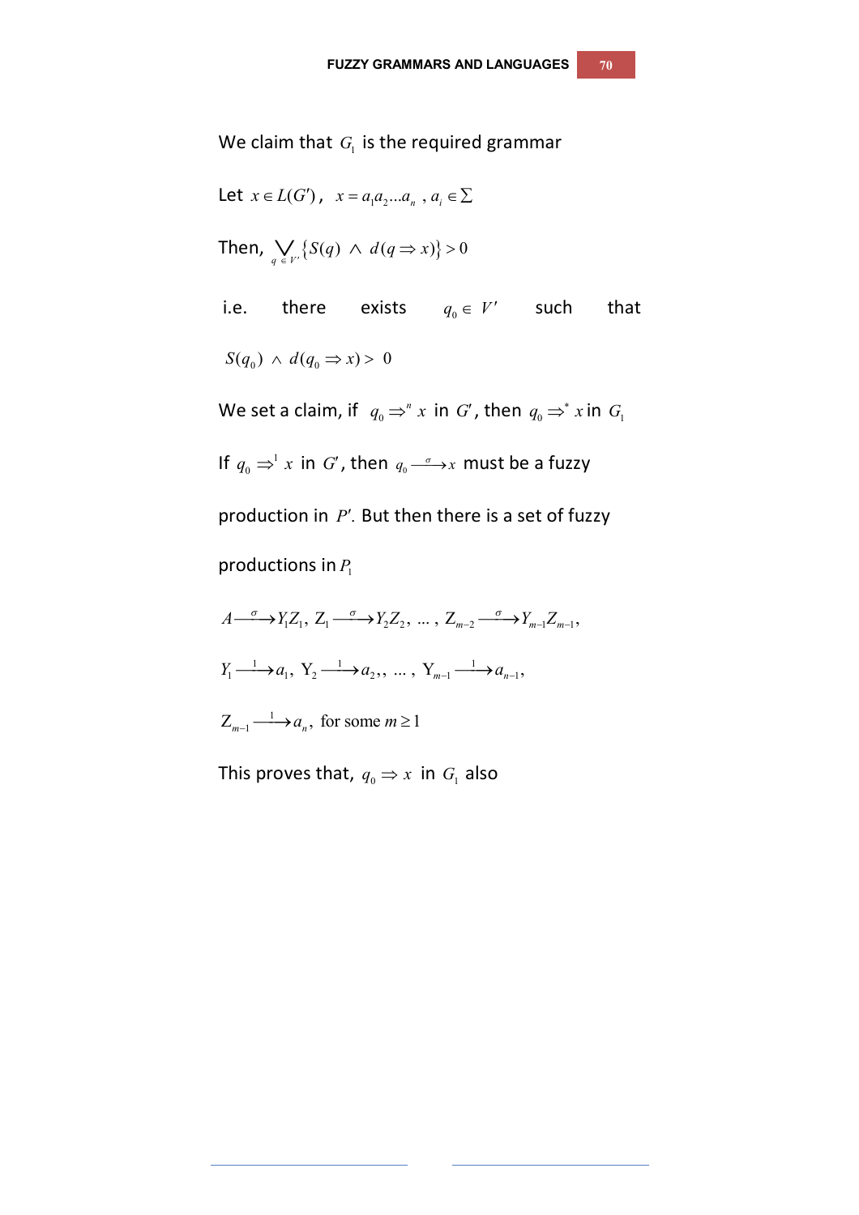We claim that $G_1$ is the required grammar

Let $x \in L(G')$, $x = a_1 a_2 ... a_n$ , $a_i \in \Sigma$

Then, $\bigvee_{q \in V'} \{S(q) \wedge d(q \Rightarrow x)\} > 0$

i.e. there exists $q_0 \in V'$ such that

$S(q_0) \wedge d(q_0 \Rightarrow x) > 0$

We set a claim, if $q_0 \Rightarrow^n x$ in $G'$, then $q_0 \Rightarrow^* x$ in $G_1$

If $q_0 \Rightarrow^1 x$ in $G'$, then $q_0 \xrightarrow{\sigma} x$ must be a fuzzy production in $P'$. But then there is a set of fuzzy productions in $P_1$

$$A \xrightarrow{\sigma} Y_1 Z_1,\ Z_1 \xrightarrow{\sigma} Y_2 Z_2,\ \ldots,\ Z_{m-2} \xrightarrow{\sigma} Y_{m-1} Z_{m-1},$$

$$Y_1 \xrightarrow{1} a_1,\ Y_2 \xrightarrow{1} a_2,,\ \ldots,\ Y_{m-1} \xrightarrow{1} a_{n-1},$$

$$Z_{m-1} \xrightarrow{1} a_n, \text{ for some } m \geq 1$$

This proves that, $q_0 \Rightarrow x$ in $G_1$ also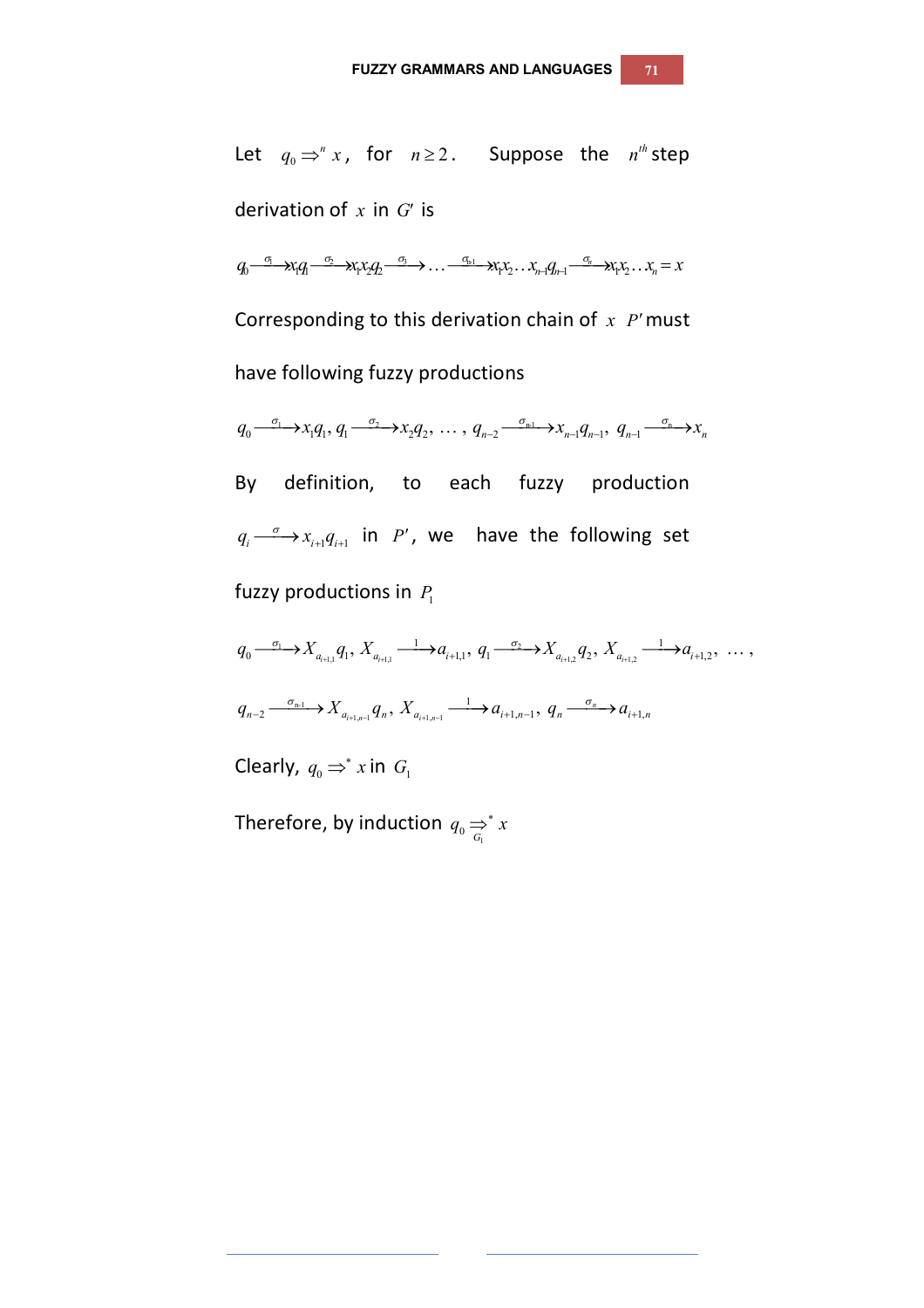Let $q_0 \Rightarrow^n x$, for $n \geq 2$. Suppose the $n^{th}$ step derivation of $x$ in $G'$ is

$$q_0 \xrightarrow{\sigma_1} x_1 q_1 \xrightarrow{\sigma_2} x_1 x_2 q_2 \xrightarrow{\sigma_3} \ldots \xrightarrow{\sigma_{n-1}} x_1 x_2 \ldots x_{n-1} q_{n-1} \xrightarrow{\sigma_n} x_1 x_2 \ldots x_n = x$$

Corresponding to this derivation chain of $x$ $P'$ must have following fuzzy productions

$$q_0 \xrightarrow{\sigma_1} x_1 q_1,\ q_1 \xrightarrow{\sigma_2} x_2 q_2,\ \ldots,\ q_{n-2} \xrightarrow{\sigma_{n-1}} x_{n-1} q_{n-1},\ q_{n-1} \xrightarrow{\sigma_n} x_n$$

By definition, to each fuzzy production $q_i \xrightarrow{\sigma} x_{i+1} q_{i+1}$ in $P'$, we have the following set fuzzy productions in $P_1$

$$q_0 \xrightarrow{\sigma_1} X_{a_{i+1,1}} q_1,\ X_{a_{i+1,1}} \xrightarrow{1} a_{i+1,1},\ q_1 \xrightarrow{\sigma_2} X_{a_{i+1,2}} q_2,\ X_{a_{i+1,2}} \xrightarrow{1} a_{i+1,2},\ \ldots,$$

$$q_{n-2} \xrightarrow{\sigma_{n-1}} X_{a_{i+1,n-1}} q_n,\ X_{a_{i+1,n-1}} \xrightarrow{1} a_{i+1,n-1},\ q_n \xrightarrow{\sigma_n} a_{i+1,n}$$

Clearly, $q_0 \Rightarrow^* x$ in $G_1$

Therefore, by induction $q_0 \underset{G_1}{\Rightarrow^*} x$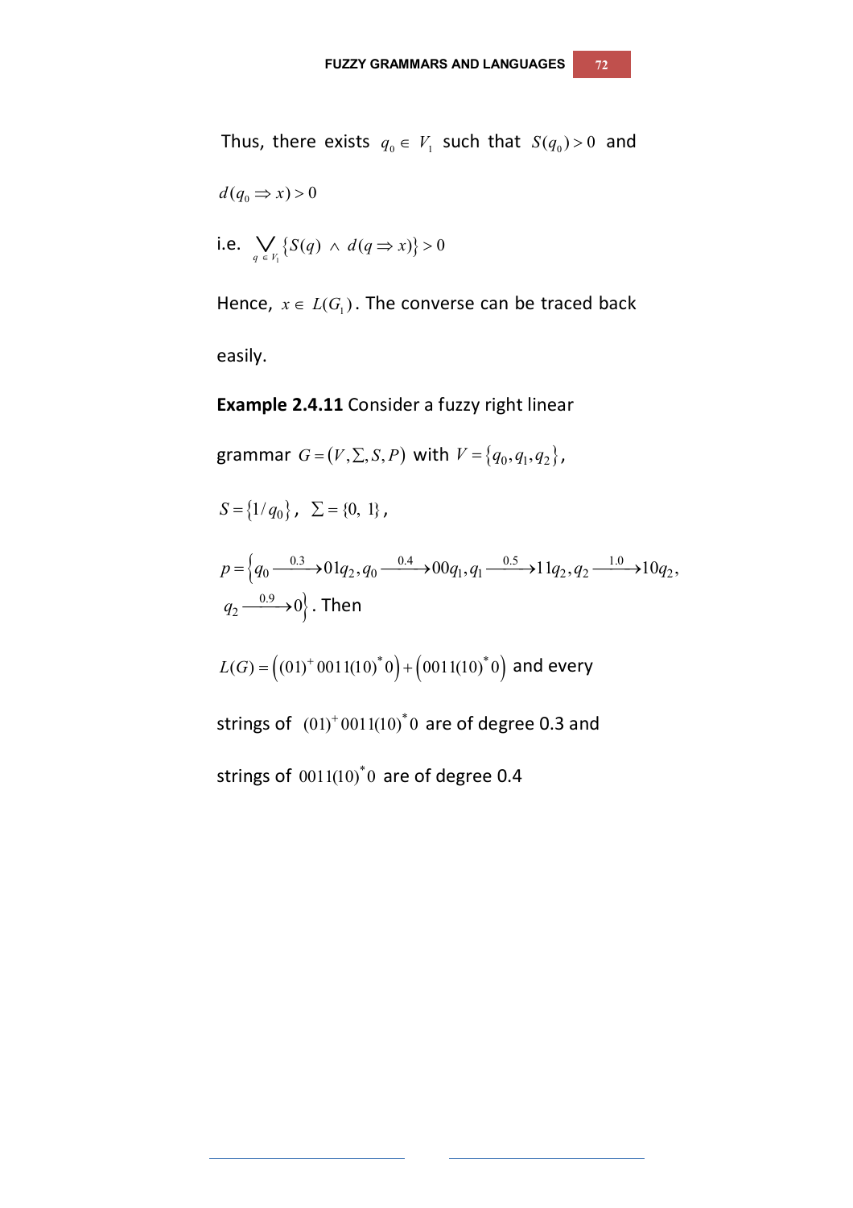Thus, there exists $q_0 \in V_1$ such that $S(q_0) > 0$ and

$d(q_0 \Rightarrow x) > 0$

i.e. $\bigvee_{q \in V_1} \{S(q) \wedge d(q \Rightarrow x)\} > 0$

Hence, $x \in L(G_1)$. The converse can be traced back easily.

**Example 2.4.11** Consider a fuzzy right linear grammar $G = (V, \Sigma, S, P)$ with $V = \{q_0, q_1, q_2\}$,

$S = \{1/q_0\}$, $\Sigma = \{0, 1\}$,

$p = \{q_0 \xrightarrow{0.3} 01q_2, q_0 \xrightarrow{0.4} 00q_1, q_1 \xrightarrow{0.5} 11q_2, q_2 \xrightarrow{1.0} 10q_2,$
$q_2 \xrightarrow{0.9} 0\}$. Then

$L(G) = \left((01)^+ 0011(10)^* 0\right) + \left(0011(10)^* 0\right)$ and every strings of $(01)^+ 0011(10)^* 0$ are of degree 0.3 and strings of $0011(10)^* 0$ are of degree 0.4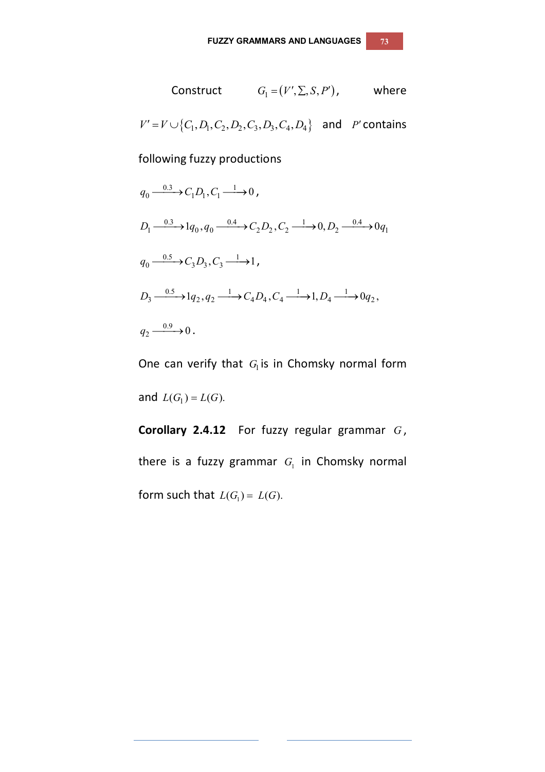Construct $G_1 = (V', \Sigma, S, P')$, where $V' = V \cup \{C_1, D_1, C_2, D_2, C_3, D_3, C_4, D_4\}$ and $P'$ contains following fuzzy productions

$q_0 \xrightarrow{0.3} C_1 D_1, C_1 \xrightarrow{1} 0$,

$D_1 \xrightarrow{0.3} 1q_0, q_0 \xrightarrow{0.4} C_2 D_2, C_2 \xrightarrow{1} 0, D_2 \xrightarrow{0.4} 0q_1$

$q_0 \xrightarrow{0.5} C_3 D_3, C_3 \xrightarrow{1} 1$,

$D_3 \xrightarrow{0.5} 1q_2, q_2 \xrightarrow{1} C_4 D_4, C_4 \xrightarrow{1} 1, D_4 \xrightarrow{1} 0q_2$,

$q_2 \xrightarrow{0.9} 0$.

One can verify that $G_1$ is in Chomsky normal form and $L(G_1) = L(G)$.

**Corollary 2.4.12** For fuzzy regular grammar $G$, there is a fuzzy grammar $G_1$ in Chomsky normal form such that $L(G_1) = L(G)$.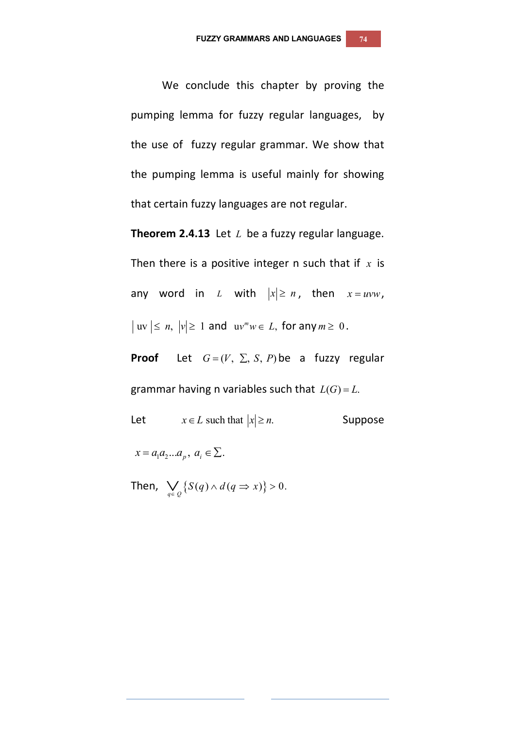We conclude this chapter by proving the pumping lemma for fuzzy regular languages, by the use of fuzzy regular grammar. We show that the pumping lemma is useful mainly for showing that certain fuzzy languages are not regular.

**Theorem 2.4.13** Let $L$ be a fuzzy regular language. Then there is a positive integer n such that if $x$ is any word in $L$ with $|x| \geq n$, then $x = uvw$, $|\text{uv}| \leq n$, $|v| \geq 1$ and $\text{u}v^m w \in L$, for any $m \geq 0$.

**Proof** Let $G = (V, \Sigma, S, P)$ be a fuzzy regular grammar having n variables such that $L(G) = L$.

Let $x \in L$ such that $|x| \geq n$. Suppose $x = a_1 a_2 \ldots a_p,\ a_i \in \Sigma$.

Then, $\bigvee_{q \in Q} \{S(q) \wedge d(q \Rightarrow x)\} > 0$.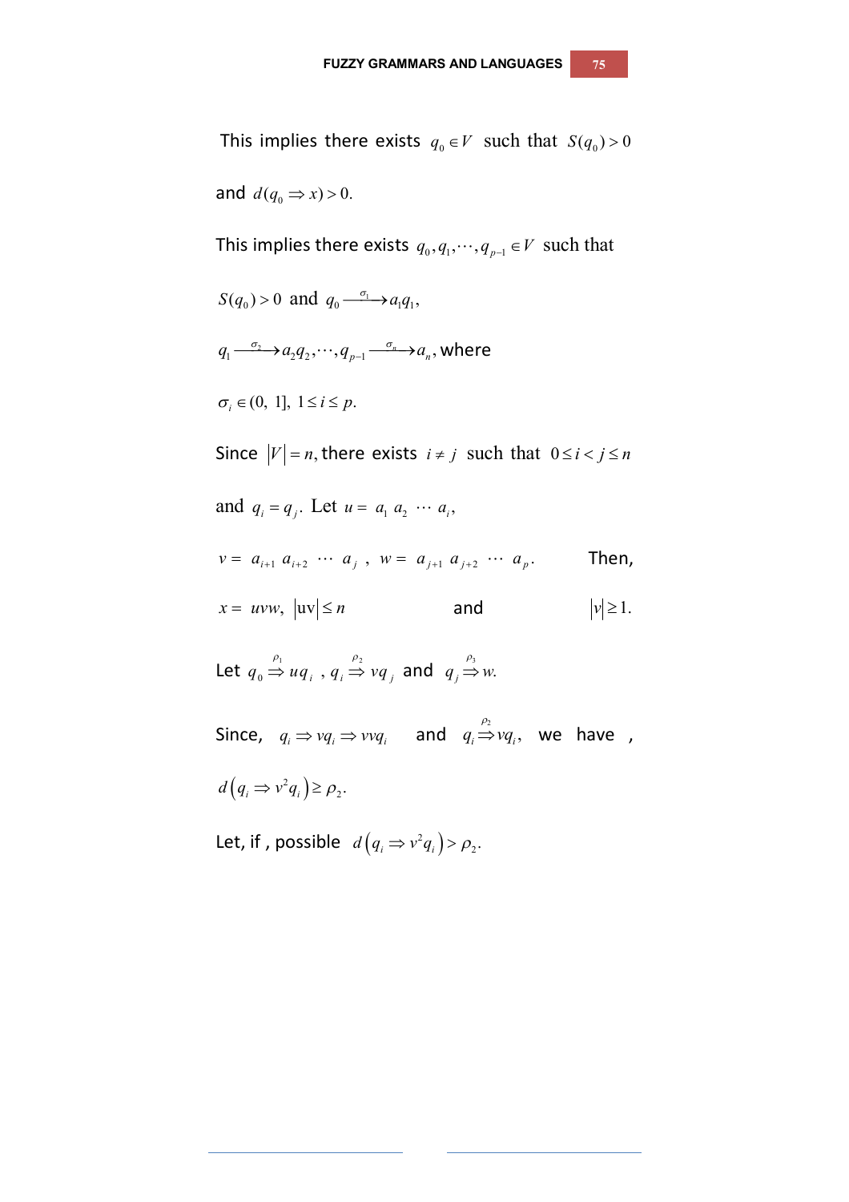This implies there exists $q_0 \in V$ such that $S(q_0) > 0$ and $d(q_0 \Rightarrow x) > 0$.

This implies there exists $q_0, q_1, \cdots, q_{p-1} \in V$ such that

$S(q_0) > 0$ and $q_0 \xrightarrow{\sigma_1} a_1 q_1$,

$q_1 \xrightarrow{\sigma_2} a_2 q_2, \cdots, q_{p-1} \xrightarrow{\sigma_n} a_n$, where

$\sigma_i \in (0,\ 1],\ 1 \le i \le p.$

Since $|V| = n$, there exists $i \ne j$ such that $0 \le i < j \le n$ and $q_i = q_j$. Let $u = a_1\ a_2\ \cdots\ a_i$,

$v = a_{i+1}\ a_{i+2}\ \cdots\ a_j$ , $w = a_{j+1}\ a_{j+2}\ \cdots\ a_p$. Then,

$x = uvw,\ |\mathrm{uv}| \le n$ and $|v| \ge 1.$

Let $q_0 \overset{\rho_1}{\Rightarrow} uq_i$ , $q_i \overset{\rho_2}{\Rightarrow} vq_j$ and $q_j \overset{\rho_3}{\Rightarrow} w.$

Since, $q_i \Rightarrow vq_i \Rightarrow vvq_i$ and $q_i \overset{\rho_2}{\Rightarrow} vq_i$, we have ,

$d\left(q_i \Rightarrow v^2 q_i\right) \ge \rho_2.$

Let, if , possible $d\left(q_i \Rightarrow v^2 q_i\right) > \rho_2.$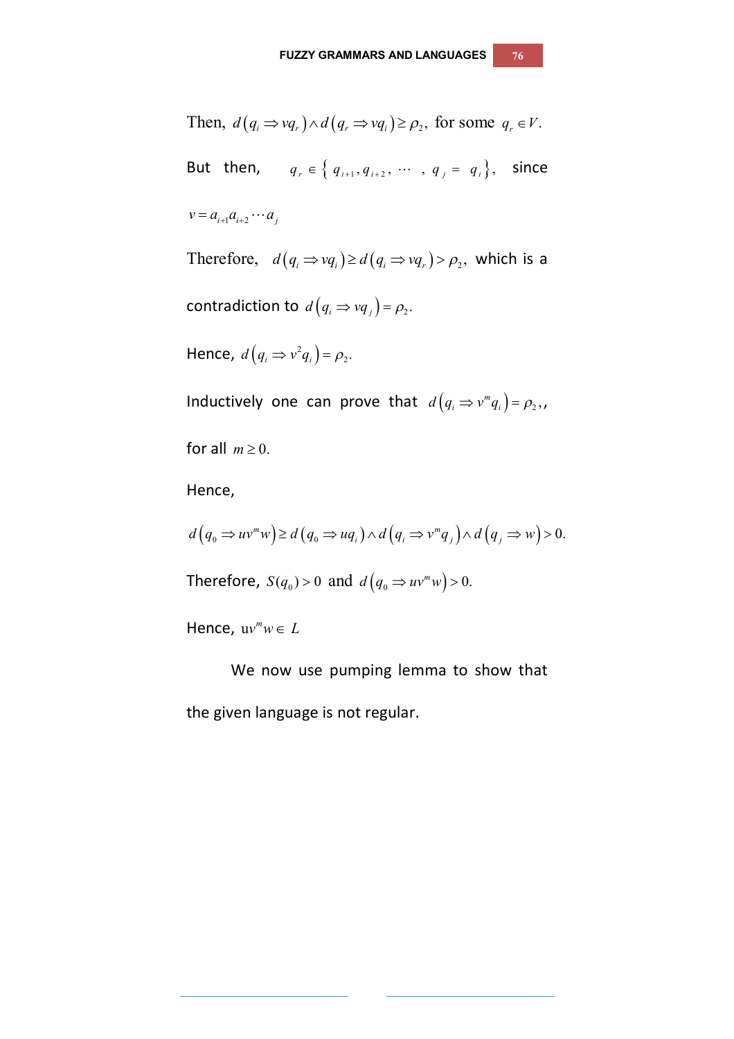Then, $d(q_i \Rightarrow vq_r) \wedge d(q_r \Rightarrow vq_i) \geq \rho_2$, for some $q_r \in V$.

But then, $q_r \in \{ q_{i+1}, q_{i+2}, \cdots, q_j = q_i \}$, since

$v = a_{i+1}a_{i+2} \cdots a_j$

Therefore, $d(q_i \Rightarrow vq_i) \geq d(q_i \Rightarrow vq_r) > \rho_2$, which is a contradiction to $d(q_i \Rightarrow vq_j) = \rho_2$.

Hence, $d(q_i \Rightarrow v^2 q_i) = \rho_2$.

Inductively one can prove that $d(q_i \Rightarrow v^m q_i) = \rho_2$,, for all $m \geq 0$.

Hence,

$$d(q_0 \Rightarrow uv^m w) \geq d(q_0 \Rightarrow uq_i) \wedge d(q_i \Rightarrow v^m q_j) \wedge d(q_j \Rightarrow w) > 0.$$

Therefore, $S(q_0) > 0$ and $d(q_0 \Rightarrow uv^m w) > 0$.

Hence, $uv^m w \in L$

We now use pumping lemma to show that the given language is not regular.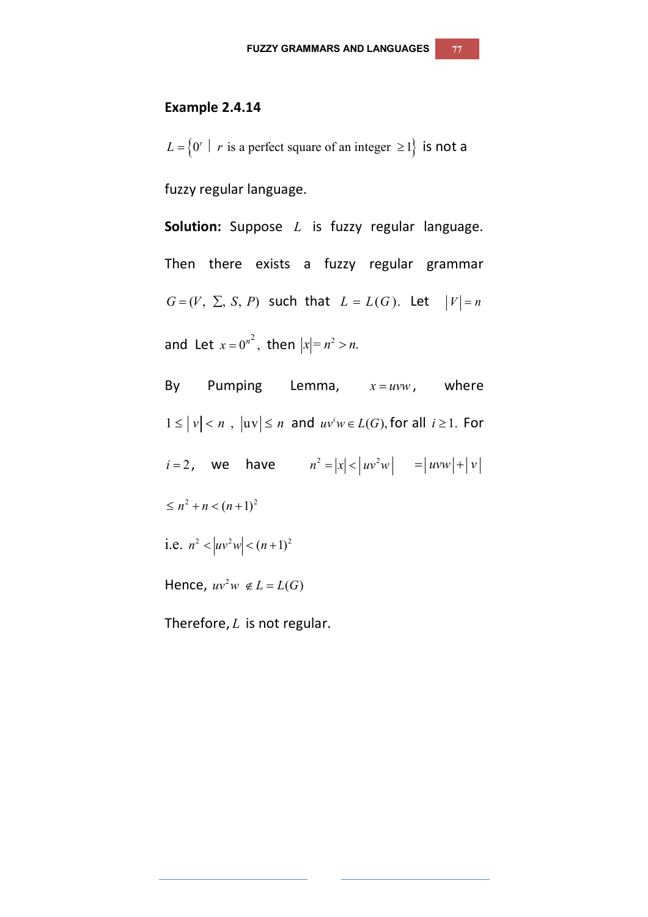### Example 2.4.14

$L = \{0^r \mid r \text{ is a perfect square of an integer } \geq 1\}$ is not a fuzzy regular language.

**Solution:** Suppose $L$ is fuzzy regular language. Then there exists a fuzzy regular grammar $G = (V, \Sigma, S, P)$ such that $L = L(G)$. Let $|V| = n$ and Let $x = 0^{n^2}$, then $|x| = n^2 > n.$

By Pumping Lemma, $x = uvw$, where $1 \leq |v| < n$ , $|uv| \leq n$ and $uv^i w \in L(G)$, for all $i \geq 1$. For $i = 2$, we have $n^2 = |x| < |uv^2 w| = |uvw| + |v|$ $\leq n^2 + n < (n+1)^2$

i.e. $n^2 < |uv^2 w| < (n+1)^2$

Hence, $uv^2 w \notin L = L(G)$

Therefore, $L$ is not regular.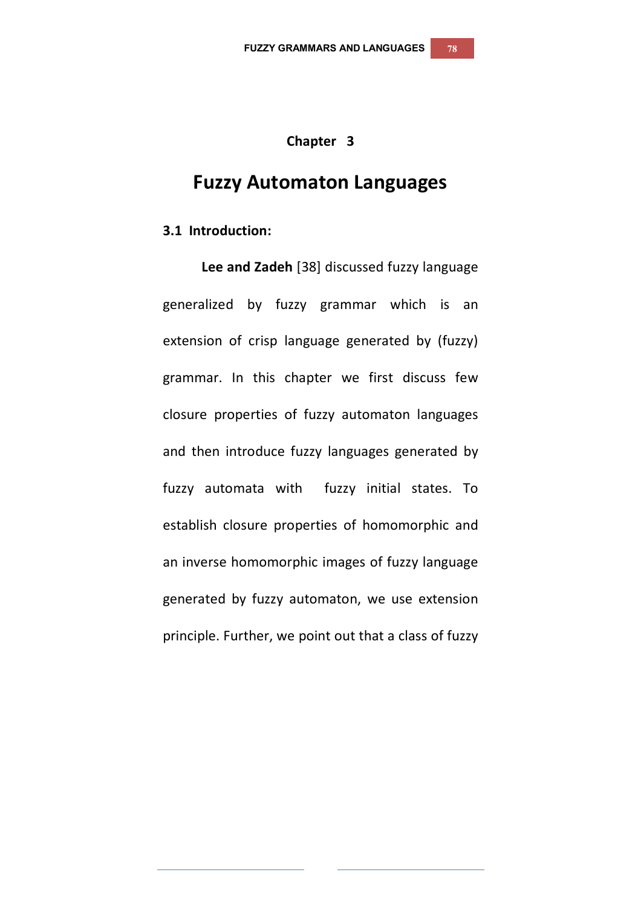# Chapter 3

# Fuzzy Automaton Languages

## 3.1 Introduction:

**Lee and Zadeh** [38] discussed fuzzy language generalized by fuzzy grammar which is an extension of crisp language generated by (fuzzy) grammar. In this chapter we first discuss few closure properties of fuzzy automaton languages and then introduce fuzzy languages generated by fuzzy automata with fuzzy initial states. To establish closure properties of homomorphic and an inverse homomorphic images of fuzzy language generated by fuzzy automaton, we use extension principle. Further, we point out that a class of fuzzy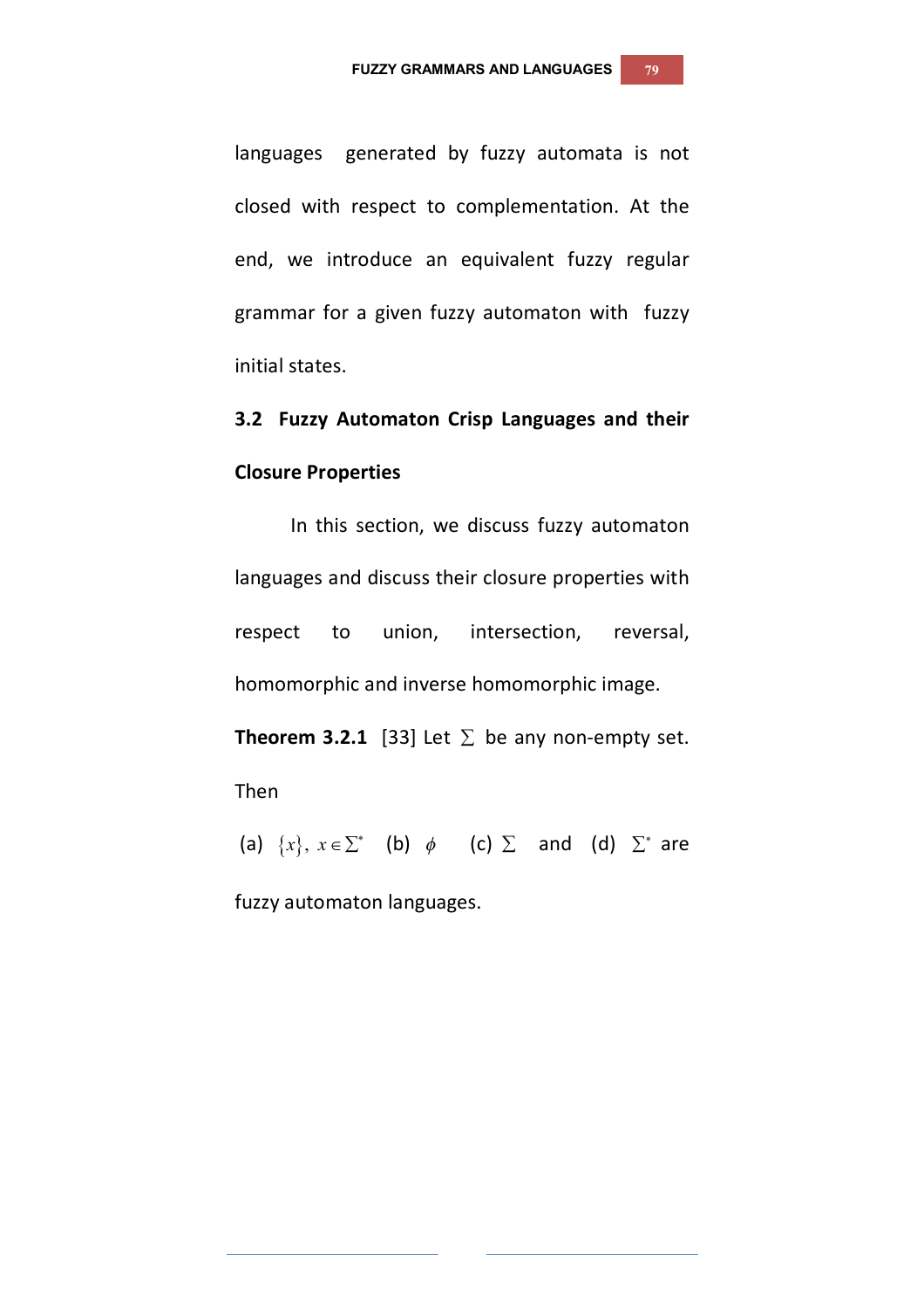languages generated by fuzzy automata is not closed with respect to complementation. At the end, we introduce an equivalent fuzzy regular grammar for a given fuzzy automaton with fuzzy initial states.

## 3.2 Fuzzy Automaton Crisp Languages and their Closure Properties

In this section, we discuss fuzzy automaton languages and discuss their closure properties with respect to union, intersection, reversal, homomorphic and inverse homomorphic image.

**Theorem 3.2.1** [33] Let $\Sigma$ be any non-empty set. Then

(a) $\{x\},\ x \in \Sigma^*$ (b) $\phi$ (c) $\Sigma$ and (d) $\Sigma^*$ are fuzzy automaton languages.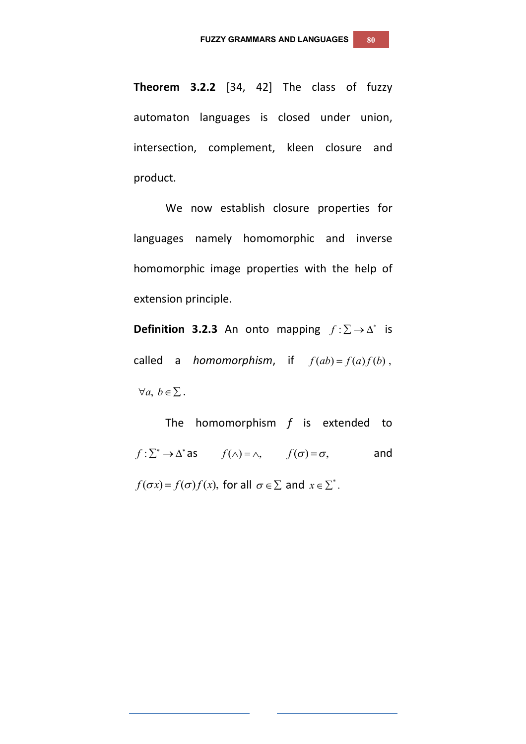**Theorem 3.2.2** [34, 42] The class of fuzzy automaton languages is closed under union, intersection, complement, kleen closure and product.

We now establish closure properties for languages namely homomorphic and inverse homomorphic image properties with the help of extension principle.

**Definition 3.2.3** An onto mapping $f : \Sigma \to \Delta^*$ is called a *homomorphism*, if $f(ab) = f(a)f(b)$, $\forall a,\ b \in \Sigma$.

The homomorphism *f* is extended to $f : \Sigma^* \to \Delta^*$ as $f(\wedge) = \wedge,$ $f(\sigma) = \sigma,$ and $f(\sigma x) = f(\sigma)f(x),$ for all $\sigma \in \Sigma$ and $x \in \Sigma^*$.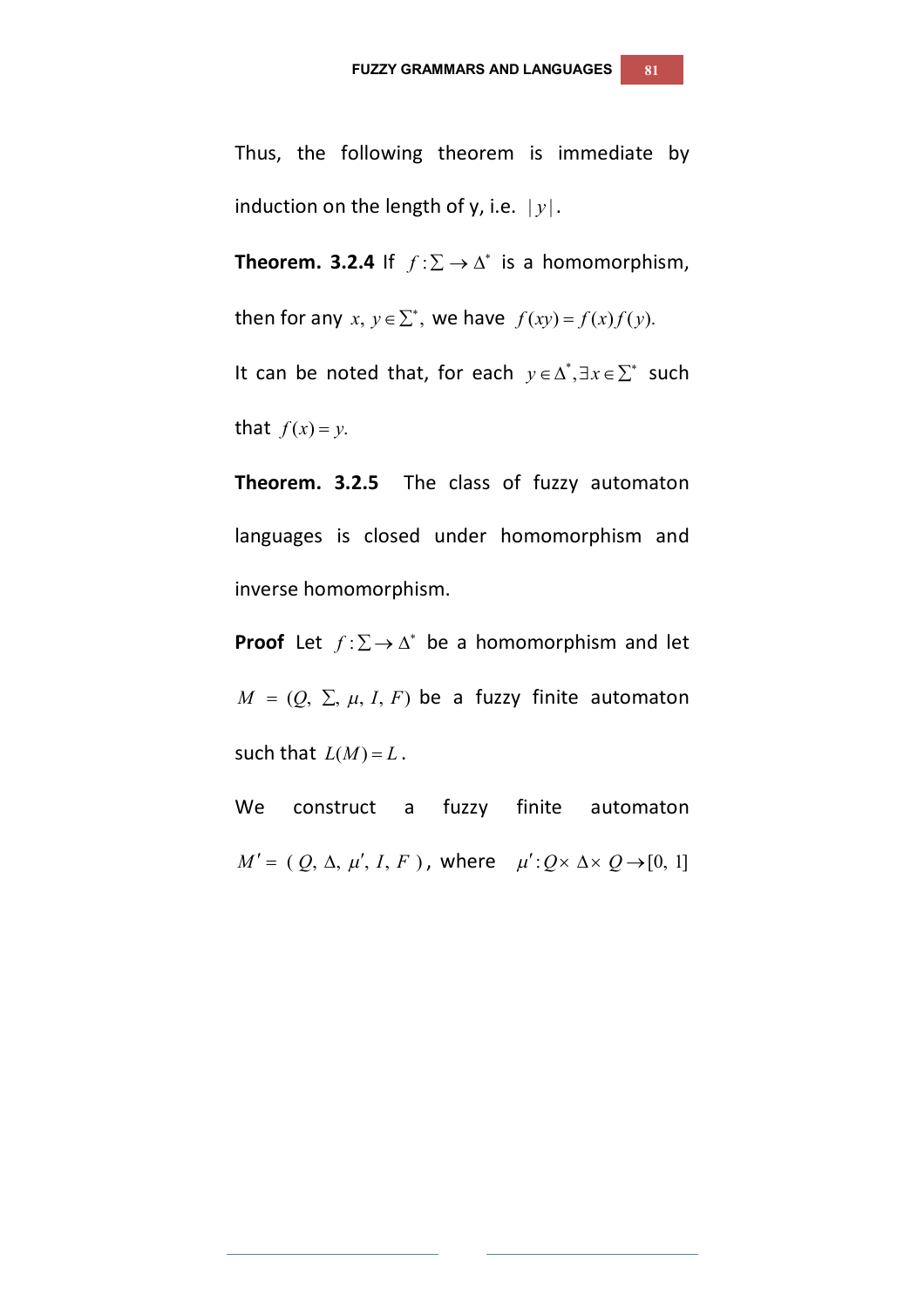Thus, the following theorem is immediate by induction on the length of y, i.e. $|y|$.

**Theorem. 3.2.4** If $f:\Sigma \rightarrow \Delta^*$ is a homomorphism, then for any $x,\ y \in \Sigma^*$, we have $f(xy) = f(x)f(y).$

It can be noted that, for each $y \in \Delta^*, \exists x \in \Sigma^*$ such that $f(x) = y.$

**Theorem. 3.2.5** The class of fuzzy automaton languages is closed under homomorphism and inverse homomorphism.

**Proof** Let $f:\Sigma \rightarrow \Delta^*$ be a homomorphism and let $M = (Q,\ \Sigma,\ \mu,\ I,\ F)$ be a fuzzy finite automaton such that $L(M) = L$.

We construct a fuzzy finite automaton $M' = (\ Q,\ \Delta,\ \mu',\ I,\ F\ )$, where $\mu' : Q \times \Delta \times Q \rightarrow [0,\ 1]$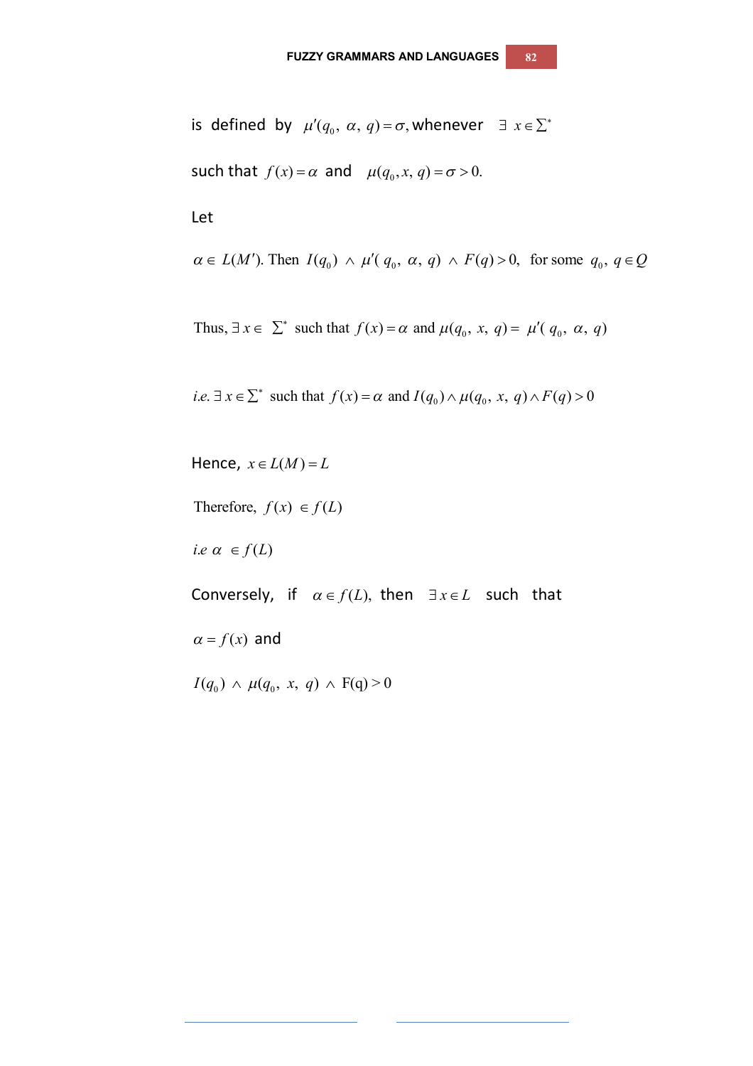is defined by $\mu'(q_0, \alpha, q) = \sigma$, whenever $\exists\ x \in \Sigma^*$

such that $f(x) = \alpha$ and $\mu(q_0, x, q) = \sigma > 0.$

Let

$\alpha \in L(M')$. Then $I(q_0) \wedge \mu'(q_0, \alpha, q) \wedge F(q) > 0$, for some $q_0, q \in Q$

Thus, $\exists\, x \in \Sigma^*$ such that $f(x) = \alpha$ and $\mu(q_0, x, q) = \mu'(q_0, \alpha, q)$

*i.e.* $\exists\, x \in \Sigma^*$ such that $f(x) = \alpha$ and $I(q_0) \wedge \mu(q_0, x, q) \wedge F(q) > 0$

Hence, $x \in L(M) = L$

Therefore, $f(x) \in f(L)$

*i.e* $\alpha \in f(L)$

Conversely, if $\alpha \in f(L)$, then $\exists\, x \in L$ such that

$\alpha = f(x)$ and

$I(q_0) \wedge \mu(q_0, x, q) \wedge \mathrm{F(q)} > 0$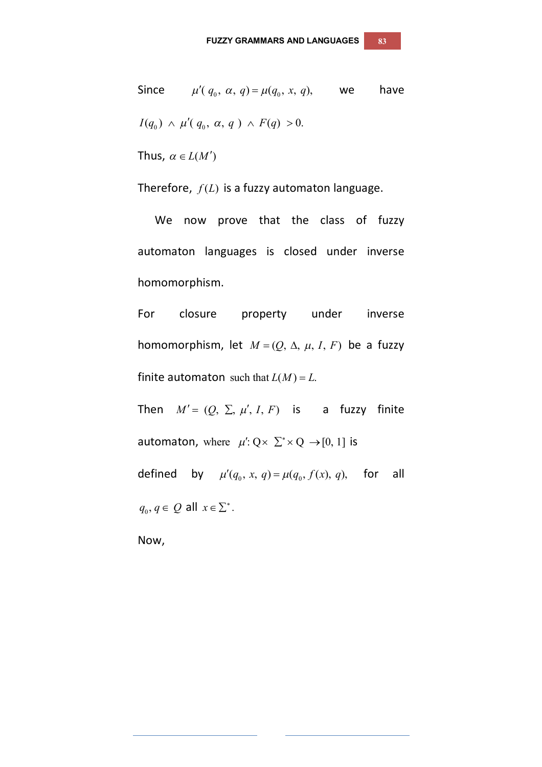Since $\mu'(q_0, \alpha, q) = \mu(q_0, x, q)$, we have

$I(q_0) \wedge \mu'(q_0, \alpha, q) \wedge F(q) > 0.$

Thus, $\alpha \in L(M')$

Therefore, $f(L)$ is a fuzzy automaton language.

We now prove that the class of fuzzy automaton languages is closed under inverse homomorphism.

For closure property under inverse homomorphism, let $M = (Q, \Delta, \mu, I, F)$ be a fuzzy finite automaton such that $L(M) = L.$

Then $M' = (Q, \Sigma, \mu', I, F)$ is a fuzzy finite automaton, where $\mu' \colon Q \times \Sigma^* \times Q \rightarrow [0, 1]$ is defined by $\mu'(q_0, x, q) = \mu(q_0, f(x), q),$ for all $q_0, q \in Q$ all $x \in \Sigma^*$.

Now,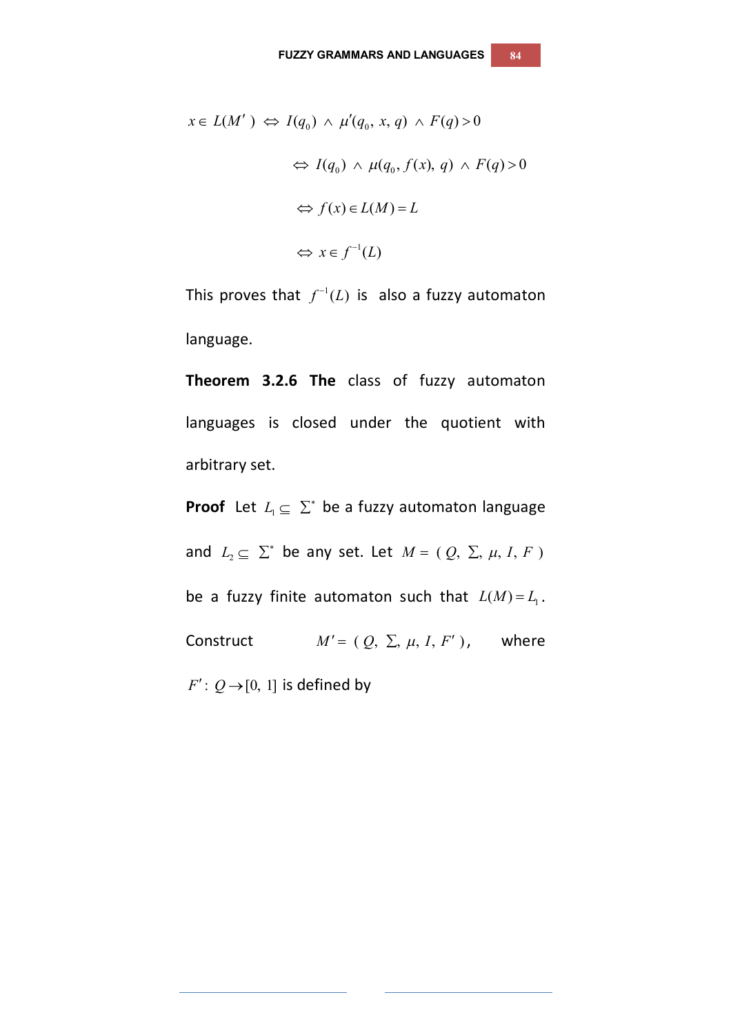$$
\begin{aligned}
x \in L(M') &\Leftrightarrow I(q_0) \wedge \mu'(q_0, x, q) \wedge F(q) > 0 \\
&\Leftrightarrow I(q_0) \wedge \mu(q_0, f(x), q) \wedge F(q) > 0 \\
&\Leftrightarrow f(x) \in L(M) = L \\
&\Leftrightarrow x \in f^{-1}(L)
\end{aligned}
$$

This proves that $f^{-1}(L)$ is also a fuzzy automaton language.

**Theorem 3.2.6 The** class of fuzzy automaton languages is closed under the quotient with arbitrary set.

**Proof** Let $L_1 \subseteq \Sigma^*$ be a fuzzy automaton language and $L_2 \subseteq \Sigma^*$ be any set. Let $M = (Q, \Sigma, \mu, I, F)$ be a fuzzy finite automaton such that $L(M) = L_1$. Construct $M' = (Q, \Sigma, \mu, I, F')$, where $F' : Q \rightarrow [0, 1]$ is defined by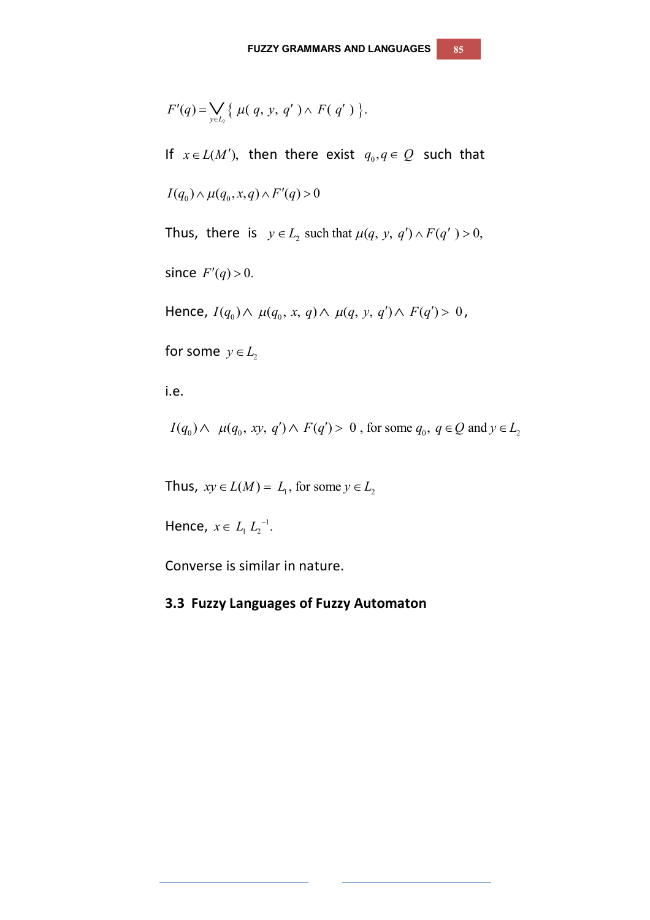$$F'(q) = \bigvee_{y \in L_2} \{ \mu(q, y, q') \wedge F(q') \}.$$

If $x \in L(M')$, then there exist $q_0, q \in Q$ such that

$I(q_0) \wedge \mu(q_0, x, q) \wedge F'(q) > 0$

Thus, there is $y \in L_2$ such that $\mu(q, y, q') \wedge F(q') > 0,$

since $F'(q) > 0.$

Hence, $I(q_0) \wedge \mu(q_0, x, q) \wedge \mu(q, y, q') \wedge F(q') > 0$,

for some $y \in L_2$

i.e.

$I(q_0) \wedge \mu(q_0, xy, q') \wedge F(q') > 0$, for some $q_0, q \in Q$ and $y \in L_2$

Thus, $xy \in L(M) = L_1$, for some $y \in L_2$

Hence, $x \in L_1 L_2^{-1}.$

Converse is similar in nature.

## 3.3 Fuzzy Languages of Fuzzy Automaton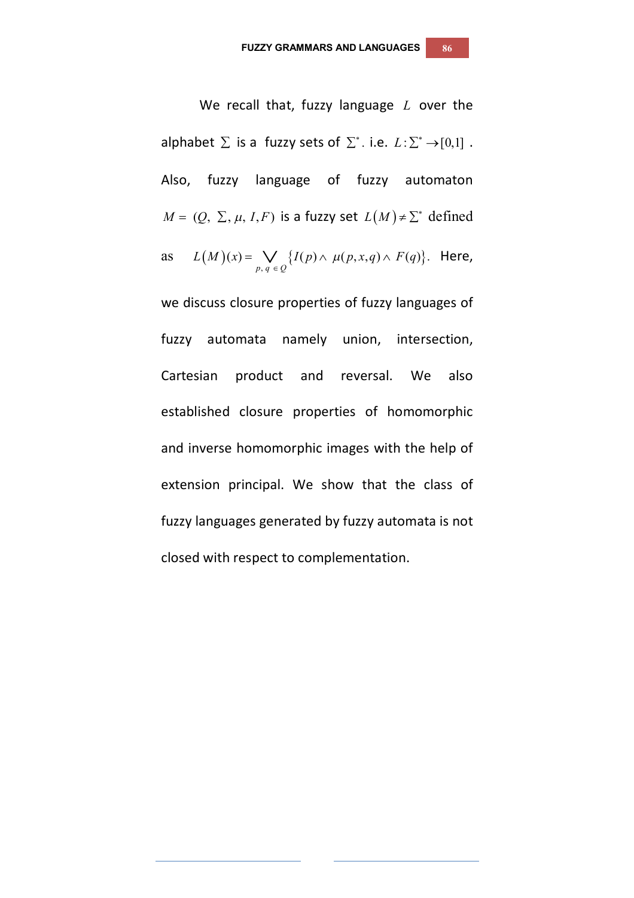We recall that, fuzzy language $L$ over the alphabet $\sum$ is a fuzzy sets of $\sum^*$. i.e. $L:\sum^* \to [0,1]$. Also, fuzzy language of fuzzy automaton $M = (Q, \sum, \mu, I, F)$ is a fuzzy set $L(M) \neq \sum^*$ defined as $L(M)(x) = \bigvee_{p,\, q \,\in Q} \{I(p) \wedge \mu(p,x,q) \wedge F(q)\}$. Here, we discuss closure properties of fuzzy languages of fuzzy automata namely union, intersection, Cartesian product and reversal. We also established closure properties of homomorphic and inverse homomorphic images with the help of extension principal. We show that the class of fuzzy languages generated by fuzzy automata is not closed with respect to complementation.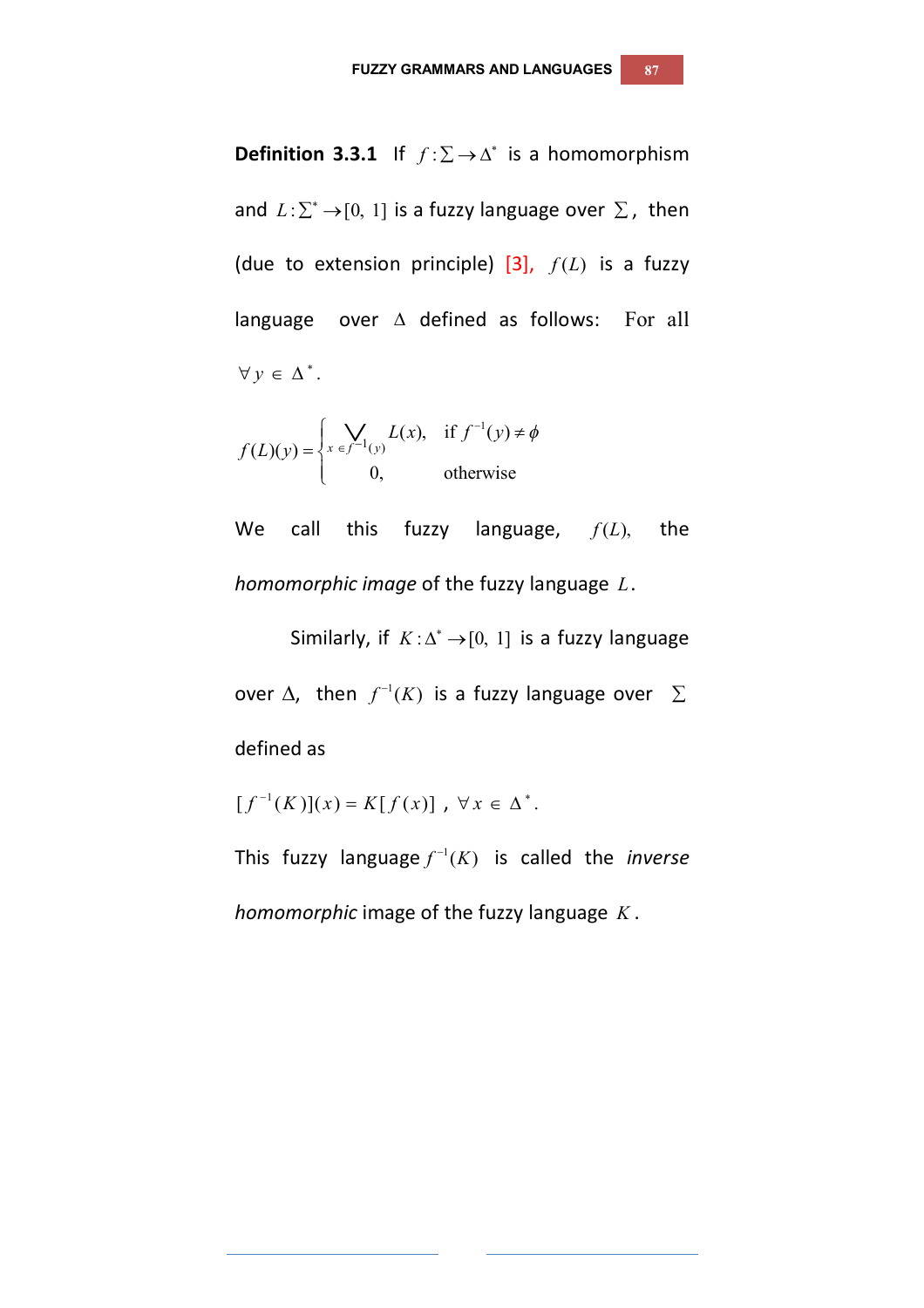**Definition 3.3.1** If $f:\Sigma \to \Delta^*$ is a homomorphism and $L:\Sigma^* \to [0, 1]$ is a fuzzy language over $\Sigma$, then (due to extension principle) [3], $f(L)$ is a fuzzy language over $\Delta$ defined as follows: For all $\forall y \in \Delta^*$.

$$f(L)(y) = \begin{cases} \bigvee_{x \in f^{-1}(y)} L(x), & \text{if } f^{-1}(y) \neq \phi \\ 0, & \text{otherwise} \end{cases}$$

We call this fuzzy language, $f(L)$, the *homomorphic image* of the fuzzy language $L$.

Similarly, if $K:\Delta^* \to [0, 1]$ is a fuzzy language over $\Delta$, then $f^{-1}(K)$ is a fuzzy language over $\Sigma$ defined as

$[f^{-1}(K)](x) = K[f(x)]$ , $\forall x \in \Delta^*$.

This fuzzy language $f^{-1}(K)$ is called the *inverse homomorphic* image of the fuzzy language $K$.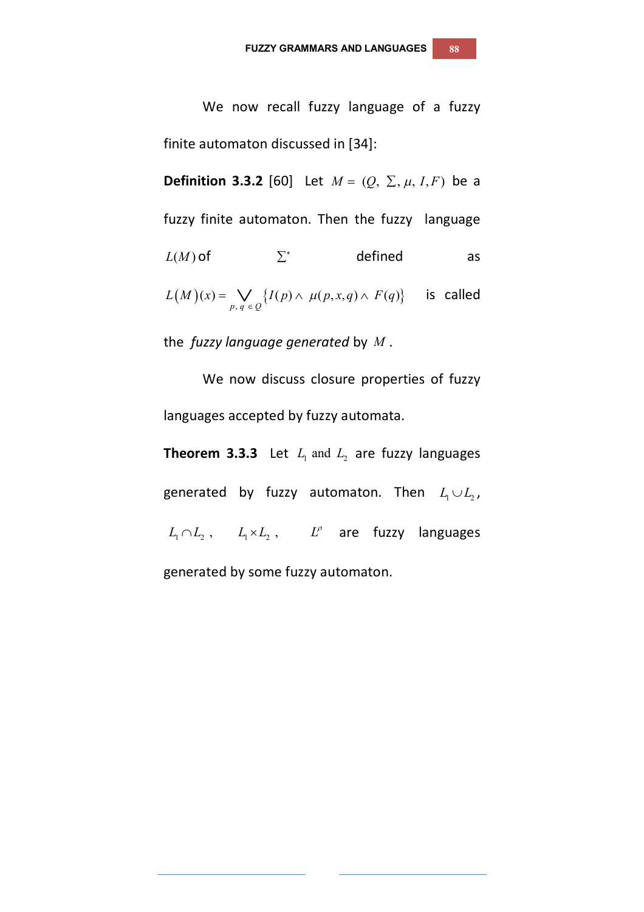We now recall fuzzy language of a fuzzy finite automaton discussed in [34]:

**Definition 3.3.2** [60] Let $M = (Q, \Sigma, \mu, I, F)$ be a fuzzy finite automaton. Then the fuzzy language $L(M)$ of $\Sigma^*$ defined as $L(M)(x) = \bigvee_{p, q \in Q} \{I(p) \wedge \mu(p,x,q) \wedge F(q)\}$ is called the *fuzzy language generated* by $M$.

We now discuss closure properties of fuzzy languages accepted by fuzzy automata.

**Theorem 3.3.3** Let $L_1$ and $L_2$ are fuzzy languages generated by fuzzy automaton. Then $L_1 \cup L_2$, $L_1 \cap L_2$, $L_1 \times L_2$, $L^\rho$ are fuzzy languages generated by some fuzzy automaton.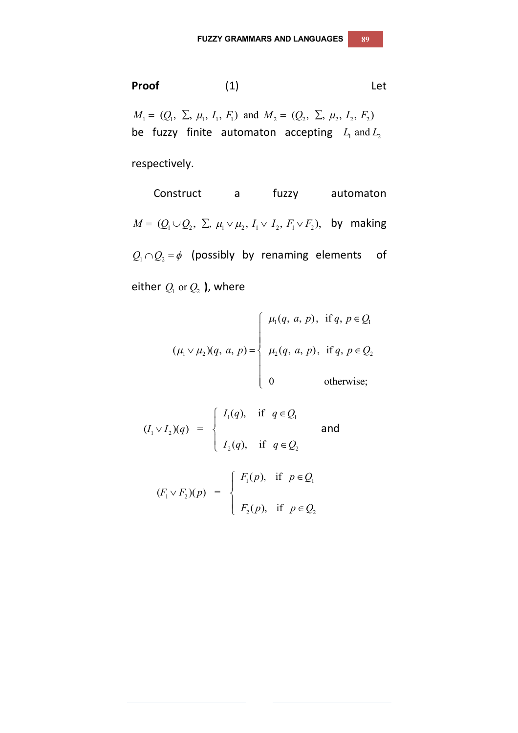**Proof** (1) Let $M_1 = (Q_1, \Sigma, \mu_1, I_1, F_1)$ and $M_2 = (Q_2, \Sigma, \mu_2, I_2, F_2)$ be fuzzy finite automaton accepting $L_1$ and $L_2$ respectively.

Construct a fuzzy automaton $M = (Q_1 \cup Q_2, \Sigma, \mu_1 \vee \mu_2, I_1 \vee I_2, F_1 \vee F_2)$, by making $Q_1 \cap Q_2 = \phi$ (possibly by renaming elements of either $Q_1$ or $Q_2$ ), where

$$(\mu_1 \vee \mu_2)(q, a, p) = \begin{cases} \mu_1(q, a, p), & \text{if } q, p \in Q_1 \\ \mu_2(q, a, p), & \text{if } q, p \in Q_2 \\ 0 & \text{otherwise;} \end{cases}$$

$$(I_1 \vee I_2)(q) = \begin{cases} I_1(q), & \text{if } q \in Q_1 \\ I_2(q), & \text{if } q \in Q_2 \end{cases}$$ and

$$(F_1 \vee F_2)(p) = \begin{cases} F_1(p), & \text{if } p \in Q_1 \\ F_2(p), & \text{if } p \in Q_2 \end{cases}$$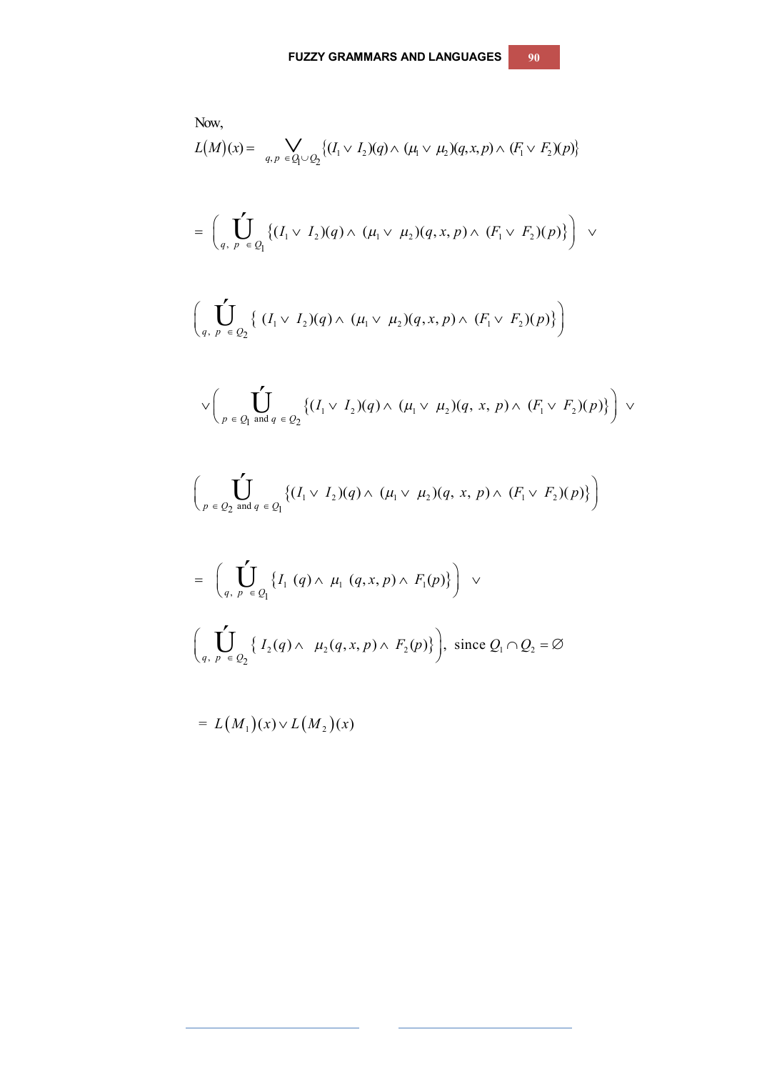Now,

$$L(M)(x) = \bigvee_{q,p \in Q_1 \cup Q_2} \{(I_1 \vee I_2)(q) \wedge (\mu_1 \vee \mu_2)(q,x,p) \wedge (F_1 \vee F_2)(p)\}$$

$$= \left( \acute{\bigcup}_{q,\ p\ \in Q_1} \{(I_1 \vee I_2)(q) \wedge (\mu_1 \vee \mu_2)(q,x,p) \wedge (F_1 \vee F_2)(p)\} \right) \vee$$

$$\left( \acute{\bigcup}_{q,\ p\ \in Q_2} \{ (I_1 \vee I_2)(q) \wedge (\mu_1 \vee \mu_2)(q,x,p) \wedge (F_1 \vee F_2)(p)\} \right)$$

$$\vee \left( \acute{\bigcup}_{p\ \in Q_1 \text{ and } q\ \in Q_2} \{(I_1 \vee I_2)(q) \wedge (\mu_1 \vee \mu_2)(q,\ x,\ p) \wedge (F_1 \vee F_2)(p)\} \right) \vee$$

$$\left( \acute{\bigcup}_{p\ \in Q_2 \text{ and } q\ \in Q_1} \{(I_1 \vee I_2)(q) \wedge (\mu_1 \vee \mu_2)(q,\ x,\ p) \wedge (F_1 \vee F_2)(p)\} \right)$$

$$= \left( \acute{\bigcup}_{q,\ p\ \in Q_1} \{I_1\ (q) \wedge \mu_1\ (q,x,p) \wedge F_1(p)\} \right) \vee$$

$$\left( \acute{\bigcup}_{q,\ p\ \in Q_2} \{ I_2(q) \wedge \ \mu_2(q,x,p) \wedge F_2(p)\} \right), \text{ since } Q_1 \cap Q_2 = \varnothing$$

$$= L(M_1)(x) \vee L(M_2)(x)$$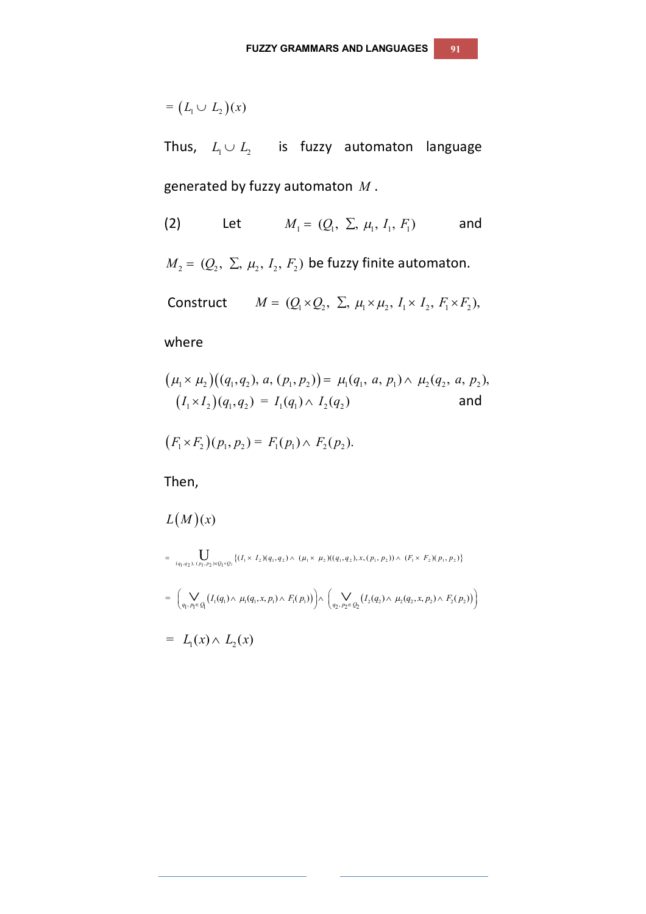$= \left(L_1 \cup L_2\right)(x)$

Thus, $L_1 \cup L_2$ is fuzzy automaton language generated by fuzzy automaton $M$.

(2) Let $M_1 = (Q_1, \Sigma, \mu_1, I_1, F_1)$ and $M_2 = (Q_2, \Sigma, \mu_2, I_2, F_2)$ be fuzzy finite automaton.

Construct $M = (Q_1 \times Q_2, \Sigma, \mu_1 \times \mu_2, I_1 \times I_2, F_1 \times F_2),$

where

$$\left(\mu_1 \times \mu_2\right)\left((q_1, q_2), a, (p_1, p_2)\right) = \mu_1(q_1, a, p_1) \wedge \mu_2(q_2, a, p_2),$$

$$\left(I_1 \times I_2\right)(q_1, q_2) = I_1(q_1) \wedge I_2(q_2)$$ and

$$\left(F_1 \times F_2\right)(p_1, p_2) = F_1(p_1) \wedge F_2(p_2).$$

Then,

$L(M)(x)$

$$= \bigcup_{(q_1, q_2), (p_1, p_2) \in Q_1 \times Q_2} \{(I_1 \times I_2)(q_1, q_2) \wedge (\mu_1 \times \mu_2)((q_1, q_2), x, (p_1, p_2)) \wedge (F_1 \times F_2)(p_1, p_2)\}$$

$$= \left(\bigvee_{q_1, p_1 \in Q_1} \left(I_1(q_1) \wedge \mu_1(q_1, x, p_1) \wedge F_1(p_1)\right)\right) \wedge \left(\bigvee_{q_2, p_2 \in Q_2} \left(I_2(q_2) \wedge \mu_2(q_2, x, p_2) \wedge F_2(p_2)\right)\right)$$

$$= L_1(x) \wedge L_2(x)$$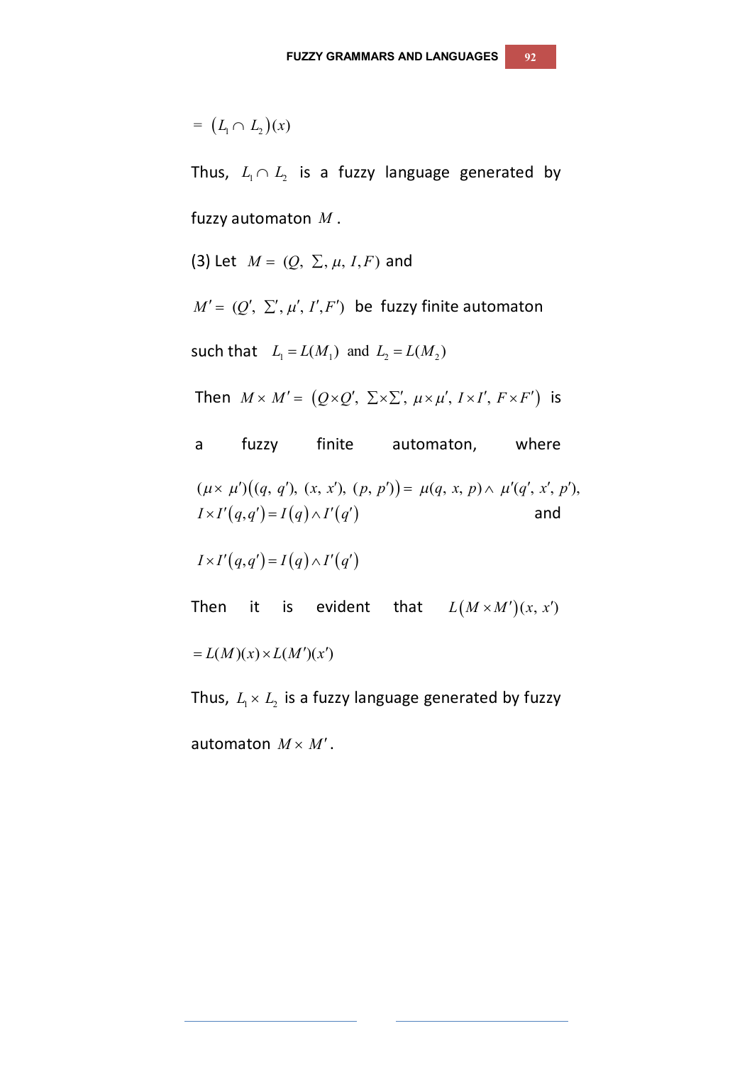$= (L_1 \cap L_2)(x)$

Thus, $L_1 \cap L_2$ is a fuzzy language generated by fuzzy automaton $M$.

(3) Let $M = (Q, \Sigma, \mu, I, F)$ and $M' = (Q', \Sigma', \mu', I', F')$ be fuzzy finite automaton such that $L_1 = L(M_1)$ and $L_2 = L(M_2)$

Then $M \times M' = (Q \times Q', \Sigma \times \Sigma', \mu \times \mu', I \times I', F \times F')$ is a fuzzy finite automaton, where $(\mu \times \mu')((q, q'), (x, x'), (p, p')) = \mu(q, x, p) \wedge \mu'(q', x', p')$, $I \times I'(q, q') = I(q) \wedge I'(q')$ and

$I \times I'(q, q') = I(q) \wedge I'(q')$

Then it is evident that $L(M \times M')(x, x')$

$= L(M)(x) \times L(M')(x')$

Thus, $L_1 \times L_2$ is a fuzzy language generated by fuzzy automaton $M \times M'$.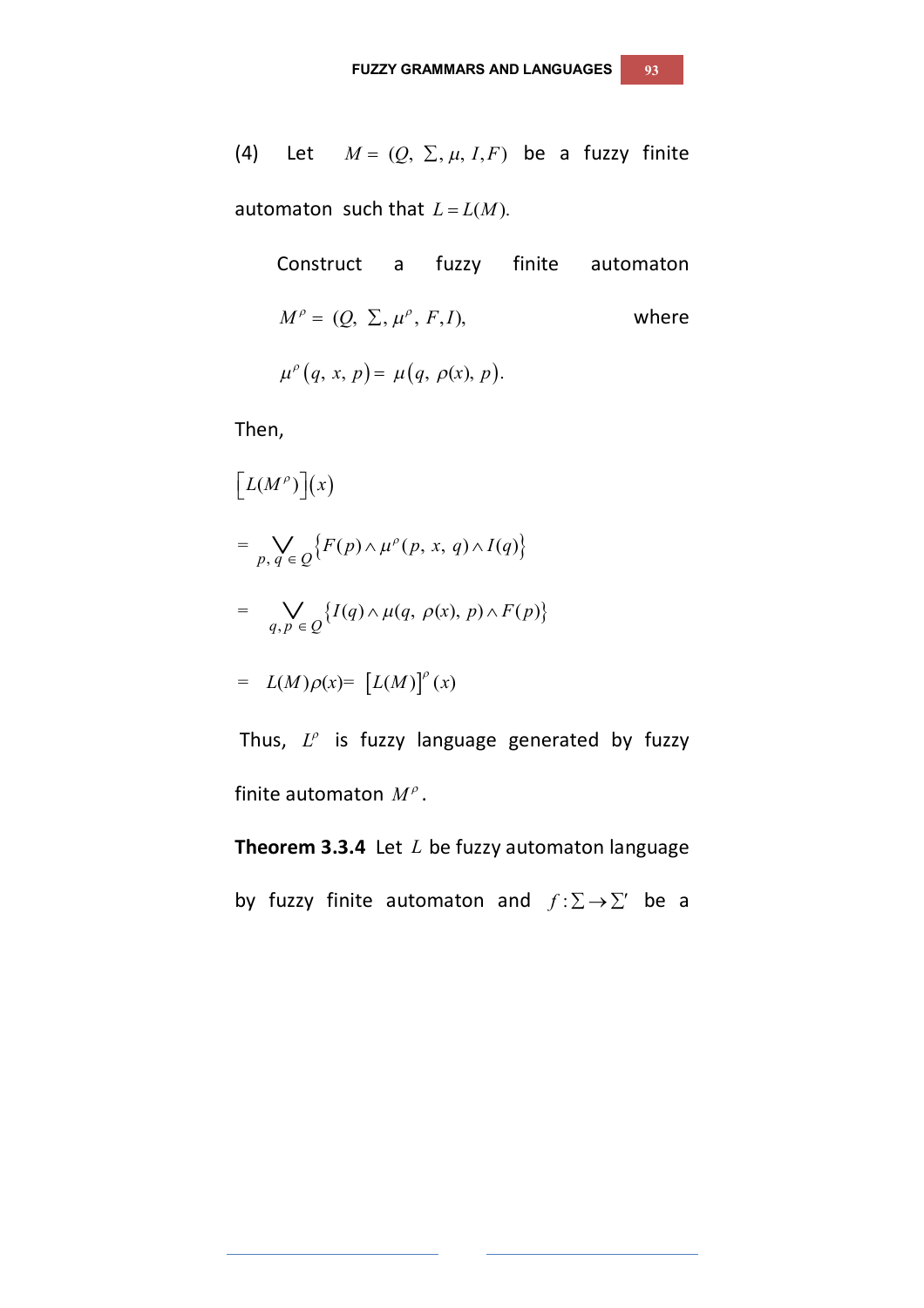(4) Let $M = (Q, \Sigma, \mu, I, F)$ be a fuzzy finite automaton such that $L = L(M)$.

Construct a fuzzy finite automaton $M^{\rho} = (Q, \Sigma, \mu^{\rho}, F, I)$, where $\mu^{\rho}(q, x, p) = \mu(q, \rho(x), p)$.

Then,

$$\left[L(M^{\rho})\right](x)$$

$$= \bigvee_{p,\, q \,\in\, Q} \left\{F(p) \wedge \mu^{\rho}(p,\, x,\, q) \wedge I(q)\right\}$$

$$= \bigvee_{q, p \,\in\, Q} \left\{I(q) \wedge \mu(q,\, \rho(x),\, p) \wedge F(p)\right\}$$

$$= L(M)\rho(x) = \left[L(M)\right]^{\rho}(x)$$

Thus, $L^{\rho}$ is fuzzy language generated by fuzzy finite automaton $M^{\rho}$.

**Theorem 3.3.4** Let $L$ be fuzzy automaton language by fuzzy finite automaton and $f: \Sigma \rightarrow \Sigma'$ be a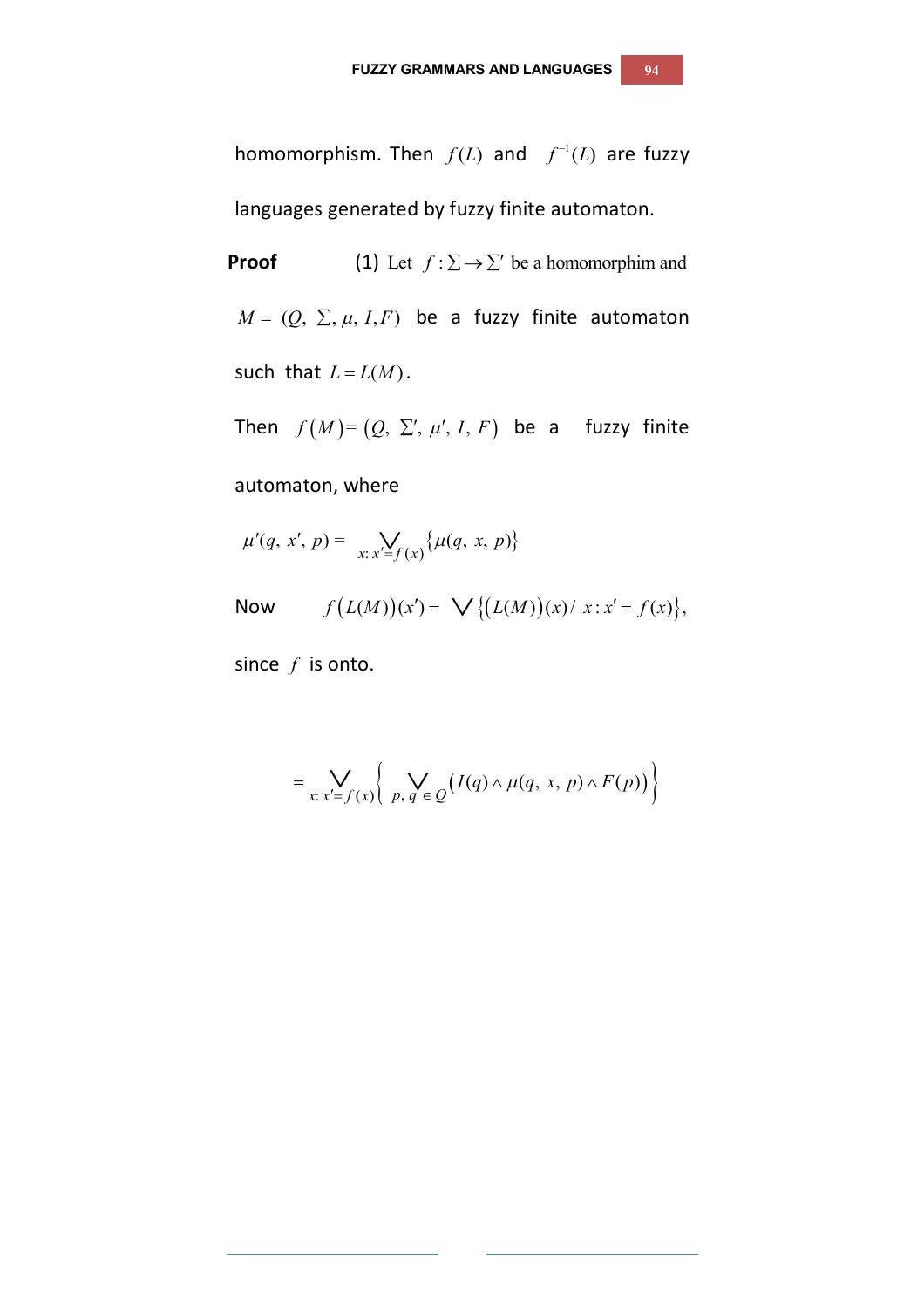homomorphism. Then $f(L)$ and $f^{-1}(L)$ are fuzzy languages generated by fuzzy finite automaton.

**Proof** (1) Let $f : \Sigma \to \Sigma'$ be a homomorphim and $M = (Q, \Sigma, \mu, I, F)$ be a fuzzy finite automaton such that $L = L(M)$.

Then $f(M) = (Q, \Sigma', \mu', I, F)$ be a fuzzy finite automaton, where

$$\mu'(q, x', p) = \bigvee_{x: x' = f(x)} \{\mu(q, x, p)\}$$

Now $f(L(M))(x') = \bigvee \{(L(M))(x) / x : x' = f(x)\}$,

since $f$ is onto.

$$= \bigvee_{x: x' = f(x)} \left\{ \bigvee_{p,\, q \,\in\, Q} (I(q) \wedge \mu(q, x, p) \wedge F(p)) \right\}$$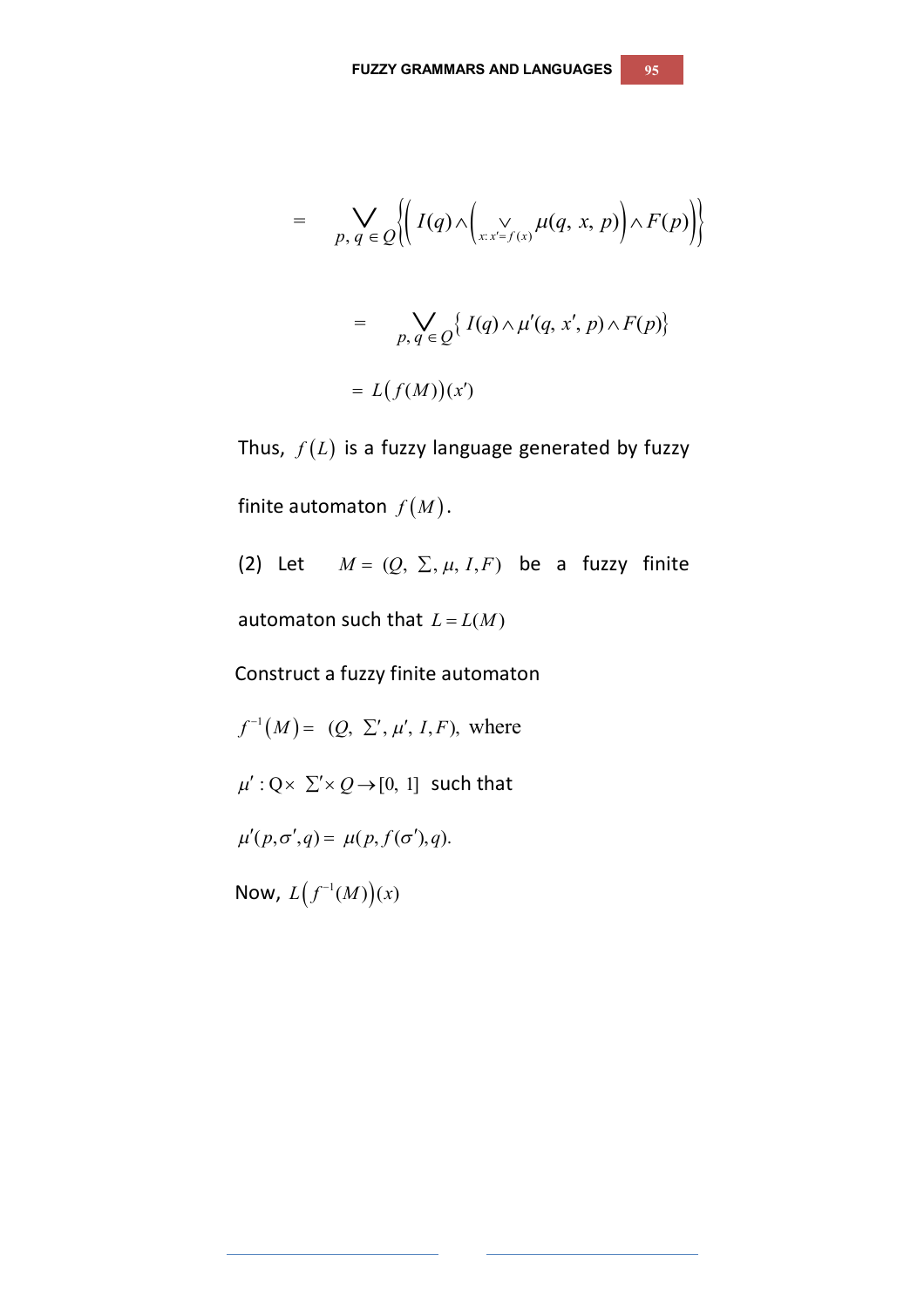$$= \bigvee_{p,\, q \in Q} \left\{ \left( I(q) \wedge \left( \bigvee_{x:\, x' = f(x)} \mu(q,\, x,\, p) \right) \wedge F(p) \right) \right\}$$

$$= \bigvee_{p,\, q \in Q} \{ I(q) \wedge \mu'(q,\, x',\, p) \wedge F(p) \}$$

$$= L\big(f(M)\big)(x')$$

Thus, $f(L)$ is a fuzzy language generated by fuzzy finite automaton $f(M)$.

(2) Let $M = (Q,\ \Sigma,\ \mu,\ I, F)$ be a fuzzy finite automaton such that $L = L(M)$

Construct a fuzzy finite automaton

$f^{-1}(M) = (Q,\ \Sigma',\ \mu',\ I, F)$, where

$\mu' : Q \times \Sigma' \times Q \rightarrow [0,\ 1]$ such that

$\mu'(p, \sigma', q) = \mu(p, f(\sigma'), q)$.

Now, $L\big(f^{-1}(M)\big)(x)$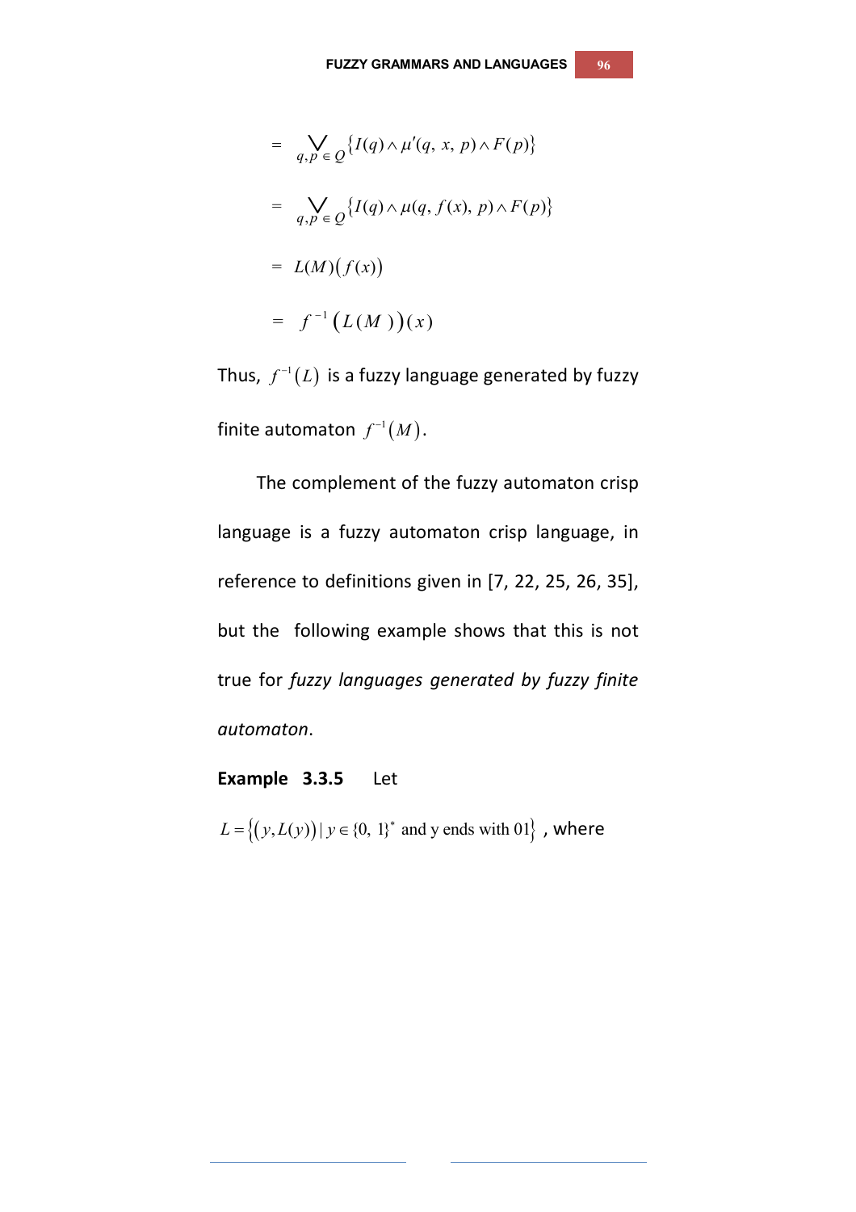$$= \bigvee_{q,p \in Q} \{I(q) \wedge \mu'(q, x, p) \wedge F(p)\}$$

$$= \bigvee_{q,p \in Q} \{I(q) \wedge \mu(q, f(x), p) \wedge F(p)\}$$

$$= L(M)(f(x))$$

$$= f^{-1}(L(M))(x)$$

Thus, $f^{-1}(L)$ is a fuzzy language generated by fuzzy finite automaton $f^{-1}(M)$.

The complement of the fuzzy automaton crisp language is a fuzzy automaton crisp language, in reference to definitions given in [7, 22, 25, 26, 35], but the following example shows that this is not true for *fuzzy languages generated by fuzzy finite automaton*.

**Example 3.3.5** Let

$L = \{(y, L(y)) \mid y \in \{0, 1\}^* \text{ and y ends with } 01\}$ , where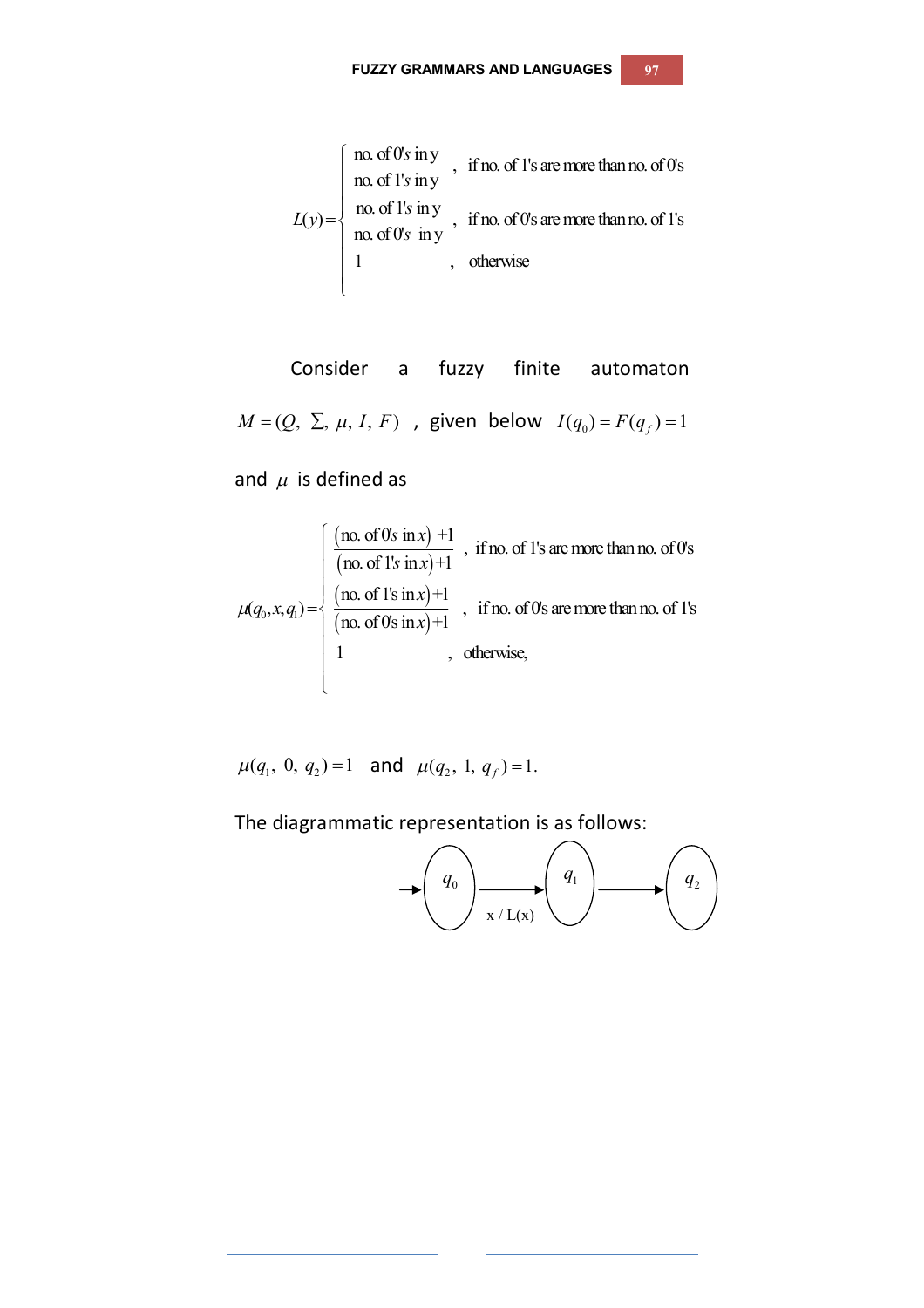$$L(y) = \begin{cases} \dfrac{\text{no. of 0's in y}}{\text{no. of 1's in y}} & , \text{ if no. of 1's are more than no. of 0's} \\ \dfrac{\text{no. of 1's in y}}{\text{no. of 0's in y}} & , \text{ if no. of 0's are more than no. of 1's} \\ 1 & , \text{ otherwise} \end{cases}$$

Consider a fuzzy finite automaton $M = (Q, \Sigma, \mu, I, F)$ , given below $I(q_0) = F(q_f) = 1$ and $\mu$ is defined as

$$\mu(q_0, x, q_1) = \begin{cases} \dfrac{(\text{no. of 0's in } x) + 1}{(\text{no. of 1's in } x) + 1} & , \text{ if no. of 1's are more than no. of 0's} \\ \dfrac{(\text{no. of 1's in } x) + 1}{(\text{no. of 0's in } x) + 1} & , \text{ if no. of 0's are more than no. of 1's} \\ 1 & , \text{ otherwise,} \end{cases}$$

$\mu(q_1, 0, q_2) = 1$ and $\mu(q_2, 1, q_f) = 1.$

The diagrammatic representation is as follows:

$\rightarrow (q_0) \xrightarrow{x / L(x)} (q_1) \longrightarrow (q_2)$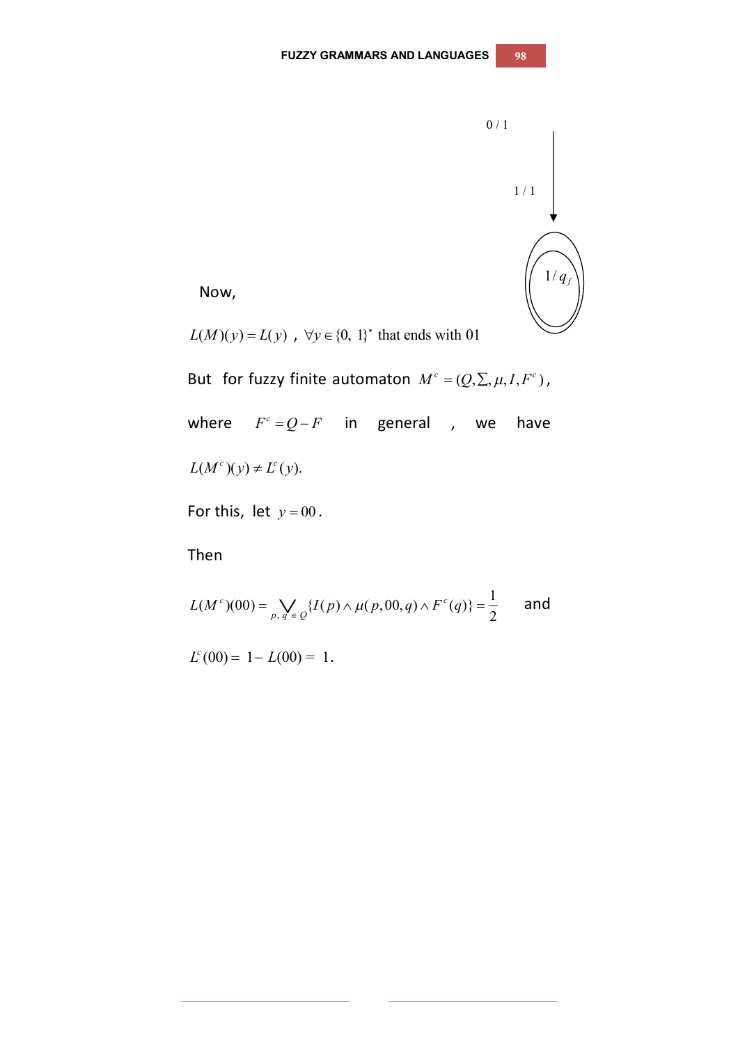0 / 1

1 / 1

$1/q_f$

Now,

$L(M)(y) = L(y)$ , $\forall y \in \{0, 1\}^*$ that ends with 01

But for fuzzy finite automaton $M^c = (Q, \Sigma, \mu, I, F^c)$,

where $F^c = Q - F$ in general , we have

$L(M^c)(y) \neq L^c(y)$.

For this, let $y = 00$.

Then

$$L(M^c)(00) = \bigvee_{p,\, q\, \in\, Q} \{I(p) \wedge \mu(p, 00, q) \wedge F^c(q)\} = \frac{1}{2}$$ and

$L^c(00) = 1 - L(00) = 1$.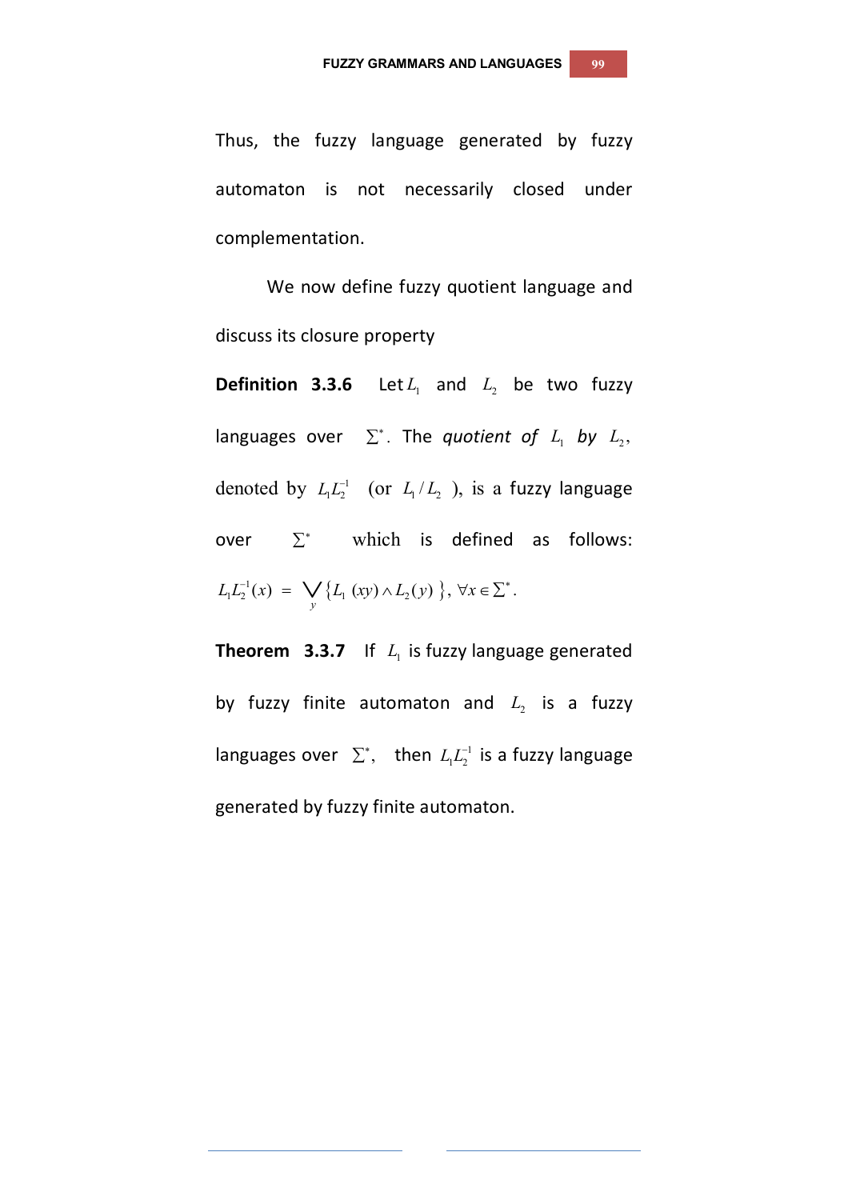Thus, the fuzzy language generated by fuzzy automaton is not necessarily closed under complementation.

We now define fuzzy quotient language and discuss its closure property

**Definition 3.3.6** Let $L_1$ and $L_2$ be two fuzzy languages over $\Sigma^*$. The *quotient of* $L_1$ *by* $L_2$, denoted by $L_1L_2^{-1}$ (or $L_1/L_2$ ), is a fuzzy language over $\Sigma^*$ which is defined as follows:

$$L_1L_2^{-1}(x) = \bigvee_y \{L_1(xy) \wedge L_2(y)\}, \forall x \in \Sigma^*.$$

**Theorem 3.3.7** If $L_1$ is fuzzy language generated by fuzzy finite automaton and $L_2$ is a fuzzy languages over $\Sigma^*$, then $L_1L_2^{-1}$ is a fuzzy language generated by fuzzy finite automaton.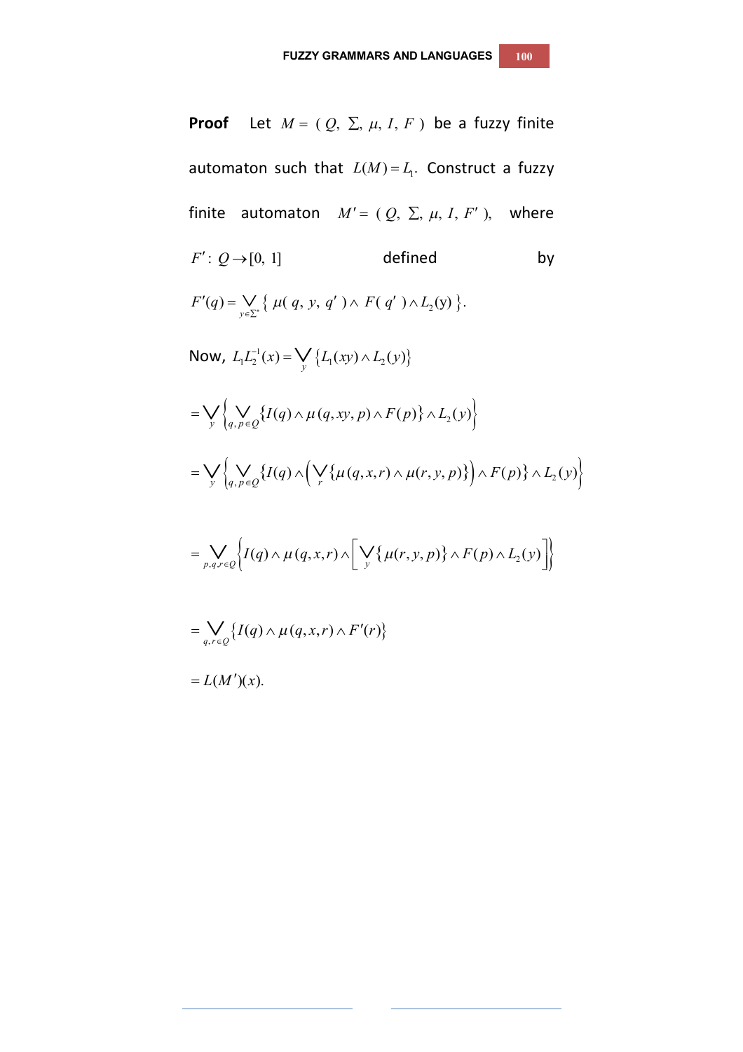**Proof** Let $M = (Q, \Sigma, \mu, I, F)$ be a fuzzy finite automaton such that $L(M) = L_1$. Construct a fuzzy finite automaton $M' = (Q, \Sigma, \mu, I, F')$, where $F' : Q \to [0, 1]$ defined by

$$F'(q) = \bigvee_{y \in \Sigma^*} \{ \mu(q, y, q') \wedge F(q') \wedge L_2(\mathrm{y}) \}.$$

Now, $L_1 L_2^{-1}(x) = \bigvee_{y} \{L_1(xy) \wedge L_2(y)\}$

$$= \bigvee_{y} \left\{ \bigvee_{q, p \in Q} \{I(q) \wedge \mu(q, xy, p) \wedge F(p)\} \wedge L_2(y) \right\}$$

$$= \bigvee_{y} \left\{ \bigvee_{q, p \in Q} \{I(q) \wedge \left( \bigvee_{r} \{\mu(q, x, r) \wedge \mu(r, y, p)\} \right) \wedge F(p)\} \wedge L_2(y) \right\}$$

$$= \bigvee_{p, q, r \in Q} \left\{ I(q) \wedge \mu(q, x, r) \wedge \left[ \bigvee_{y} \{\mu(r, y, p)\} \wedge F(p) \wedge L_2(y) \right] \right\}$$

$$= \bigvee_{q, r \in Q} \{ I(q) \wedge \mu(q, x, r) \wedge F'(r) \}$$

$$= L(M')(x).$$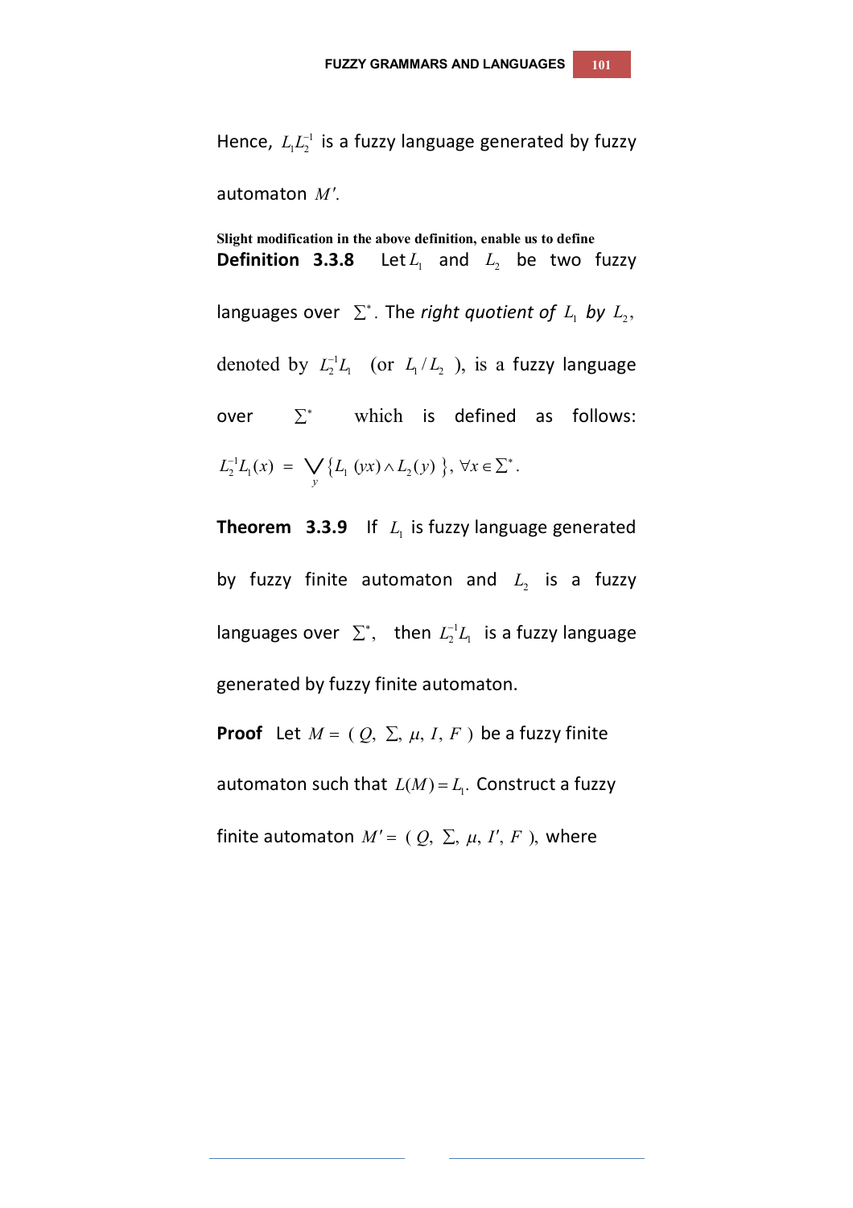Hence, $L_1L_2^{-1}$ is a fuzzy language generated by fuzzy automaton $M'$.

**Slight modification in the above definition, enable us to define**

**Definition 3.3.8** Let $L_1$ and $L_2$ be two fuzzy languages over $\Sigma^*$. The *right quotient of* $L_1$ *by* $L_2$, denoted by $L_2^{-1}L_1$ (or $L_1 / L_2$ ), is a fuzzy language over $\Sigma^*$ which is defined as follows:

$$L_2^{-1}L_1(x) = \bigvee_y \{L_1(yx) \wedge L_2(y)\}, \forall x \in \Sigma^*.$$

**Theorem 3.3.9** If $L_1$ is fuzzy language generated by fuzzy finite automaton and $L_2$ is a fuzzy languages over $\Sigma^*$, then $L_2^{-1}L_1$ is a fuzzy language generated by fuzzy finite automaton.

**Proof** Let $M = (Q, \Sigma, \mu, I, F)$ be a fuzzy finite automaton such that $L(M) = L_1$. Construct a fuzzy finite automaton $M' = (Q, \Sigma, \mu, I', F)$, where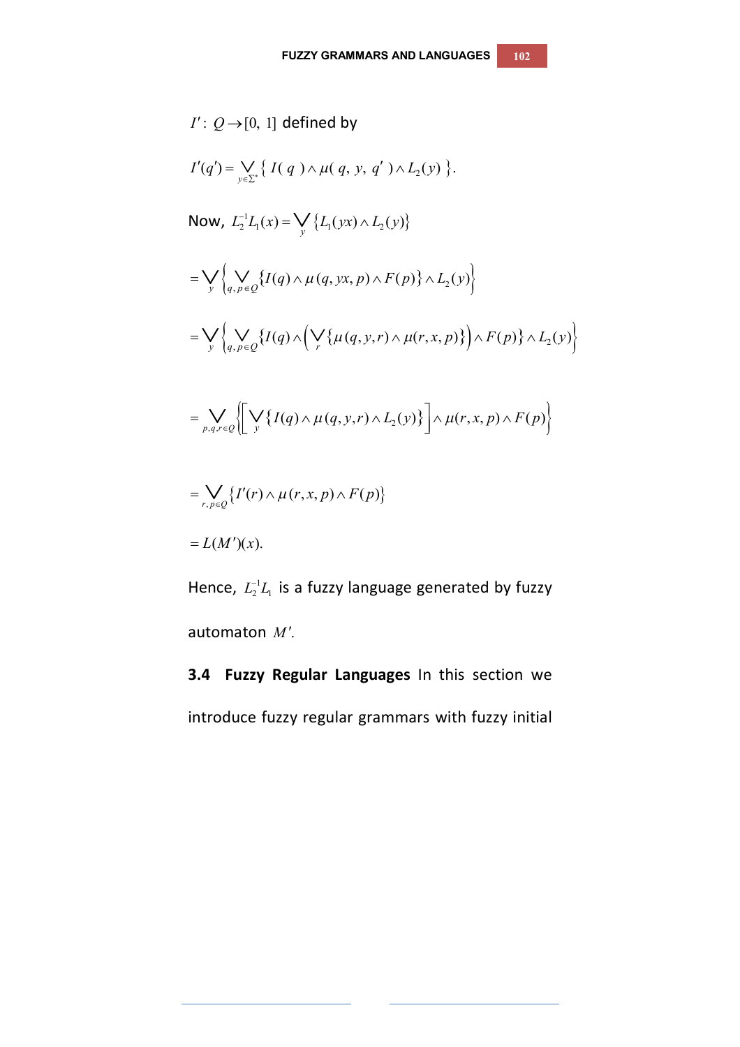$I' : Q \to [0, 1]$ defined by

$$I'(q') = \bigvee_{y \in \Sigma^*} \{ I(q) \wedge \mu(q, y, q') \wedge L_2(y) \}.$$

Now, $L_2^{-1}L_1(x) = \bigvee_y \{L_1(yx) \wedge L_2(y)\}$

$$= \bigvee_y \left\{ \bigvee_{q,p \in Q} \{I(q) \wedge \mu(q, yx, p) \wedge F(p)\} \wedge L_2(y) \right\}$$

$$= \bigvee_y \left\{ \bigvee_{q,p \in Q} \{I(q) \wedge \left( \bigvee_r \{\mu(q, y, r) \wedge \mu(r, x, p)\} \right) \wedge F(p)\} \wedge L_2(y) \right\}$$

$$= \bigvee_{p,q,r \in Q} \left\{ \left[ \bigvee_y \{I(q) \wedge \mu(q, y, r) \wedge L_2(y)\} \right] \wedge \mu(r, x, p) \wedge F(p) \right\}$$

$$= \bigvee_{r,p \in Q} \{I'(r) \wedge \mu(r, x, p) \wedge F(p)\}$$

$$= L(M')(x).$$

Hence, $L_2^{-1}L_1$ is a fuzzy language generated by fuzzy automaton $M'$.

**3.4 Fuzzy Regular Languages** In this section we introduce fuzzy regular grammars with fuzzy initial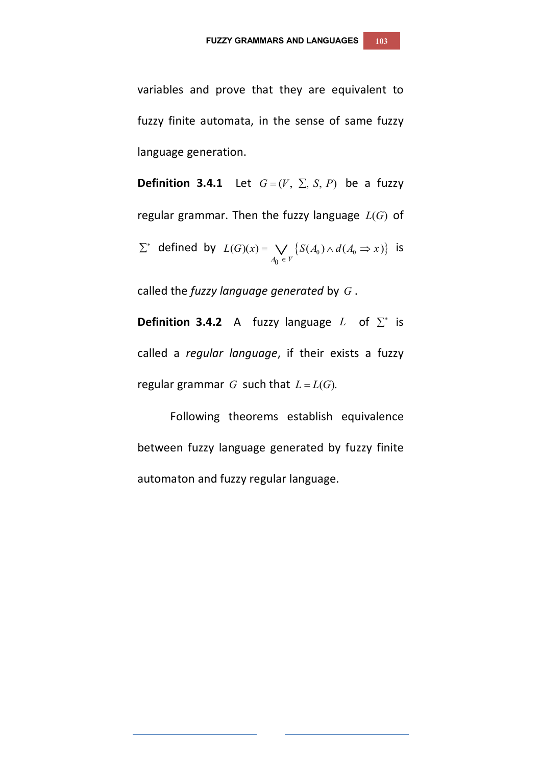variables and prove that they are equivalent to fuzzy finite automata, in the sense of same fuzzy language generation.

**Definition 3.4.1** Let $G = (V, \Sigma, S, P)$ be a fuzzy regular grammar. Then the fuzzy language $L(G)$ of $\Sigma^*$ defined by $L(G)(x) = \bigvee_{A_0 \in V} \{S(A_0) \wedge d(A_0 \Rightarrow x)\}$ is called the *fuzzy language generated* by $G$.

**Definition 3.4.2** A fuzzy language $L$ of $\Sigma^*$ is called a *regular language*, if their exists a fuzzy regular grammar $G$ such that $L = L(G)$.

Following theorems establish equivalence between fuzzy language generated by fuzzy finite automaton and fuzzy regular language.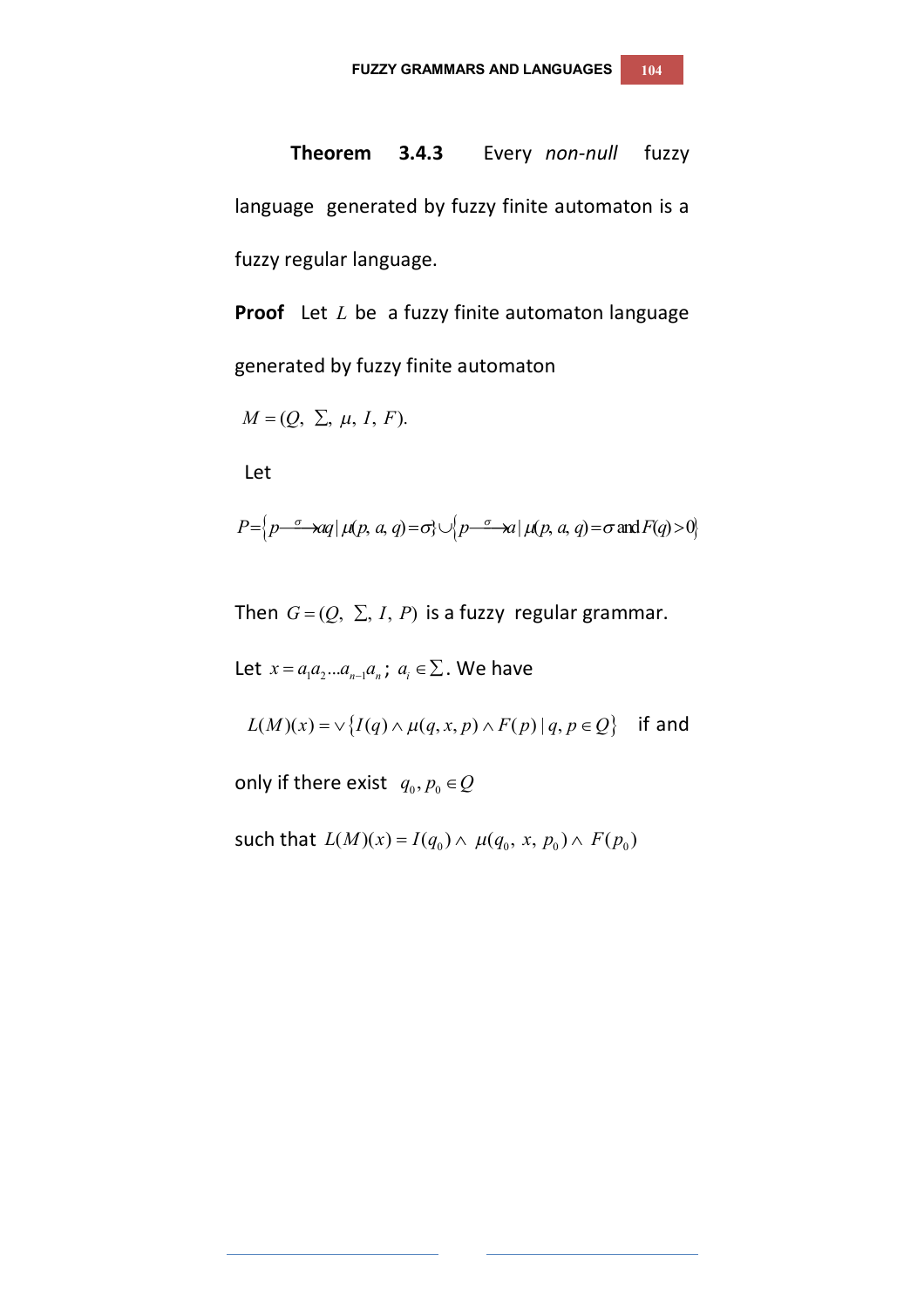**Theorem 3.4.3** Every *non-null* fuzzy language generated by fuzzy finite automaton is a fuzzy regular language.

**Proof** Let $L$ be a fuzzy finite automaton language generated by fuzzy finite automaton

$M = (Q, \ \Sigma, \ \mu, \ I, \ F).$

Let

$$P = \left\{ p \xrightarrow{\sigma} aq \mid \mu(p, a, q) = \sigma \right\} \cup \left\{ p \xrightarrow{\sigma} a \mid \mu(p, a, q) = \sigma \text{ and } F(q) > 0 \right\}$$

Then $G = (Q, \ \Sigma, \ I, \ P)$ is a fuzzy regular grammar.

Let $x = a_1 a_2 ... a_{n-1} a_n$; $a_i \in \Sigma$. We have

$L(M)(x) = \vee \left\{ I(q) \wedge \mu(q, x, p) \wedge F(p) \mid q, p \in Q \right\}$ if and only if there exist $q_0, p_0 \in Q$

such that $L(M)(x) = I(q_0) \wedge \ \mu(q_0, \ x, \ p_0) \wedge \ F(p_0)$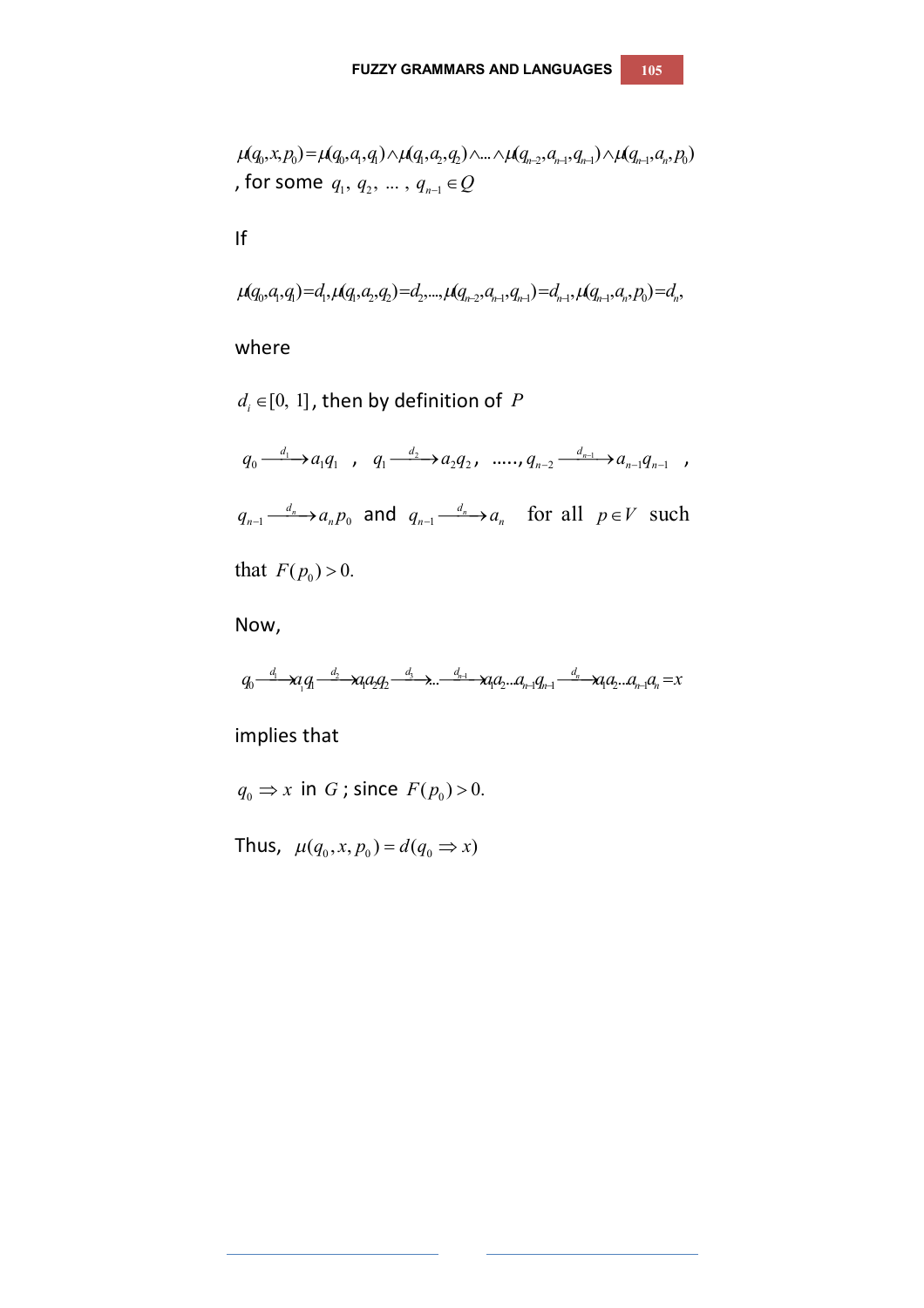$$\mu(q_0,x,p_0)=\mu(q_0,a_1,q_1)\wedge\mu(q_1,a_2,q_2)\wedge\ldots\wedge\mu(q_{n-2},a_{n-1},q_{n-1})\wedge\mu(q_{n-1},a_n,p_0)$$

, for some $q_1,\ q_2,\ \ldots\ ,\ q_{n-1}\in Q$

If

$$\mu(q_0,a_1,q_1)=d_1,\mu(q_1,a_2,q_2)=d_2,\ldots,\mu(q_{n-2},a_{n-1},q_{n-1})=d_{n-1},\mu(q_{n-1},a_n,p_0)=d_n,$$

where

$d_i\in[0,\ 1]$, then by definition of $P$

$q_0 \xrightarrow{d_1} a_1q_1$ , $q_1 \xrightarrow{d_2} a_2q_2$ , ....., $q_{n-2} \xrightarrow{d_{n-1}} a_{n-1}q_{n-1}$ ,

$q_{n-1} \xrightarrow{d_n} a_np_0$ and $q_{n-1} \xrightarrow{d_n} a_n$ for all $p\in V$ such that $F(p_0)>0.$

Now,

$$q_0 \xrightarrow{d_1} a_1q_1 \xrightarrow{d_2} a_1a_2q_2 \xrightarrow{d_3} \ldots \xrightarrow{d_{n-1}} a_1a_2\ldots a_{n-1}q_{n-1} \xrightarrow{d_n} a_1a_2\ldots a_{n-1}a_n=x$$

implies that

$q_0\Rightarrow x$ in $G$; since $F(p_0)>0.$

Thus, $\mu(q_0,x,p_0)=d(q_0\Rightarrow x)$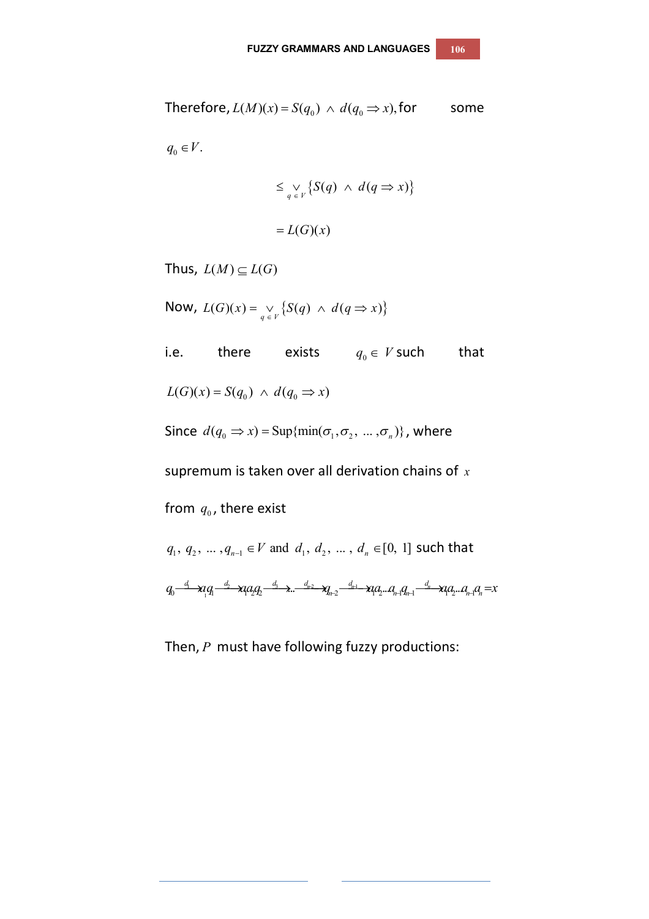Therefore, $L(M)(x) = S(q_0) \wedge d(q_0 \Rightarrow x)$, for some $q_0 \in V$.

$$\leq \vee_{q \in V} \{S(q) \wedge d(q \Rightarrow x)\}$$

$$= L(G)(x)$$

Thus, $L(M) \subseteq L(G)$

Now, $L(G)(x) = \vee_{q \in V} \{S(q) \wedge d(q \Rightarrow x)\}$

i.e. there exists $q_0 \in V$ such that

$L(G)(x) = S(q_0) \wedge d(q_0 \Rightarrow x)$

Since $d(q_0 \Rightarrow x) = \text{Sup}\{\min(\sigma_1, \sigma_2, \ldots, \sigma_n)\}$, where supremum is taken over all derivation chains of $x$ from $q_0$, there exist

$q_1, q_2, \ldots, q_{n-1} \in V$ and $d_1, d_2, \ldots, d_n \in [0, 1]$ such that

$$q_0 \xrightarrow{d_1} a_1q_1 \xrightarrow{d_2} a_1a_2q_2 \xrightarrow{d_3} \ldots \xrightarrow{d_{n-2}} q_{n-2} \xrightarrow{d_{n-1}} a_1a_2 \ldots a_{n-1}q_{n-1} \xrightarrow{d_n} a_1a_2 \ldots a_{n-1}a_n = x$$

Then, $P$ must have following fuzzy productions: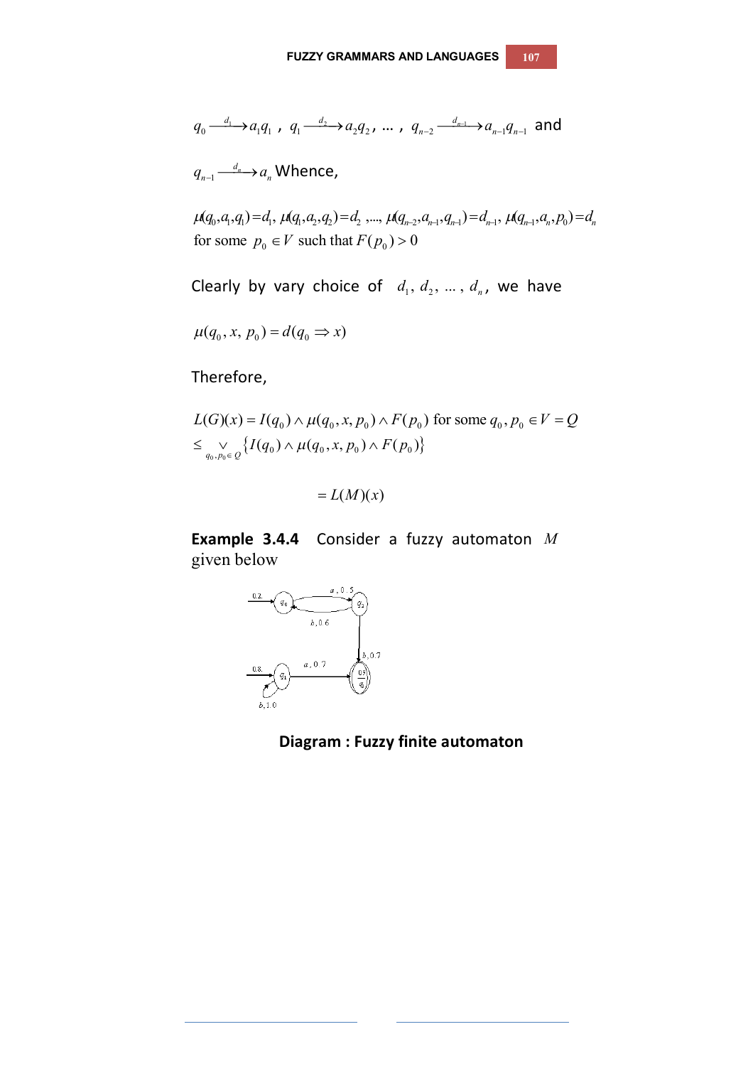$q_0 \xrightarrow{d_1} a_1 q_1$ , $q_1 \xrightarrow{d_2} a_2 q_2$ , … , $q_{n-2} \xrightarrow{d_{n-1}} a_{n-1} q_{n-1}$ and

$q_{n-1} \xrightarrow{d_n} a_n$ Whence,

$$\mu(q_0, a_1, q_1) = d_1,\ \mu(q_1, a_2, q_2) = d_2\ ,...,\ \mu(q_{n-2}, a_{n-1}, q_{n-1}) = d_{n-1},\ \mu(q_{n-1}, a_n, p_0) = d_n$$

for some $p_0 \in V$ such that $F(p_0) > 0$

Clearly by vary choice of $d_1, d_2, \ldots, d_n$, we have

$$\mu(q_0, x, p_0) = d(q_0 \Rightarrow x)$$

Therefore,

$$L(G)(x) = I(q_0) \wedge \mu(q_0, x, p_0) \wedge F(p_0) \text{ for some } q_0, p_0 \in V = Q$$
$$\leq \bigvee_{q_0, p_0 \in Q} \{ I(q_0) \wedge \mu(q_0, x, p_0) \wedge F(p_0) \}$$

$$= L(M)(x)$$

**Example 3.4.4** Consider a fuzzy automaton $M$ given below

**Diagram : Fuzzy finite automaton**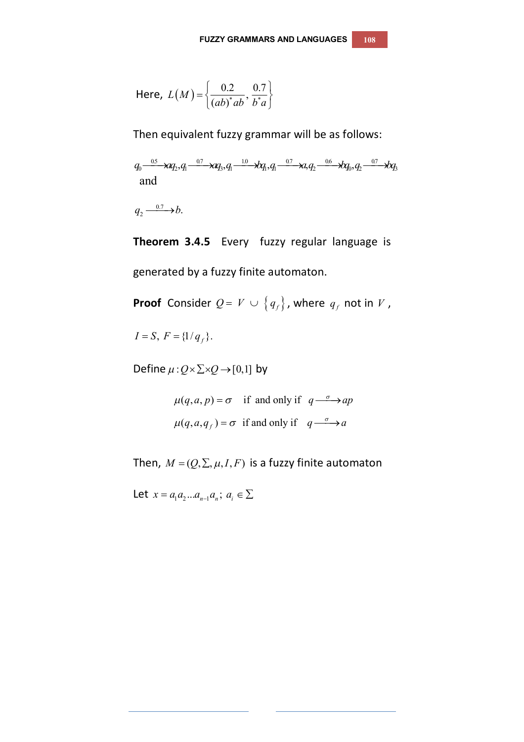Here, $L(M) = \left\{ \frac{0.2}{(ab)^* ab}, \frac{0.7}{b^* a} \right\}$

Then equivalent fuzzy grammar will be as follows:

$q_0 \xrightarrow{0.5} aq_2, q_1 \xrightarrow{0.7} aq_3, q_1 \xrightarrow{1.0} bq_1, q_1 \xrightarrow{0.7} a, q_2 \xrightarrow{0.6} bq_0, q_2 \xrightarrow{0.7} bq_3$
and

$q_2 \xrightarrow{0.7} b.$

**Theorem 3.4.5** Every fuzzy regular language is generated by a fuzzy finite automaton.

**Proof** Consider $Q = V \cup \{q_f\}$, where $q_f$ not in $V$,

$I = S,\ F = \{1/q_f\}.$

Define $\mu : Q \times \Sigma \times Q \to [0,1]$ by

$$\mu(q,a,p) = \sigma \quad \text{if and only if} \quad q \xrightarrow{\sigma} ap$$

$$\mu(q,a,q_f) = \sigma \quad \text{if and only if} \quad q \xrightarrow{\sigma} a$$

Then, $M = (Q, \Sigma, \mu, I, F)$ is a fuzzy finite automaton

Let $x = a_1 a_2 ... a_{n-1} a_n;\ a_i \in \Sigma$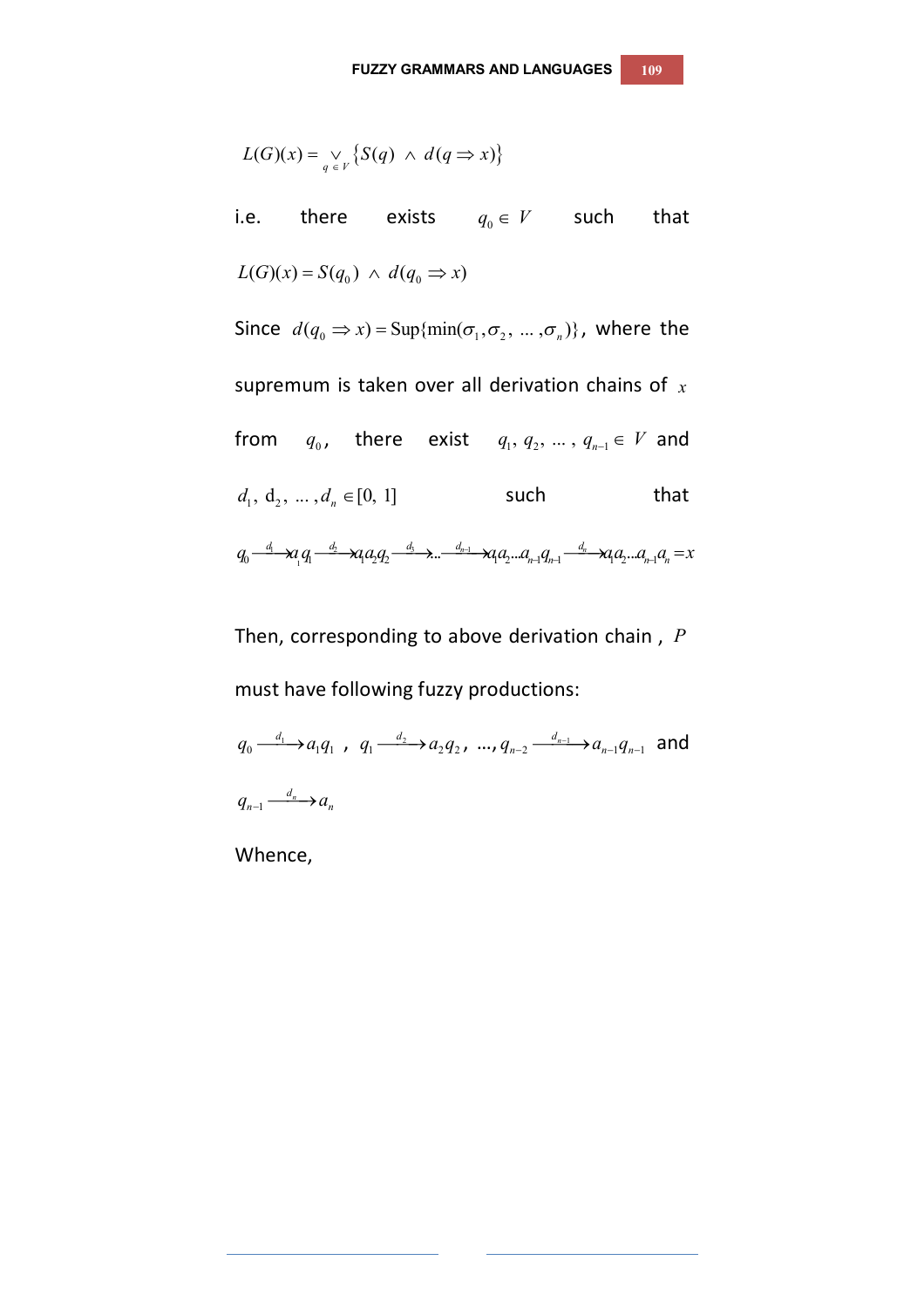$$L(G)(x) = \vee_{q \in V} \{S(q) \wedge d(q \Rightarrow x)\}$$

i.e. there exists $q_0 \in V$ such that

$$L(G)(x) = S(q_0) \wedge d(q_0 \Rightarrow x)$$

Since $d(q_0 \Rightarrow x) = \mathrm{Sup}\{\min(\sigma_1, \sigma_2, \ldots, \sigma_n)\}$, where the supremum is taken over all derivation chains of $x$ from $q_0$, there exist $q_1, q_2, \ldots, q_{n-1} \in V$ and $d_1, d_2, \ldots, d_n \in [0, 1]$ such that

$$q_0 \xrightarrow{d_1} a_1 q_1 \xrightarrow{d_2} a_1 a_2 q_2 \xrightarrow{d_3} \ldots \xrightarrow{d_{n-1}} a_1 a_2 \ldots a_{n-1} q_{n-1} \xrightarrow{d_n} a_1 a_2 \ldots a_{n-1} a_n = x$$

Then, corresponding to above derivation chain, $P$ must have following fuzzy productions:

$q_0 \xrightarrow{d_1} a_1 q_1$, $q_1 \xrightarrow{d_2} a_2 q_2$, …, $q_{n-2} \xrightarrow{d_{n-1}} a_{n-1} q_{n-1}$ and $q_{n-1} \xrightarrow{d_n} a_n$

Whence,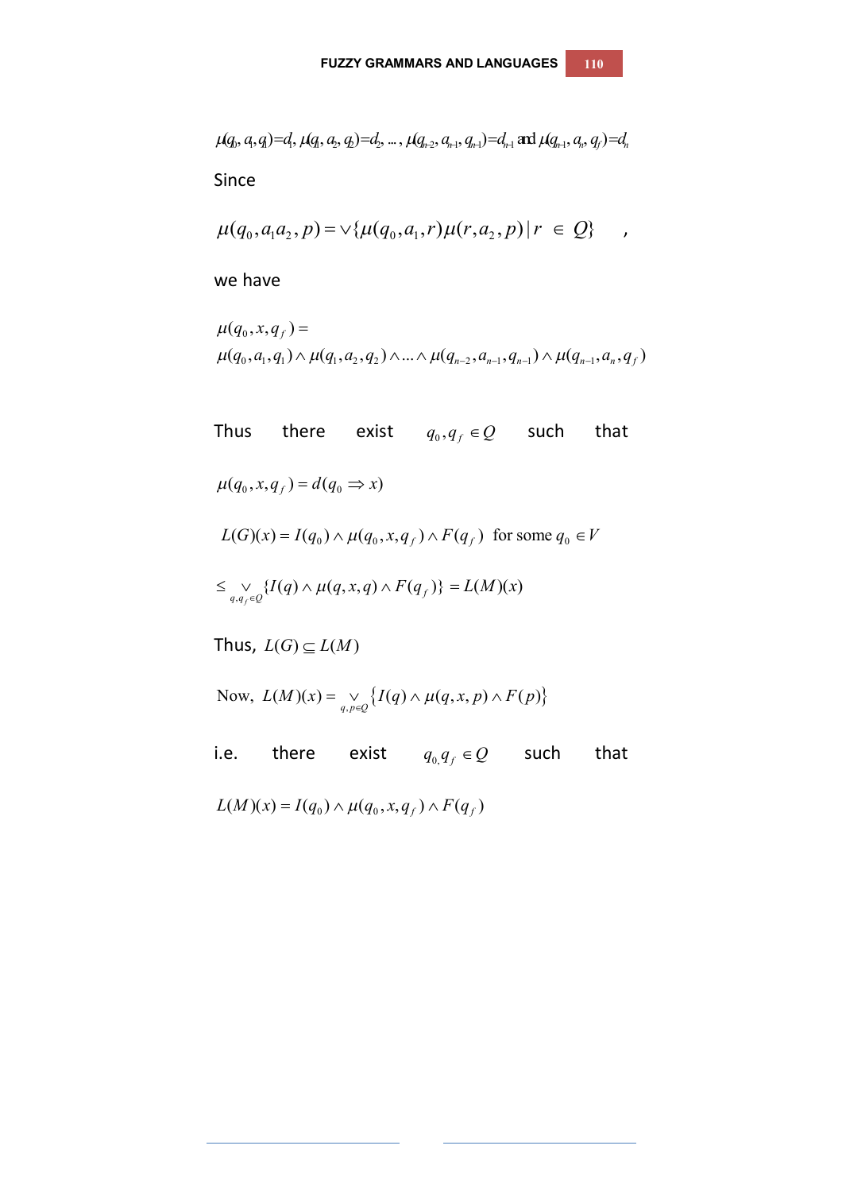$$\mu(q_0, a_1, q_1)=d_1,\ \mu(q_1, a_2, q_2)=d_2,\ \ldots,\ \mu(q_{n-2}, a_{n-1}, q_{n-1})=d_{n-1} \text{ and } \mu(q_{n-1}, a_n, q_f)=d_n$$

Since

$$\mu(q_0, a_1 a_2, p) = \vee\{\mu(q_0, a_1, r)\mu(r, a_2, p) \mid r \in Q\} \quad ,$$

we have

$$\mu(q_0, x, q_f) = \mu(q_0, a_1, q_1) \wedge \mu(q_1, a_2, q_2) \wedge \ldots \wedge \mu(q_{n-2}, a_{n-1}, q_{n-1}) \wedge \mu(q_{n-1}, a_n, q_f)$$

Thus there exist $q_0, q_f \in Q$ such that

$$\mu(q_0, x, q_f) = d(q_0 \Rightarrow x)$$

$$L(G)(x) = I(q_0) \wedge \mu(q_0, x, q_f) \wedge F(q_f) \text{ for some } q_0 \in V$$

$$\leq \vee_{q, q_f \in Q}\{I(q) \wedge \mu(q, x, q) \wedge F(q_f)\} = L(M)(x)$$

Thus, $L(G) \subseteq L(M)$

$$\text{Now, } L(M)(x) = \vee_{q, p \in Q}\{I(q) \wedge \mu(q, x, p) \wedge F(p)\}$$

i.e. there exist $q_{0,} q_f \in Q$ such that

$$L(M)(x) = I(q_0) \wedge \mu(q_0, x, q_f) \wedge F(q_f)$$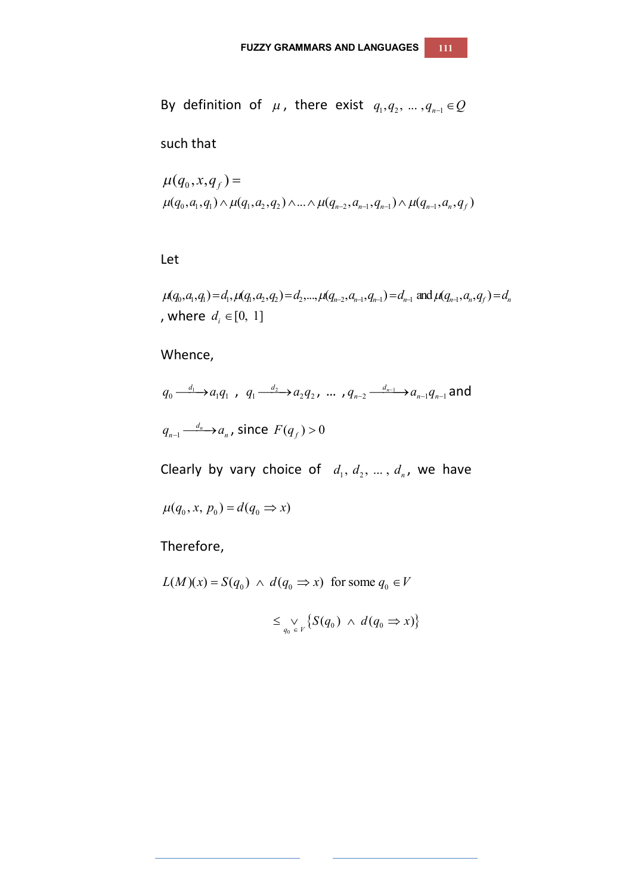By definition of $\mu$, there exist $q_1, q_2, \ldots, q_{n-1} \in Q$ such that

$$\mu(q_0, x, q_f) = \mu(q_0, a_1, q_1) \wedge \mu(q_1, a_2, q_2) \wedge \ldots \wedge \mu(q_{n-2}, a_{n-1}, q_{n-1}) \wedge \mu(q_{n-1}, a_n, q_f)$$

Let

$\mu(q_0, a_1, q_1) = d_1, \mu(q_1, a_2, q_2) = d_2, \ldots, \mu(q_{n-2}, a_{n-1}, q_{n-1}) = d_{n-1}$ and $\mu(q_{n-1}, a_n, q_f) = d_n$, where $d_i \in [0, 1]$

Whence,

$q_0 \xrightarrow{d_1} a_1 q_1$ , $q_1 \xrightarrow{d_2} a_2 q_2$, ... , $q_{n-2} \xrightarrow{d_{n-1}} a_{n-1} q_{n-1}$ and $q_{n-1} \xrightarrow{d_n} a_n$, since $F(q_f) > 0$

Clearly by vary choice of $d_1, d_2, \ldots, d_n$, we have

$$\mu(q_0, x, p_0) = d(q_0 \Rightarrow x)$$

Therefore,

$$L(M)(x) = S(q_0) \wedge d(q_0 \Rightarrow x) \text{ for some } q_0 \in V$$

$$\leq \bigvee_{q_0 \in V} \{S(q_0) \wedge d(q_0 \Rightarrow x)\}$$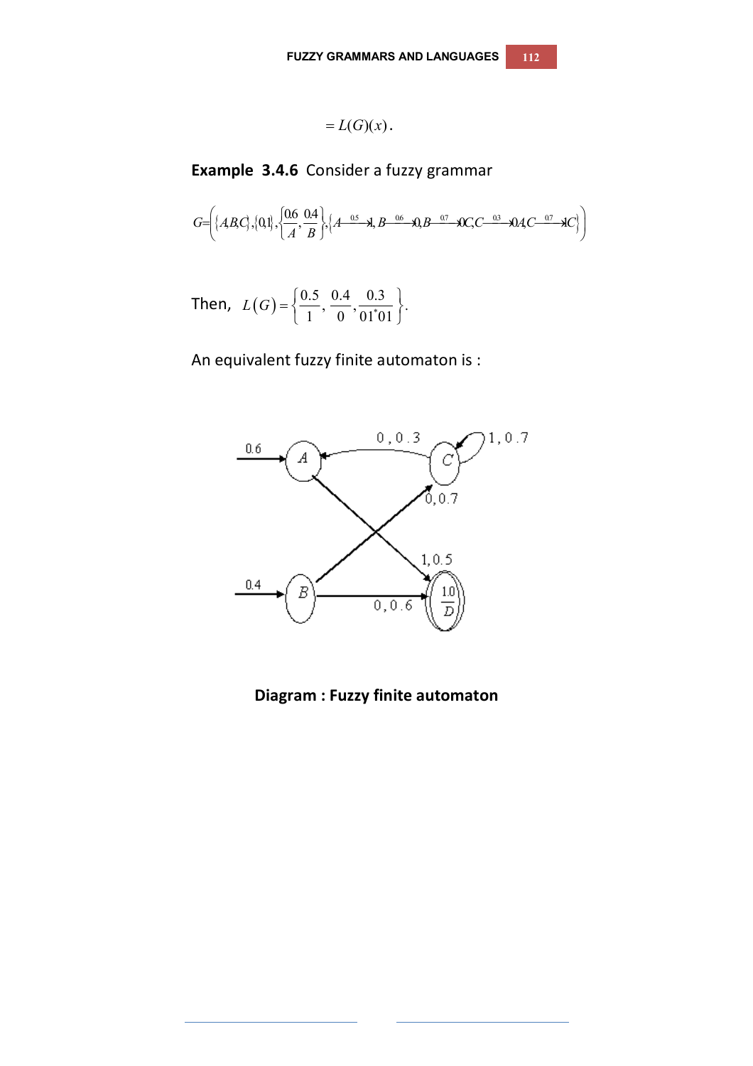$$= L(G)(x).$$

**Example 3.4.6** Consider a fuzzy grammar

$$G=\left(\{A,B,C\},\{0,1\},\left\{\frac{0.6}{A},\frac{0.4}{B}\right\},\left\{A\xrightarrow{0.5}1,\ B\xrightarrow{0.6}0,\ B\xrightarrow{0.7}0C,\ C\xrightarrow{0.3}0A,\ C\xrightarrow{0.7}1C\right\}\right)$$

Then, $L(G)=\left\{\frac{0.5}{1},\frac{0.4}{0},\frac{0.3}{01^{*}01}\right\}$.

An equivalent fuzzy finite automaton is :

**Diagram : Fuzzy finite automaton**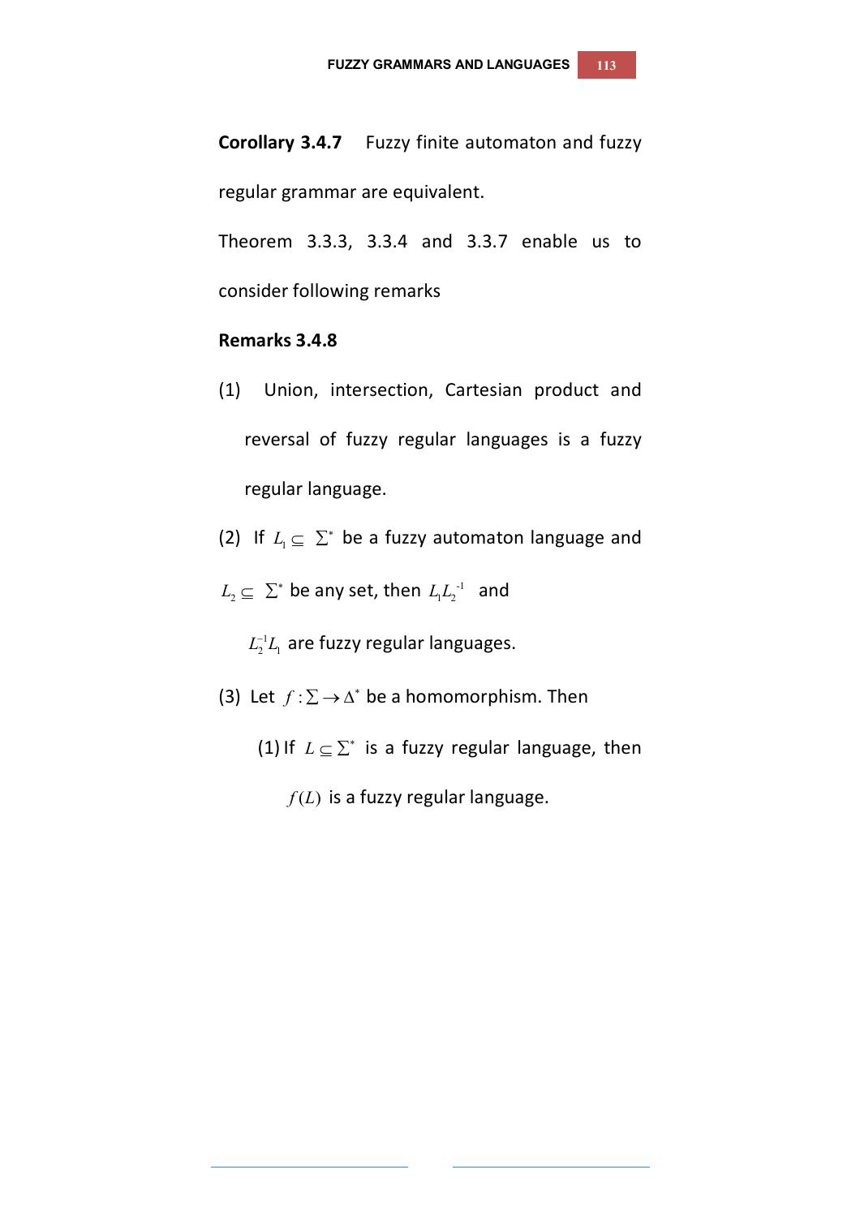**Corollary 3.4.7** Fuzzy finite automaton and fuzzy regular grammar are equivalent.

Theorem 3.3.3, 3.3.4 and 3.3.7 enable us to consider following remarks

**Remarks 3.4.8**

(1) Union, intersection, Cartesian product and reversal of fuzzy regular languages is a fuzzy regular language.

(2) If $L_1 \subseteq \Sigma^*$ be a fuzzy automaton language and $L_2 \subseteq \Sigma^*$ be any set, then $L_1 L_2^{-1}$ and $L_2^{-1} L_1$ are fuzzy regular languages.

(3) Let $f : \Sigma \to \Delta^*$ be a homomorphism. Then

(1) If $L \subseteq \Sigma^*$ is a fuzzy regular language, then $f(L)$ is a fuzzy regular language.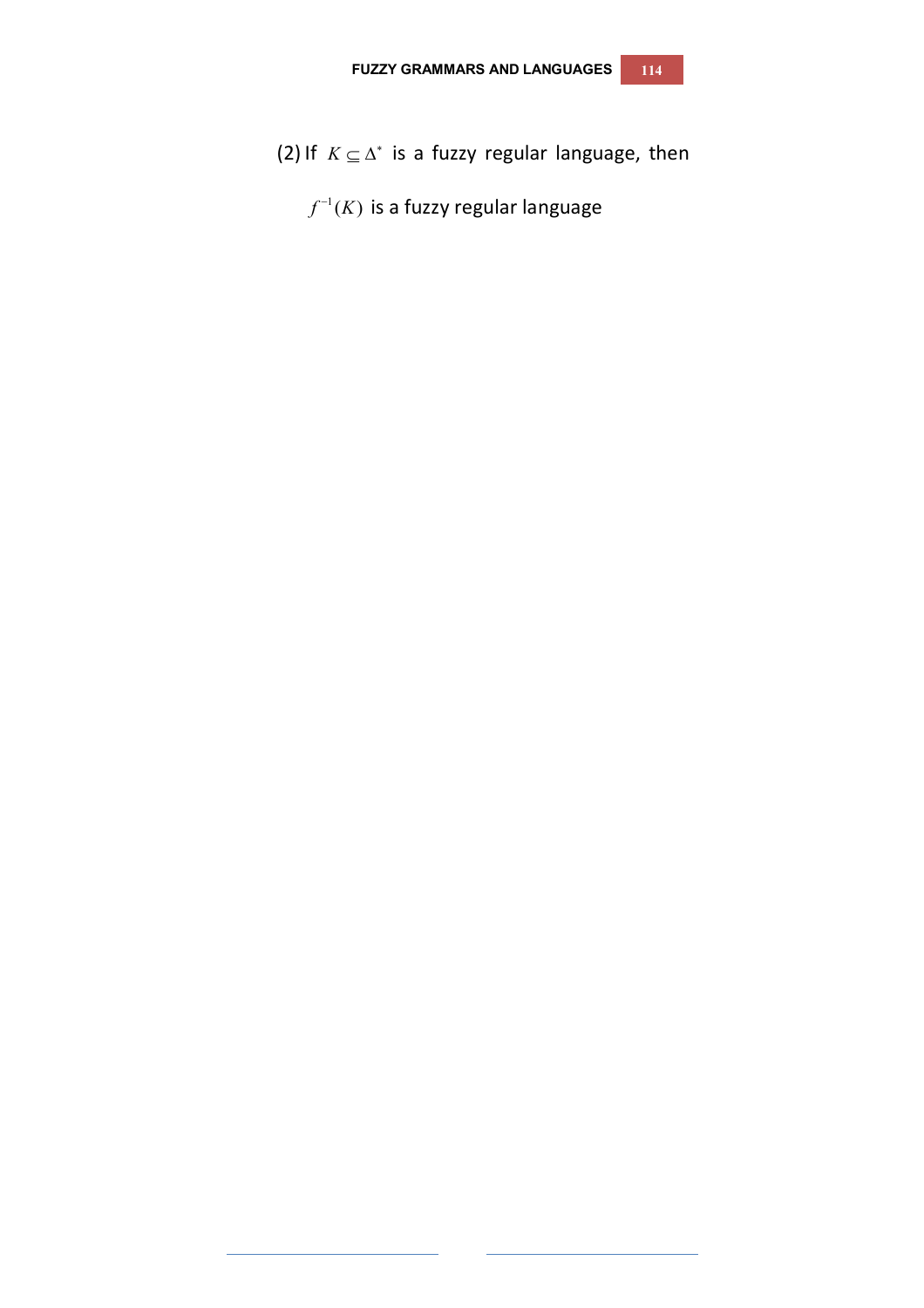(2) If $K \subseteq \Delta^*$ is a fuzzy regular language, then

$f^{-1}(K)$ is a fuzzy regular language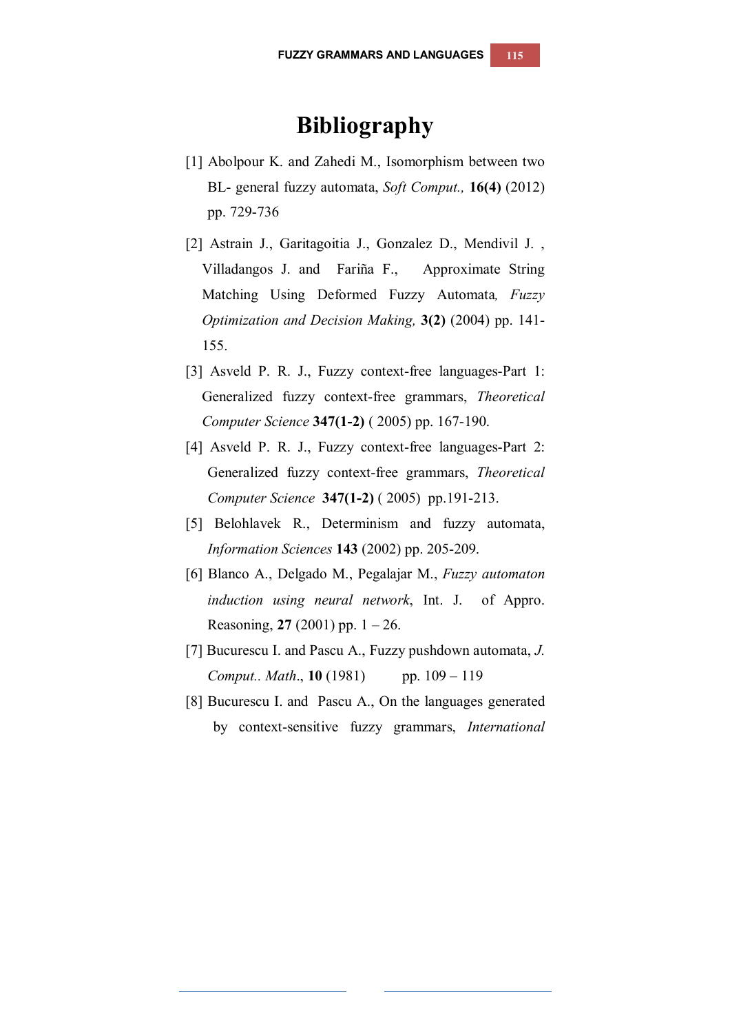# Bibliography

[1] Abolpour K. and Zahedi M., Isomorphism between two BL- general fuzzy automata, *Soft Comput.,* **16(4)** (2012) pp. 729-736

[2] Astrain J., Garitagoitia J., Gonzalez D., Mendivil J. , Villadangos J. and Fariña F., Approximate String Matching Using Deformed Fuzzy Automata*, Fuzzy Optimization and Decision Making,* **3(2)** (2004) pp. 141-155.

[3] Asveld P. R. J., Fuzzy context-free languages-Part 1: Generalized fuzzy context-free grammars, *Theoretical Computer Science* **347(1-2)** ( 2005) pp. 167-190.

[4] Asveld P. R. J., Fuzzy context-free languages-Part 2: Generalized fuzzy context-free grammars, *Theoretical Computer Science* **347(1-2)** ( 2005) pp.191-213.

[5] Belohlavek R., Determinism and fuzzy automata, *Information Sciences* **143** (2002) pp. 205-209.

[6] Blanco A., Delgado M., Pegalajar M., *Fuzzy automaton induction using neural network*, Int. J. of Appro. Reasoning, **27** (2001) pp. 1 – 26.

[7] Bucurescu I. and Pascu A., Fuzzy pushdown automata, *J. Comput.. Math*., **10** (1981) pp. 109 – 119

[8] Bucurescu I. and Pascu A., On the languages generated by context-sensitive fuzzy grammars, *International*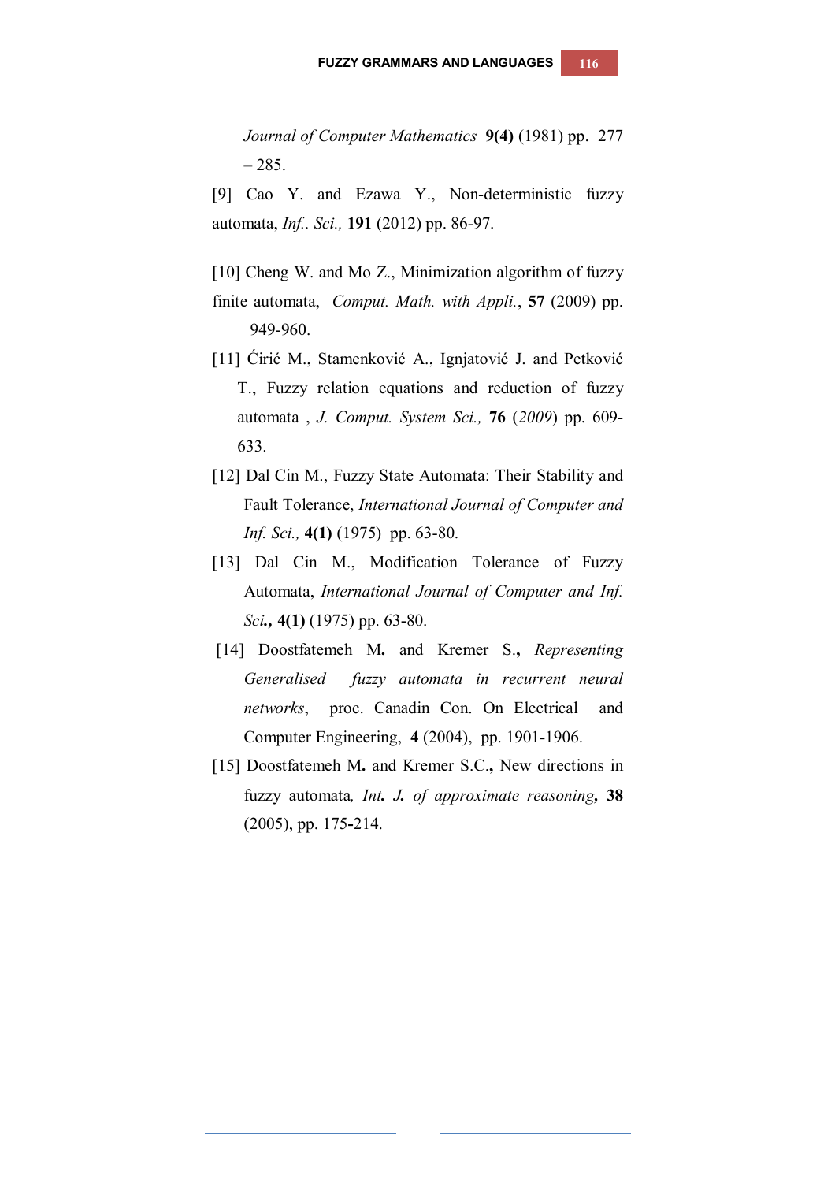*Journal of Computer Mathematics* **9(4)** (1981) pp. 277 – 285.

[9] Cao Y. and Ezawa Y., Non-deterministic fuzzy automata, *Inf.. Sci.,* **191** (2012) pp. 86-97.

[10] Cheng W. and Mo Z., Minimization algorithm of fuzzy finite automata, *Comput. Math. with Appli.*, **57** (2009) pp. 949-960.

[11] Ćirić M., Stamenković A., Ignjatović J. and Petković T., Fuzzy relation equations and reduction of fuzzy automata , *J. Comput. System Sci.,* **76** (*2009*) pp. 609-633.

[12] Dal Cin M., Fuzzy State Automata: Their Stability and Fault Tolerance, *International Journal of Computer and Inf. Sci.,* **4(1)** (1975) pp. 63-80.

[13] Dal Cin M., Modification Tolerance of Fuzzy Automata, *International Journal of Computer and Inf. Sci.***,** **4(1)** (1975) pp. 63-80.

[14] Doostfatemeh M**.** and Kremer S.**,** *Representing Generalised fuzzy automata in recurrent neural networks*, proc. Canadin Con. On Electrical and Computer Engineering, **4** (2004), pp. 1901**-**1906.

[15] Doostfatemeh M**.** and Kremer S.C.**,** New directions in fuzzy automata*, Int. J. of approximate reasoning***,** **38** (2005), pp. 175**-**214.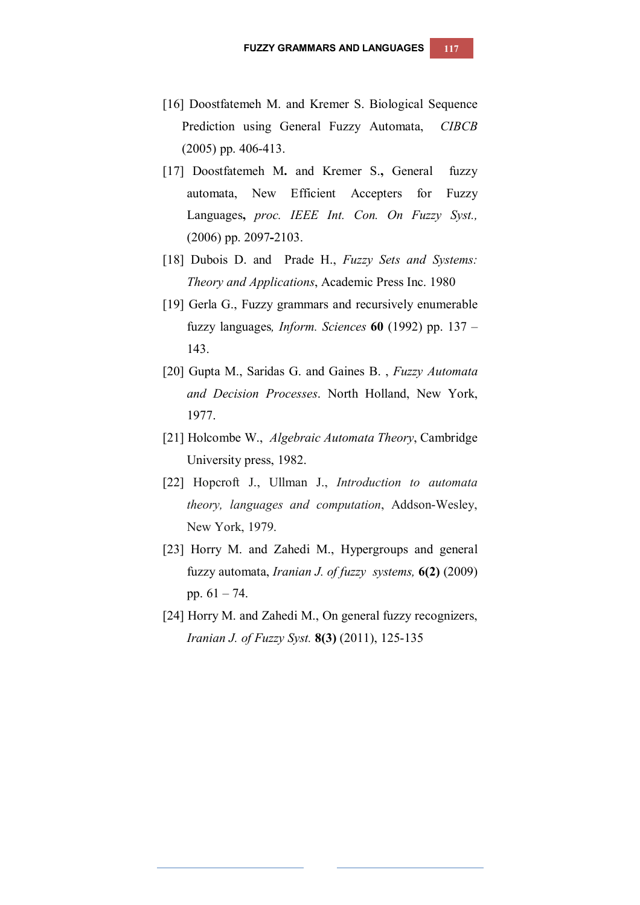[16] Doostfatemeh M. and Kremer S. Biological Sequence Prediction using General Fuzzy Automata, *CIBCB* (2005) pp. 406-413.

[17] Doostfatemeh M**.** and Kremer S**.,** General fuzzy automata, New Efficient Accepters for Fuzzy Languages**,** *proc. IEEE Int. Con. On Fuzzy Syst.,* (2006) pp. 2097**-**2103.

[18] Dubois D. and Prade H., *Fuzzy Sets and Systems: Theory and Applications*, Academic Press Inc. 1980

[19] Gerla G., Fuzzy grammars and recursively enumerable fuzzy languages*, Inform. Sciences* **60** (1992) pp. 137 – 143.

[20] Gupta M., Saridas G. and Gaines B. , *Fuzzy Automata and Decision Processes*. North Holland, New York, 1977.

[21] Holcombe W., *Algebraic Automata Theory*, Cambridge University press, 1982.

[22] Hopcroft J., Ullman J., *Introduction to automata theory, languages and computation*, Addson-Wesley, New York, 1979.

[23] Horry M. and Zahedi M., Hypergroups and general fuzzy automata, *Iranian J. of fuzzy systems,* **6(2)** (2009) pp. 61 – 74.

[24] Horry M. and Zahedi M., On general fuzzy recognizers, *Iranian J. of Fuzzy Syst.* **8(3)** (2011), 125-135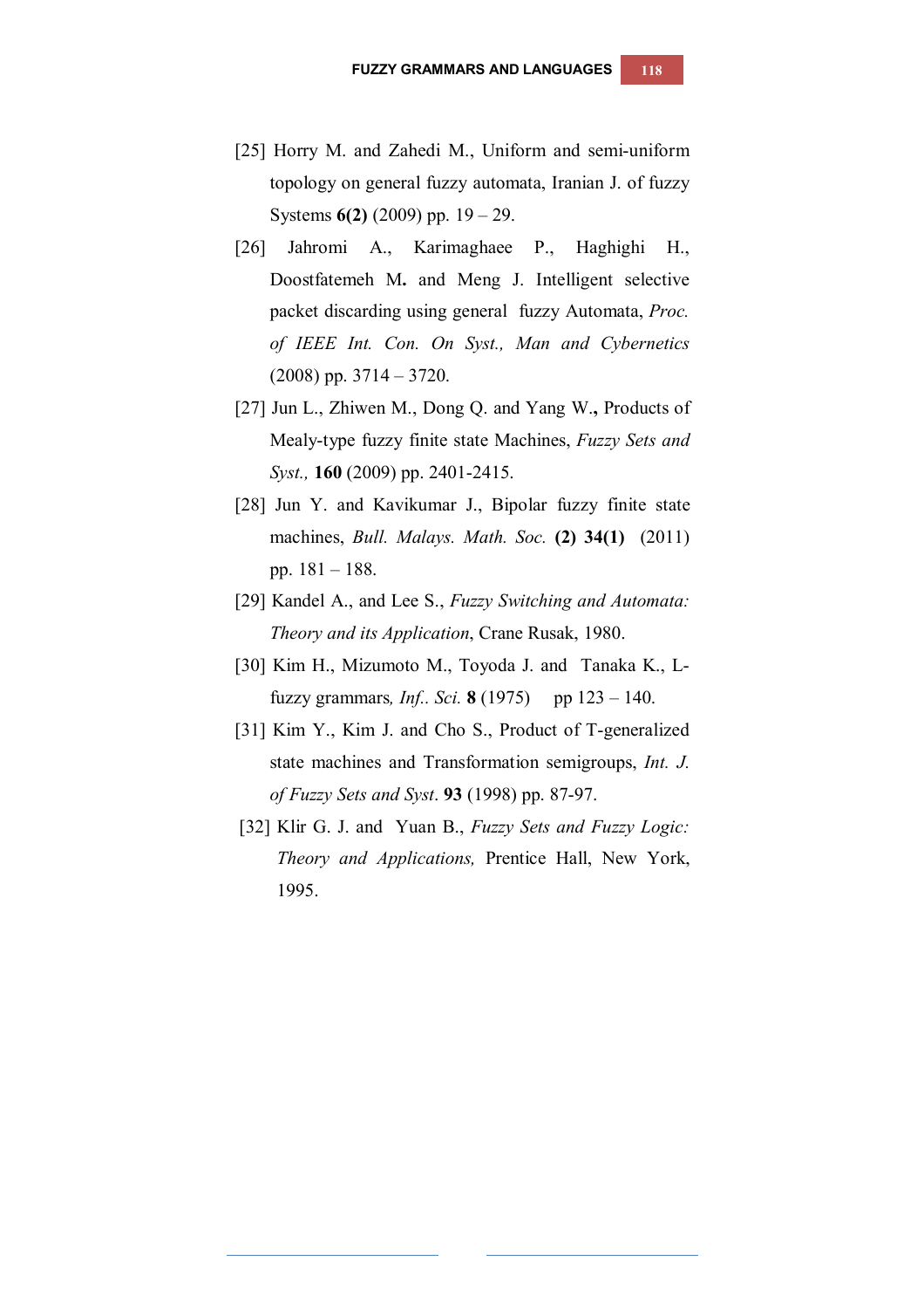[25] Horry M. and Zahedi M., Uniform and semi-uniform topology on general fuzzy automata, Iranian J. of fuzzy Systems **6(2)** (2009) pp. 19 – 29.

[26] Jahromi A., Karimaghaee P., Haghighi H., Doostfatemeh M**.** and Meng J. Intelligent selective packet discarding using general fuzzy Automata, *Proc. of IEEE Int. Con. On Syst., Man and Cybernetics* (2008) pp. 3714 – 3720.

[27] Jun L., Zhiwen M., Dong Q. and Yang W**.,** Products of Mealy-type fuzzy finite state Machines, *Fuzzy Sets and Syst.,* **160** (2009) pp. 2401-2415.

[28] Jun Y. and Kavikumar J., Bipolar fuzzy finite state machines, *Bull. Malays. Math. Soc.* **(2) 34(1)** (2011) pp. 181 – 188.

[29] Kandel A., and Lee S., *Fuzzy Switching and Automata: Theory and its Application*, Crane Rusak, 1980.

[30] Kim H., Mizumoto M., Toyoda J. and Tanaka K., L-fuzzy grammars*, Inf.. Sci.* **8** (1975) pp 123 – 140.

[31] Kim Y., Kim J. and Cho S., Product of T-generalized state machines and Transformation semigroups, *Int. J. of Fuzzy Sets and Syst*. **93** (1998) pp. 87-97.

[32] Klir G. J. and Yuan B., *Fuzzy Sets and Fuzzy Logic: Theory and Applications,* Prentice Hall, New York, 1995.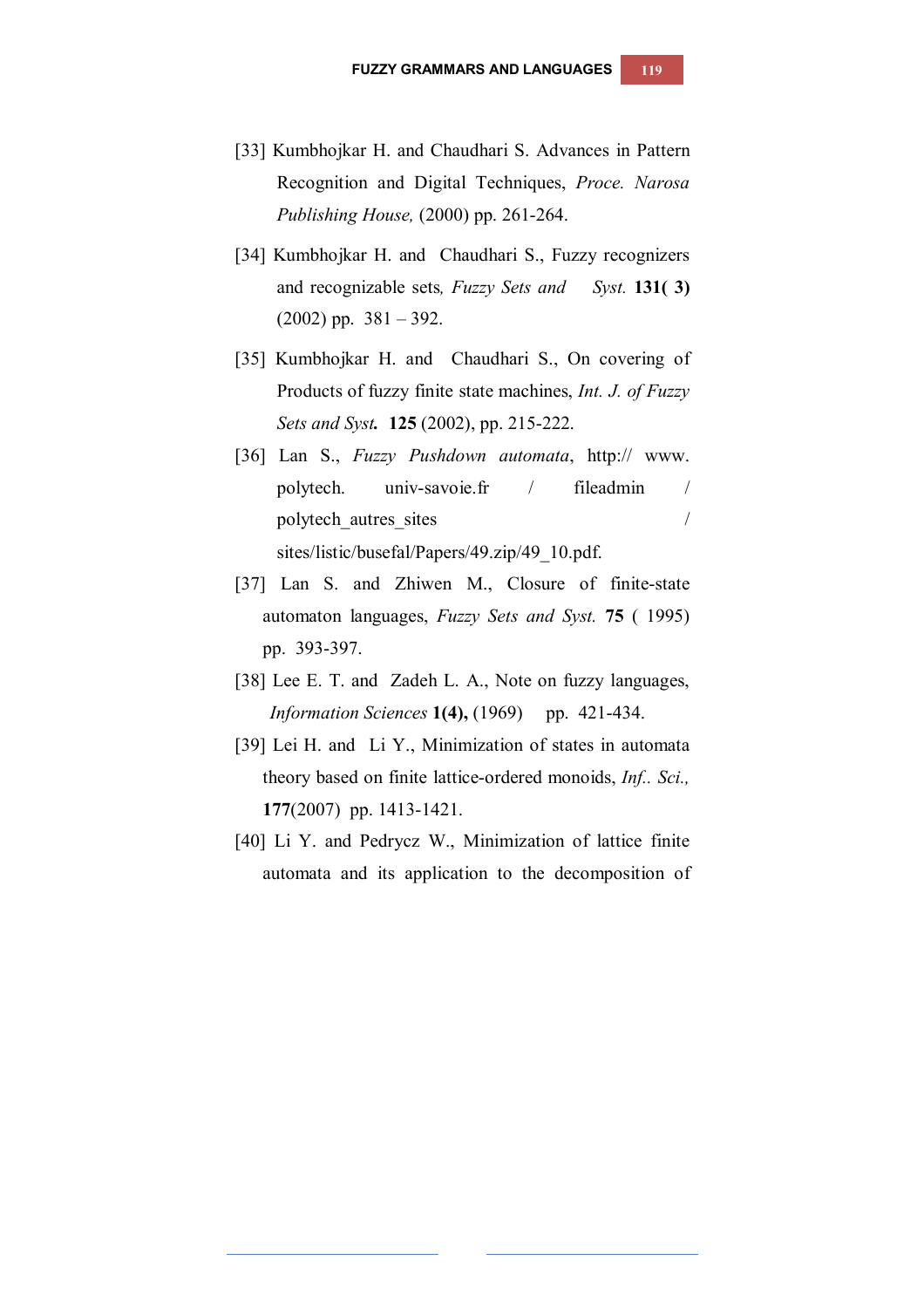[33] Kumbhojkar H. and Chaudhari S. Advances in Pattern Recognition and Digital Techniques, *Proce. Narosa Publishing House,* (2000) pp. 261-264.

[34] Kumbhojkar H. and Chaudhari S., Fuzzy recognizers and recognizable sets*, Fuzzy Sets and Syst.* **131( 3)** (2002) pp. 381 – 392.

[35] Kumbhojkar H. and Chaudhari S., On covering of Products of fuzzy finite state machines, *Int. J. of Fuzzy Sets and Syst***.** **125** (2002), pp. 215-222.

[36] Lan S., *Fuzzy Pushdown automata*, http:// www. polytech. univ-savoie.fr / fileadmin / polytech_autres_sites / sites/listic/busefal/Papers/49.zip/49_10.pdf.

[37] Lan S. and Zhiwen M., Closure of finite-state automaton languages, *Fuzzy Sets and Syst.* **75** ( 1995) pp. 393-397.

[38] Lee E. T. and Zadeh L. A., Note on fuzzy languages, *Information Sciences* **1(4),** (1969) pp. 421-434.

[39] Lei H. and Li Y., Minimization of states in automata theory based on finite lattice-ordered monoids, *Inf.. Sci.,* **177**(2007) pp. 1413-1421.

[40] Li Y. and Pedrycz W., Minimization of lattice finite automata and its application to the decomposition of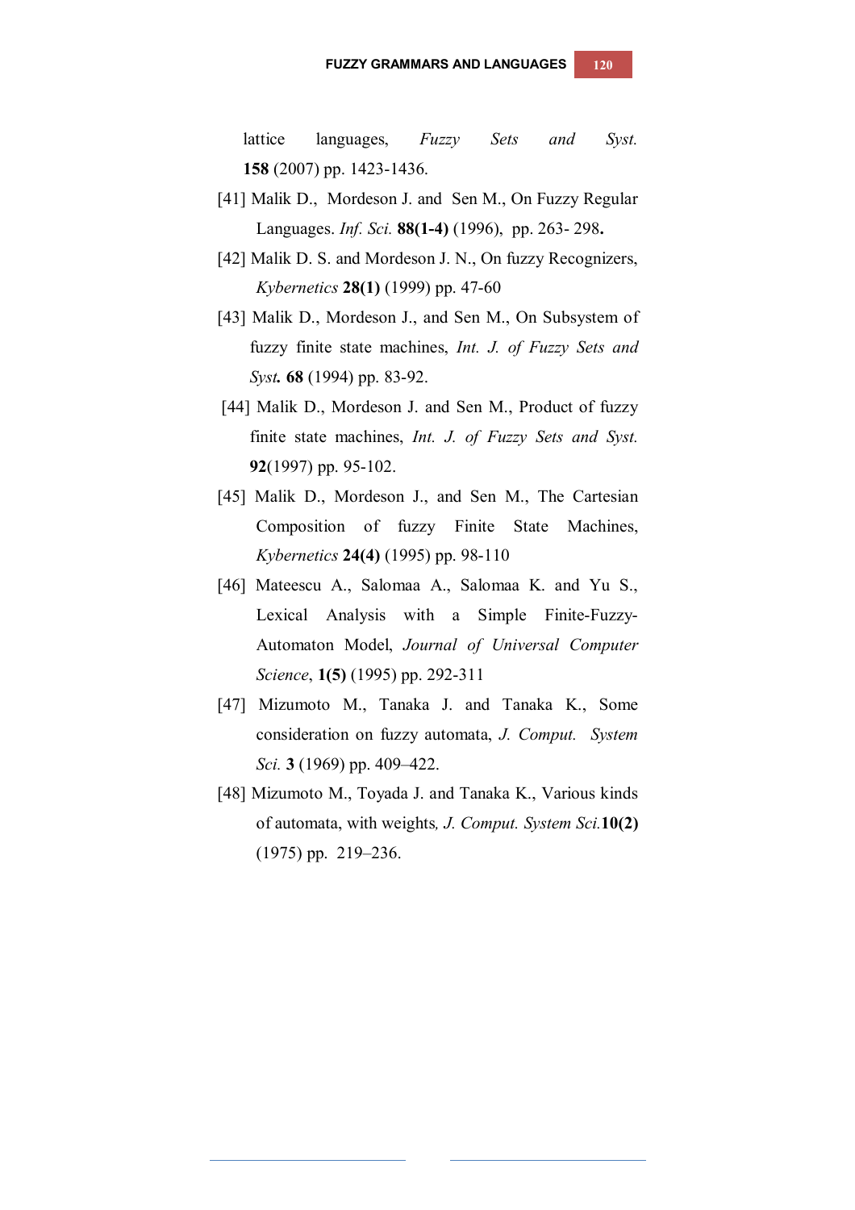lattice languages, *Fuzzy Sets and Syst.* **158** (2007) pp. 1423-1436.

[41] Malik D., Mordeson J. and Sen M., On Fuzzy Regular Languages. *Inf. Sci.* **88(1-4)** (1996), pp. 263- 298**.**

[42] Malik D. S. and Mordeson J. N., On fuzzy Recognizers, *Kybernetics* **28(1)** (1999) pp. 47-60

[43] Malik D., Mordeson J., and Sen M., On Subsystem of fuzzy finite state machines, *Int. J. of Fuzzy Sets and Syst***.** **68** (1994) pp. 83-92.

[44] Malik D., Mordeson J. and Sen M., Product of fuzzy finite state machines, *Int. J. of Fuzzy Sets and Syst.* **92**(1997) pp. 95-102.

[45] Malik D., Mordeson J., and Sen M., The Cartesian Composition of fuzzy Finite State Machines, *Kybernetics* **24(4)** (1995) pp. 98-110

[46] Mateescu A., Salomaa A., Salomaa K. and Yu S., Lexical Analysis with a Simple Finite-Fuzzy-Automaton Model, *Journal of Universal Computer Science*, **1(5)** (1995) pp. 292-311

[47] Mizumoto M., Tanaka J. and Tanaka K., Some consideration on fuzzy automata, *J. Comput. System Sci.* **3** (1969) pp. 409–422.

[48] Mizumoto M., Toyada J. and Tanaka K., Various kinds of automata, with weights, *J. Comput. System Sci.***10(2)** (1975) pp. 219–236.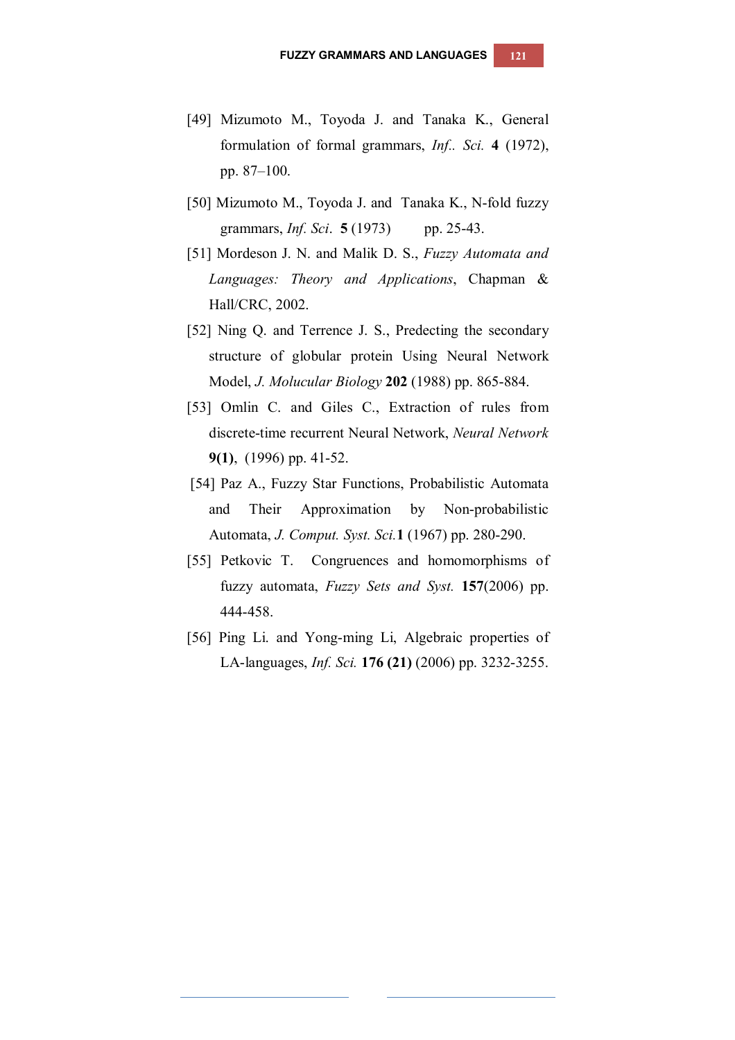[49] Mizumoto M., Toyoda J. and Tanaka K., General formulation of formal grammars, *Inf.. Sci.* **4** (1972), pp. 87–100.

[50] Mizumoto M., Toyoda J. and Tanaka K., N-fold fuzzy grammars, *Inf. Sci*. **5** (1973) pp. 25-43.

[51] Mordeson J. N. and Malik D. S., *Fuzzy Automata and Languages: Theory and Applications*, Chapman & Hall/CRC, 2002.

[52] Ning Q. and Terrence J. S., Predecting the secondary structure of globular protein Using Neural Network Model, *J. Molucular Biology* **202** (1988) pp. 865-884.

[53] Omlin C. and Giles C., Extraction of rules from discrete-time recurrent Neural Network, *Neural Network* **9(1)**, (1996) pp. 41-52.

[54] Paz A., Fuzzy Star Functions, Probabilistic Automata and Their Approximation by Non-probabilistic Automata, *J. Comput. Syst. Sci.* **1** (1967) pp. 280-290.

[55] Petkovic T. Congruences and homomorphisms of fuzzy automata, *Fuzzy Sets and Syst.* **157**(2006) pp. 444-458.

[56] Ping Li. and Yong-ming Li, Algebraic properties of LA-languages, *Inf. Sci.* **176 (21)** (2006) pp. 3232-3255.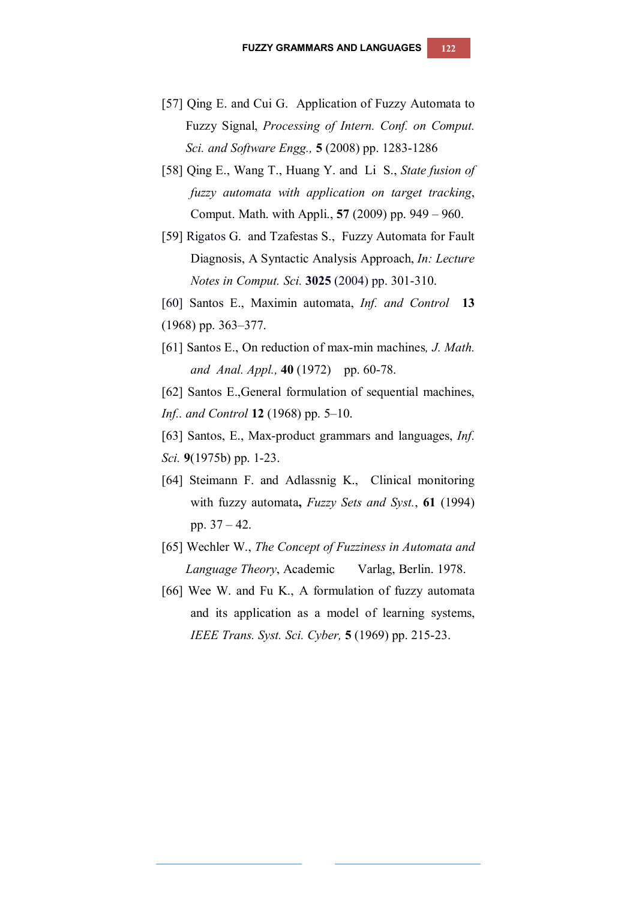[57] Qing E. and Cui G. Application of Fuzzy Automata to Fuzzy Signal, *Processing of Intern. Conf. on Comput. Sci. and Software Engg.,* **5** (2008) pp. 1283-1286

[58] Qing E., Wang T., Huang Y. and Li S., *State fusion of fuzzy automata with application on target tracking*, Comput. Math. with Appli., **57** (2009) pp. 949 – 960.

[59] Rigatos G. and Tzafestas S., Fuzzy Automata for Fault Diagnosis, A Syntactic Analysis Approach, *In: Lecture Notes in Comput. Sci.* **3025** (2004) pp. 301-310.

[60] Santos E., Maximin automata, *Inf. and Control* **13** (1968) pp. 363–377.

[61] Santos E., On reduction of max-min machines*, J. Math. and Anal. Appl.,* **40** (1972) pp. 60-78.

[62] Santos E.,General formulation of sequential machines, *Inf.. and Control* **12** (1968) pp. 5–10.

[63] Santos, E., Max-product grammars and languages, *Inf. Sci.* **9**(1975b) pp. 1-23.

[64] Steimann F. and Adlassnig K., Clinical monitoring with fuzzy automata**,** *Fuzzy Sets and Syst.*, **61** (1994) pp. 37 – 42.

[65] Wechler W., *The Concept of Fuzziness in Automata and Language Theory*, Academic Varlag, Berlin. 1978.

[66] Wee W. and Fu K., A formulation of fuzzy automata and its application as a model of learning systems, *IEEE Trans. Syst. Sci. Cyber,* **5** (1969) pp. 215-23.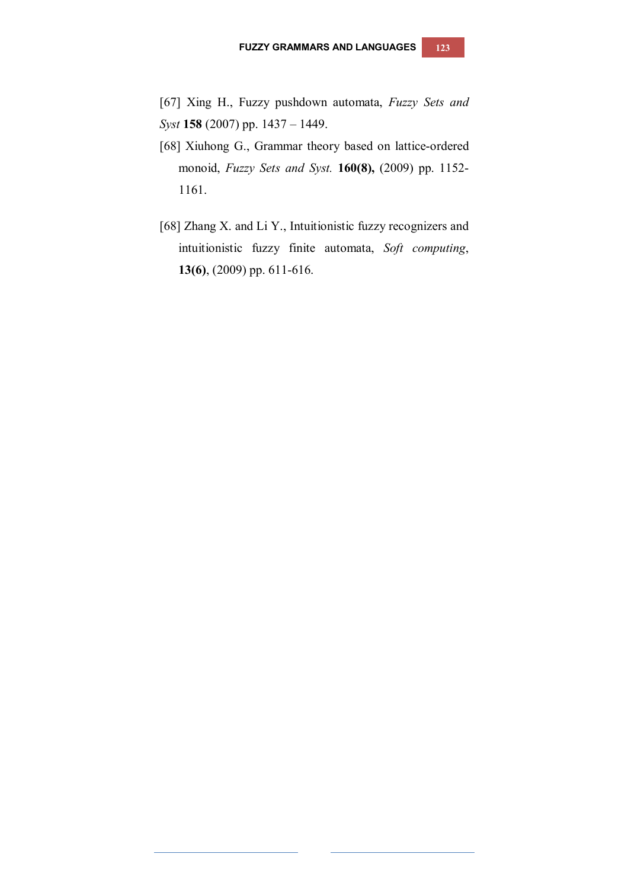[67] Xing H., Fuzzy pushdown automata, *Fuzzy Sets and Syst* **158** (2007) pp. 1437 – 1449.

[68] Xiuhong G., Grammar theory based on lattice-ordered monoid, *Fuzzy Sets and Syst.* **160(8),** (2009) pp. 1152-1161.

[68] Zhang X. and Li Y., Intuitionistic fuzzy recognizers and intuitionistic fuzzy finite automata, *Soft computing*, **13(6)**, (2009) pp. 611-616.